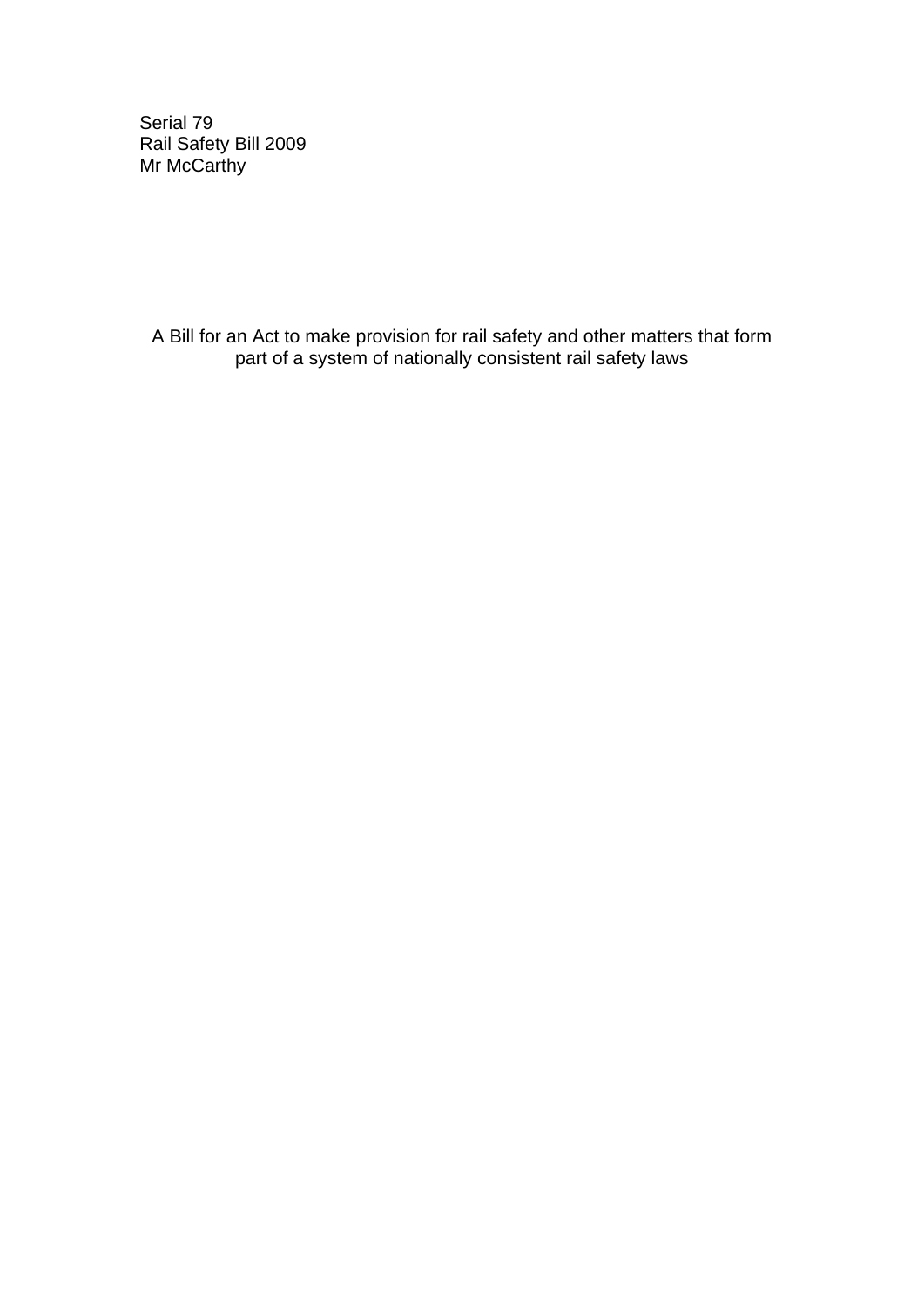Serial 79
Rail Safety Bill 2009
Mr McCarthy

A Bill for an Act to make provision for rail safety and other matters that form part of a system of nationally consistent rail safety laws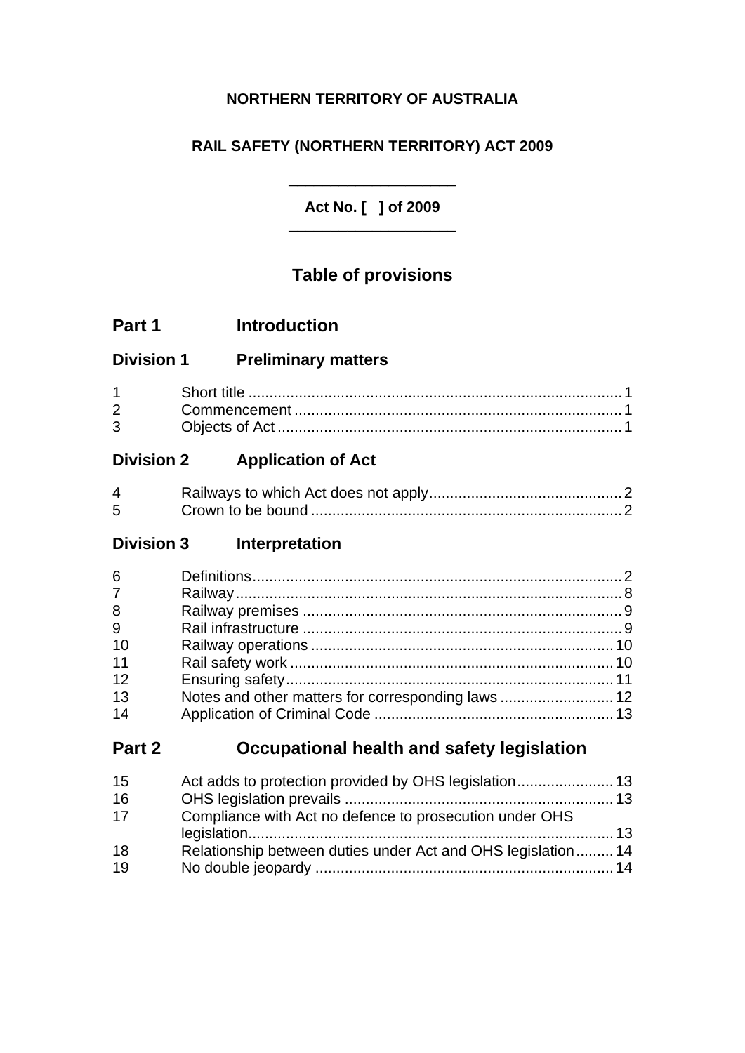**NORTHERN TERRITORY OF AUSTRALIA**

**RAIL SAFETY (NORTHERN TERRITORY) ACT 2009**

---

**Act No. [ ] of 2009**

---

## Table of provisions

## Part 1 Introduction

### Division 1 Preliminary matters

| | | |
|---|---|---|
| 1 | Short title | 1 |
| 2 | Commencement | 1 |
| 3 | Objects of Act | 1 |

### Division 2 Application of Act

| | | |
|---|---|---|
| 4 | Railways to which Act does not apply | 2 |
| 5 | Crown to be bound | 2 |

### Division 3 Interpretation

| | | |
|---|---|---|
| 6 | Definitions | 2 |
| 7 | Railway | 8 |
| 8 | Railway premises | 9 |
| 9 | Rail infrastructure | 9 |
| 10 | Railway operations | 10 |
| 11 | Rail safety work | 10 |
| 12 | Ensuring safety | 11 |
| 13 | Notes and other matters for corresponding laws | 12 |
| 14 | Application of Criminal Code | 13 |

## Part 2 Occupational health and safety legislation

| | | |
|---|---|---|
| 15 | Act adds to protection provided by OHS legislation | 13 |
| 16 | OHS legislation prevails | 13 |
| 17 | Compliance with Act no defence to prosecution under OHS legislation | 13 |
| 18 | Relationship between duties under Act and OHS legislation | 14 |
| 19 | No double jeopardy | 14 |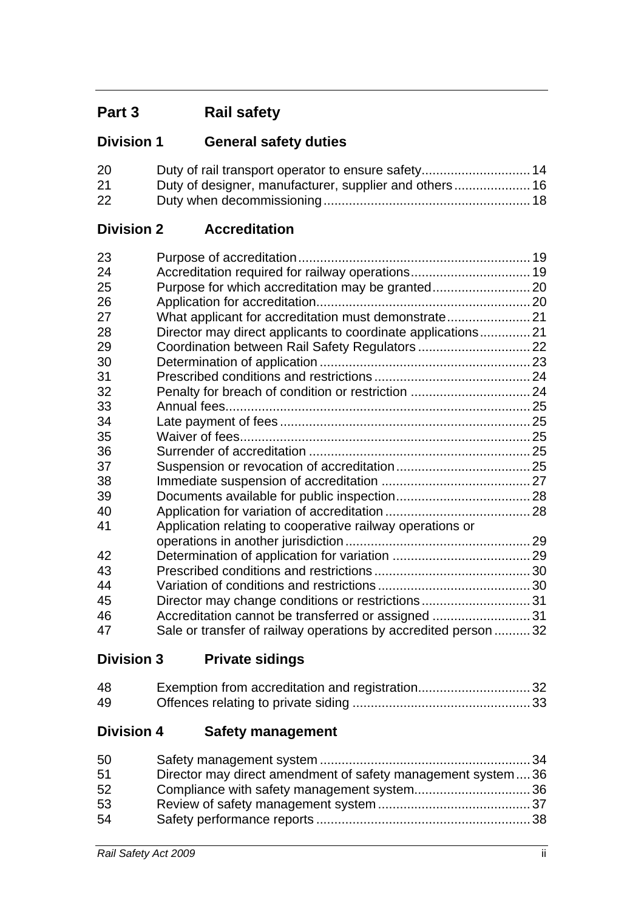## Part 3 Rail safety

### Division 1 General safety duties

| | | |
|---|---|---|
| 20 | Duty of rail transport operator to ensure safety | 14 |
| 21 | Duty of designer, manufacturer, supplier and others | 16 |
| 22 | Duty when decommissioning | 18 |

### Division 2 Accreditation

| | | |
|---|---|---|
| 23 | Purpose of accreditation | 19 |
| 24 | Accreditation required for railway operations | 19 |
| 25 | Purpose for which accreditation may be granted | 20 |
| 26 | Application for accreditation | 20 |
| 27 | What applicant for accreditation must demonstrate | 21 |
| 28 | Director may direct applicants to coordinate applications | 21 |
| 29 | Coordination between Rail Safety Regulators | 22 |
| 30 | Determination of application | 23 |
| 31 | Prescribed conditions and restrictions | 24 |
| 32 | Penalty for breach of condition or restriction | 24 |
| 33 | Annual fees | 25 |
| 34 | Late payment of fees | 25 |
| 35 | Waiver of fees | 25 |
| 36 | Surrender of accreditation | 25 |
| 37 | Suspension or revocation of accreditation | 25 |
| 38 | Immediate suspension of accreditation | 27 |
| 39 | Documents available for public inspection | 28 |
| 40 | Application for variation of accreditation | 28 |
| 41 | Application relating to cooperative railway operations or operations in another jurisdiction | 29 |
| 42 | Determination of application for variation | 29 |
| 43 | Prescribed conditions and restrictions | 30 |
| 44 | Variation of conditions and restrictions | 30 |
| 45 | Director may change conditions or restrictions | 31 |
| 46 | Accreditation cannot be transferred or assigned | 31 |
| 47 | Sale or transfer of railway operations by accredited person | 32 |

### Division 3 Private sidings

| | | |
|---|---|---|
| 48 | Exemption from accreditation and registration | 32 |
| 49 | Offences relating to private siding | 33 |

### Division 4 Safety management

| | | |
|---|---|---|
| 50 | Safety management system | 34 |
| 51 | Director may direct amendment of safety management system | 36 |
| 52 | Compliance with safety management system | 36 |
| 53 | Review of safety management system | 37 |
| 54 | Safety performance reports | 38 |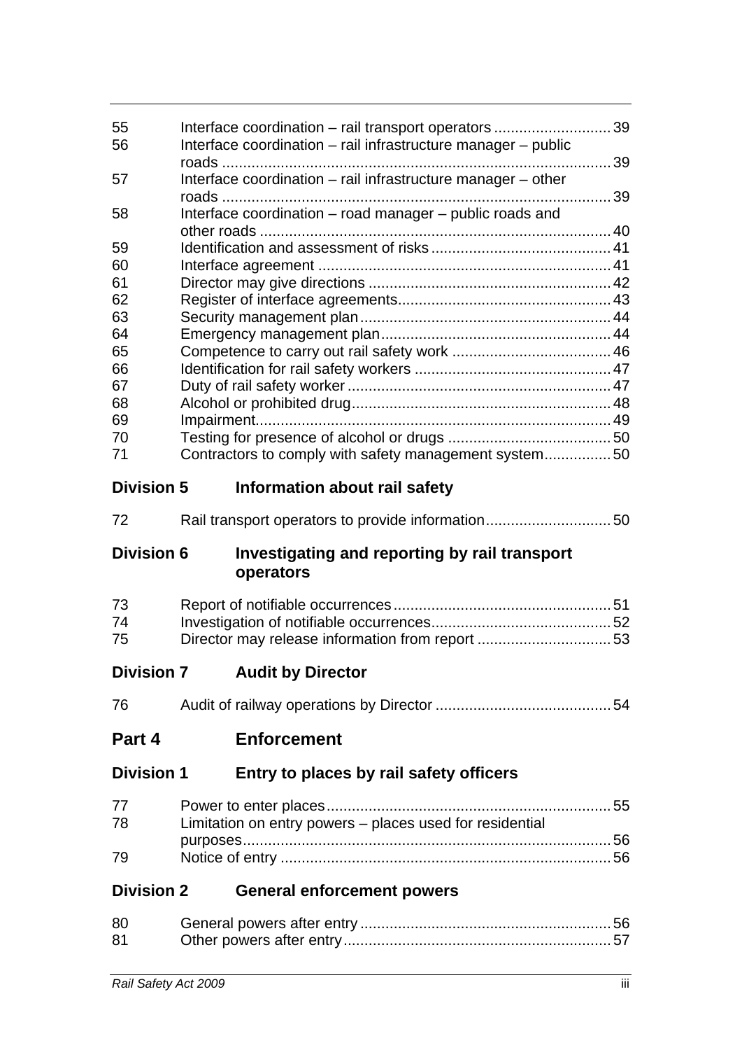| | | |
|---|---|---|
| 55 | Interface coordination – rail transport operators | 39 |
| 56 | Interface coordination – rail infrastructure manager – public roads | 39 |
| 57 | Interface coordination – rail infrastructure manager – other roads | 39 |
| 58 | Interface coordination – road manager – public roads and other roads | 40 |
| 59 | Identification and assessment of risks | 41 |
| 60 | Interface agreement | 41 |
| 61 | Director may give directions | 42 |
| 62 | Register of interface agreements | 43 |
| 63 | Security management plan | 44 |
| 64 | Emergency management plan | 44 |
| 65 | Competence to carry out rail safety work | 46 |
| 66 | Identification for rail safety workers | 47 |
| 67 | Duty of rail safety worker | 47 |
| 68 | Alcohol or prohibited drug | 48 |
| 69 | Impairment | 49 |
| 70 | Testing for presence of alcohol or drugs | 50 |
| 71 | Contractors to comply with safety management system | 50 |

### Division 5 Information about rail safety

| | | |
|---|---|---|
| 72 | Rail transport operators to provide information | 50 |

### Division 6 Investigating and reporting by rail transport operators

| | | |
|---|---|---|
| 73 | Report of notifiable occurrences | 51 |
| 74 | Investigation of notifiable occurrences | 52 |
| 75 | Director may release information from report | 53 |

### Division 7 Audit by Director

| | | |
|---|---|---|
| 76 | Audit of railway operations by Director | 54 |

## Part 4 Enforcement

### Division 1 Entry to places by rail safety officers

| | | |
|---|---|---|
| 77 | Power to enter places | 55 |
| 78 | Limitation on entry powers – places used for residential purposes | 56 |
| 79 | Notice of entry | 56 |

### Division 2 General enforcement powers

| | | |
|---|---|---|
| 80 | General powers after entry | 56 |
| 81 | Other powers after entry | 57 |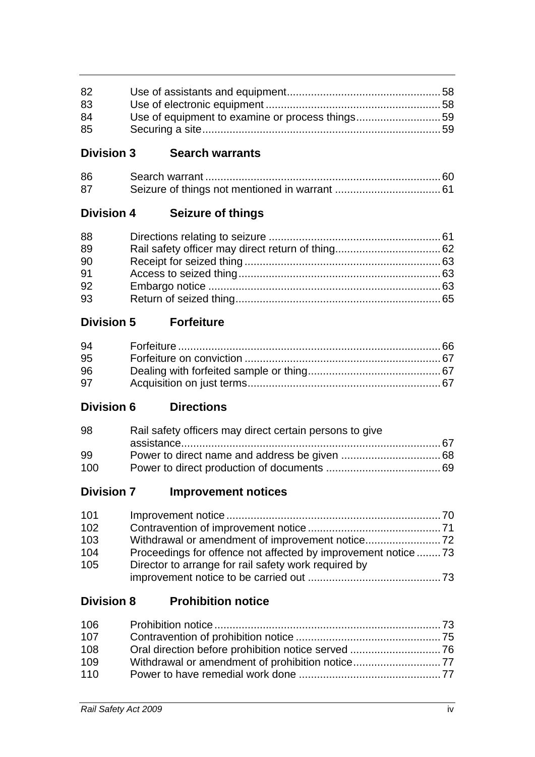| | | |
|---|---|---|
| 82 | Use of assistants and equipment | 58 |
| 83 | Use of electronic equipment | 58 |
| 84 | Use of equipment to examine or process things | 59 |
| 85 | Securing a site | 59 |

## Division 3 Search warrants

| | | |
|---|---|---|
| 86 | Search warrant | 60 |
| 87 | Seizure of things not mentioned in warrant | 61 |

## Division 4 Seizure of things

| | | |
|---|---|---|
| 88 | Directions relating to seizure | 61 |
| 89 | Rail safety officer may direct return of thing | 62 |
| 90 | Receipt for seized thing | 63 |
| 91 | Access to seized thing | 63 |
| 92 | Embargo notice | 63 |
| 93 | Return of seized thing | 65 |

## Division 5 Forfeiture

| | | |
|---|---|---|
| 94 | Forfeiture | 66 |
| 95 | Forfeiture on conviction | 67 |
| 96 | Dealing with forfeited sample or thing | 67 |
| 97 | Acquisition on just terms | 67 |

## Division 6 Directions

| | | |
|---|---|---|
| 98 | Rail safety officers may direct certain persons to give assistance | 67 |
| 99 | Power to direct name and address be given | 68 |
| 100 | Power to direct production of documents | 69 |

## Division 7 Improvement notices

| | | |
|---|---|---|
| 101 | Improvement notice | 70 |
| 102 | Contravention of improvement notice | 71 |
| 103 | Withdrawal or amendment of improvement notice | 72 |
| 104 | Proceedings for offence not affected by improvement notice | 73 |
| 105 | Director to arrange for rail safety work required by improvement notice to be carried out | 73 |

## Division 8 Prohibition notice

| | | |
|---|---|---|
| 106 | Prohibition notice | 73 |
| 107 | Contravention of prohibition notice | 75 |
| 108 | Oral direction before prohibition notice served | 76 |
| 109 | Withdrawal or amendment of prohibition notice | 77 |
| 110 | Power to have remedial work done | 77 |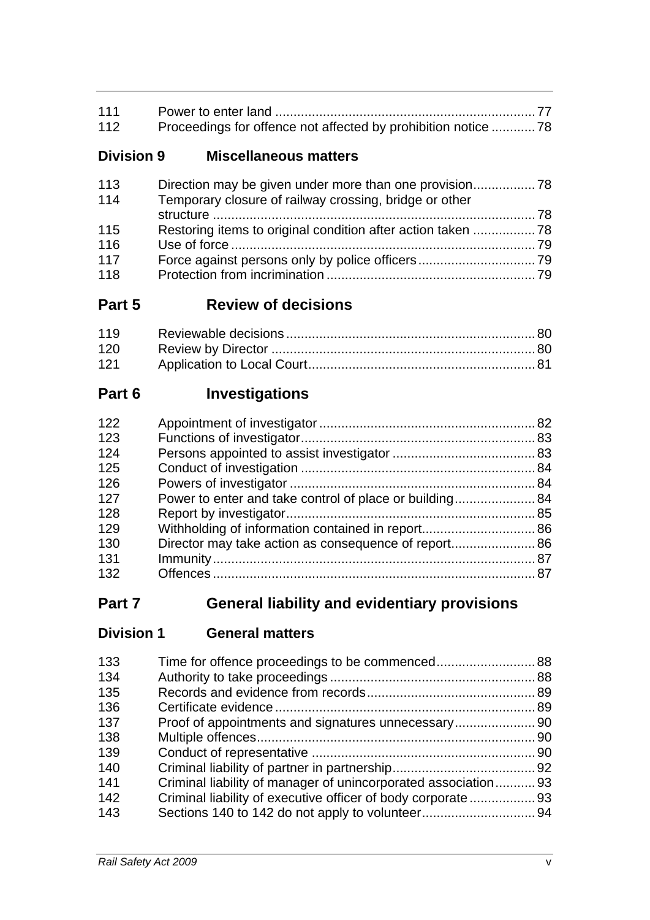| | | |
|---|---|---|
| 111 | Power to enter land | 77 |
| 112 | Proceedings for offence not affected by prohibition notice | 78 |

## Division 9 Miscellaneous matters

| | | |
|---|---|---|
| 113 | Direction may be given under more than one provision | 78 |
| 114 | Temporary closure of railway crossing, bridge or other structure | 78 |
| 115 | Restoring items to original condition after action taken | 78 |
| 116 | Use of force | 79 |
| 117 | Force against persons only by police officers | 79 |
| 118 | Protection from incrimination | 79 |

# Part 5 Review of decisions

| | | |
|---|---|---|
| 119 | Reviewable decisions | 80 |
| 120 | Review by Director | 80 |
| 121 | Application to Local Court | 81 |

# Part 6 Investigations

| | | |
|---|---|---|
| 122 | Appointment of investigator | 82 |
| 123 | Functions of investigator | 83 |
| 124 | Persons appointed to assist investigator | 83 |
| 125 | Conduct of investigation | 84 |
| 126 | Powers of investigator | 84 |
| 127 | Power to enter and take control of place or building | 84 |
| 128 | Report by investigator | 85 |
| 129 | Withholding of information contained in report | 86 |
| 130 | Director may take action as consequence of report | 86 |
| 131 | Immunity | 87 |
| 132 | Offences | 87 |

# Part 7 General liability and evidentiary provisions

## Division 1 General matters

| | | |
|---|---|---|
| 133 | Time for offence proceedings to be commenced | 88 |
| 134 | Authority to take proceedings | 88 |
| 135 | Records and evidence from records | 89 |
| 136 | Certificate evidence | 89 |
| 137 | Proof of appointments and signatures unnecessary | 90 |
| 138 | Multiple offences | 90 |
| 139 | Conduct of representative | 90 |
| 140 | Criminal liability of partner in partnership | 92 |
| 141 | Criminal liability of manager of unincorporated association | 93 |
| 142 | Criminal liability of executive officer of body corporate | 93 |
| 143 | Sections 140 to 142 do not apply to volunteer | 94 |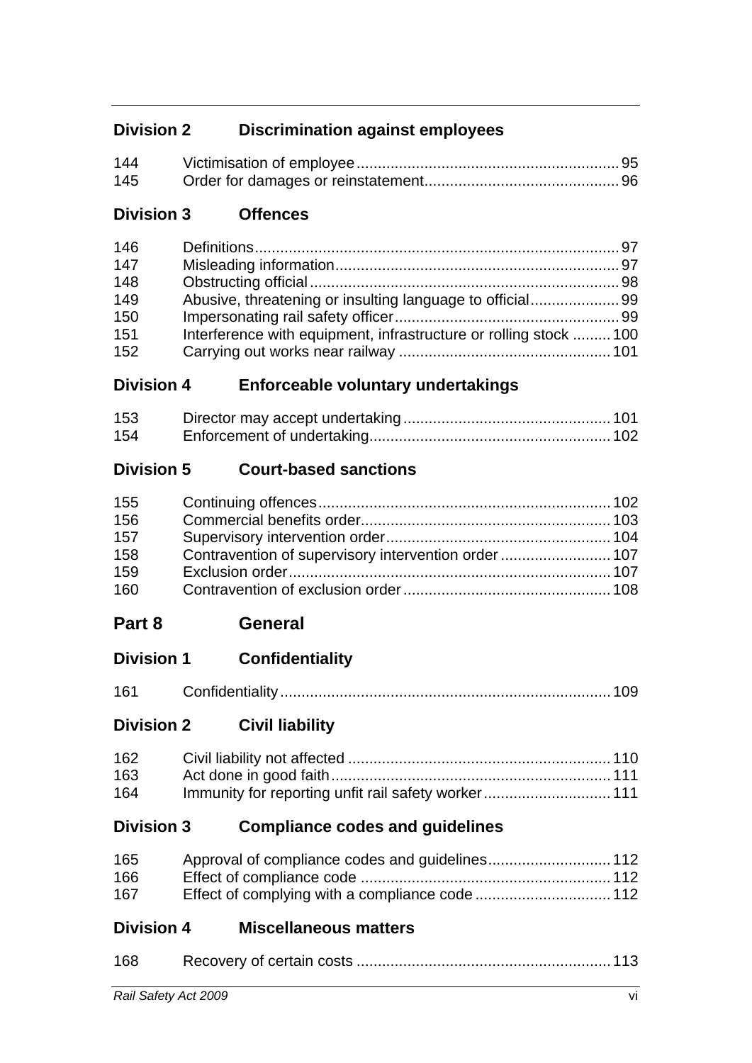## Division 2 Discrimination against employees

| | | |
|---|---|---|
| 144 | Victimisation of employee | 95 |
| 145 | Order for damages or reinstatement | 96 |

## Division 3 Offences

| | | |
|---|---|---|
| 146 | Definitions | 97 |
| 147 | Misleading information | 97 |
| 148 | Obstructing official | 98 |
| 149 | Abusive, threatening or insulting language to official | 99 |
| 150 | Impersonating rail safety officer | 99 |
| 151 | Interference with equipment, infrastructure or rolling stock | 100 |
| 152 | Carrying out works near railway | 101 |

## Division 4 Enforceable voluntary undertakings

| | | |
|---|---|---|
| 153 | Director may accept undertaking | 101 |
| 154 | Enforcement of undertaking | 102 |

## Division 5 Court-based sanctions

| | | |
|---|---|---|
| 155 | Continuing offences | 102 |
| 156 | Commercial benefits order | 103 |
| 157 | Supervisory intervention order | 104 |
| 158 | Contravention of supervisory intervention order | 107 |
| 159 | Exclusion order | 107 |
| 160 | Contravention of exclusion order | 108 |

# Part 8 General

## Division 1 Confidentiality

| | | |
|---|---|---|
| 161 | Confidentiality | 109 |

## Division 2 Civil liability

| | | |
|---|---|---|
| 162 | Civil liability not affected | 110 |
| 163 | Act done in good faith | 111 |
| 164 | Immunity for reporting unfit rail safety worker | 111 |

## Division 3 Compliance codes and guidelines

| | | |
|---|---|---|
| 165 | Approval of compliance codes and guidelines | 112 |
| 166 | Effect of compliance code | 112 |
| 167 | Effect of complying with a compliance code | 112 |

## Division 4 Miscellaneous matters

| | | |
|---|---|---|
| 168 | Recovery of certain costs | 113 |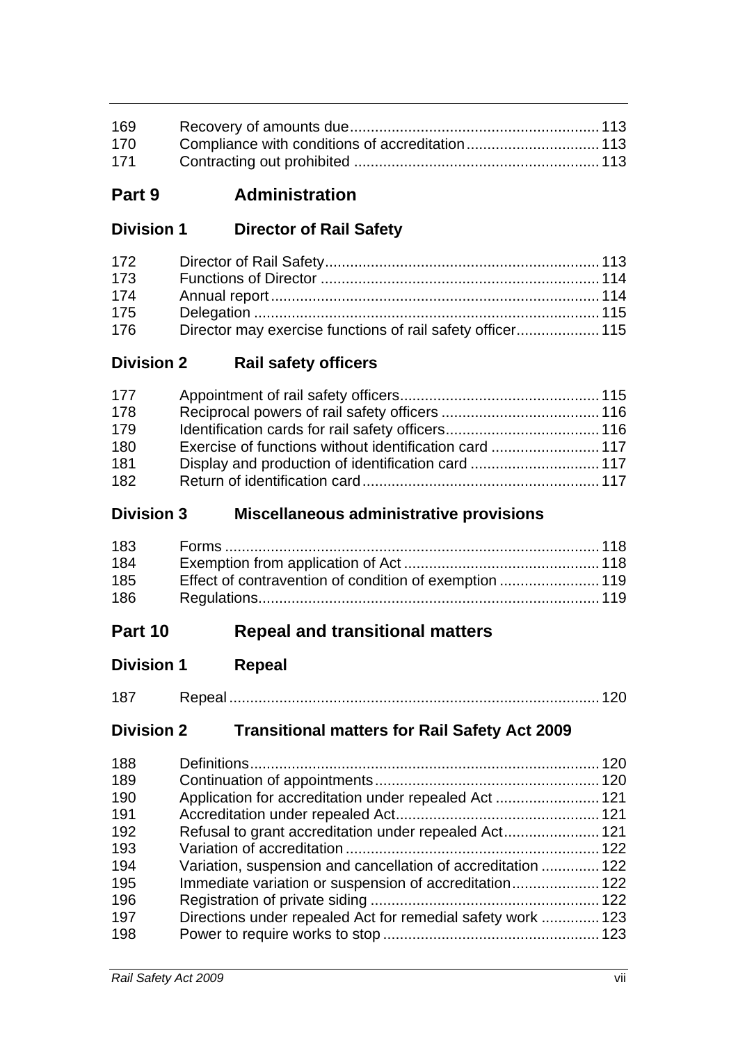| | | |
|---|---|---|
| 169 | Recovery of amounts due | 113 |
| 170 | Compliance with conditions of accreditation | 113 |
| 171 | Contracting out prohibited | 113 |

## Part 9 Administration

### Division 1 Director of Rail Safety

| | | |
|---|---|---|
| 172 | Director of Rail Safety | 113 |
| 173 | Functions of Director | 114 |
| 174 | Annual report | 114 |
| 175 | Delegation | 115 |
| 176 | Director may exercise functions of rail safety officer | 115 |

### Division 2 Rail safety officers

| | | |
|---|---|---|
| 177 | Appointment of rail safety officers | 115 |
| 178 | Reciprocal powers of rail safety officers | 116 |
| 179 | Identification cards for rail safety officers | 116 |
| 180 | Exercise of functions without identification card | 117 |
| 181 | Display and production of identification card | 117 |
| 182 | Return of identification card | 117 |

### Division 3 Miscellaneous administrative provisions

| | | |
|---|---|---|
| 183 | Forms | 118 |
| 184 | Exemption from application of Act | 118 |
| 185 | Effect of contravention of condition of exemption | 119 |
| 186 | Regulations | 119 |

## Part 10 Repeal and transitional matters

### Division 1 Repeal

| | | |
|---|---|---|
| 187 | Repeal | 120 |

### Division 2 Transitional matters for Rail Safety Act 2009

| | | |
|---|---|---|
| 188 | Definitions | 120 |
| 189 | Continuation of appointments | 120 |
| 190 | Application for accreditation under repealed Act | 121 |
| 191 | Accreditation under repealed Act | 121 |
| 192 | Refusal to grant accreditation under repealed Act | 121 |
| 193 | Variation of accreditation | 122 |
| 194 | Variation, suspension and cancellation of accreditation | 122 |
| 195 | Immediate variation or suspension of accreditation | 122 |
| 196 | Registration of private siding | 122 |
| 197 | Directions under repealed Act for remedial safety work | 123 |
| 198 | Power to require works to stop | 123 |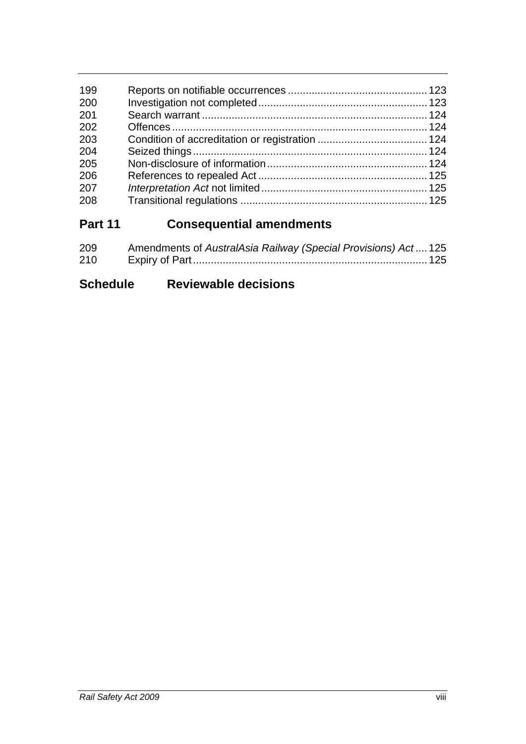| | | |
|---|---|---|
| 199 | Reports on notifiable occurrences | 123 |
| 200 | Investigation not completed | 123 |
| 201 | Search warrant | 124 |
| 202 | Offences | 124 |
| 203 | Condition of accreditation or registration | 124 |
| 204 | Seized things | 124 |
| 205 | Non-disclosure of information | 124 |
| 206 | References to repealed Act | 125 |
| 207 | *Interpretation Act* not limited | 125 |
| 208 | Transitional regulations | 125 |

## Part 11 Consequential amendments

| | | |
|---|---|---|
| 209 | Amendments of *AustralAsia Railway (Special Provisions) Act* | 125 |
| 210 | Expiry of Part | 125 |

## Schedule Reviewable decisions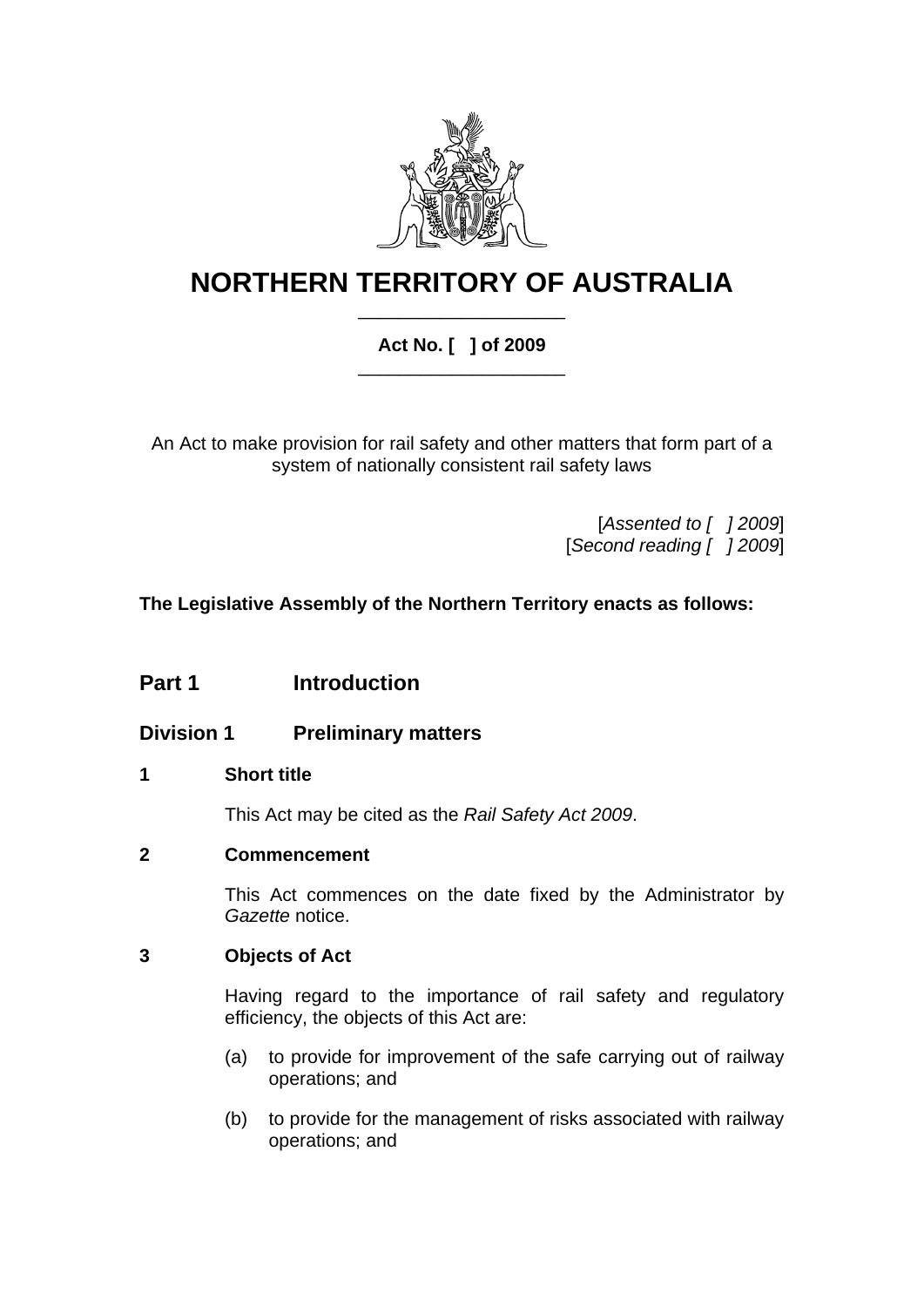# NORTHERN TERRITORY OF AUSTRALIA

**Act No. [ ] of 2009**

An Act to make provision for rail safety and other matters that form part of a system of nationally consistent rail safety laws

[*Assented to [ ] 2009*]
[*Second reading [ ] 2009*]

**The Legislative Assembly of the Northern Territory enacts as follows:**

## Part 1 Introduction

### Division 1 Preliminary matters

#### 1 Short title

This Act may be cited as the *Rail Safety Act 2009*.

#### 2 Commencement

This Act commences on the date fixed by the Administrator by *Gazette* notice.

#### 3 Objects of Act

Having regard to the importance of rail safety and regulatory efficiency, the objects of this Act are:

(a) to provide for improvement of the safe carrying out of railway operations; and

(b) to provide for the management of risks associated with railway operations; and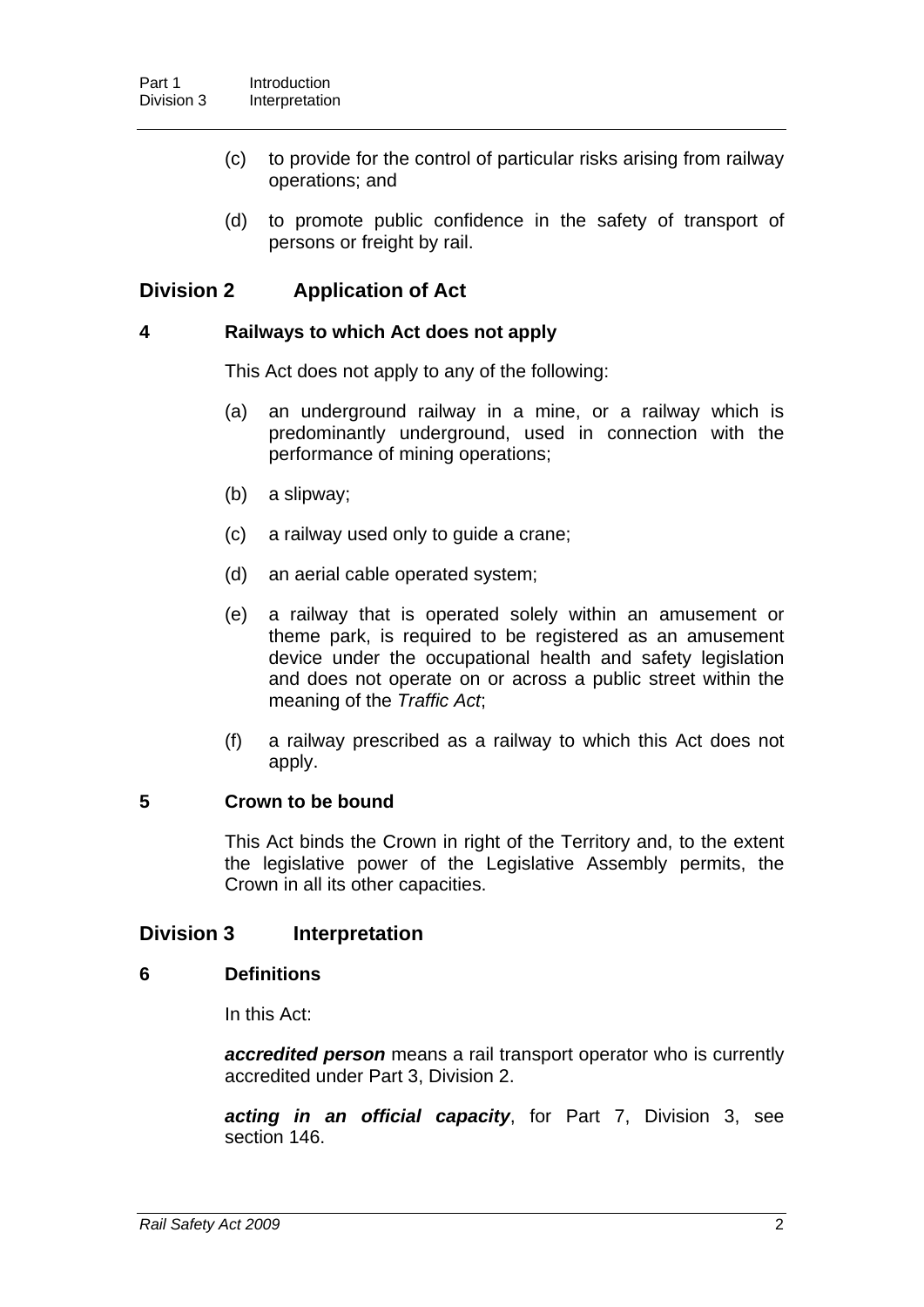(c) to provide for the control of particular risks arising from railway operations; and

(d) to promote public confidence in the safety of transport of persons or freight by rail.

## Division 2 Application of Act

### 4 Railways to which Act does not apply

This Act does not apply to any of the following:

(a) an underground railway in a mine, or a railway which is predominantly underground, used in connection with the performance of mining operations;

(b) a slipway;

(c) a railway used only to guide a crane;

(d) an aerial cable operated system;

(e) a railway that is operated solely within an amusement or theme park, is required to be registered as an amusement device under the occupational health and safety legislation and does not operate on or across a public street within the meaning of the *Traffic Act*;

(f) a railway prescribed as a railway to which this Act does not apply.

### 5 Crown to be bound

This Act binds the Crown in right of the Territory and, to the extent the legislative power of the Legislative Assembly permits, the Crown in all its other capacities.

## Division 3 Interpretation

### 6 Definitions

In this Act:

***accredited person*** means a rail transport operator who is currently accredited under Part 3, Division 2.

***acting in an official capacity***, for Part 7, Division 3, see section 146.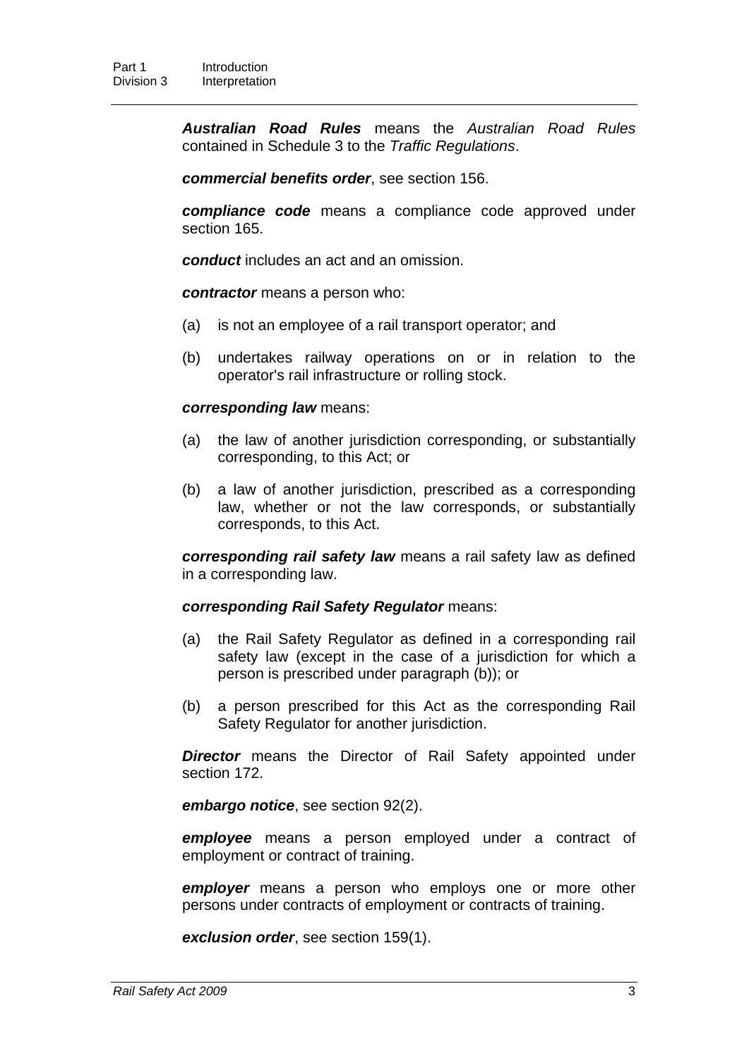***Australian Road Rules*** means the *Australian Road Rules* contained in Schedule 3 to the *Traffic Regulations*.

***commercial benefits order***, see section 156.

***compliance code*** means a compliance code approved under section 165.

***conduct*** includes an act and an omission.

***contractor*** means a person who:

(a) is not an employee of a rail transport operator; and

(b) undertakes railway operations on or in relation to the operator's rail infrastructure or rolling stock.

***corresponding law*** means:

(a) the law of another jurisdiction corresponding, or substantially corresponding, to this Act; or

(b) a law of another jurisdiction, prescribed as a corresponding law, whether or not the law corresponds, or substantially corresponds, to this Act.

***corresponding rail safety law*** means a rail safety law as defined in a corresponding law.

***corresponding Rail Safety Regulator*** means:

(a) the Rail Safety Regulator as defined in a corresponding rail safety law (except in the case of a jurisdiction for which a person is prescribed under paragraph (b)); or

(b) a person prescribed for this Act as the corresponding Rail Safety Regulator for another jurisdiction.

***Director*** means the Director of Rail Safety appointed under section 172.

***embargo notice***, see section 92(2).

***employee*** means a person employed under a contract of employment or contract of training.

***employer*** means a person who employs one or more other persons under contracts of employment or contracts of training.

***exclusion order***, see section 159(1).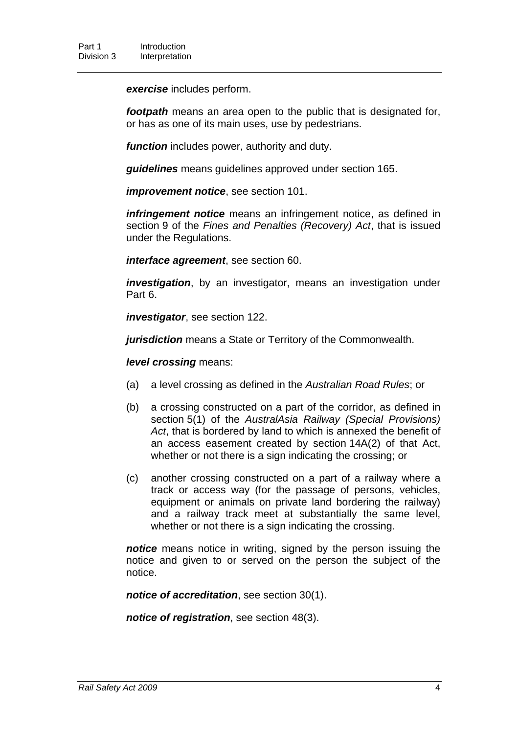***exercise*** includes perform.

***footpath*** means an area open to the public that is designated for, or has as one of its main uses, use by pedestrians.

***function*** includes power, authority and duty.

***guidelines*** means guidelines approved under section 165.

***improvement notice***, see section 101.

***infringement notice*** means an infringement notice, as defined in section 9 of the *Fines and Penalties (Recovery) Act*, that is issued under the Regulations.

***interface agreement***, see section 60.

***investigation***, by an investigator, means an investigation under Part 6.

***investigator***, see section 122.

***jurisdiction*** means a State or Territory of the Commonwealth.

***level crossing*** means:

(a) a level crossing as defined in the *Australian Road Rules*; or

(b) a crossing constructed on a part of the corridor, as defined in section 5(1) of the *AustralAsia Railway (Special Provisions) Act*, that is bordered by land to which is annexed the benefit of an access easement created by section 14A(2) of that Act, whether or not there is a sign indicating the crossing; or

(c) another crossing constructed on a part of a railway where a track or access way (for the passage of persons, vehicles, equipment or animals on private land bordering the railway) and a railway track meet at substantially the same level, whether or not there is a sign indicating the crossing.

***notice*** means notice in writing, signed by the person issuing the notice and given to or served on the person the subject of the notice.

***notice of accreditation***, see section 30(1).

***notice of registration***, see section 48(3).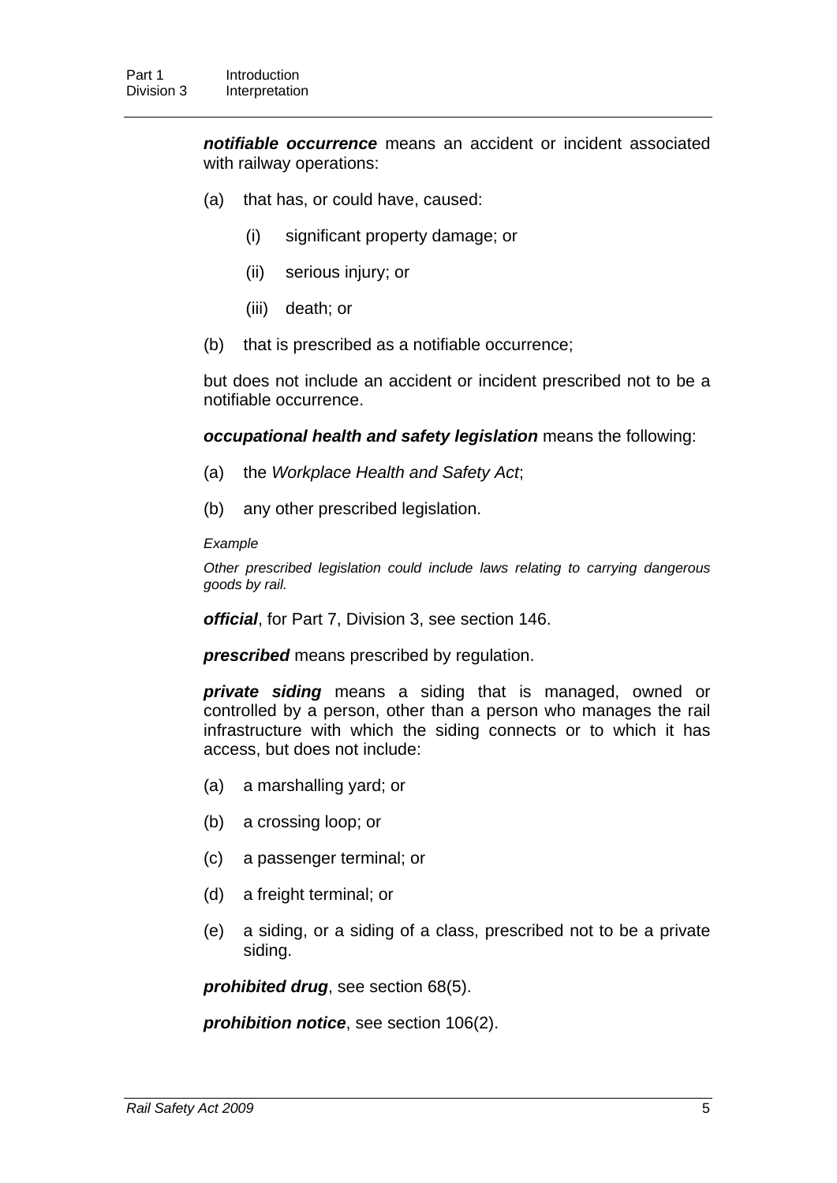***notifiable occurrence*** means an accident or incident associated with railway operations:

(a) that has, or could have, caused:

  (i) significant property damage; or

  (ii) serious injury; or

  (iii) death; or

(b) that is prescribed as a notifiable occurrence;

but does not include an accident or incident prescribed not to be a notifiable occurrence.

***occupational health and safety legislation*** means the following:

(a) the *Workplace Health and Safety Act*;

(b) any other prescribed legislation.

*Example*

*Other prescribed legislation could include laws relating to carrying dangerous goods by rail.*

***official***, for Part 7, Division 3, see section 146.

***prescribed*** means prescribed by regulation.

***private siding*** means a siding that is managed, owned or controlled by a person, other than a person who manages the rail infrastructure with which the siding connects or to which it has access, but does not include:

(a) a marshalling yard; or

(b) a crossing loop; or

(c) a passenger terminal; or

(d) a freight terminal; or

(e) a siding, or a siding of a class, prescribed not to be a private siding.

***prohibited drug***, see section 68(5).

***prohibition notice***, see section 106(2).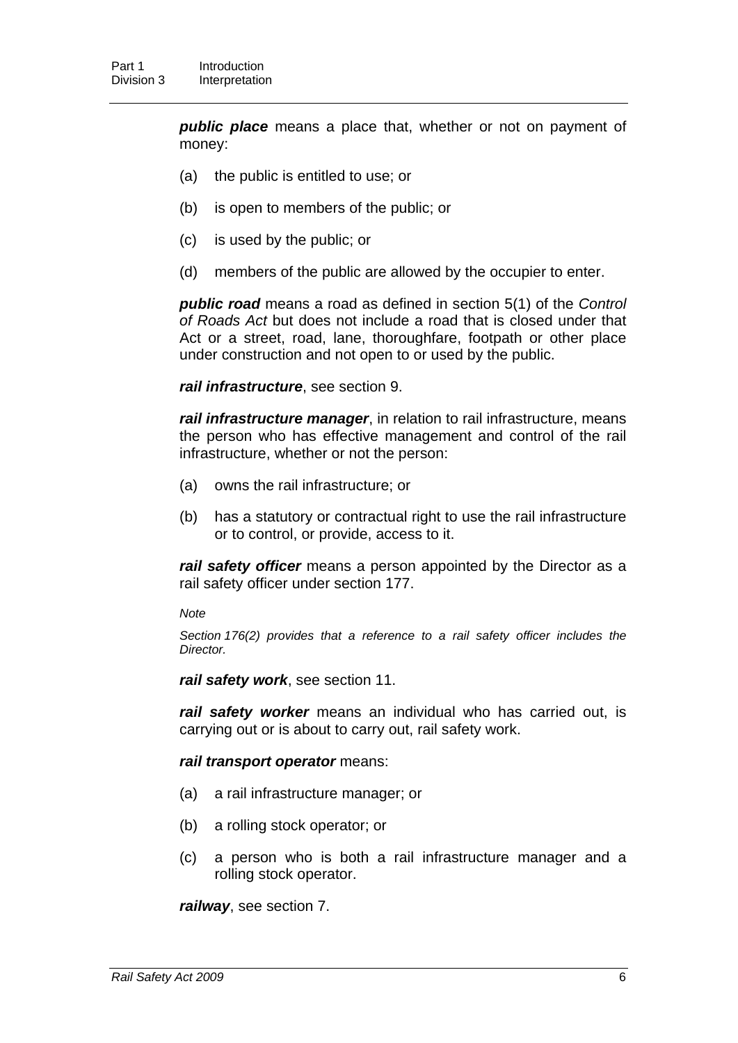***public place*** means a place that, whether or not on payment of money:

(a) the public is entitled to use; or

(b) is open to members of the public; or

(c) is used by the public; or

(d) members of the public are allowed by the occupier to enter.

***public road*** means a road as defined in section 5(1) of the *Control of Roads Act* but does not include a road that is closed under that Act or a street, road, lane, thoroughfare, footpath or other place under construction and not open to or used by the public.

***rail infrastructure***, see section 9.

***rail infrastructure manager***, in relation to rail infrastructure, means the person who has effective management and control of the rail infrastructure, whether or not the person:

(a) owns the rail infrastructure; or

(b) has a statutory or contractual right to use the rail infrastructure or to control, or provide, access to it.

***rail safety officer*** means a person appointed by the Director as a rail safety officer under section 177.

*Note*

*Section 176(2) provides that a reference to a rail safety officer includes the Director.*

***rail safety work***, see section 11.

***rail safety worker*** means an individual who has carried out, is carrying out or is about to carry out, rail safety work.

***rail transport operator*** means:

(a) a rail infrastructure manager; or

(b) a rolling stock operator; or

(c) a person who is both a rail infrastructure manager and a rolling stock operator.

***railway***, see section 7.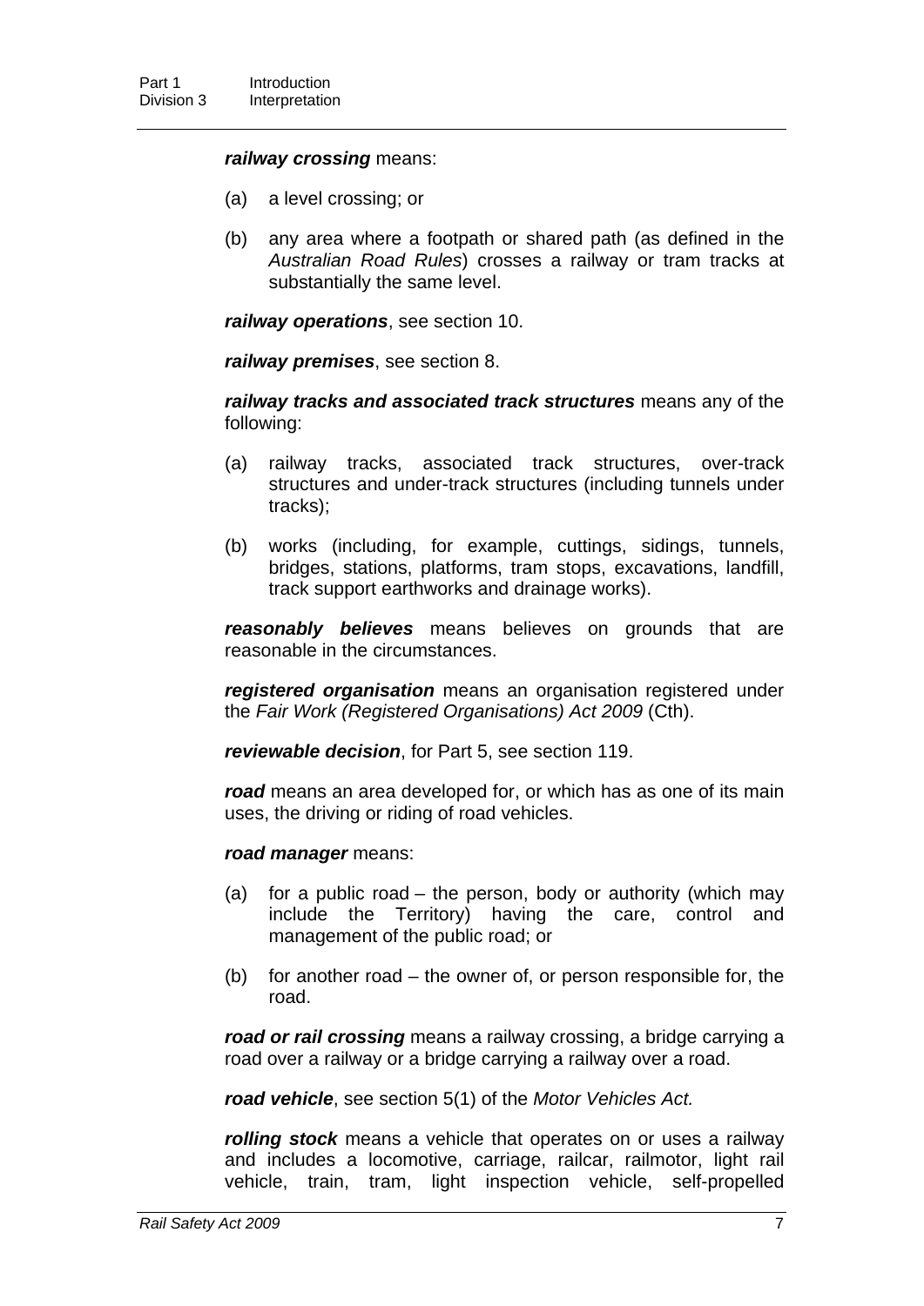***railway crossing*** means:

(a) a level crossing; or

(b) any area where a footpath or shared path (as defined in the *Australian Road Rules*) crosses a railway or tram tracks at substantially the same level.

***railway operations***, see section 10.

***railway premises***, see section 8.

***railway tracks and associated track structures*** means any of the following:

(a) railway tracks, associated track structures, over-track structures and under-track structures (including tunnels under tracks);

(b) works (including, for example, cuttings, sidings, tunnels, bridges, stations, platforms, tram stops, excavations, landfill, track support earthworks and drainage works).

***reasonably believes*** means believes on grounds that are reasonable in the circumstances.

***registered organisation*** means an organisation registered under the *Fair Work (Registered Organisations) Act 2009* (Cth).

***reviewable decision***, for Part 5, see section 119.

***road*** means an area developed for, or which has as one of its main uses, the driving or riding of road vehicles.

***road manager*** means:

(a) for a public road – the person, body or authority (which may include the Territory) having the care, control and management of the public road; or

(b) for another road – the owner of, or person responsible for, the road.

***road or rail crossing*** means a railway crossing, a bridge carrying a road over a railway or a bridge carrying a railway over a road.

***road vehicle***, see section 5(1) of the *Motor Vehicles Act*.

***rolling stock*** means a vehicle that operates on or uses a railway and includes a locomotive, carriage, railcar, railmotor, light rail vehicle, train, tram, light inspection vehicle, self-propelled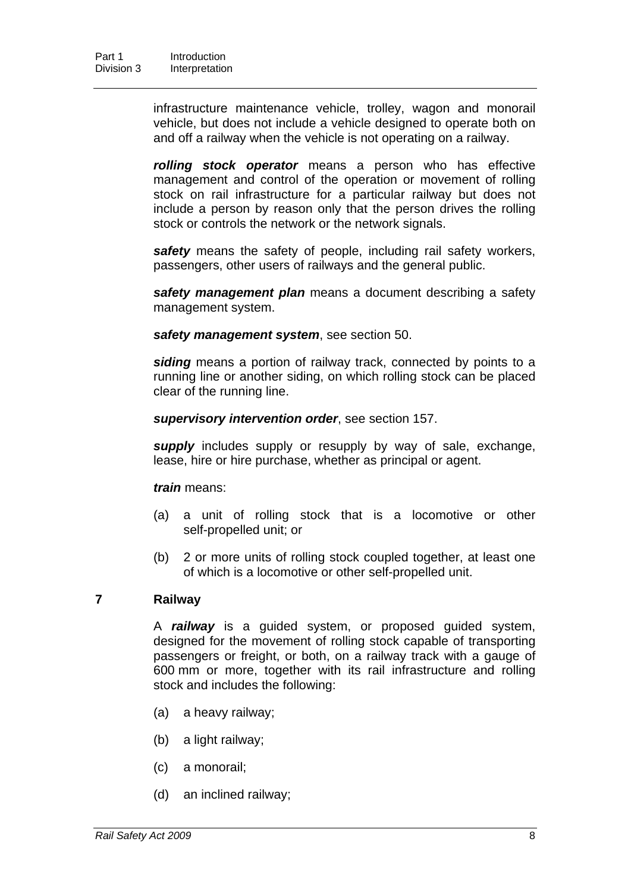infrastructure maintenance vehicle, trolley, wagon and monorail vehicle, but does not include a vehicle designed to operate both on and off a railway when the vehicle is not operating on a railway.

***rolling stock operator*** means a person who has effective management and control of the operation or movement of rolling stock on rail infrastructure for a particular railway but does not include a person by reason only that the person drives the rolling stock or controls the network or the network signals.

***safety*** means the safety of people, including rail safety workers, passengers, other users of railways and the general public.

***safety management plan*** means a document describing a safety management system.

***safety management system***, see section 50.

***siding*** means a portion of railway track, connected by points to a running line or another siding, on which rolling stock can be placed clear of the running line.

***supervisory intervention order***, see section 157.

***supply*** includes supply or resupply by way of sale, exchange, lease, hire or hire purchase, whether as principal or agent.

***train*** means:

(a) a unit of rolling stock that is a locomotive or other self-propelled unit; or

(b) 2 or more units of rolling stock coupled together, at least one of which is a locomotive or other self-propelled unit.

### 7 Railway

A ***railway*** is a guided system, or proposed guided system, designed for the movement of rolling stock capable of transporting passengers or freight, or both, on a railway track with a gauge of 600 mm or more, together with its rail infrastructure and rolling stock and includes the following:

(a) a heavy railway;

(b) a light railway;

(c) a monorail;

(d) an inclined railway;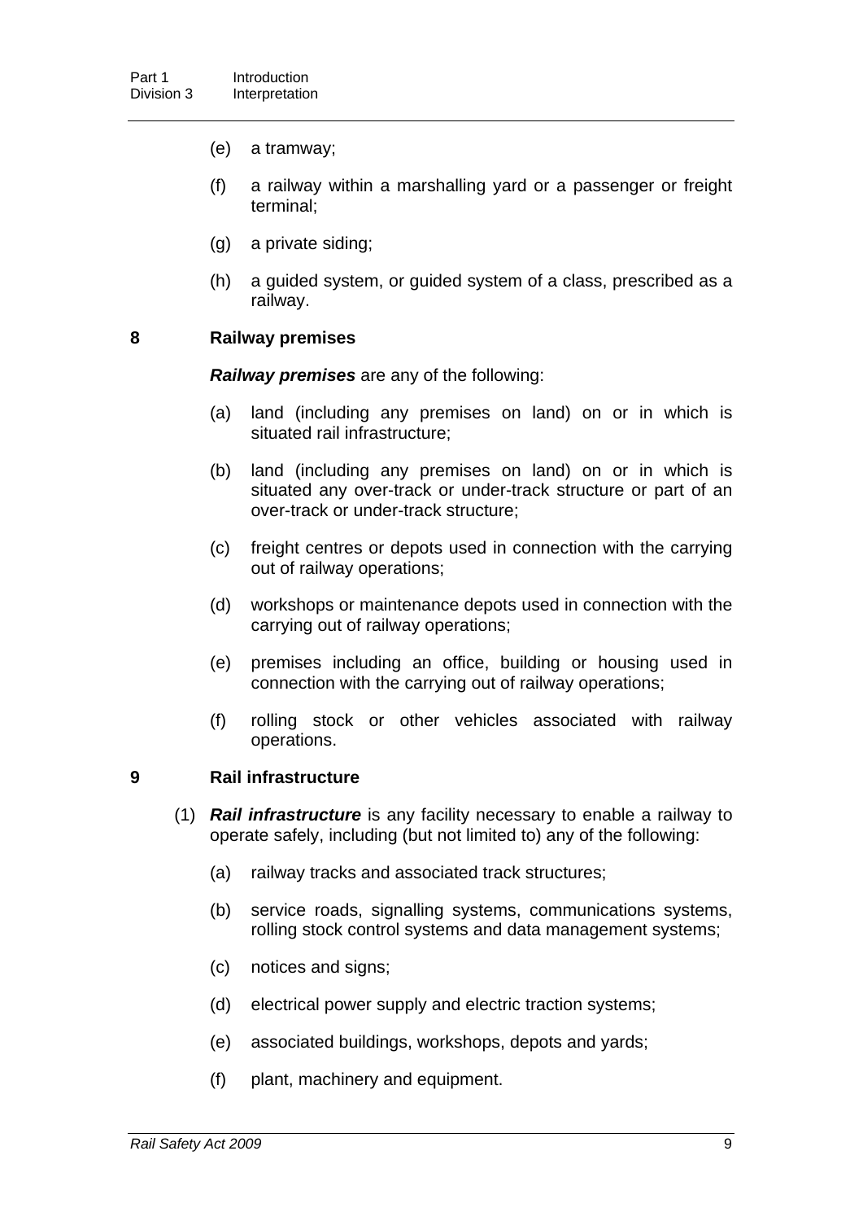(e) a tramway;

(f) a railway within a marshalling yard or a passenger or freight terminal;

(g) a private siding;

(h) a guided system, or guided system of a class, prescribed as a railway.

## 8 Railway premises

***Railway premises*** are any of the following:

(a) land (including any premises on land) on or in which is situated rail infrastructure;

(b) land (including any premises on land) on or in which is situated any over-track or under-track structure or part of an over-track or under-track structure;

(c) freight centres or depots used in connection with the carrying out of railway operations;

(d) workshops or maintenance depots used in connection with the carrying out of railway operations;

(e) premises including an office, building or housing used in connection with the carrying out of railway operations;

(f) rolling stock or other vehicles associated with railway operations.

## 9 Rail infrastructure

(1) ***Rail infrastructure*** is any facility necessary to enable a railway to operate safely, including (but not limited to) any of the following:

(a) railway tracks and associated track structures;

(b) service roads, signalling systems, communications systems, rolling stock control systems and data management systems;

(c) notices and signs;

(d) electrical power supply and electric traction systems;

(e) associated buildings, workshops, depots and yards;

(f) plant, machinery and equipment.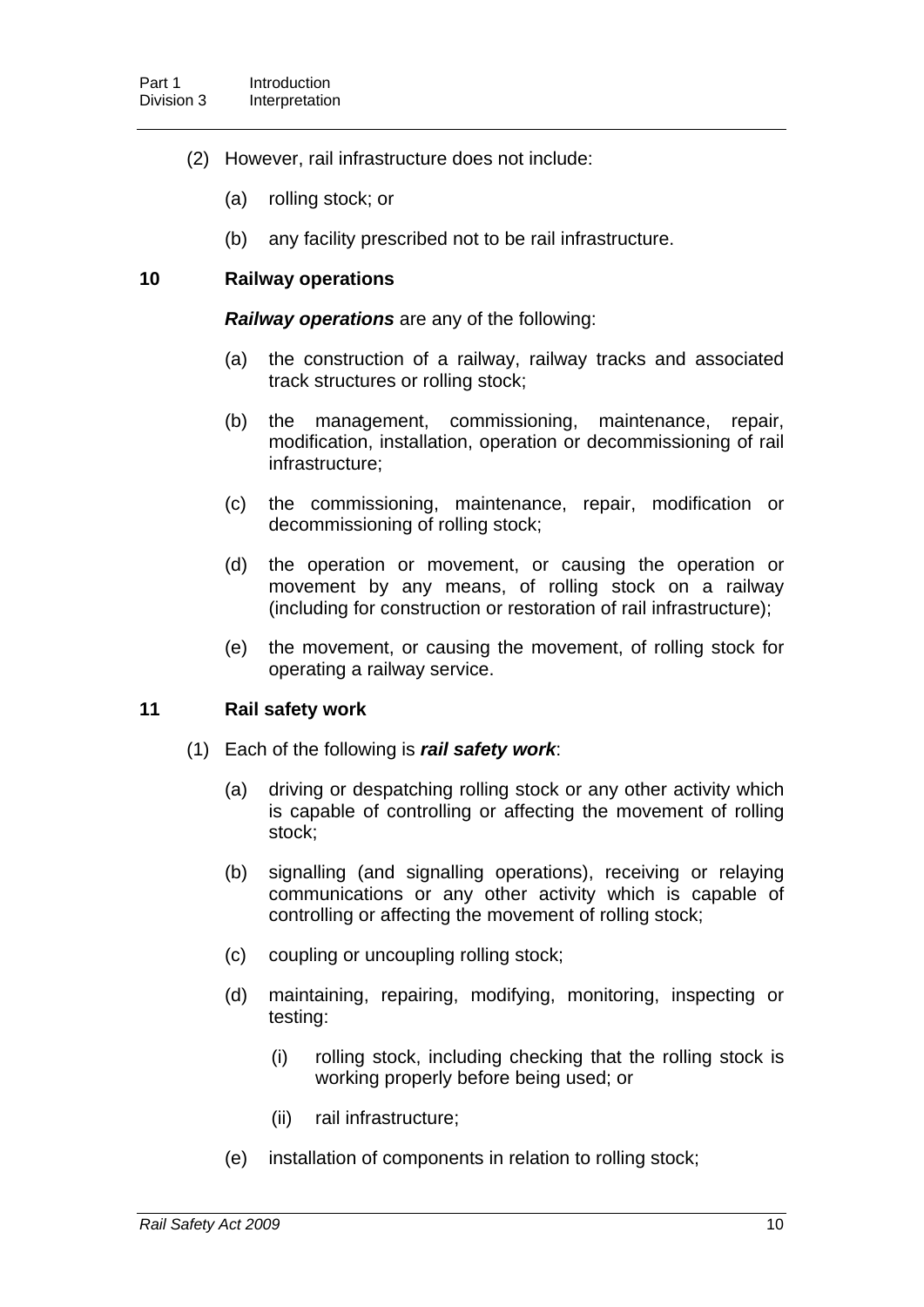(2) However, rail infrastructure does not include:

(a) rolling stock; or

(b) any facility prescribed not to be rail infrastructure.

### 10 Railway operations

***Railway operations*** are any of the following:

(a) the construction of a railway, railway tracks and associated track structures or rolling stock;

(b) the management, commissioning, maintenance, repair, modification, installation, operation or decommissioning of rail infrastructure;

(c) the commissioning, maintenance, repair, modification or decommissioning of rolling stock;

(d) the operation or movement, or causing the operation or movement by any means, of rolling stock on a railway (including for construction or restoration of rail infrastructure);

(e) the movement, or causing the movement, of rolling stock for operating a railway service.

### 11 Rail safety work

(1) Each of the following is ***rail safety work***:

(a) driving or despatching rolling stock or any other activity which is capable of controlling or affecting the movement of rolling stock;

(b) signalling (and signalling operations), receiving or relaying communications or any other activity which is capable of controlling or affecting the movement of rolling stock;

(c) coupling or uncoupling rolling stock;

(d) maintaining, repairing, modifying, monitoring, inspecting or testing:

(i) rolling stock, including checking that the rolling stock is working properly before being used; or

(ii) rail infrastructure;

(e) installation of components in relation to rolling stock;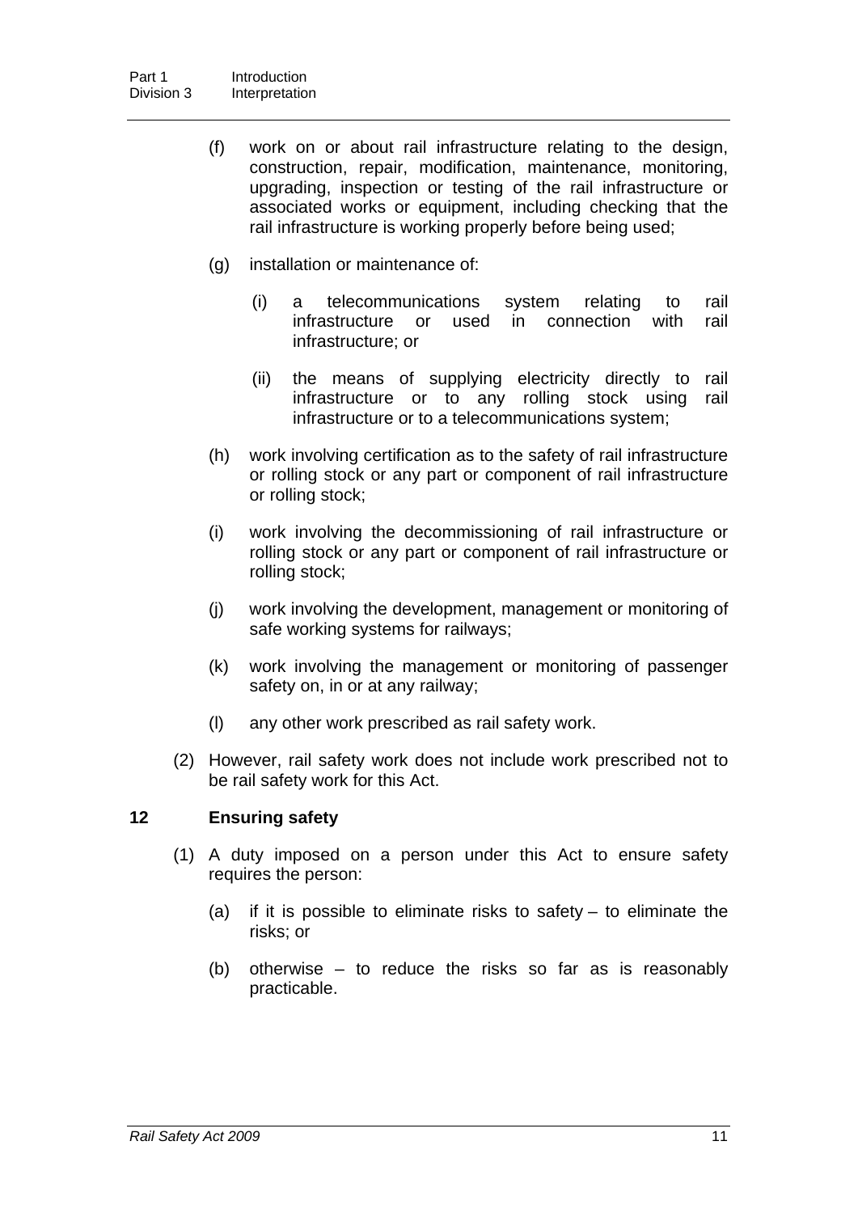(f) work on or about rail infrastructure relating to the design, construction, repair, modification, maintenance, monitoring, upgrading, inspection or testing of the rail infrastructure or associated works or equipment, including checking that the rail infrastructure is working properly before being used;

(g) installation or maintenance of:

  (i) a telecommunications system relating to rail infrastructure or used in connection with rail infrastructure; or

  (ii) the means of supplying electricity directly to rail infrastructure or to any rolling stock using rail infrastructure or to a telecommunications system;

(h) work involving certification as to the safety of rail infrastructure or rolling stock or any part or component of rail infrastructure or rolling stock;

(i) work involving the decommissioning of rail infrastructure or rolling stock or any part or component of rail infrastructure or rolling stock;

(j) work involving the development, management or monitoring of safe working systems for railways;

(k) work involving the management or monitoring of passenger safety on, in or at any railway;

(l) any other work prescribed as rail safety work.

(2) However, rail safety work does not include work prescribed not to be rail safety work for this Act.

## 12 Ensuring safety

(1) A duty imposed on a person under this Act to ensure safety requires the person:

(a) if it is possible to eliminate risks to safety – to eliminate the risks; or

(b) otherwise – to reduce the risks so far as is reasonably practicable.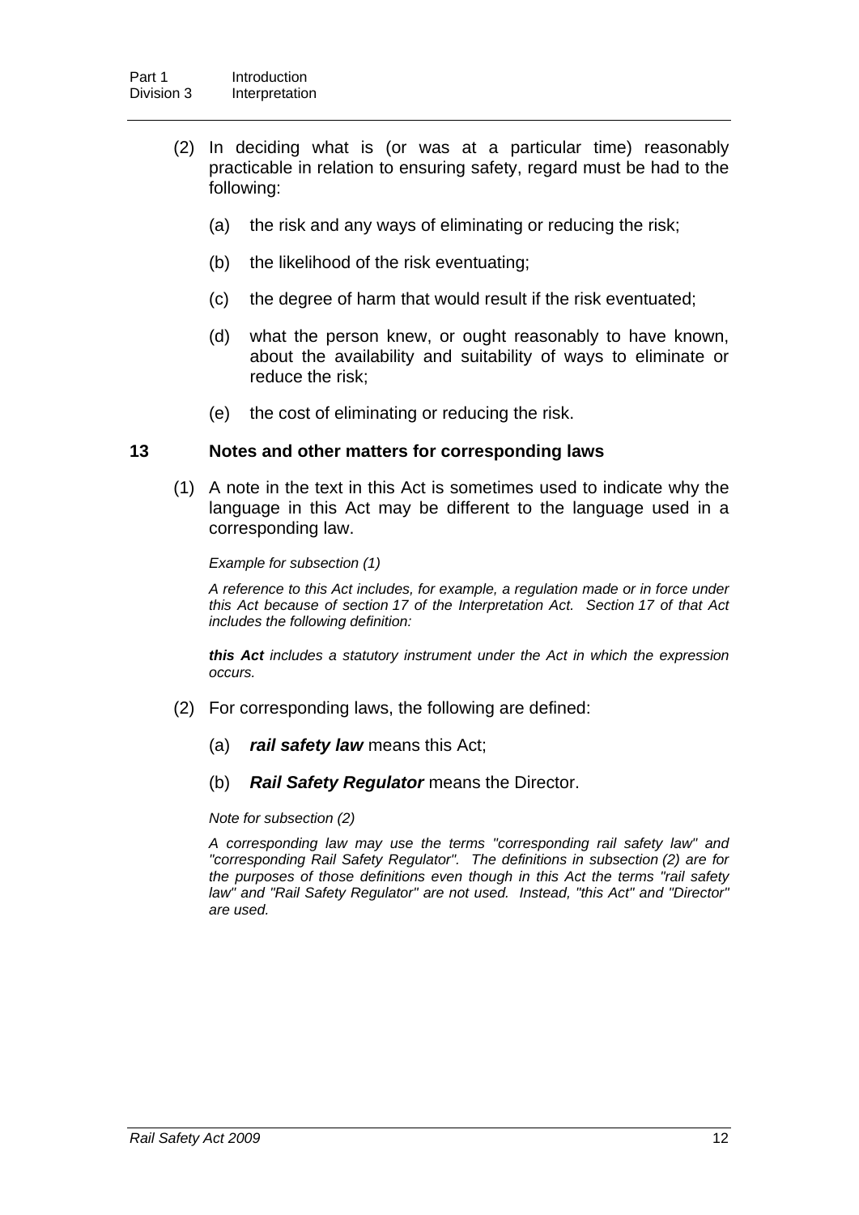(2) In deciding what is (or was at a particular time) reasonably practicable in relation to ensuring safety, regard must be had to the following:

- (a) the risk and any ways of eliminating or reducing the risk;
- (b) the likelihood of the risk eventuating;
- (c) the degree of harm that would result if the risk eventuated;
- (d) what the person knew, or ought reasonably to have known, about the availability and suitability of ways to eliminate or reduce the risk;
- (e) the cost of eliminating or reducing the risk.

### 13 Notes and other matters for corresponding laws

(1) A note in the text in this Act is sometimes used to indicate why the language in this Act may be different to the language used in a corresponding law.

*Example for subsection (1)*

*A reference to this Act includes, for example, a regulation made or in force under this Act because of section 17 of the Interpretation Act. Section 17 of that Act includes the following definition:*

***this Act** includes a statutory instrument under the Act in which the expression occurs.*

(2) For corresponding laws, the following are defined:

- (a) ***rail safety law*** means this Act;
- (b) ***Rail Safety Regulator*** means the Director.

*Note for subsection (2)*

*A corresponding law may use the terms "corresponding rail safety law" and "corresponding Rail Safety Regulator". The definitions in subsection (2) are for the purposes of those definitions even though in this Act the terms "rail safety law" and "Rail Safety Regulator" are not used. Instead, "this Act" and "Director" are used.*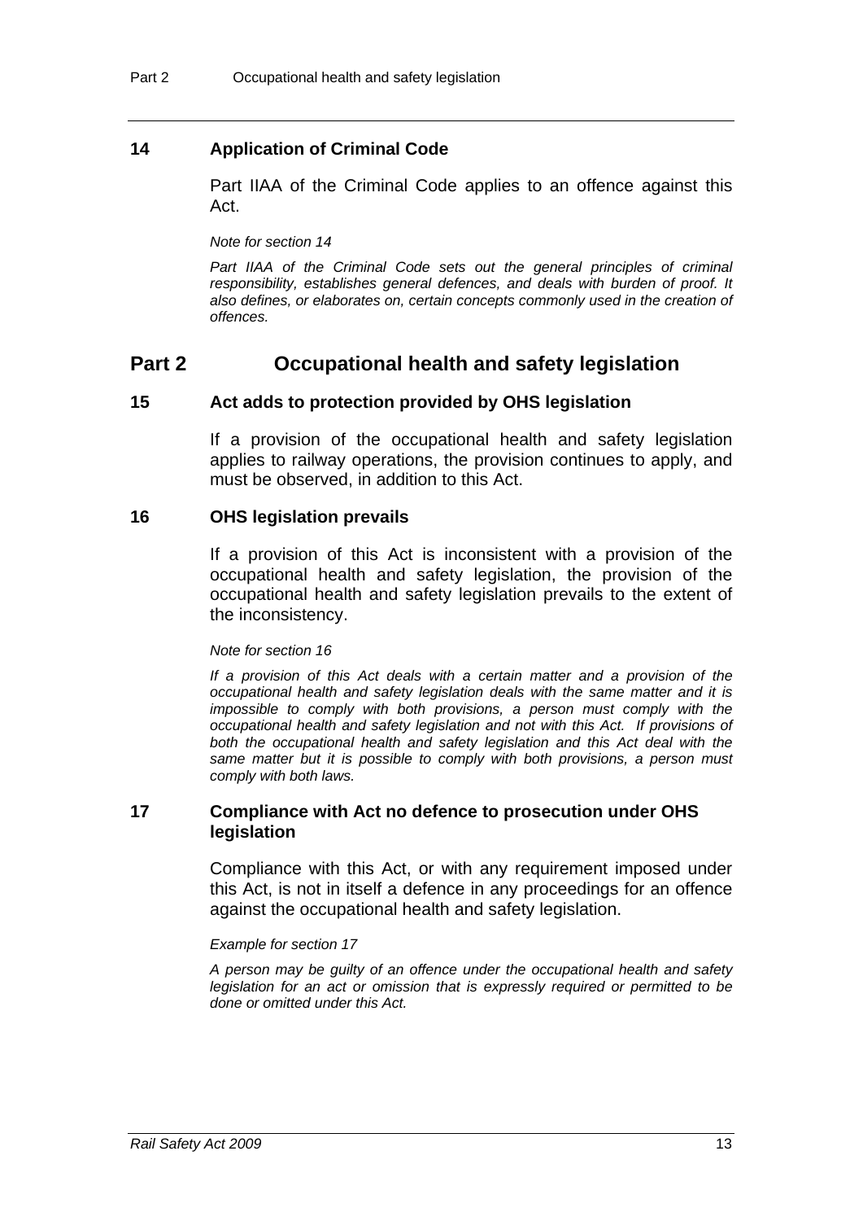### 14 Application of Criminal Code

Part IIAA of the Criminal Code applies to an offence against this Act.

*Note for section 14*

*Part IIAA of the Criminal Code sets out the general principles of criminal responsibility, establishes general defences, and deals with burden of proof. It also defines, or elaborates on, certain concepts commonly used in the creation of offences.*

## Part 2 Occupational health and safety legislation

### 15 Act adds to protection provided by OHS legislation

If a provision of the occupational health and safety legislation applies to railway operations, the provision continues to apply, and must be observed, in addition to this Act.

### 16 OHS legislation prevails

If a provision of this Act is inconsistent with a provision of the occupational health and safety legislation, the provision of the occupational health and safety legislation prevails to the extent of the inconsistency.

*Note for section 16*

*If a provision of this Act deals with a certain matter and a provision of the occupational health and safety legislation deals with the same matter and it is impossible to comply with both provisions, a person must comply with the occupational health and safety legislation and not with this Act. If provisions of both the occupational health and safety legislation and this Act deal with the same matter but it is possible to comply with both provisions, a person must comply with both laws.*

### 17 Compliance with Act no defence to prosecution under OHS legislation

Compliance with this Act, or with any requirement imposed under this Act, is not in itself a defence in any proceedings for an offence against the occupational health and safety legislation.

*Example for section 17*

*A person may be guilty of an offence under the occupational health and safety legislation for an act or omission that is expressly required or permitted to be done or omitted under this Act.*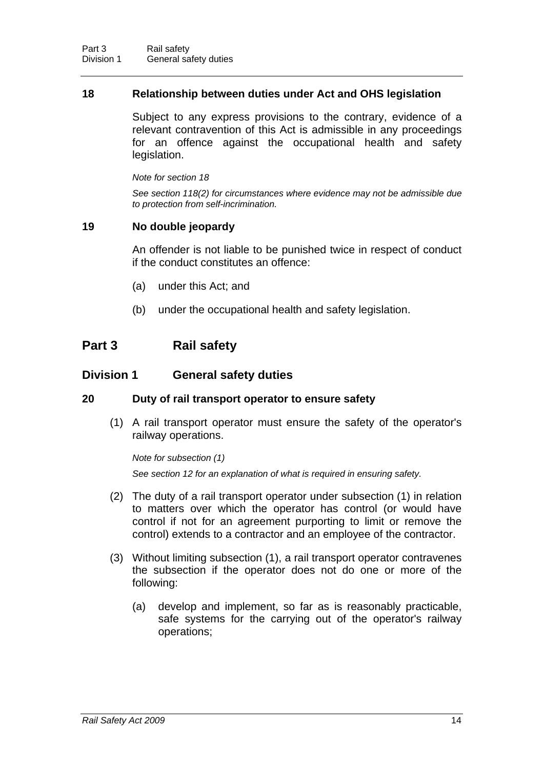### 18 Relationship between duties under Act and OHS legislation

Subject to any express provisions to the contrary, evidence of a relevant contravention of this Act is admissible in any proceedings for an offence against the occupational health and safety legislation.

*Note for section 18*

*See section 118(2) for circumstances where evidence may not be admissible due to protection from self-incrimination.*

### 19 No double jeopardy

An offender is not liable to be punished twice in respect of conduct if the conduct constitutes an offence:

(a) under this Act; and

(b) under the occupational health and safety legislation.

# Part 3 Rail safety

## Division 1 General safety duties

### 20 Duty of rail transport operator to ensure safety

(1) A rail transport operator must ensure the safety of the operator's railway operations.

*Note for subsection (1)*

*See section 12 for an explanation of what is required in ensuring safety.*

(2) The duty of a rail transport operator under subsection (1) in relation to matters over which the operator has control (or would have control if not for an agreement purporting to limit or remove the control) extends to a contractor and an employee of the contractor.

(3) Without limiting subsection (1), a rail transport operator contravenes the subsection if the operator does not do one or more of the following:

(a) develop and implement, so far as is reasonably practicable, safe systems for the carrying out of the operator's railway operations;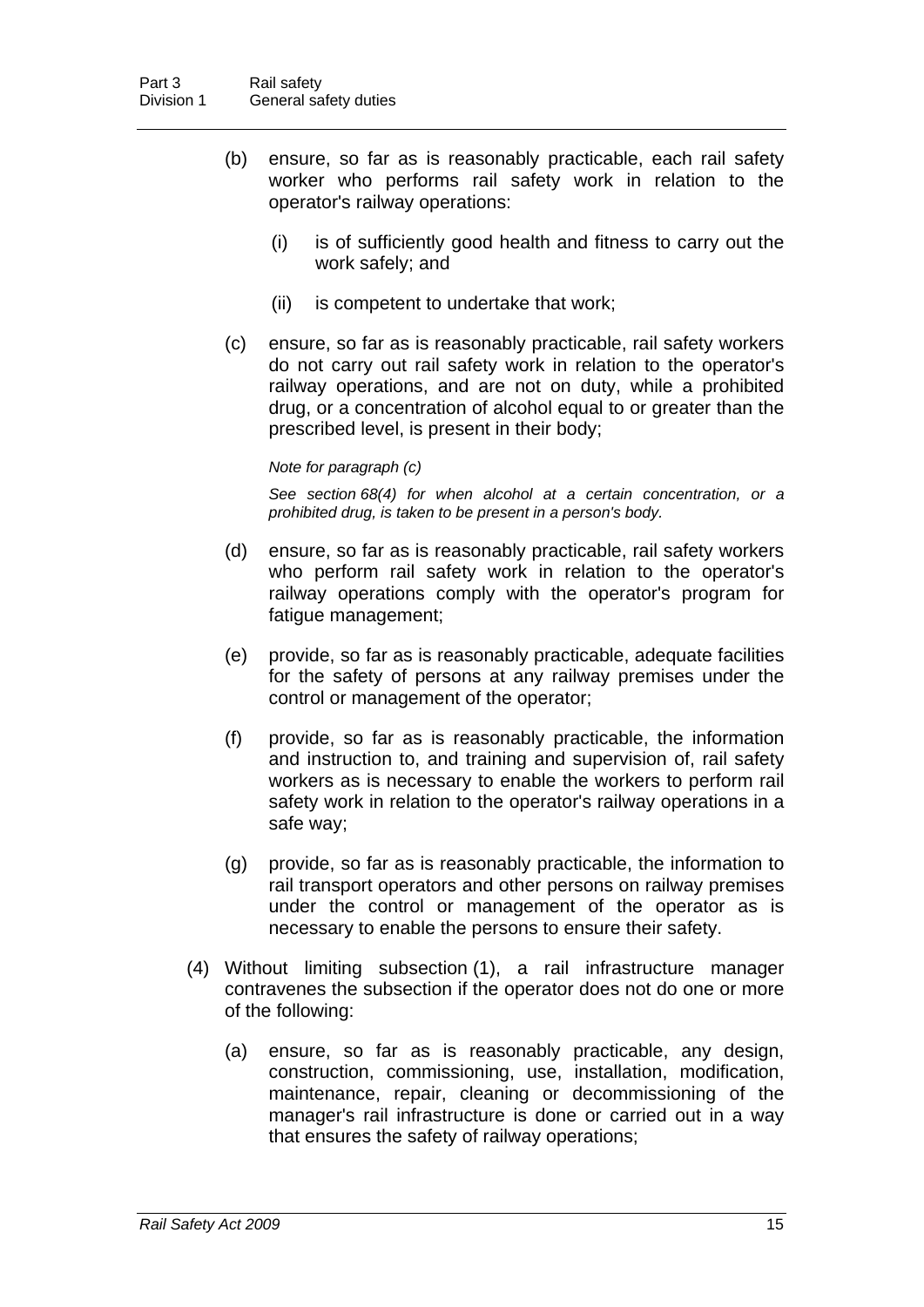(b) ensure, so far as is reasonably practicable, each rail safety worker who performs rail safety work in relation to the operator's railway operations:

  (i) is of sufficiently good health and fitness to carry out the work safely; and

  (ii) is competent to undertake that work;

(c) ensure, so far as is reasonably practicable, rail safety workers do not carry out rail safety work in relation to the operator's railway operations, and are not on duty, while a prohibited drug, or a concentration of alcohol equal to or greater than the prescribed level, is present in their body;

*Note for paragraph (c)*

*See section 68(4) for when alcohol at a certain concentration, or a prohibited drug, is taken to be present in a person's body.*

(d) ensure, so far as is reasonably practicable, rail safety workers who perform rail safety work in relation to the operator's railway operations comply with the operator's program for fatigue management;

(e) provide, so far as is reasonably practicable, adequate facilities for the safety of persons at any railway premises under the control or management of the operator;

(f) provide, so far as is reasonably practicable, the information and instruction to, and training and supervision of, rail safety workers as is necessary to enable the workers to perform rail safety work in relation to the operator's railway operations in a safe way;

(g) provide, so far as is reasonably practicable, the information to rail transport operators and other persons on railway premises under the control or management of the operator as is necessary to enable the persons to ensure their safety.

(4) Without limiting subsection (1), a rail infrastructure manager contravenes the subsection if the operator does not do one or more of the following:

(a) ensure, so far as is reasonably practicable, any design, construction, commissioning, use, installation, modification, maintenance, repair, cleaning or decommissioning of the manager's rail infrastructure is done or carried out in a way that ensures the safety of railway operations;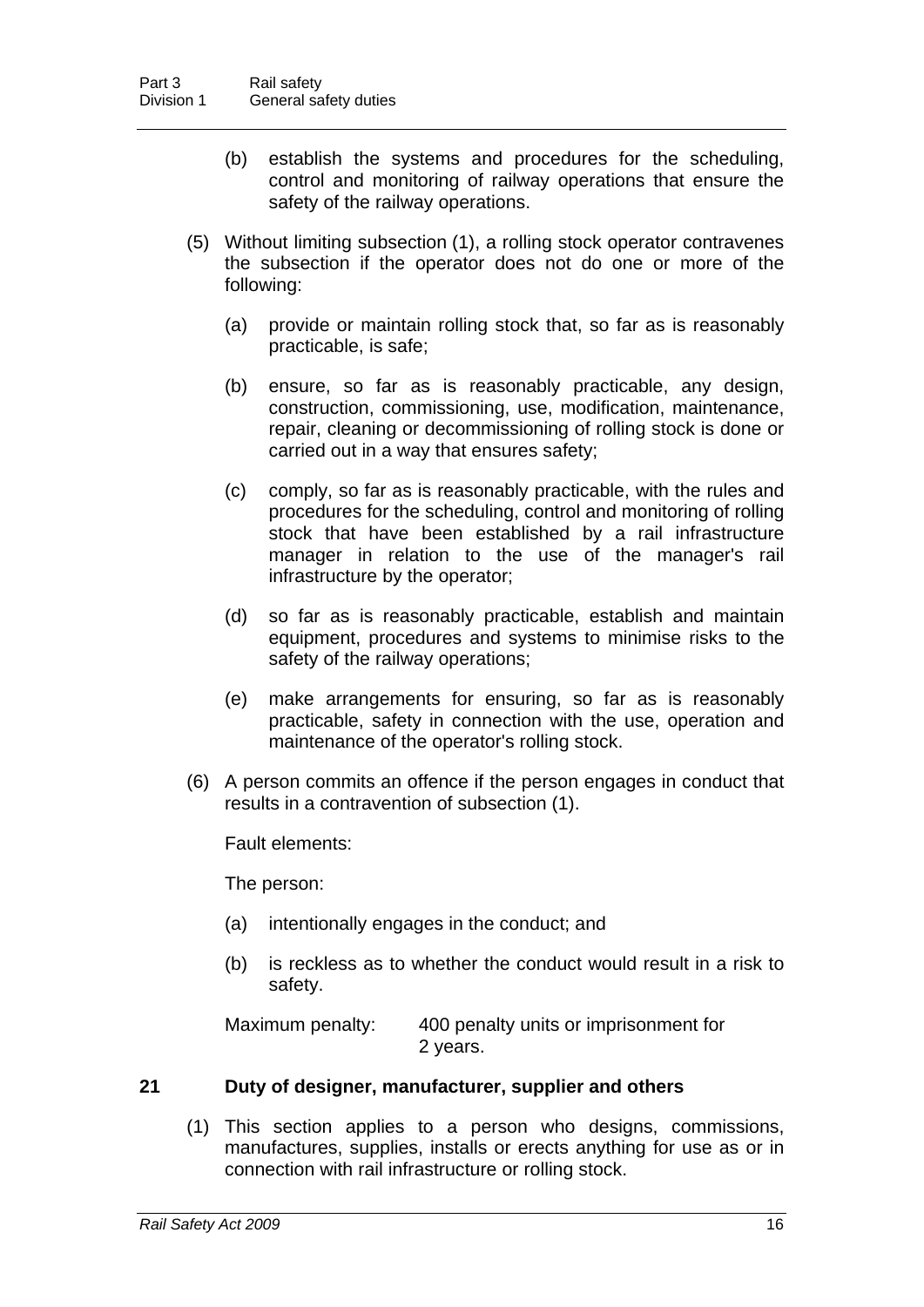(b) establish the systems and procedures for the scheduling, control and monitoring of railway operations that ensure the safety of the railway operations.

(5) Without limiting subsection (1), a rolling stock operator contravenes the subsection if the operator does not do one or more of the following:

(a) provide or maintain rolling stock that, so far as is reasonably practicable, is safe;

(b) ensure, so far as is reasonably practicable, any design, construction, commissioning, use, modification, maintenance, repair, cleaning or decommissioning of rolling stock is done or carried out in a way that ensures safety;

(c) comply, so far as is reasonably practicable, with the rules and procedures for the scheduling, control and monitoring of rolling stock that have been established by a rail infrastructure manager in relation to the use of the manager's rail infrastructure by the operator;

(d) so far as is reasonably practicable, establish and maintain equipment, procedures and systems to minimise risks to the safety of the railway operations;

(e) make arrangements for ensuring, so far as is reasonably practicable, safety in connection with the use, operation and maintenance of the operator's rolling stock.

(6) A person commits an offence if the person engages in conduct that results in a contravention of subsection (1).

Fault elements:

The person:

(a) intentionally engages in the conduct; and

(b) is reckless as to whether the conduct would result in a risk to safety.

Maximum penalty: 400 penalty units or imprisonment for 2 years.

## 21 Duty of designer, manufacturer, supplier and others

(1) This section applies to a person who designs, commissions, manufactures, supplies, installs or erects anything for use as or in connection with rail infrastructure or rolling stock.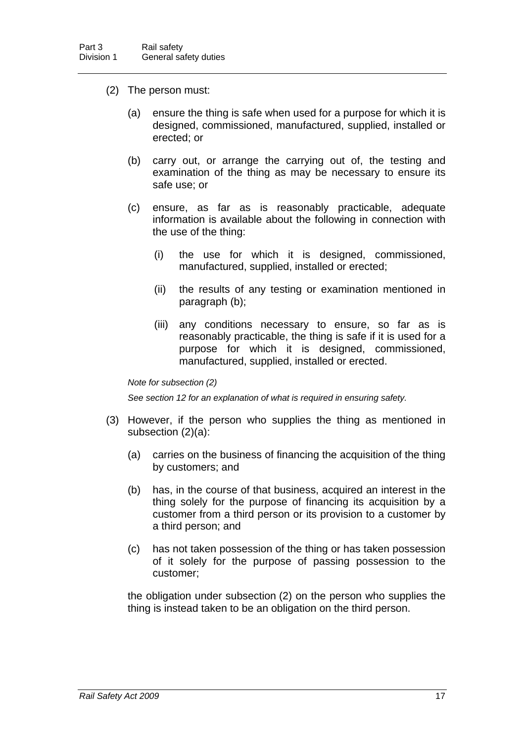(2) The person must:

(a) ensure the thing is safe when used for a purpose for which it is designed, commissioned, manufactured, supplied, installed or erected; or

(b) carry out, or arrange the carrying out of, the testing and examination of the thing as may be necessary to ensure its safe use; or

(c) ensure, as far as is reasonably practicable, adequate information is available about the following in connection with the use of the thing:

(i) the use for which it is designed, commissioned, manufactured, supplied, installed or erected;

(ii) the results of any testing or examination mentioned in paragraph (b);

(iii) any conditions necessary to ensure, so far as is reasonably practicable, the thing is safe if it is used for a purpose for which it is designed, commissioned, manufactured, supplied, installed or erected.

*Note for subsection (2)*

*See section 12 for an explanation of what is required in ensuring safety.*

(3) However, if the person who supplies the thing as mentioned in subsection (2)(a):

(a) carries on the business of financing the acquisition of the thing by customers; and

(b) has, in the course of that business, acquired an interest in the thing solely for the purpose of financing its acquisition by a customer from a third person or its provision to a customer by a third person; and

(c) has not taken possession of the thing or has taken possession of it solely for the purpose of passing possession to the customer;

the obligation under subsection (2) on the person who supplies the thing is instead taken to be an obligation on the third person.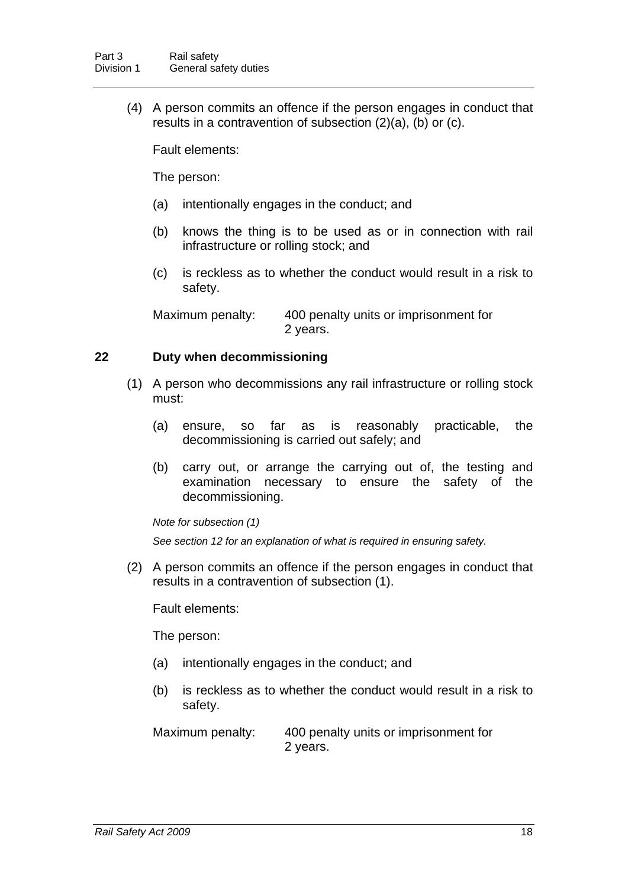(4) A person commits an offence if the person engages in conduct that results in a contravention of subsection (2)(a), (b) or (c).

Fault elements:

The person:

(a) intentionally engages in the conduct; and

(b) knows the thing is to be used as or in connection with rail infrastructure or rolling stock; and

(c) is reckless as to whether the conduct would result in a risk to safety.

Maximum penalty: 400 penalty units or imprisonment for 2 years.

### 22 Duty when decommissioning

(1) A person who decommissions any rail infrastructure or rolling stock must:

(a) ensure, so far as is reasonably practicable, the decommissioning is carried out safely; and

(b) carry out, or arrange the carrying out of, the testing and examination necessary to ensure the safety of the decommissioning.

*Note for subsection (1)*

*See section 12 for an explanation of what is required in ensuring safety.*

(2) A person commits an offence if the person engages in conduct that results in a contravention of subsection (1).

Fault elements:

The person:

(a) intentionally engages in the conduct; and

(b) is reckless as to whether the conduct would result in a risk to safety.

Maximum penalty: 400 penalty units or imprisonment for 2 years.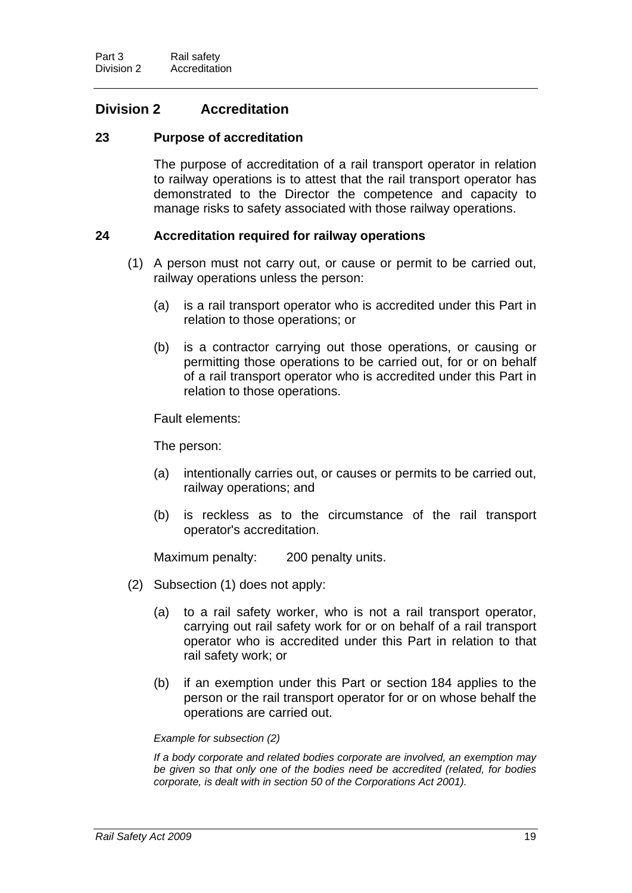## Division 2 Accreditation

### 23 Purpose of accreditation

The purpose of accreditation of a rail transport operator in relation to railway operations is to attest that the rail transport operator has demonstrated to the Director the competence and capacity to manage risks to safety associated with those railway operations.

### 24 Accreditation required for railway operations

(1) A person must not carry out, or cause or permit to be carried out, railway operations unless the person:

(a) is a rail transport operator who is accredited under this Part in relation to those operations; or

(b) is a contractor carrying out those operations, or causing or permitting those operations to be carried out, for or on behalf of a rail transport operator who is accredited under this Part in relation to those operations.

Fault elements:

The person:

(a) intentionally carries out, or causes or permits to be carried out, railway operations; and

(b) is reckless as to the circumstance of the rail transport operator's accreditation.

Maximum penalty: 200 penalty units.

(2) Subsection (1) does not apply:

(a) to a rail safety worker, who is not a rail transport operator, carrying out rail safety work for or on behalf of a rail transport operator who is accredited under this Part in relation to that rail safety work; or

(b) if an exemption under this Part or section 184 applies to the person or the rail transport operator for or on whose behalf the operations are carried out.

*Example for subsection (2)*

*If a body corporate and related bodies corporate are involved, an exemption may be given so that only one of the bodies need be accredited (related, for bodies corporate, is dealt with in section 50 of the Corporations Act 2001).*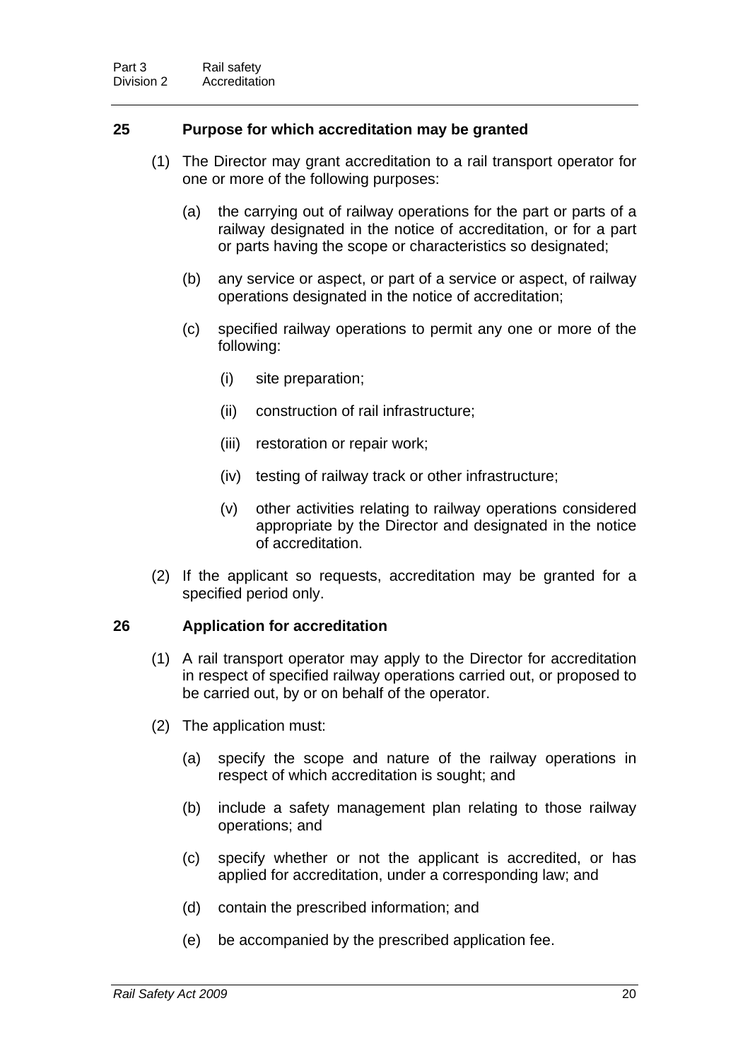## 25 Purpose for which accreditation may be granted

(1) The Director may grant accreditation to a rail transport operator for one or more of the following purposes:

(a) the carrying out of railway operations for the part or parts of a railway designated in the notice of accreditation, or for a part or parts having the scope or characteristics so designated;

(b) any service or aspect, or part of a service or aspect, of railway operations designated in the notice of accreditation;

(c) specified railway operations to permit any one or more of the following:

(i) site preparation;

(ii) construction of rail infrastructure;

(iii) restoration or repair work;

(iv) testing of railway track or other infrastructure;

(v) other activities relating to railway operations considered appropriate by the Director and designated in the notice of accreditation.

(2) If the applicant so requests, accreditation may be granted for a specified period only.

## 26 Application for accreditation

(1) A rail transport operator may apply to the Director for accreditation in respect of specified railway operations carried out, or proposed to be carried out, by or on behalf of the operator.

(2) The application must:

(a) specify the scope and nature of the railway operations in respect of which accreditation is sought; and

(b) include a safety management plan relating to those railway operations; and

(c) specify whether or not the applicant is accredited, or has applied for accreditation, under a corresponding law; and

(d) contain the prescribed information; and

(e) be accompanied by the prescribed application fee.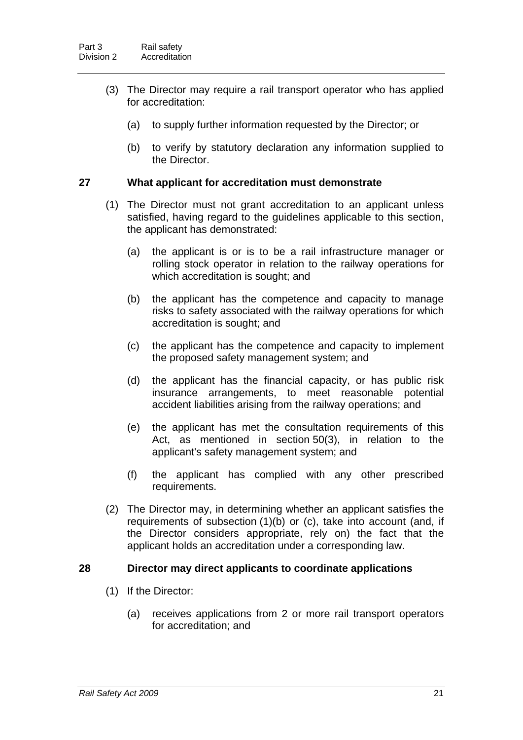(3) The Director may require a rail transport operator who has applied for accreditation:

(a) to supply further information requested by the Director; or

(b) to verify by statutory declaration any information supplied to the Director.

### 27 What applicant for accreditation must demonstrate

(1) The Director must not grant accreditation to an applicant unless satisfied, having regard to the guidelines applicable to this section, the applicant has demonstrated:

(a) the applicant is or is to be a rail infrastructure manager or rolling stock operator in relation to the railway operations for which accreditation is sought; and

(b) the applicant has the competence and capacity to manage risks to safety associated with the railway operations for which accreditation is sought; and

(c) the applicant has the competence and capacity to implement the proposed safety management system; and

(d) the applicant has the financial capacity, or has public risk insurance arrangements, to meet reasonable potential accident liabilities arising from the railway operations; and

(e) the applicant has met the consultation requirements of this Act, as mentioned in section 50(3), in relation to the applicant's safety management system; and

(f) the applicant has complied with any other prescribed requirements.

(2) The Director may, in determining whether an applicant satisfies the requirements of subsection (1)(b) or (c), take into account (and, if the Director considers appropriate, rely on) the fact that the applicant holds an accreditation under a corresponding law.

### 28 Director may direct applicants to coordinate applications

(1) If the Director:

(a) receives applications from 2 or more rail transport operators for accreditation; and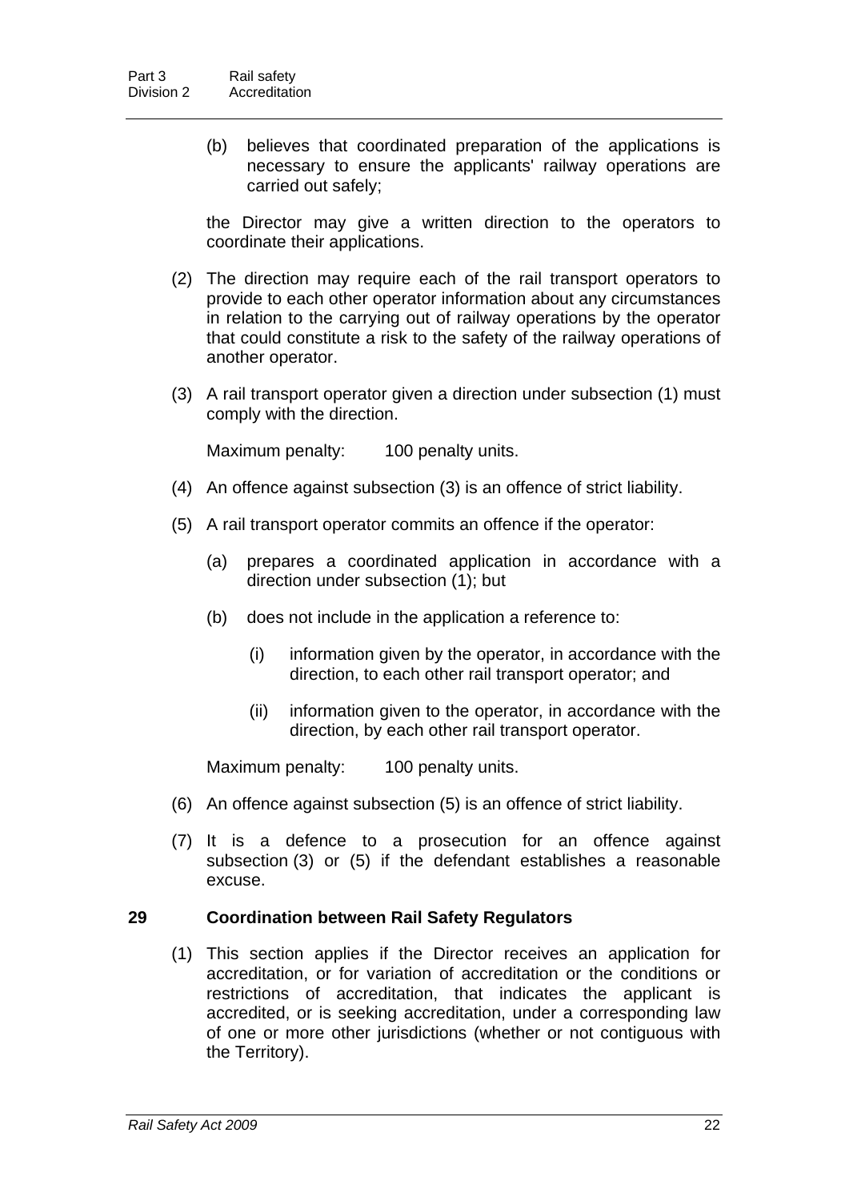(b) believes that coordinated preparation of the applications is necessary to ensure the applicants' railway operations are carried out safely;

the Director may give a written direction to the operators to coordinate their applications.

(2) The direction may require each of the rail transport operators to provide to each other operator information about any circumstances in relation to the carrying out of railway operations by the operator that could constitute a risk to the safety of the railway operations of another operator.

(3) A rail transport operator given a direction under subsection (1) must comply with the direction.

Maximum penalty: 100 penalty units.

(4) An offence against subsection (3) is an offence of strict liability.

(5) A rail transport operator commits an offence if the operator:

(a) prepares a coordinated application in accordance with a direction under subsection (1); but

(b) does not include in the application a reference to:

(i) information given by the operator, in accordance with the direction, to each other rail transport operator; and

(ii) information given to the operator, in accordance with the direction, by each other rail transport operator.

Maximum penalty: 100 penalty units.

(6) An offence against subsection (5) is an offence of strict liability.

(7) It is a defence to a prosecution for an offence against subsection (3) or (5) if the defendant establishes a reasonable excuse.

### 29 Coordination between Rail Safety Regulators

(1) This section applies if the Director receives an application for accreditation, or for variation of accreditation or the conditions or restrictions of accreditation, that indicates the applicant is accredited, or is seeking accreditation, under a corresponding law of one or more other jurisdictions (whether or not contiguous with the Territory).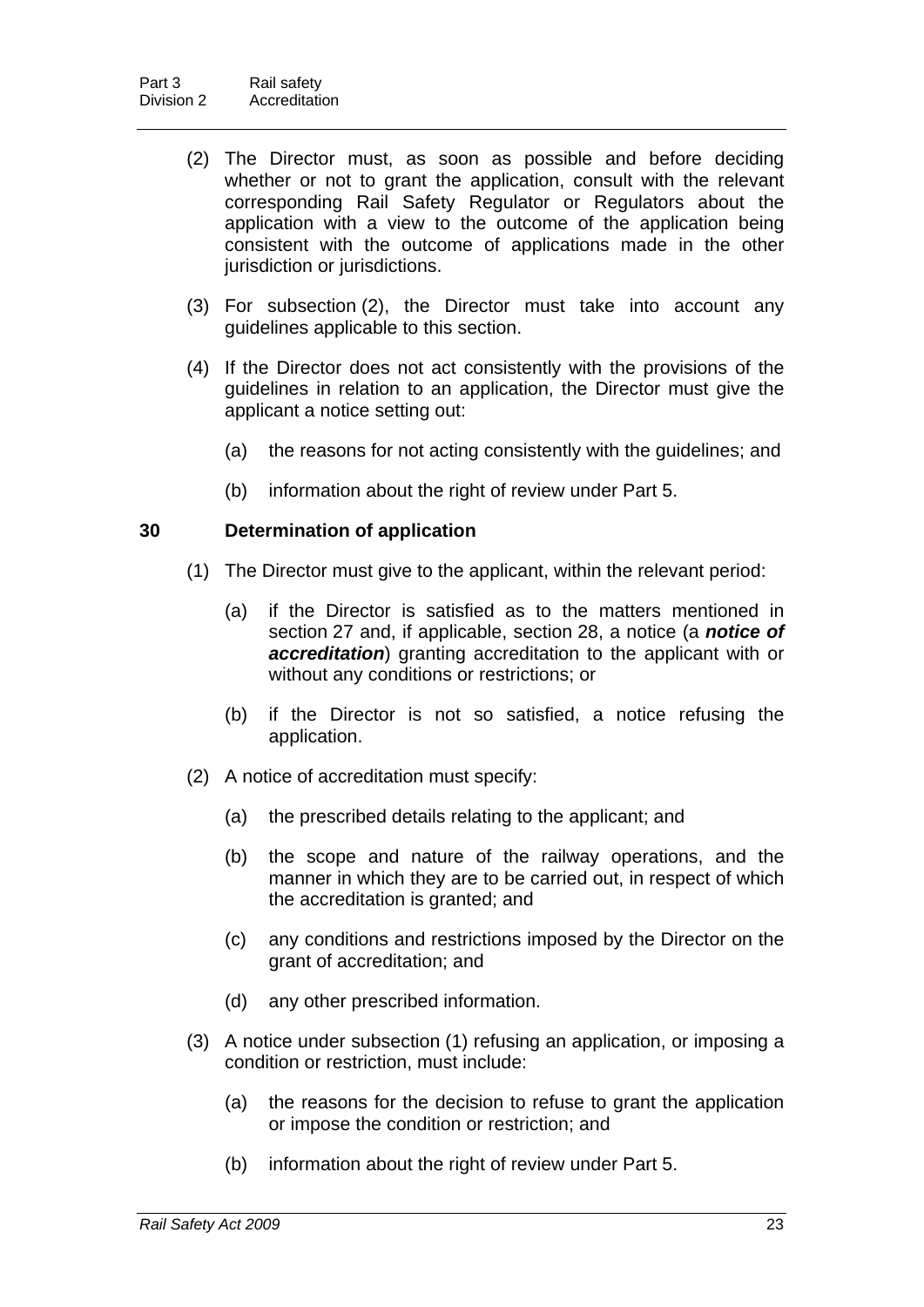(2) The Director must, as soon as possible and before deciding whether or not to grant the application, consult with the relevant corresponding Rail Safety Regulator or Regulators about the application with a view to the outcome of the application being consistent with the outcome of applications made in the other jurisdiction or jurisdictions.

(3) For subsection (2), the Director must take into account any guidelines applicable to this section.

(4) If the Director does not act consistently with the provisions of the guidelines in relation to an application, the Director must give the applicant a notice setting out:

(a) the reasons for not acting consistently with the guidelines; and

(b) information about the right of review under Part 5.

### 30 Determination of application

(1) The Director must give to the applicant, within the relevant period:

(a) if the Director is satisfied as to the matters mentioned in section 27 and, if applicable, section 28, a notice (a ***notice of accreditation***) granting accreditation to the applicant with or without any conditions or restrictions; or

(b) if the Director is not so satisfied, a notice refusing the application.

(2) A notice of accreditation must specify:

(a) the prescribed details relating to the applicant; and

(b) the scope and nature of the railway operations, and the manner in which they are to be carried out, in respect of which the accreditation is granted; and

(c) any conditions and restrictions imposed by the Director on the grant of accreditation; and

(d) any other prescribed information.

(3) A notice under subsection (1) refusing an application, or imposing a condition or restriction, must include:

(a) the reasons for the decision to refuse to grant the application or impose the condition or restriction; and

(b) information about the right of review under Part 5.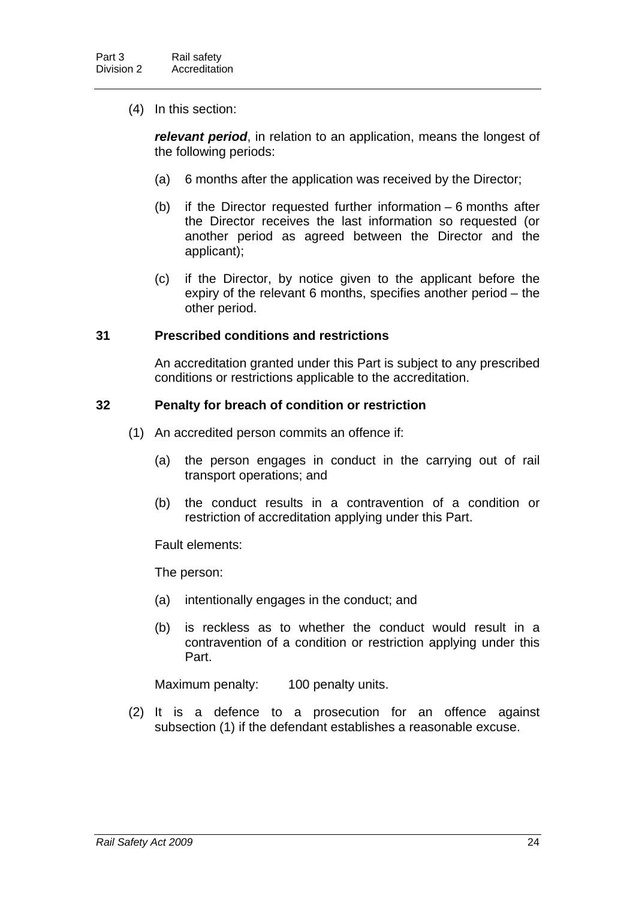(4) In this section:

***relevant period***, in relation to an application, means the longest of the following periods:

(a) 6 months after the application was received by the Director;

(b) if the Director requested further information – 6 months after the Director receives the last information so requested (or another period as agreed between the Director and the applicant);

(c) if the Director, by notice given to the applicant before the expiry of the relevant 6 months, specifies another period – the other period.

## 31 Prescribed conditions and restrictions

An accreditation granted under this Part is subject to any prescribed conditions or restrictions applicable to the accreditation.

## 32 Penalty for breach of condition or restriction

(1) An accredited person commits an offence if:

(a) the person engages in conduct in the carrying out of rail transport operations; and

(b) the conduct results in a contravention of a condition or restriction of accreditation applying under this Part.

Fault elements:

The person:

(a) intentionally engages in the conduct; and

(b) is reckless as to whether the conduct would result in a contravention of a condition or restriction applying under this Part.

Maximum penalty: 100 penalty units.

(2) It is a defence to a prosecution for an offence against subsection (1) if the defendant establishes a reasonable excuse.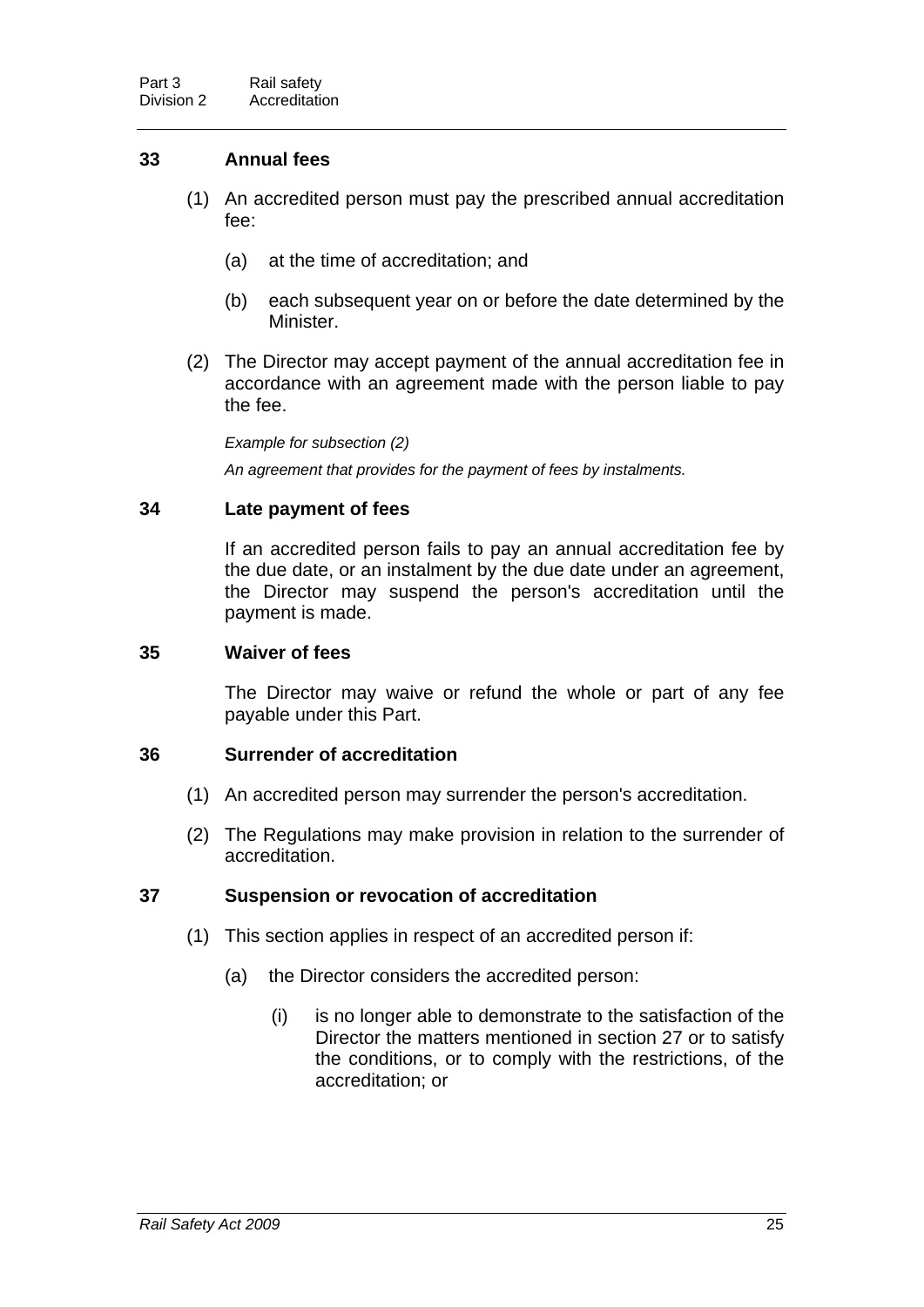### 33 Annual fees

(1) An accredited person must pay the prescribed annual accreditation fee:

(a) at the time of accreditation; and

(b) each subsequent year on or before the date determined by the Minister.

(2) The Director may accept payment of the annual accreditation fee in accordance with an agreement made with the person liable to pay the fee.

*Example for subsection (2)*

*An agreement that provides for the payment of fees by instalments.*

### 34 Late payment of fees

If an accredited person fails to pay an annual accreditation fee by the due date, or an instalment by the due date under an agreement, the Director may suspend the person's accreditation until the payment is made.

### 35 Waiver of fees

The Director may waive or refund the whole or part of any fee payable under this Part.

### 36 Surrender of accreditation

(1) An accredited person may surrender the person's accreditation.

(2) The Regulations may make provision in relation to the surrender of accreditation.

### 37 Suspension or revocation of accreditation

(1) This section applies in respect of an accredited person if:

(a) the Director considers the accredited person:

(i) is no longer able to demonstrate to the satisfaction of the Director the matters mentioned in section 27 or to satisfy the conditions, or to comply with the restrictions, of the accreditation; or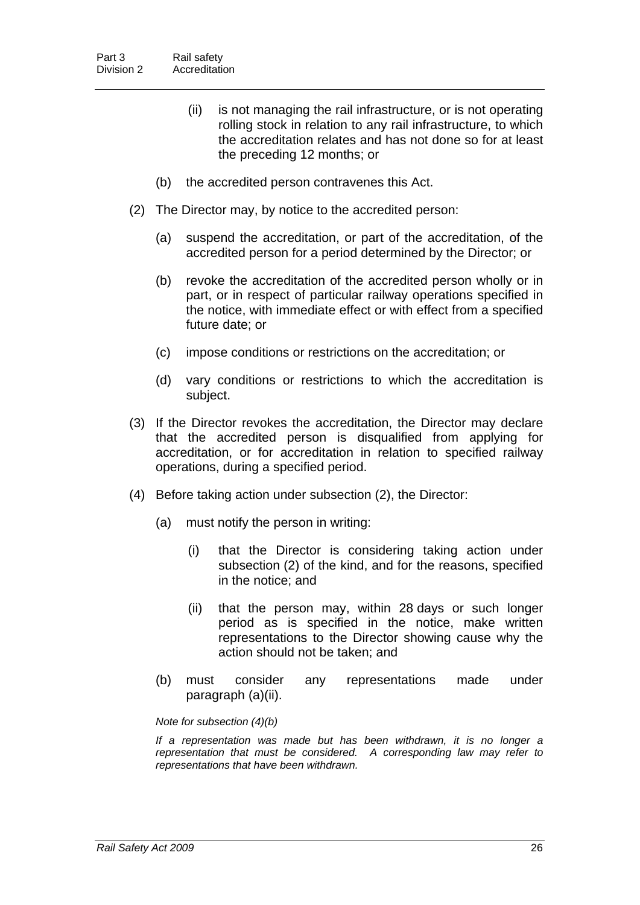(ii) is not managing the rail infrastructure, or is not operating rolling stock in relation to any rail infrastructure, to which the accreditation relates and has not done so for at least the preceding 12 months; or

(b) the accredited person contravenes this Act.

(2) The Director may, by notice to the accredited person:

(a) suspend the accreditation, or part of the accreditation, of the accredited person for a period determined by the Director; or

(b) revoke the accreditation of the accredited person wholly or in part, or in respect of particular railway operations specified in the notice, with immediate effect or with effect from a specified future date; or

(c) impose conditions or restrictions on the accreditation; or

(d) vary conditions or restrictions to which the accreditation is subject.

(3) If the Director revokes the accreditation, the Director may declare that the accredited person is disqualified from applying for accreditation, or for accreditation in relation to specified railway operations, during a specified period.

(4) Before taking action under subsection (2), the Director:

(a) must notify the person in writing:

(i) that the Director is considering taking action under subsection (2) of the kind, and for the reasons, specified in the notice; and

(ii) that the person may, within 28 days or such longer period as is specified in the notice, make written representations to the Director showing cause why the action should not be taken; and

(b) must consider any representations made under paragraph (a)(ii).

*Note for subsection (4)(b)*

*If a representation was made but has been withdrawn, it is no longer a representation that must be considered. A corresponding law may refer to representations that have been withdrawn.*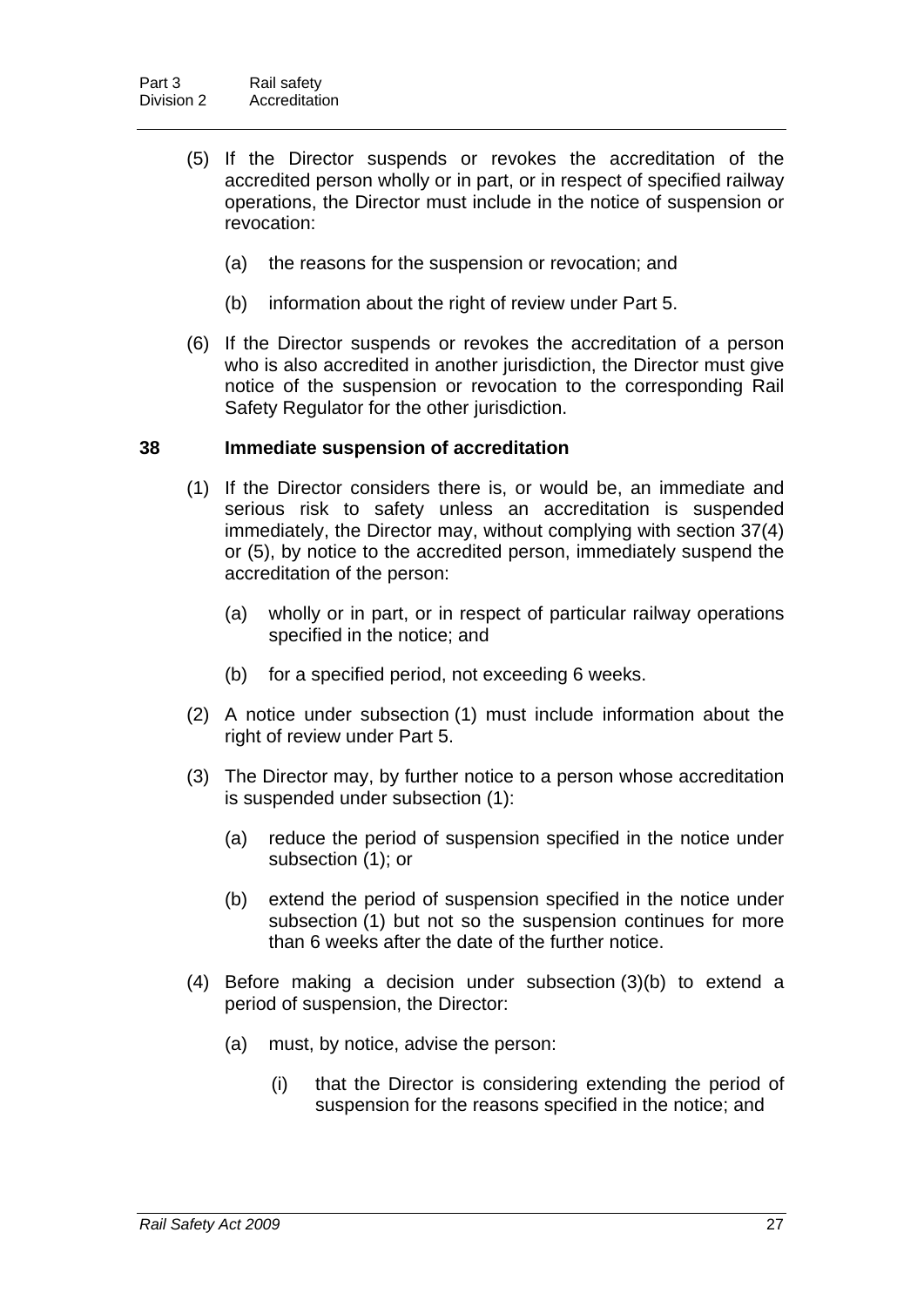(5) If the Director suspends or revokes the accreditation of the accredited person wholly or in part, or in respect of specified railway operations, the Director must include in the notice of suspension or revocation:

(a) the reasons for the suspension or revocation; and

(b) information about the right of review under Part 5.

(6) If the Director suspends or revokes the accreditation of a person who is also accredited in another jurisdiction, the Director must give notice of the suspension or revocation to the corresponding Rail Safety Regulator for the other jurisdiction.

### 38 Immediate suspension of accreditation

(1) If the Director considers there is, or would be, an immediate and serious risk to safety unless an accreditation is suspended immediately, the Director may, without complying with section 37(4) or (5), by notice to the accredited person, immediately suspend the accreditation of the person:

(a) wholly or in part, or in respect of particular railway operations specified in the notice; and

(b) for a specified period, not exceeding 6 weeks.

(2) A notice under subsection (1) must include information about the right of review under Part 5.

(3) The Director may, by further notice to a person whose accreditation is suspended under subsection (1):

(a) reduce the period of suspension specified in the notice under subsection (1); or

(b) extend the period of suspension specified in the notice under subsection (1) but not so the suspension continues for more than 6 weeks after the date of the further notice.

(4) Before making a decision under subsection (3)(b) to extend a period of suspension, the Director:

(a) must, by notice, advise the person:

(i) that the Director is considering extending the period of suspension for the reasons specified in the notice; and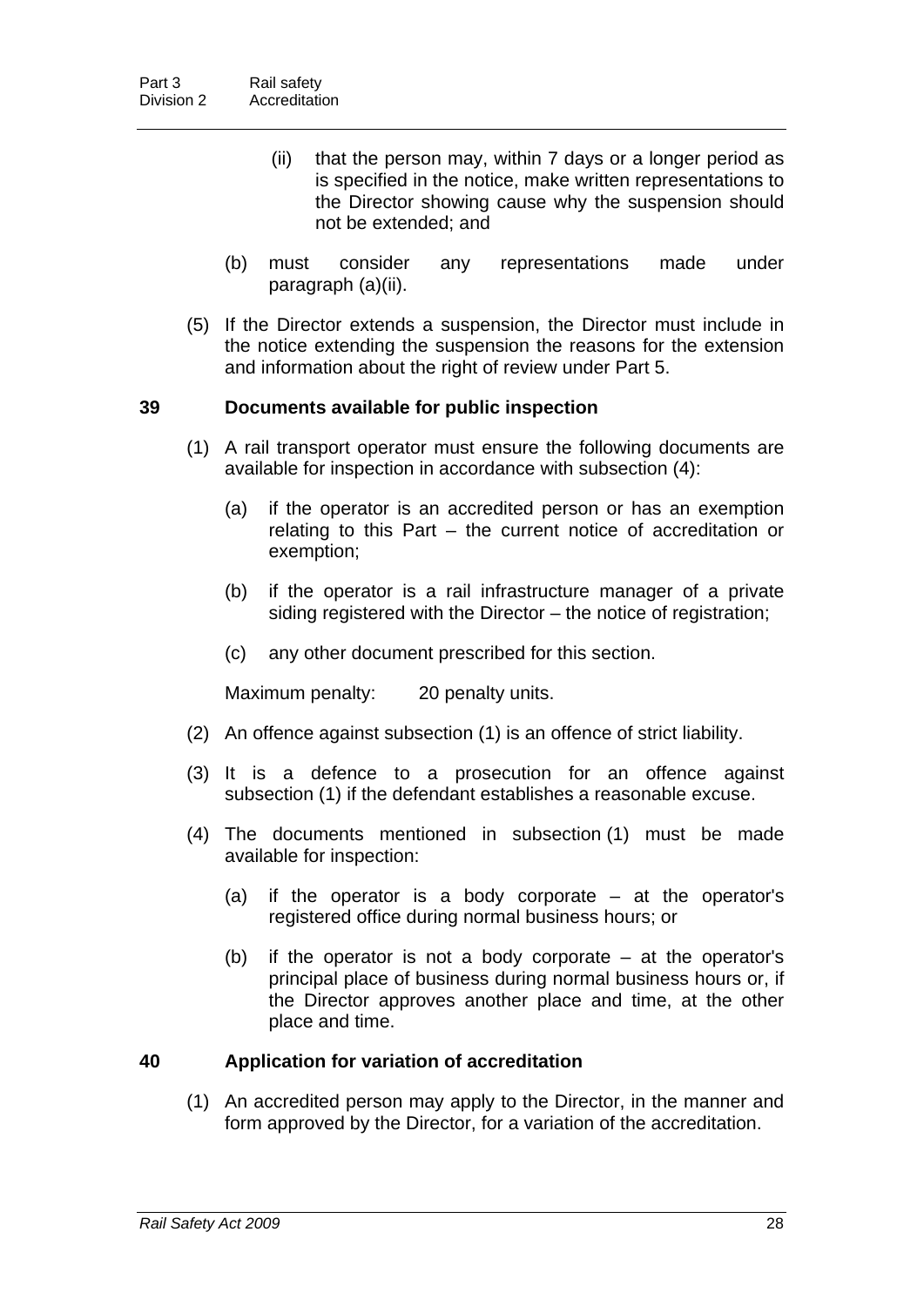(ii) that the person may, within 7 days or a longer period as is specified in the notice, make written representations to the Director showing cause why the suspension should not be extended; and

(b) must consider any representations made under paragraph (a)(ii).

(5) If the Director extends a suspension, the Director must include in the notice extending the suspension the reasons for the extension and information about the right of review under Part 5.

### 39 Documents available for public inspection

(1) A rail transport operator must ensure the following documents are available for inspection in accordance with subsection (4):

(a) if the operator is an accredited person or has an exemption relating to this Part – the current notice of accreditation or exemption;

(b) if the operator is a rail infrastructure manager of a private siding registered with the Director – the notice of registration;

(c) any other document prescribed for this section.

Maximum penalty: 20 penalty units.

(2) An offence against subsection (1) is an offence of strict liability.

(3) It is a defence to a prosecution for an offence against subsection (1) if the defendant establishes a reasonable excuse.

(4) The documents mentioned in subsection (1) must be made available for inspection:

(a) if the operator is a body corporate – at the operator's registered office during normal business hours; or

(b) if the operator is not a body corporate – at the operator's principal place of business during normal business hours or, if the Director approves another place and time, at the other place and time.

### 40 Application for variation of accreditation

(1) An accredited person may apply to the Director, in the manner and form approved by the Director, for a variation of the accreditation.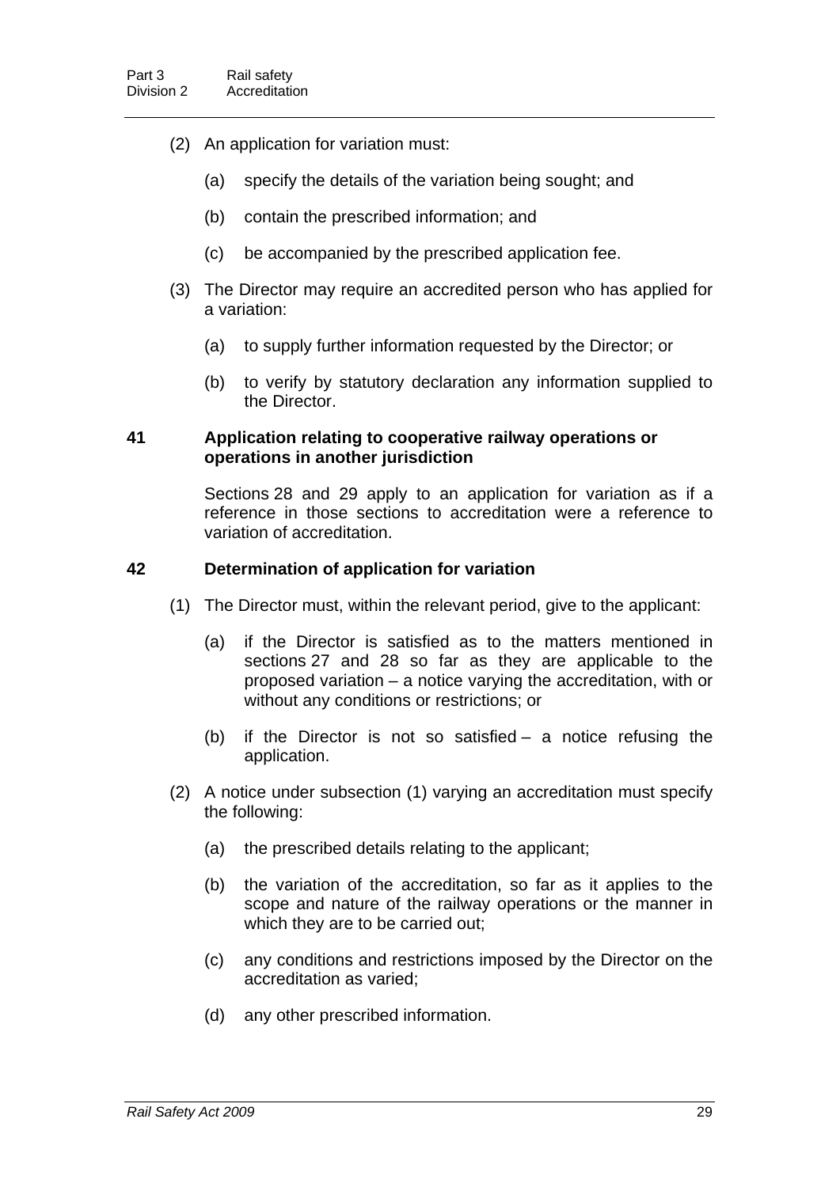(2) An application for variation must:

(a) specify the details of the variation being sought; and

(b) contain the prescribed information; and

(c) be accompanied by the prescribed application fee.

(3) The Director may require an accredited person who has applied for a variation:

(a) to supply further information requested by the Director; or

(b) to verify by statutory declaration any information supplied to the Director.

### 41 Application relating to cooperative railway operations or operations in another jurisdiction

Sections 28 and 29 apply to an application for variation as if a reference in those sections to accreditation were a reference to variation of accreditation.

### 42 Determination of application for variation

(1) The Director must, within the relevant period, give to the applicant:

(a) if the Director is satisfied as to the matters mentioned in sections 27 and 28 so far as they are applicable to the proposed variation – a notice varying the accreditation, with or without any conditions or restrictions; or

(b) if the Director is not so satisfied – a notice refusing the application.

(2) A notice under subsection (1) varying an accreditation must specify the following:

(a) the prescribed details relating to the applicant;

(b) the variation of the accreditation, so far as it applies to the scope and nature of the railway operations or the manner in which they are to be carried out;

(c) any conditions and restrictions imposed by the Director on the accreditation as varied;

(d) any other prescribed information.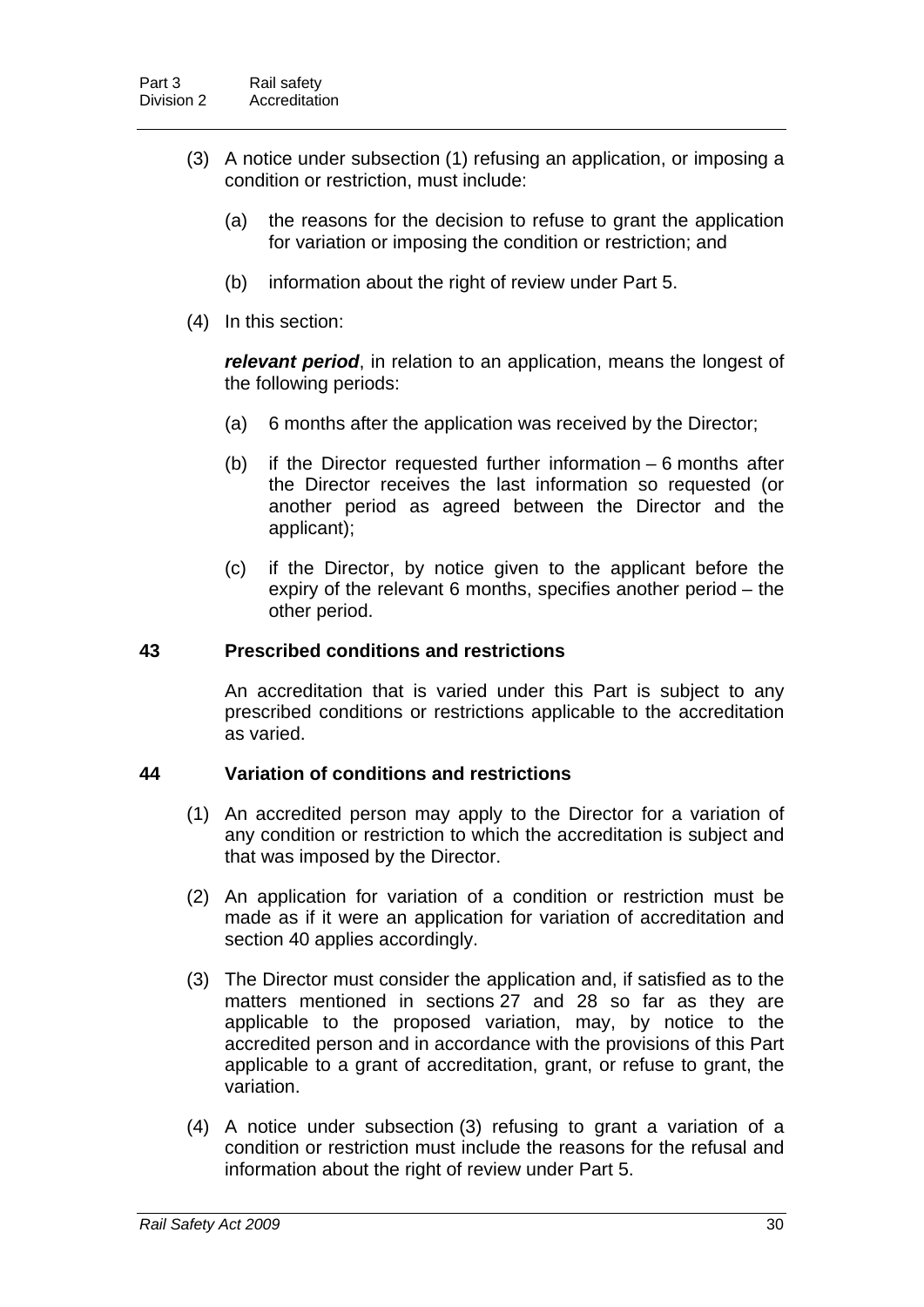(3) A notice under subsection (1) refusing an application, or imposing a condition or restriction, must include:

(a) the reasons for the decision to refuse to grant the application for variation or imposing the condition or restriction; and

(b) information about the right of review under Part 5.

(4) In this section:

***relevant period***, in relation to an application, means the longest of the following periods:

(a) 6 months after the application was received by the Director;

(b) if the Director requested further information – 6 months after the Director receives the last information so requested (or another period as agreed between the Director and the applicant);

(c) if the Director, by notice given to the applicant before the expiry of the relevant 6 months, specifies another period – the other period.

### 43 Prescribed conditions and restrictions

An accreditation that is varied under this Part is subject to any prescribed conditions or restrictions applicable to the accreditation as varied.

### 44 Variation of conditions and restrictions

(1) An accredited person may apply to the Director for a variation of any condition or restriction to which the accreditation is subject and that was imposed by the Director.

(2) An application for variation of a condition or restriction must be made as if it were an application for variation of accreditation and section 40 applies accordingly.

(3) The Director must consider the application and, if satisfied as to the matters mentioned in sections 27 and 28 so far as they are applicable to the proposed variation, may, by notice to the accredited person and in accordance with the provisions of this Part applicable to a grant of accreditation, grant, or refuse to grant, the variation.

(4) A notice under subsection (3) refusing to grant a variation of a condition or restriction must include the reasons for the refusal and information about the right of review under Part 5.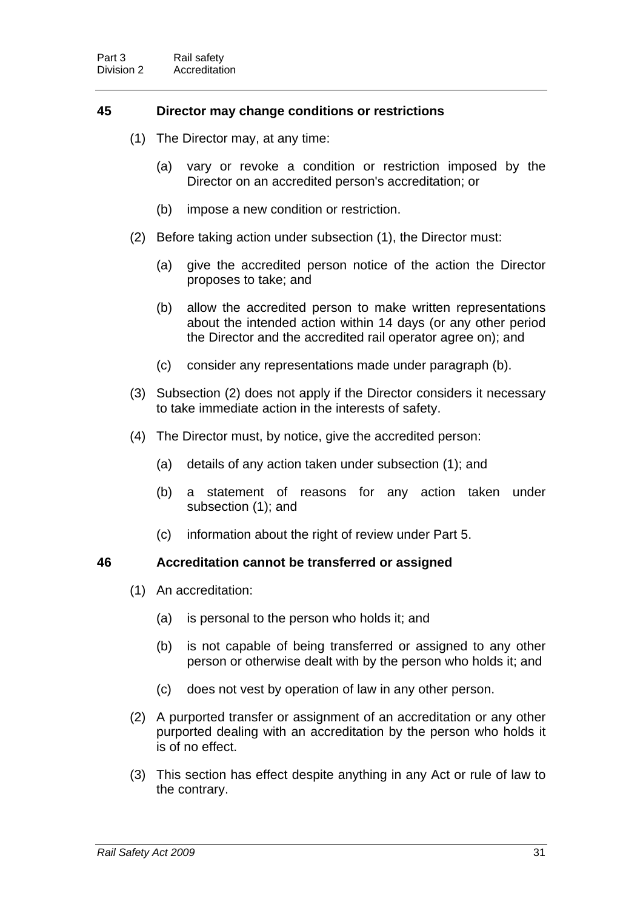## 45 Director may change conditions or restrictions

(1) The Director may, at any time:

(a) vary or revoke a condition or restriction imposed by the Director on an accredited person's accreditation; or

(b) impose a new condition or restriction.

(2) Before taking action under subsection (1), the Director must:

(a) give the accredited person notice of the action the Director proposes to take; and

(b) allow the accredited person to make written representations about the intended action within 14 days (or any other period the Director and the accredited rail operator agree on); and

(c) consider any representations made under paragraph (b).

(3) Subsection (2) does not apply if the Director considers it necessary to take immediate action in the interests of safety.

(4) The Director must, by notice, give the accredited person:

(a) details of any action taken under subsection (1); and

(b) a statement of reasons for any action taken under subsection (1); and

(c) information about the right of review under Part 5.

## 46 Accreditation cannot be transferred or assigned

(1) An accreditation:

(a) is personal to the person who holds it; and

(b) is not capable of being transferred or assigned to any other person or otherwise dealt with by the person who holds it; and

(c) does not vest by operation of law in any other person.

(2) A purported transfer or assignment of an accreditation or any other purported dealing with an accreditation by the person who holds it is of no effect.

(3) This section has effect despite anything in any Act or rule of law to the contrary.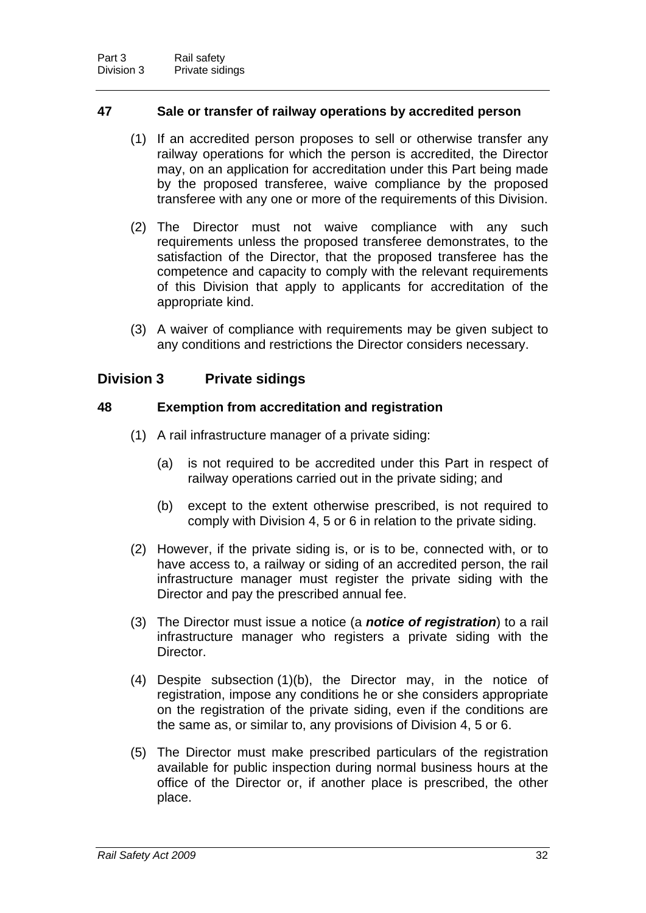### 47 Sale or transfer of railway operations by accredited person

(1) If an accredited person proposes to sell or otherwise transfer any railway operations for which the person is accredited, the Director may, on an application for accreditation under this Part being made by the proposed transferee, waive compliance by the proposed transferee with any one or more of the requirements of this Division.

(2) The Director must not waive compliance with any such requirements unless the proposed transferee demonstrates, to the satisfaction of the Director, that the proposed transferee has the competence and capacity to comply with the relevant requirements of this Division that apply to applicants for accreditation of the appropriate kind.

(3) A waiver of compliance with requirements may be given subject to any conditions and restrictions the Director considers necessary.

## Division 3 Private sidings

### 48 Exemption from accreditation and registration

(1) A rail infrastructure manager of a private siding:

(a) is not required to be accredited under this Part in respect of railway operations carried out in the private siding; and

(b) except to the extent otherwise prescribed, is not required to comply with Division 4, 5 or 6 in relation to the private siding.

(2) However, if the private siding is, or is to be, connected with, or to have access to, a railway or siding of an accredited person, the rail infrastructure manager must register the private siding with the Director and pay the prescribed annual fee.

(3) The Director must issue a notice (a ***notice of registration***) to a rail infrastructure manager who registers a private siding with the Director.

(4) Despite subsection (1)(b), the Director may, in the notice of registration, impose any conditions he or she considers appropriate on the registration of the private siding, even if the conditions are the same as, or similar to, any provisions of Division 4, 5 or 6.

(5) The Director must make prescribed particulars of the registration available for public inspection during normal business hours at the office of the Director or, if another place is prescribed, the other place.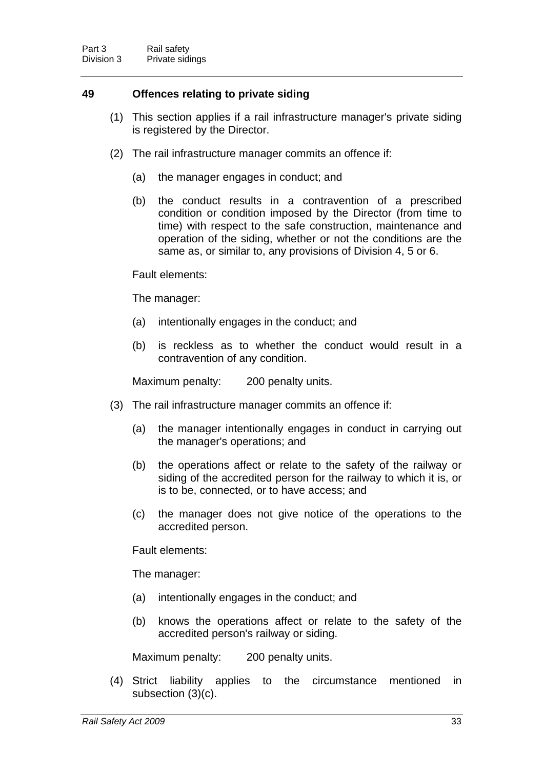## 49 Offences relating to private siding

(1) This section applies if a rail infrastructure manager's private siding is registered by the Director.

(2) The rail infrastructure manager commits an offence if:

(a) the manager engages in conduct; and

(b) the conduct results in a contravention of a prescribed condition or condition imposed by the Director (from time to time) with respect to the safe construction, maintenance and operation of the siding, whether or not the conditions are the same as, or similar to, any provisions of Division 4, 5 or 6.

Fault elements:

The manager:

(a) intentionally engages in the conduct; and

(b) is reckless as to whether the conduct would result in a contravention of any condition.

Maximum penalty: 200 penalty units.

(3) The rail infrastructure manager commits an offence if:

(a) the manager intentionally engages in conduct in carrying out the manager's operations; and

(b) the operations affect or relate to the safety of the railway or siding of the accredited person for the railway to which it is, or is to be, connected, or to have access; and

(c) the manager does not give notice of the operations to the accredited person.

Fault elements:

The manager:

(a) intentionally engages in the conduct; and

(b) knows the operations affect or relate to the safety of the accredited person's railway or siding.

Maximum penalty: 200 penalty units.

(4) Strict liability applies to the circumstance mentioned in subsection (3)(c).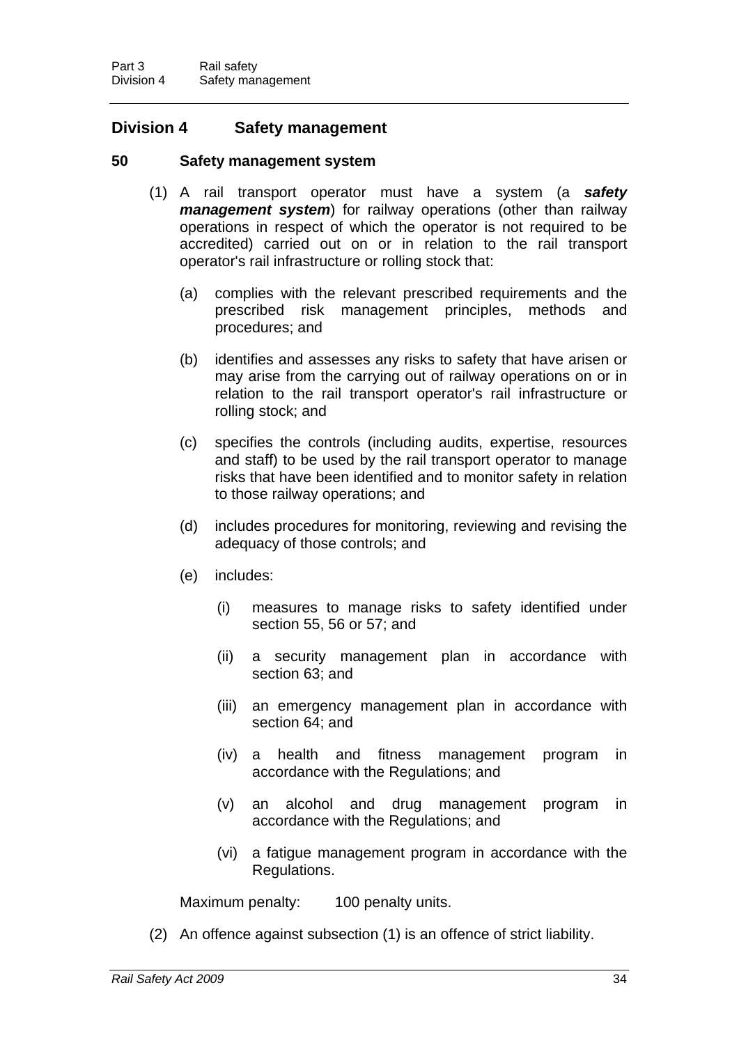## Division 4 Safety management

### 50 Safety management system

(1) A rail transport operator must have a system (a ***safety management system***) for railway operations (other than railway operations in respect of which the operator is not required to be accredited) carried out on or in relation to the rail transport operator's rail infrastructure or rolling stock that:

(a) complies with the relevant prescribed requirements and the prescribed risk management principles, methods and procedures; and

(b) identifies and assesses any risks to safety that have arisen or may arise from the carrying out of railway operations on or in relation to the rail transport operator's rail infrastructure or rolling stock; and

(c) specifies the controls (including audits, expertise, resources and staff) to be used by the rail transport operator to manage risks that have been identified and to monitor safety in relation to those railway operations; and

(d) includes procedures for monitoring, reviewing and revising the adequacy of those controls; and

(e) includes:

(i) measures to manage risks to safety identified under section 55, 56 or 57; and

(ii) a security management plan in accordance with section 63; and

(iii) an emergency management plan in accordance with section 64; and

(iv) a health and fitness management program in accordance with the Regulations; and

(v) an alcohol and drug management program in accordance with the Regulations; and

(vi) a fatigue management program in accordance with the Regulations.

Maximum penalty: 100 penalty units.

(2) An offence against subsection (1) is an offence of strict liability.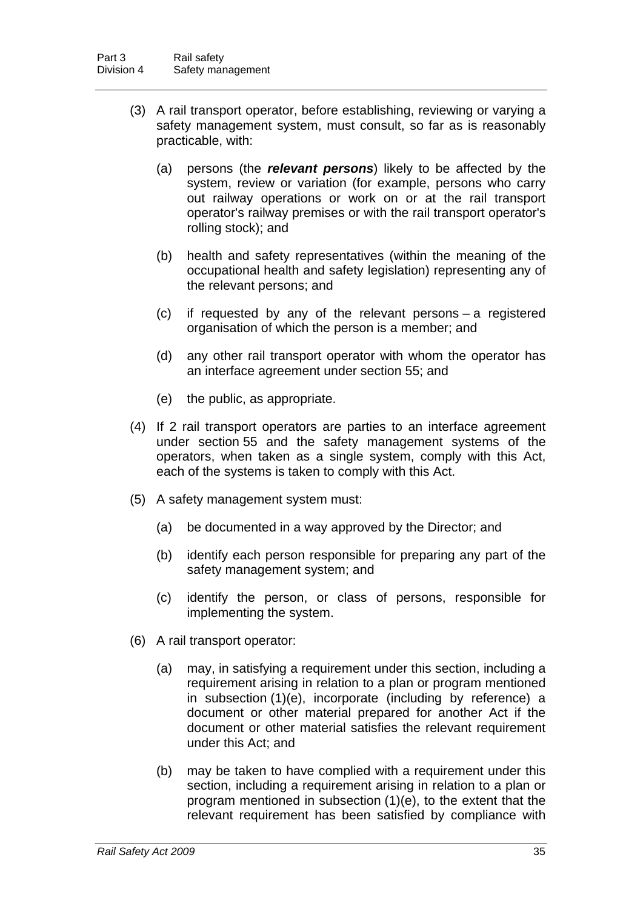(3) A rail transport operator, before establishing, reviewing or varying a safety management system, must consult, so far as is reasonably practicable, with:

   (a) persons (the ***relevant persons***) likely to be affected by the system, review or variation (for example, persons who carry out railway operations or work on or at the rail transport operator's railway premises or with the rail transport operator's rolling stock); and

   (b) health and safety representatives (within the meaning of the occupational health and safety legislation) representing any of the relevant persons; and

   (c) if requested by any of the relevant persons – a registered organisation of which the person is a member; and

   (d) any other rail transport operator with whom the operator has an interface agreement under section 55; and

   (e) the public, as appropriate.

(4) If 2 rail transport operators are parties to an interface agreement under section 55 and the safety management systems of the operators, when taken as a single system, comply with this Act, each of the systems is taken to comply with this Act.

(5) A safety management system must:

   (a) be documented in a way approved by the Director; and

   (b) identify each person responsible for preparing any part of the safety management system; and

   (c) identify the person, or class of persons, responsible for implementing the system.

(6) A rail transport operator:

   (a) may, in satisfying a requirement under this section, including a requirement arising in relation to a plan or program mentioned in subsection (1)(e), incorporate (including by reference) a document or other material prepared for another Act if the document or other material satisfies the relevant requirement under this Act; and

   (b) may be taken to have complied with a requirement under this section, including a requirement arising in relation to a plan or program mentioned in subsection (1)(e), to the extent that the relevant requirement has been satisfied by compliance with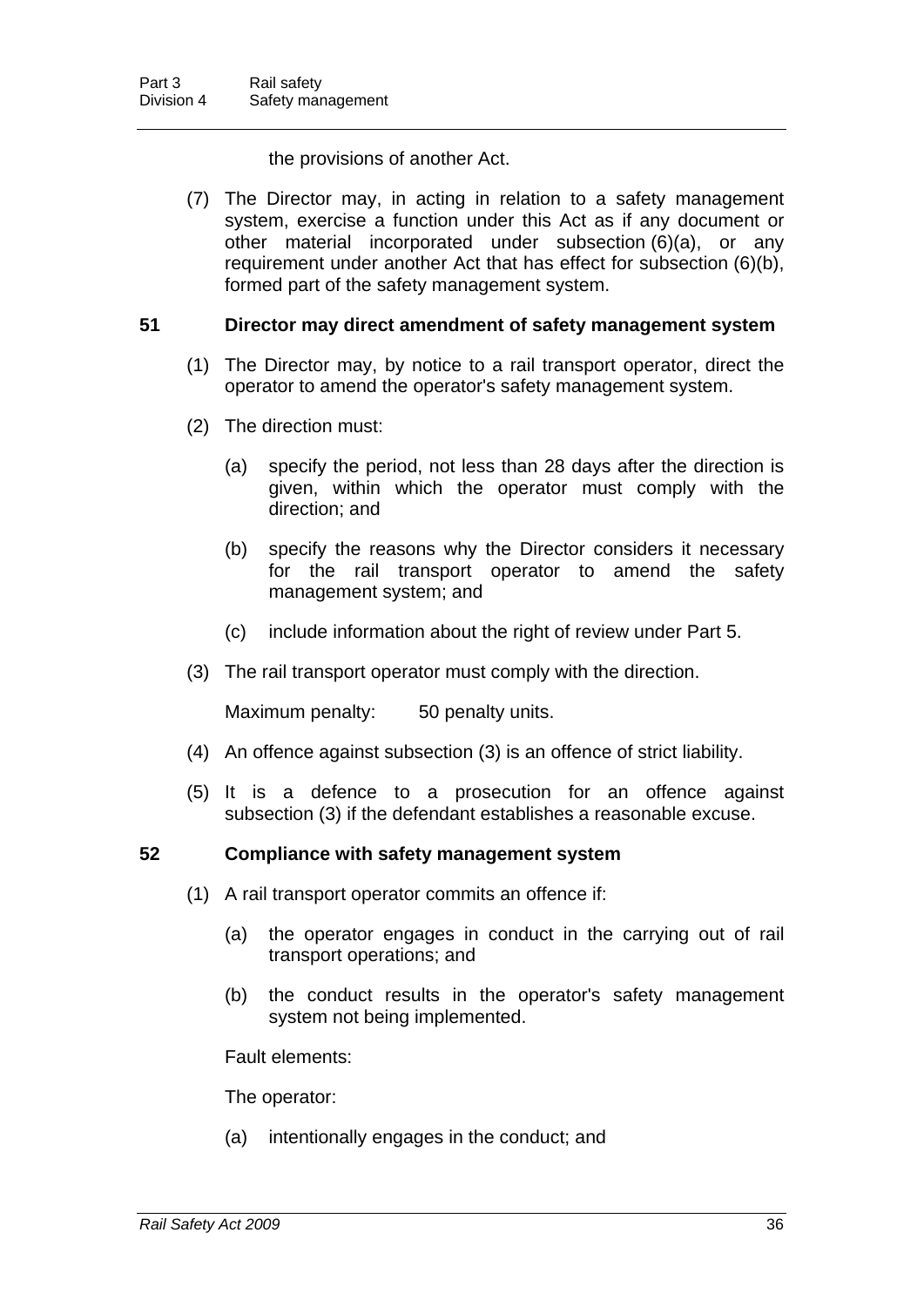the provisions of another Act.

(7) The Director may, in acting in relation to a safety management system, exercise a function under this Act as if any document or other material incorporated under subsection (6)(a), or any requirement under another Act that has effect for subsection (6)(b), formed part of the safety management system.

### 51 Director may direct amendment of safety management system

(1) The Director may, by notice to a rail transport operator, direct the operator to amend the operator's safety management system.

(2) The direction must:

(a) specify the period, not less than 28 days after the direction is given, within which the operator must comply with the direction; and

(b) specify the reasons why the Director considers it necessary for the rail transport operator to amend the safety management system; and

(c) include information about the right of review under Part 5.

(3) The rail transport operator must comply with the direction.

Maximum penalty: 50 penalty units.

(4) An offence against subsection (3) is an offence of strict liability.

(5) It is a defence to a prosecution for an offence against subsection (3) if the defendant establishes a reasonable excuse.

### 52 Compliance with safety management system

(1) A rail transport operator commits an offence if:

(a) the operator engages in conduct in the carrying out of rail transport operations; and

(b) the conduct results in the operator's safety management system not being implemented.

Fault elements:

The operator:

(a) intentionally engages in the conduct; and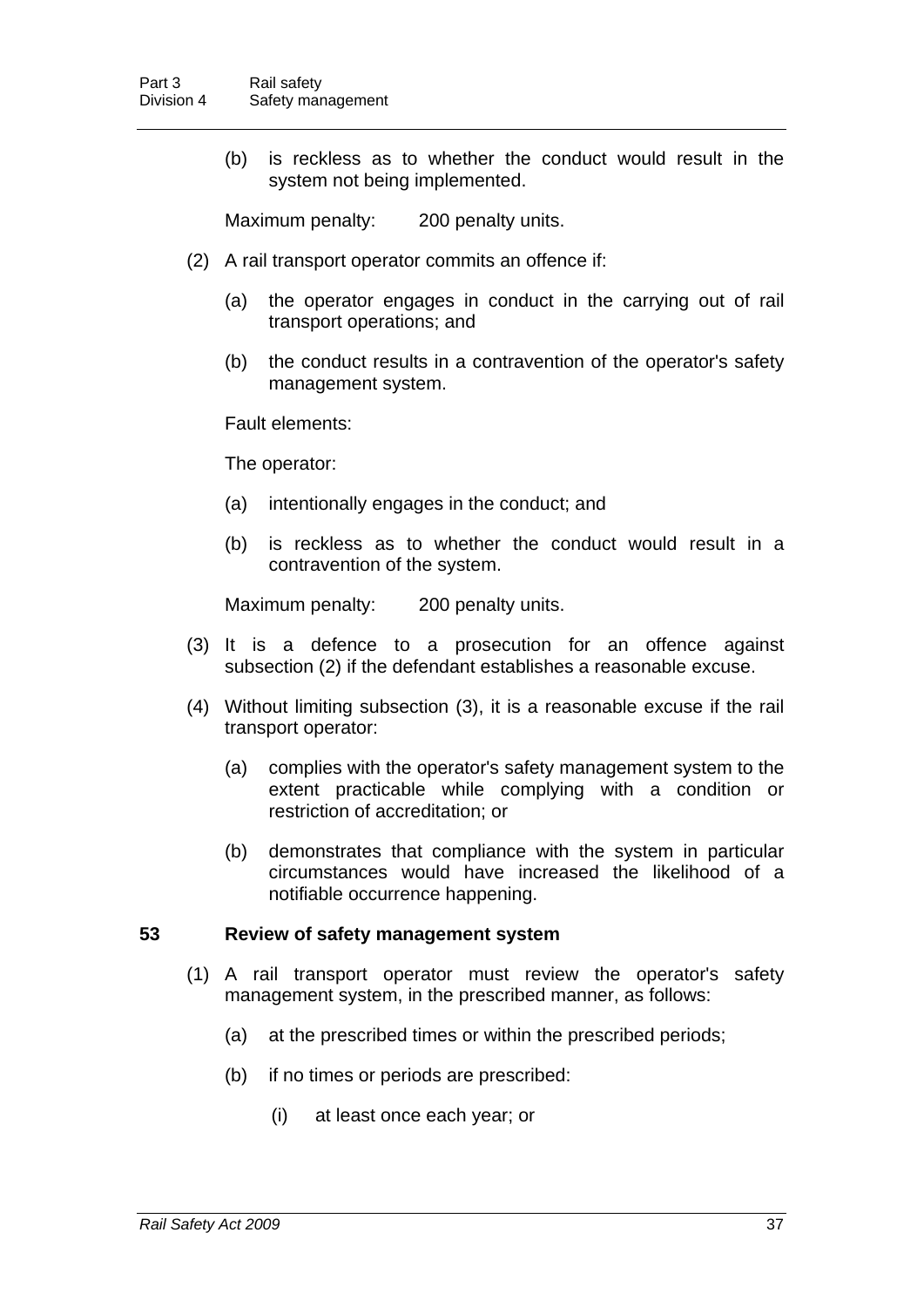(b) is reckless as to whether the conduct would result in the system not being implemented.

Maximum penalty: 200 penalty units.

(2) A rail transport operator commits an offence if:

(a) the operator engages in conduct in the carrying out of rail transport operations; and

(b) the conduct results in a contravention of the operator's safety management system.

Fault elements:

The operator:

(a) intentionally engages in the conduct; and

(b) is reckless as to whether the conduct would result in a contravention of the system.

Maximum penalty: 200 penalty units.

(3) It is a defence to a prosecution for an offence against subsection (2) if the defendant establishes a reasonable excuse.

(4) Without limiting subsection (3), it is a reasonable excuse if the rail transport operator:

(a) complies with the operator's safety management system to the extent practicable while complying with a condition or restriction of accreditation; or

(b) demonstrates that compliance with the system in particular circumstances would have increased the likelihood of a notifiable occurrence happening.

**53 Review of safety management system**

(1) A rail transport operator must review the operator's safety management system, in the prescribed manner, as follows:

(a) at the prescribed times or within the prescribed periods;

(b) if no times or periods are prescribed:

(i) at least once each year; or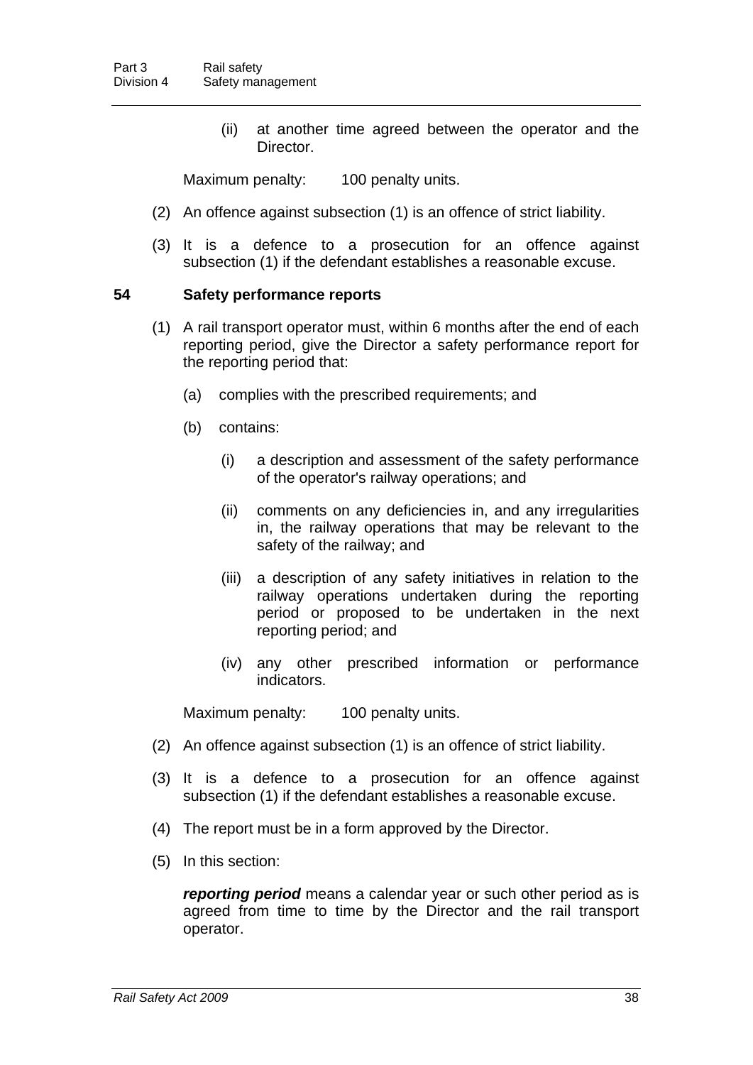(ii) at another time agreed between the operator and the Director.

Maximum penalty: 100 penalty units.

(2) An offence against subsection (1) is an offence of strict liability.

(3) It is a defence to a prosecution for an offence against subsection (1) if the defendant establishes a reasonable excuse.

### 54 Safety performance reports

(1) A rail transport operator must, within 6 months after the end of each reporting period, give the Director a safety performance report for the reporting period that:

(a) complies with the prescribed requirements; and

(b) contains:

(i) a description and assessment of the safety performance of the operator's railway operations; and

(ii) comments on any deficiencies in, and any irregularities in, the railway operations that may be relevant to the safety of the railway; and

(iii) a description of any safety initiatives in relation to the railway operations undertaken during the reporting period or proposed to be undertaken in the next reporting period; and

(iv) any other prescribed information or performance indicators.

Maximum penalty: 100 penalty units.

(2) An offence against subsection (1) is an offence of strict liability.

(3) It is a defence to a prosecution for an offence against subsection (1) if the defendant establishes a reasonable excuse.

(4) The report must be in a form approved by the Director.

(5) In this section:

***reporting period*** means a calendar year or such other period as is agreed from time to time by the Director and the rail transport operator.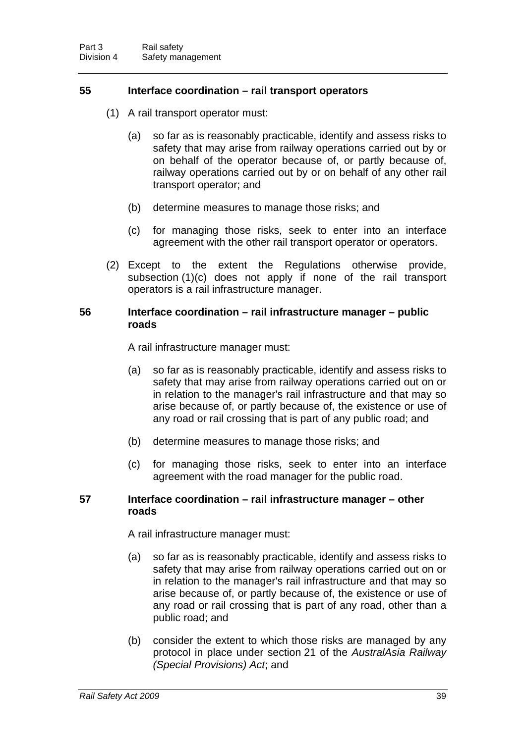### 55 Interface coordination – rail transport operators

(1) A rail transport operator must:

(a) so far as is reasonably practicable, identify and assess risks to safety that may arise from railway operations carried out by or on behalf of the operator because of, or partly because of, railway operations carried out by or on behalf of any other rail transport operator; and

(b) determine measures to manage those risks; and

(c) for managing those risks, seek to enter into an interface agreement with the other rail transport operator or operators.

(2) Except to the extent the Regulations otherwise provide, subsection (1)(c) does not apply if none of the rail transport operators is a rail infrastructure manager.

### 56 Interface coordination – rail infrastructure manager – public roads

A rail infrastructure manager must:

(a) so far as is reasonably practicable, identify and assess risks to safety that may arise from railway operations carried out on or in relation to the manager's rail infrastructure and that may so arise because of, or partly because of, the existence or use of any road or rail crossing that is part of any public road; and

(b) determine measures to manage those risks; and

(c) for managing those risks, seek to enter into an interface agreement with the road manager for the public road.

### 57 Interface coordination – rail infrastructure manager – other roads

A rail infrastructure manager must:

(a) so far as is reasonably practicable, identify and assess risks to safety that may arise from railway operations carried out on or in relation to the manager's rail infrastructure and that may so arise because of, or partly because of, the existence or use of any road or rail crossing that is part of any road, other than a public road; and

(b) consider the extent to which those risks are managed by any protocol in place under section 21 of the *AustralAsia Railway (Special Provisions) Act*; and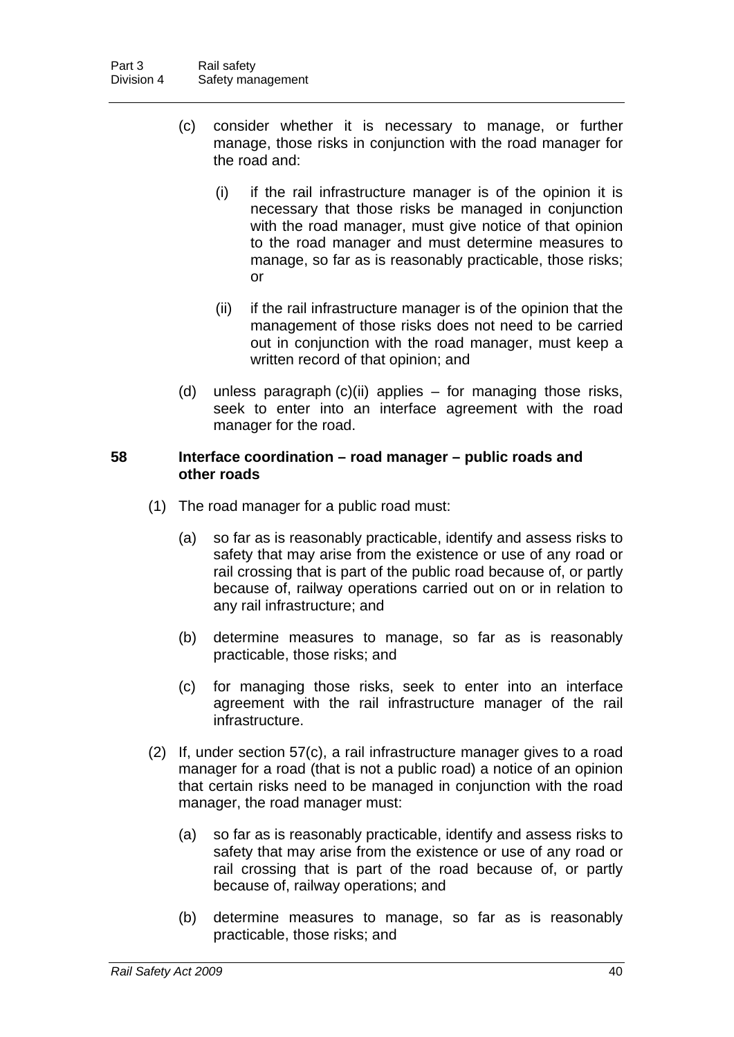(c) consider whether it is necessary to manage, or further manage, those risks in conjunction with the road manager for the road and:

   (i) if the rail infrastructure manager is of the opinion it is necessary that those risks be managed in conjunction with the road manager, must give notice of that opinion to the road manager and must determine measures to manage, so far as is reasonably practicable, those risks; or

   (ii) if the rail infrastructure manager is of the opinion that the management of those risks does not need to be carried out in conjunction with the road manager, must keep a written record of that opinion; and

(d) unless paragraph (c)(ii) applies – for managing those risks, seek to enter into an interface agreement with the road manager for the road.

## 58 Interface coordination – road manager – public roads and other roads

(1) The road manager for a public road must:

   (a) so far as is reasonably practicable, identify and assess risks to safety that may arise from the existence or use of any road or rail crossing that is part of the public road because of, or partly because of, railway operations carried out on or in relation to any rail infrastructure; and

   (b) determine measures to manage, so far as is reasonably practicable, those risks; and

   (c) for managing those risks, seek to enter into an interface agreement with the rail infrastructure manager of the rail infrastructure.

(2) If, under section 57(c), a rail infrastructure manager gives to a road manager for a road (that is not a public road) a notice of an opinion that certain risks need to be managed in conjunction with the road manager, the road manager must:

   (a) so far as is reasonably practicable, identify and assess risks to safety that may arise from the existence or use of any road or rail crossing that is part of the road because of, or partly because of, railway operations; and

   (b) determine measures to manage, so far as is reasonably practicable, those risks; and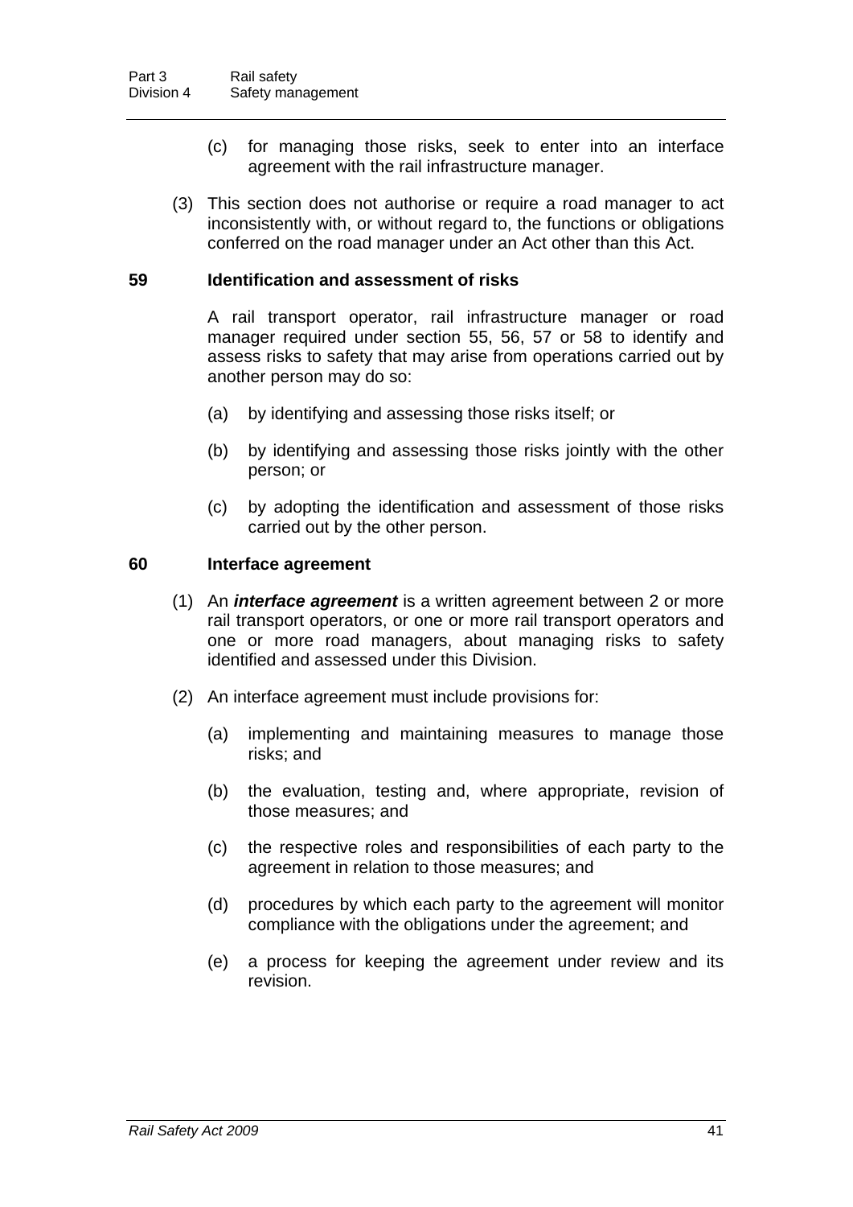(c) for managing those risks, seek to enter into an interface agreement with the rail infrastructure manager.

(3) This section does not authorise or require a road manager to act inconsistently with, or without regard to, the functions or obligations conferred on the road manager under an Act other than this Act.

### 59 Identification and assessment of risks

A rail transport operator, rail infrastructure manager or road manager required under section 55, 56, 57 or 58 to identify and assess risks to safety that may arise from operations carried out by another person may do so:

(a) by identifying and assessing those risks itself; or

(b) by identifying and assessing those risks jointly with the other person; or

(c) by adopting the identification and assessment of those risks carried out by the other person.

### 60 Interface agreement

(1) An ***interface agreement*** is a written agreement between 2 or more rail transport operators, or one or more rail transport operators and one or more road managers, about managing risks to safety identified and assessed under this Division.

(2) An interface agreement must include provisions for:

(a) implementing and maintaining measures to manage those risks; and

(b) the evaluation, testing and, where appropriate, revision of those measures; and

(c) the respective roles and responsibilities of each party to the agreement in relation to those measures; and

(d) procedures by which each party to the agreement will monitor compliance with the obligations under the agreement; and

(e) a process for keeping the agreement under review and its revision.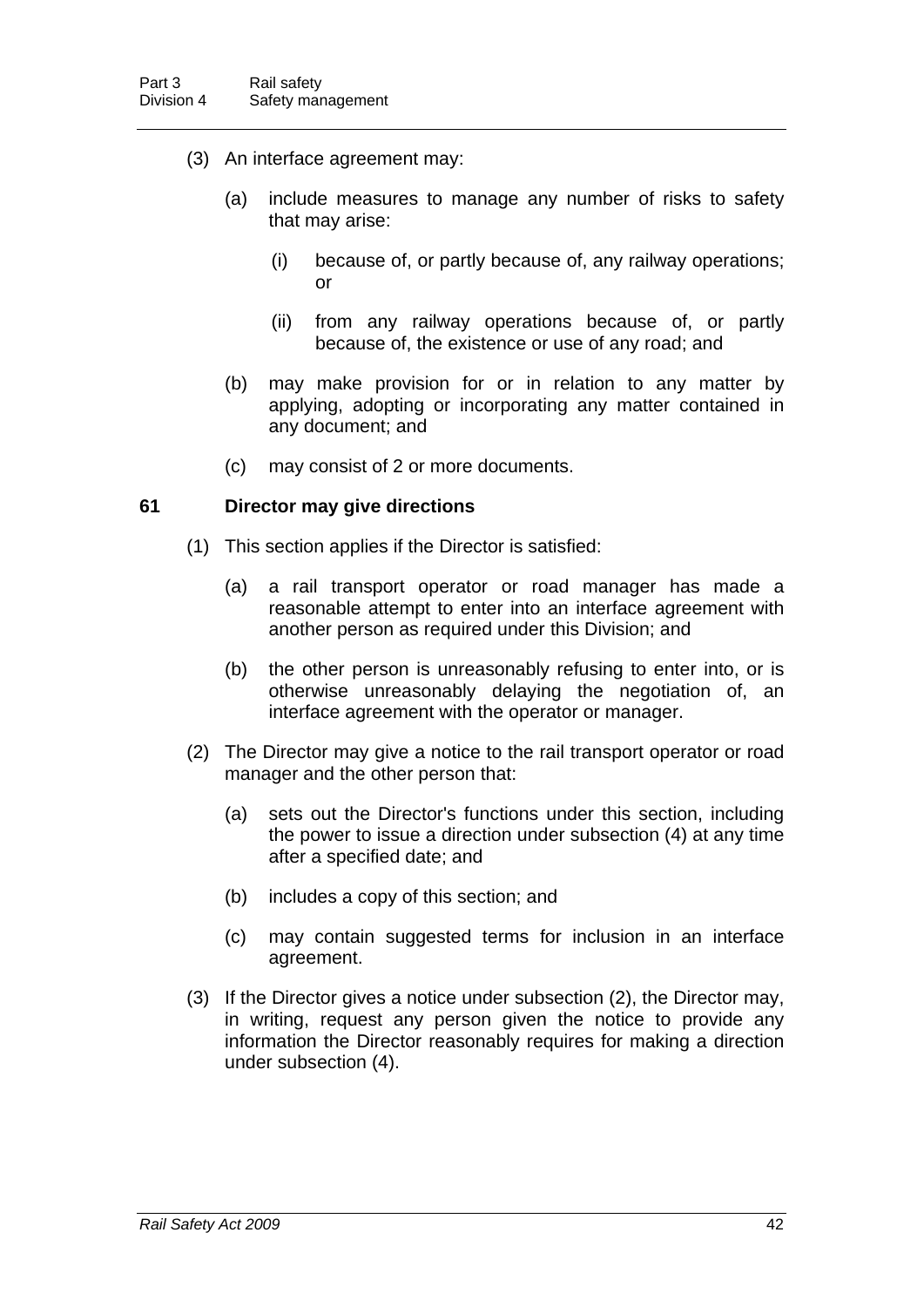(3) An interface agreement may:

(a) include measures to manage any number of risks to safety that may arise:

(i) because of, or partly because of, any railway operations; or

(ii) from any railway operations because of, or partly because of, the existence or use of any road; and

(b) may make provision for or in relation to any matter by applying, adopting or incorporating any matter contained in any document; and

(c) may consist of 2 or more documents.

### 61 Director may give directions

(1) This section applies if the Director is satisfied:

(a) a rail transport operator or road manager has made a reasonable attempt to enter into an interface agreement with another person as required under this Division; and

(b) the other person is unreasonably refusing to enter into, or is otherwise unreasonably delaying the negotiation of, an interface agreement with the operator or manager.

(2) The Director may give a notice to the rail transport operator or road manager and the other person that:

(a) sets out the Director's functions under this section, including the power to issue a direction under subsection (4) at any time after a specified date; and

(b) includes a copy of this section; and

(c) may contain suggested terms for inclusion in an interface agreement.

(3) If the Director gives a notice under subsection (2), the Director may, in writing, request any person given the notice to provide any information the Director reasonably requires for making a direction under subsection (4).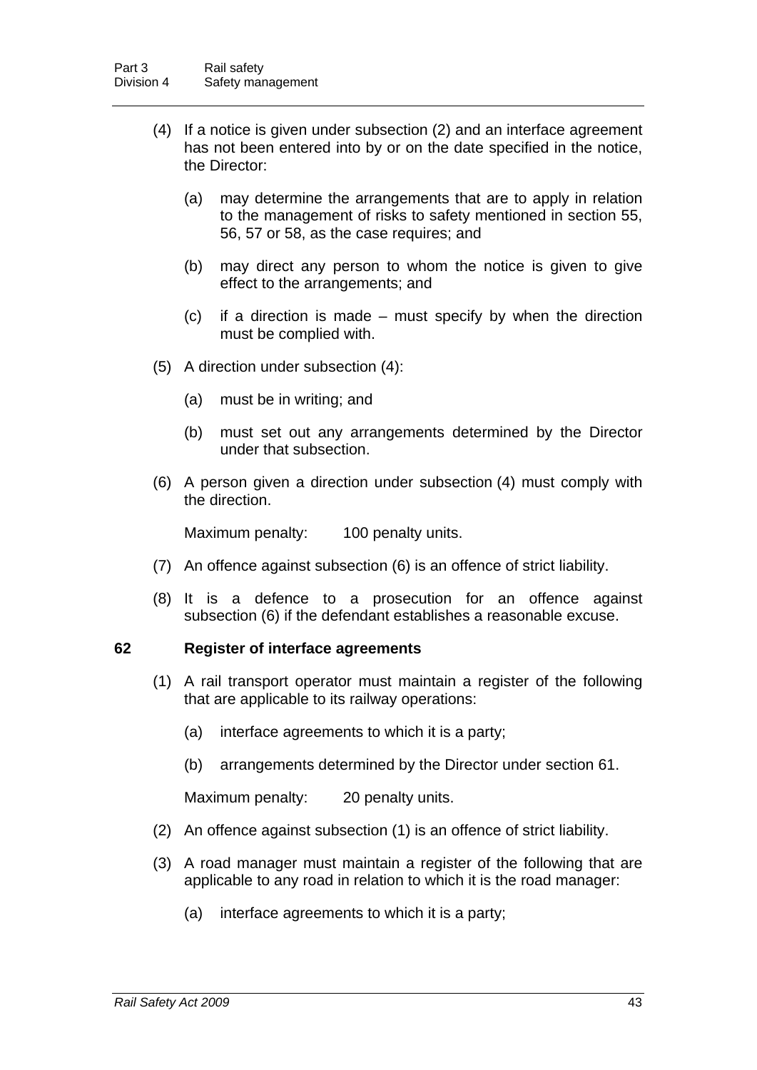(4) If a notice is given under subsection (2) and an interface agreement has not been entered into by or on the date specified in the notice, the Director:

(a) may determine the arrangements that are to apply in relation to the management of risks to safety mentioned in section 55, 56, 57 or 58, as the case requires; and

(b) may direct any person to whom the notice is given to give effect to the arrangements; and

(c) if a direction is made – must specify by when the direction must be complied with.

(5) A direction under subsection (4):

(a) must be in writing; and

(b) must set out any arrangements determined by the Director under that subsection.

(6) A person given a direction under subsection (4) must comply with the direction.

Maximum penalty: 100 penalty units.

(7) An offence against subsection (6) is an offence of strict liability.

(8) It is a defence to a prosecution for an offence against subsection (6) if the defendant establishes a reasonable excuse.

### 62 Register of interface agreements

(1) A rail transport operator must maintain a register of the following that are applicable to its railway operations:

(a) interface agreements to which it is a party;

(b) arrangements determined by the Director under section 61.

Maximum penalty: 20 penalty units.

(2) An offence against subsection (1) is an offence of strict liability.

(3) A road manager must maintain a register of the following that are applicable to any road in relation to which it is the road manager:

(a) interface agreements to which it is a party;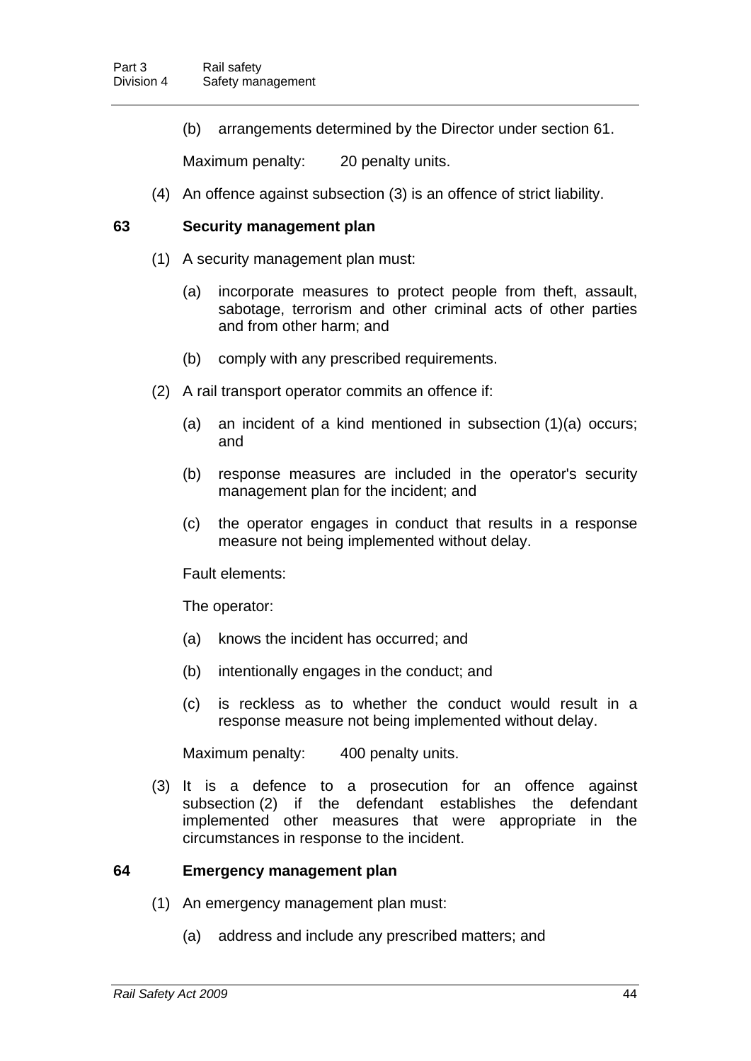(b) arrangements determined by the Director under section 61.

Maximum penalty: 20 penalty units.

(4) An offence against subsection (3) is an offence of strict liability.

### 63 Security management plan

(1) A security management plan must:

(a) incorporate measures to protect people from theft, assault, sabotage, terrorism and other criminal acts of other parties and from other harm; and

(b) comply with any prescribed requirements.

(2) A rail transport operator commits an offence if:

(a) an incident of a kind mentioned in subsection (1)(a) occurs; and

(b) response measures are included in the operator's security management plan for the incident; and

(c) the operator engages in conduct that results in a response measure not being implemented without delay.

Fault elements:

The operator:

(a) knows the incident has occurred; and

(b) intentionally engages in the conduct; and

(c) is reckless as to whether the conduct would result in a response measure not being implemented without delay.

Maximum penalty: 400 penalty units.

(3) It is a defence to a prosecution for an offence against subsection (2) if the defendant establishes the defendant implemented other measures that were appropriate in the circumstances in response to the incident.

### 64 Emergency management plan

(1) An emergency management plan must:

(a) address and include any prescribed matters; and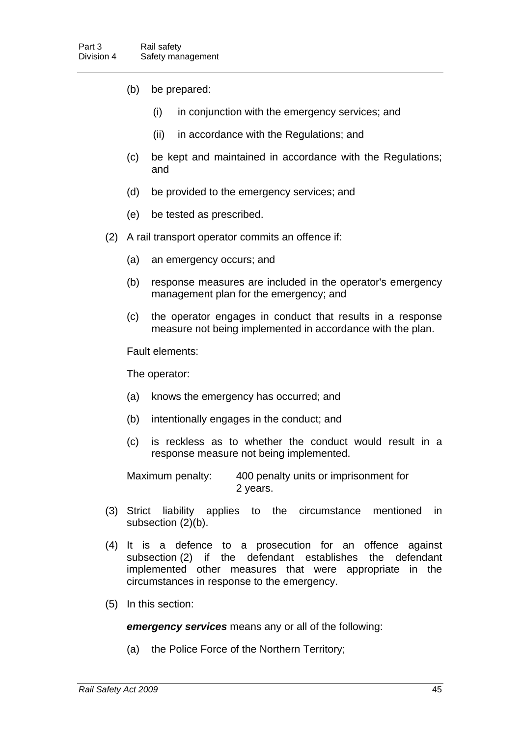(b) be prepared:

   (i) in conjunction with the emergency services; and

   (ii) in accordance with the Regulations; and

(c) be kept and maintained in accordance with the Regulations; and

(d) be provided to the emergency services; and

(e) be tested as prescribed.

(2) A rail transport operator commits an offence if:

(a) an emergency occurs; and

(b) response measures are included in the operator's emergency management plan for the emergency; and

(c) the operator engages in conduct that results in a response measure not being implemented in accordance with the plan.

Fault elements:

The operator:

(a) knows the emergency has occurred; and

(b) intentionally engages in the conduct; and

(c) is reckless as to whether the conduct would result in a response measure not being implemented.

Maximum penalty: 400 penalty units or imprisonment for 2 years.

(3) Strict liability applies to the circumstance mentioned in subsection (2)(b).

(4) It is a defence to a prosecution for an offence against subsection (2) if the defendant establishes the defendant implemented other measures that were appropriate in the circumstances in response to the emergency.

(5) In this section:

***emergency services*** means any or all of the following:

(a) the Police Force of the Northern Territory;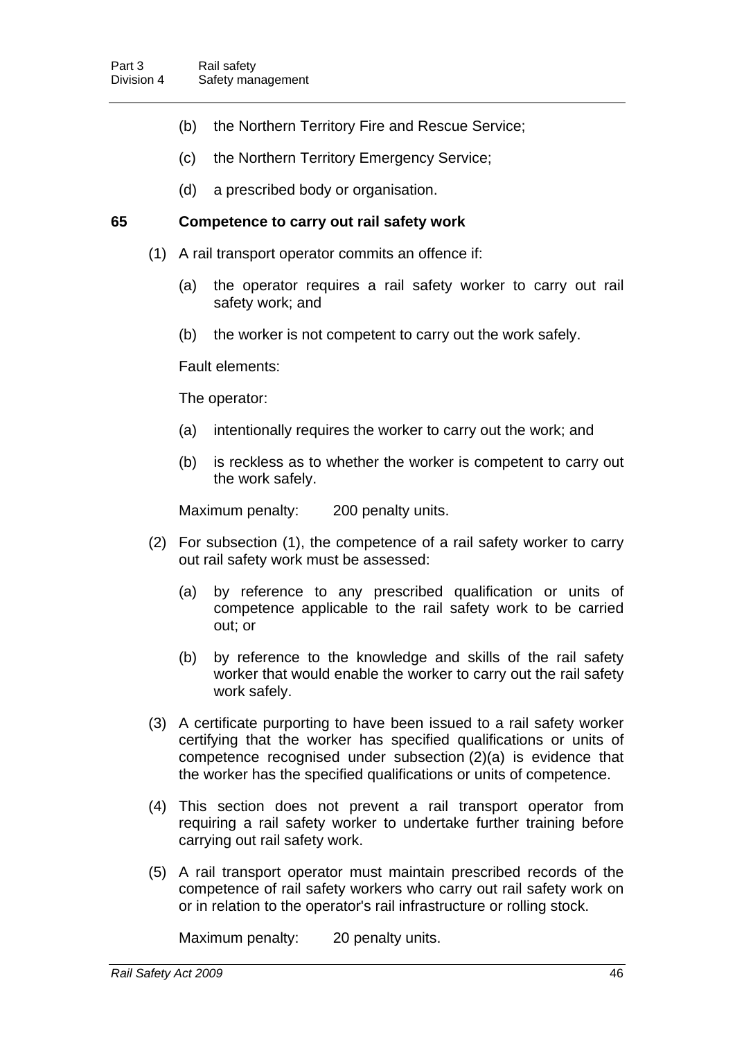(b) the Northern Territory Fire and Rescue Service;

(c) the Northern Territory Emergency Service;

(d) a prescribed body or organisation.

### 65 Competence to carry out rail safety work

(1) A rail transport operator commits an offence if:

(a) the operator requires a rail safety worker to carry out rail safety work; and

(b) the worker is not competent to carry out the work safely.

Fault elements:

The operator:

(a) intentionally requires the worker to carry out the work; and

(b) is reckless as to whether the worker is competent to carry out the work safely.

Maximum penalty: 200 penalty units.

(2) For subsection (1), the competence of a rail safety worker to carry out rail safety work must be assessed:

(a) by reference to any prescribed qualification or units of competence applicable to the rail safety work to be carried out; or

(b) by reference to the knowledge and skills of the rail safety worker that would enable the worker to carry out the rail safety work safely.

(3) A certificate purporting to have been issued to a rail safety worker certifying that the worker has specified qualifications or units of competence recognised under subsection (2)(a) is evidence that the worker has the specified qualifications or units of competence.

(4) This section does not prevent a rail transport operator from requiring a rail safety worker to undertake further training before carrying out rail safety work.

(5) A rail transport operator must maintain prescribed records of the competence of rail safety workers who carry out rail safety work on or in relation to the operator's rail infrastructure or rolling stock.

Maximum penalty: 20 penalty units.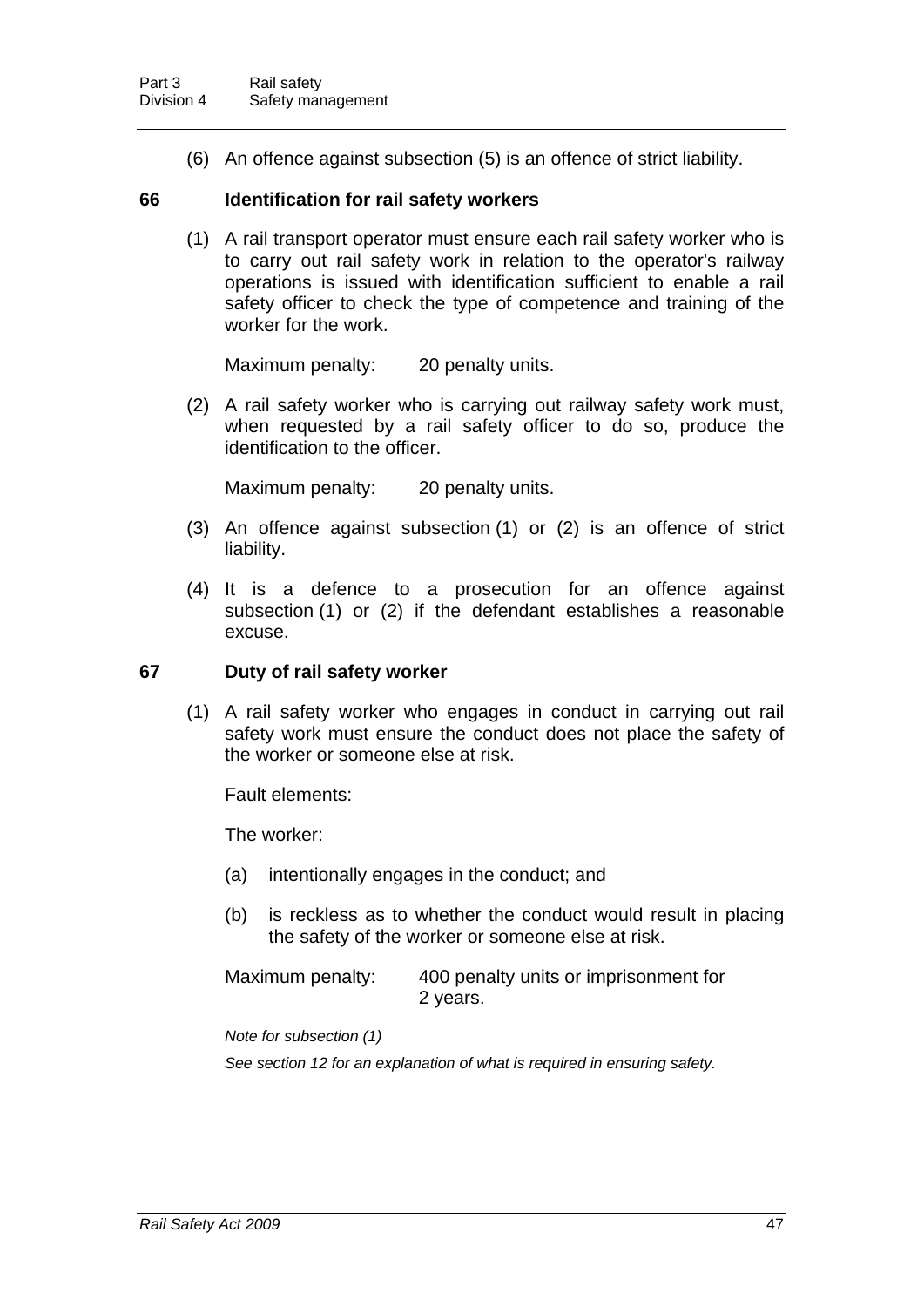(6) An offence against subsection (5) is an offence of strict liability.

## 66 Identification for rail safety workers

(1) A rail transport operator must ensure each rail safety worker who is to carry out rail safety work in relation to the operator's railway operations is issued with identification sufficient to enable a rail safety officer to check the type of competence and training of the worker for the work.

Maximum penalty: 20 penalty units.

(2) A rail safety worker who is carrying out railway safety work must, when requested by a rail safety officer to do so, produce the identification to the officer.

Maximum penalty: 20 penalty units.

(3) An offence against subsection (1) or (2) is an offence of strict liability.

(4) It is a defence to a prosecution for an offence against subsection (1) or (2) if the defendant establishes a reasonable excuse.

## 67 Duty of rail safety worker

(1) A rail safety worker who engages in conduct in carrying out rail safety work must ensure the conduct does not place the safety of the worker or someone else at risk.

Fault elements:

The worker:

(a) intentionally engages in the conduct; and

(b) is reckless as to whether the conduct would result in placing the safety of the worker or someone else at risk.

Maximum penalty: 400 penalty units or imprisonment for 2 years.

*Note for subsection (1)*

*See section 12 for an explanation of what is required in ensuring safety.*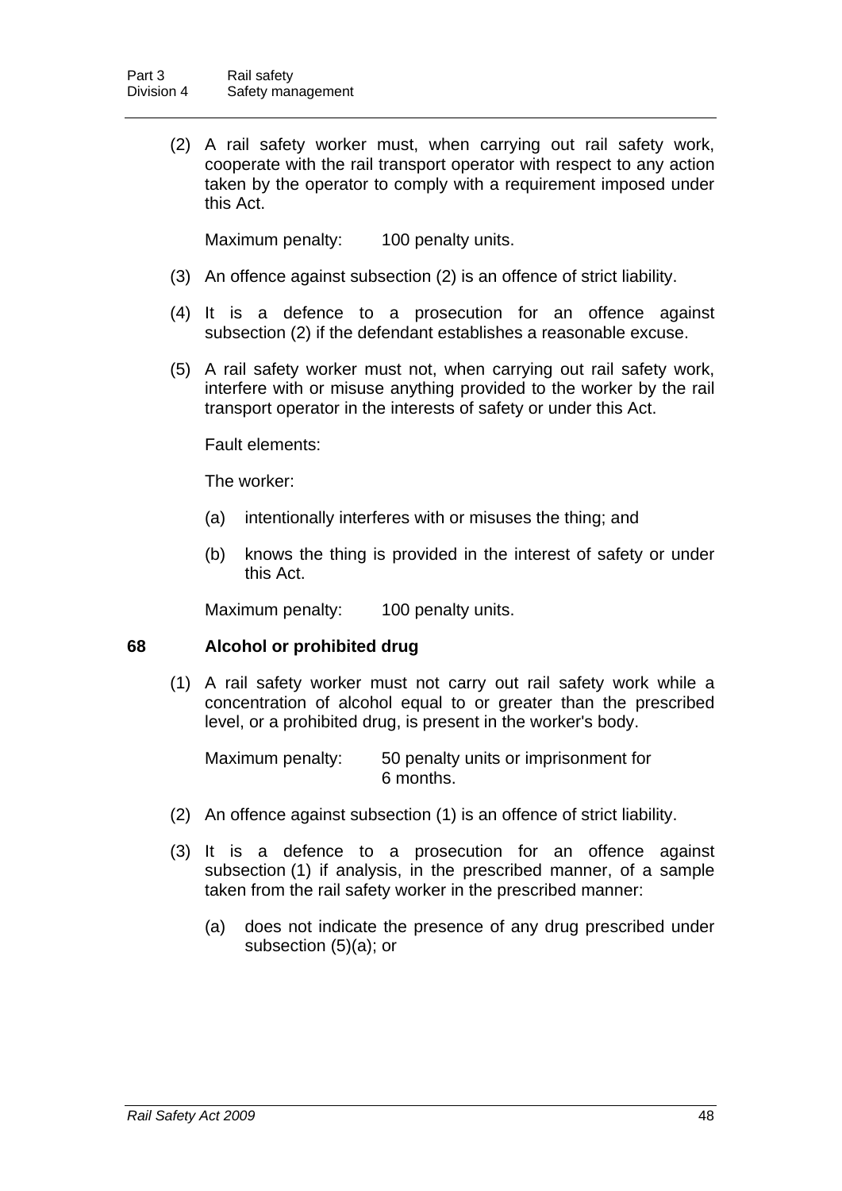(2) A rail safety worker must, when carrying out rail safety work, cooperate with the rail transport operator with respect to any action taken by the operator to comply with a requirement imposed under this Act.

Maximum penalty: 100 penalty units.

(3) An offence against subsection (2) is an offence of strict liability.

(4) It is a defence to a prosecution for an offence against subsection (2) if the defendant establishes a reasonable excuse.

(5) A rail safety worker must not, when carrying out rail safety work, interfere with or misuse anything provided to the worker by the rail transport operator in the interests of safety or under this Act.

Fault elements:

The worker:

(a) intentionally interferes with or misuses the thing; and

(b) knows the thing is provided in the interest of safety or under this Act.

Maximum penalty: 100 penalty units.

### 68 Alcohol or prohibited drug

(1) A rail safety worker must not carry out rail safety work while a concentration of alcohol equal to or greater than the prescribed level, or a prohibited drug, is present in the worker's body.

Maximum penalty: 50 penalty units or imprisonment for 6 months.

(2) An offence against subsection (1) is an offence of strict liability.

(3) It is a defence to a prosecution for an offence against subsection (1) if analysis, in the prescribed manner, of a sample taken from the rail safety worker in the prescribed manner:

(a) does not indicate the presence of any drug prescribed under subsection (5)(a); or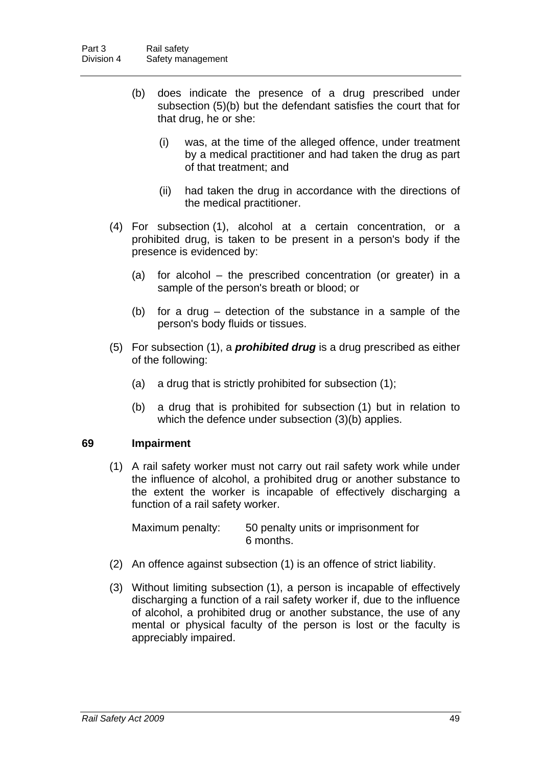(b) does indicate the presence of a drug prescribed under subsection (5)(b) but the defendant satisfies the court that for that drug, he or she:

(i) was, at the time of the alleged offence, under treatment by a medical practitioner and had taken the drug as part of that treatment; and

(ii) had taken the drug in accordance with the directions of the medical practitioner.

(4) For subsection (1), alcohol at a certain concentration, or a prohibited drug, is taken to be present in a person's body if the presence is evidenced by:

(a) for alcohol – the prescribed concentration (or greater) in a sample of the person's breath or blood; or

(b) for a drug – detection of the substance in a sample of the person's body fluids or tissues.

(5) For subsection (1), a ***prohibited drug*** is a drug prescribed as either of the following:

(a) a drug that is strictly prohibited for subsection (1);

(b) a drug that is prohibited for subsection (1) but in relation to which the defence under subsection (3)(b) applies.

**69 Impairment**

(1) A rail safety worker must not carry out rail safety work while under the influence of alcohol, a prohibited drug or another substance to the extent the worker is incapable of effectively discharging a function of a rail safety worker.

Maximum penalty: 50 penalty units or imprisonment for 6 months.

(2) An offence against subsection (1) is an offence of strict liability.

(3) Without limiting subsection (1), a person is incapable of effectively discharging a function of a rail safety worker if, due to the influence of alcohol, a prohibited drug or another substance, the use of any mental or physical faculty of the person is lost or the faculty is appreciably impaired.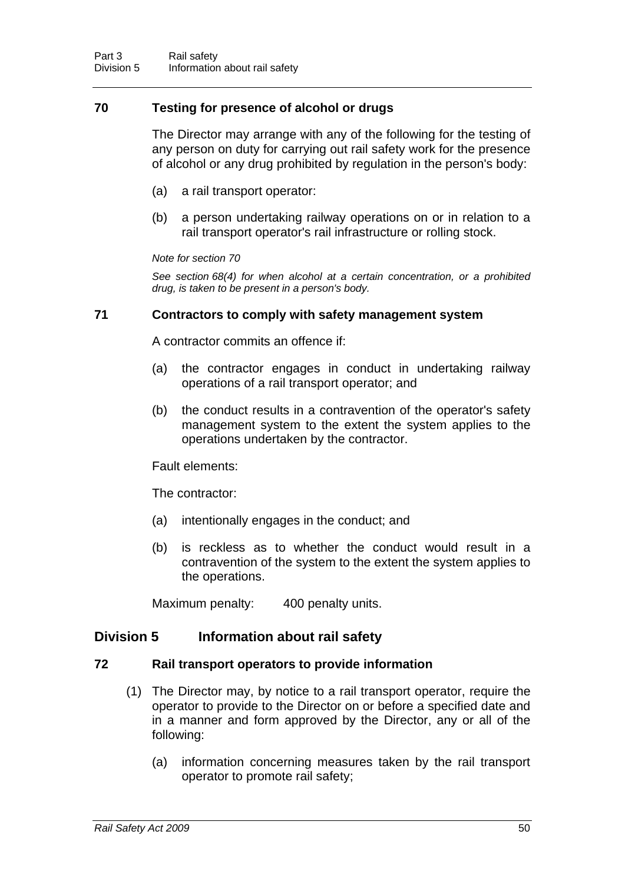### 70 Testing for presence of alcohol or drugs

The Director may arrange with any of the following for the testing of any person on duty for carrying out rail safety work for the presence of alcohol or any drug prohibited by regulation in the person's body:

(a) a rail transport operator:

(b) a person undertaking railway operations on or in relation to a rail transport operator's rail infrastructure or rolling stock.

*Note for section 70*

*See section 68(4) for when alcohol at a certain concentration, or a prohibited drug, is taken to be present in a person's body.*

### 71 Contractors to comply with safety management system

A contractor commits an offence if:

(a) the contractor engages in conduct in undertaking railway operations of a rail transport operator; and

(b) the conduct results in a contravention of the operator's safety management system to the extent the system applies to the operations undertaken by the contractor.

Fault elements:

The contractor:

(a) intentionally engages in the conduct; and

(b) is reckless as to whether the conduct would result in a contravention of the system to the extent the system applies to the operations.

Maximum penalty: 400 penalty units.

## Division 5 Information about rail safety

### 72 Rail transport operators to provide information

(1) The Director may, by notice to a rail transport operator, require the operator to provide to the Director on or before a specified date and in a manner and form approved by the Director, any or all of the following:

(a) information concerning measures taken by the rail transport operator to promote rail safety;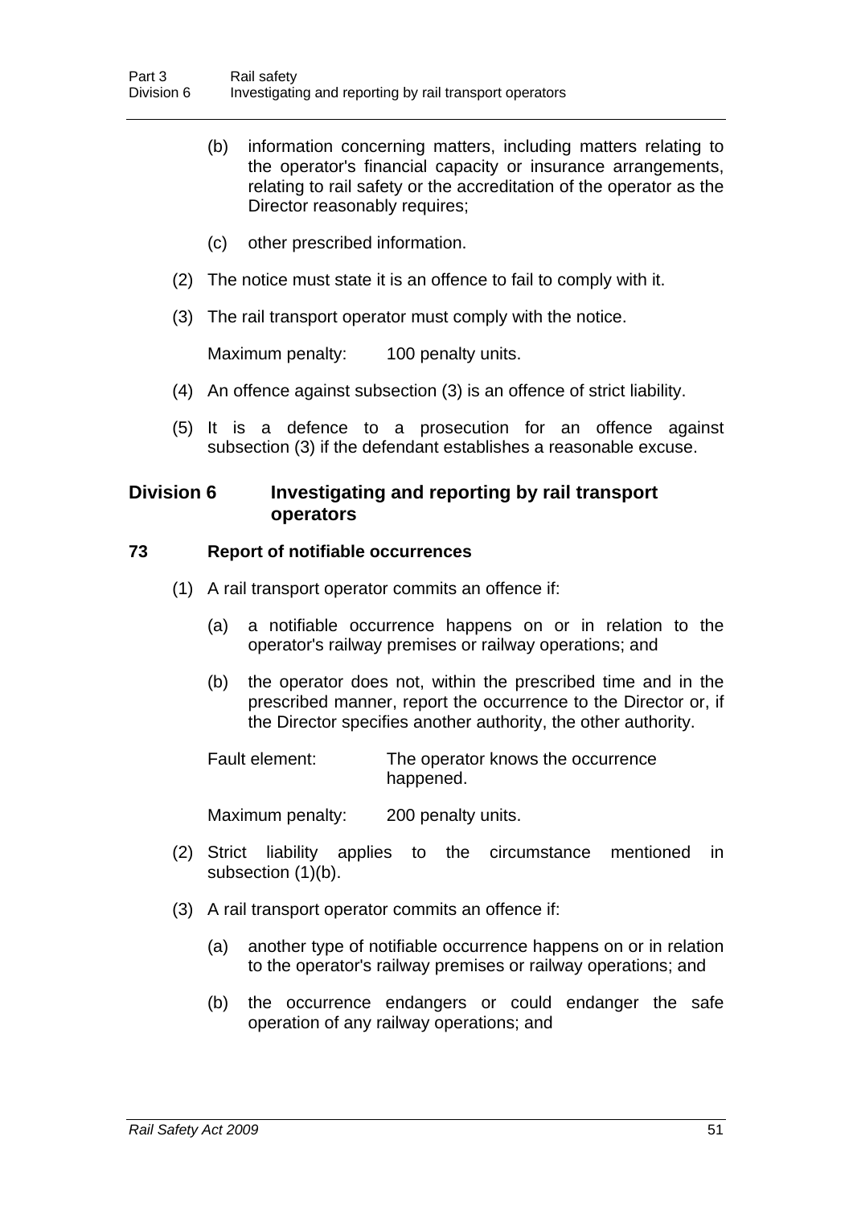(b) information concerning matters, including matters relating to the operator's financial capacity or insurance arrangements, relating to rail safety or the accreditation of the operator as the Director reasonably requires;

(c) other prescribed information.

(2) The notice must state it is an offence to fail to comply with it.

(3) The rail transport operator must comply with the notice.

Maximum penalty: 100 penalty units.

(4) An offence against subsection (3) is an offence of strict liability.

(5) It is a defence to a prosecution for an offence against subsection (3) if the defendant establishes a reasonable excuse.

## Division 6 Investigating and reporting by rail transport operators

### 73 Report of notifiable occurrences

(1) A rail transport operator commits an offence if:

(a) a notifiable occurrence happens on or in relation to the operator's railway premises or railway operations; and

(b) the operator does not, within the prescribed time and in the prescribed manner, report the occurrence to the Director or, if the Director specifies another authority, the other authority.

Fault element: The operator knows the occurrence happened.

Maximum penalty: 200 penalty units.

(2) Strict liability applies to the circumstance mentioned in subsection (1)(b).

(3) A rail transport operator commits an offence if:

(a) another type of notifiable occurrence happens on or in relation to the operator's railway premises or railway operations; and

(b) the occurrence endangers or could endanger the safe operation of any railway operations; and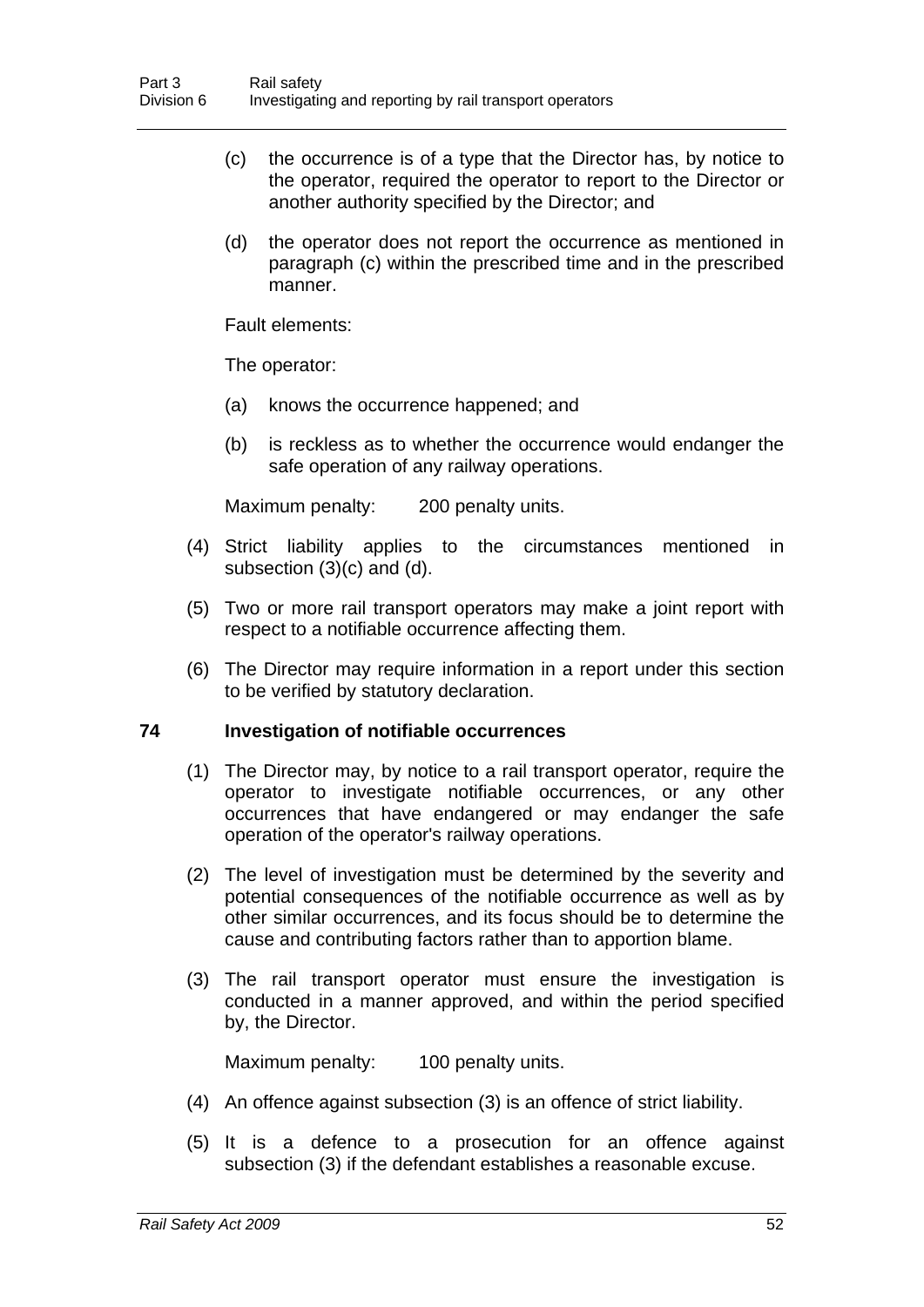(c) the occurrence is of a type that the Director has, by notice to the operator, required the operator to report to the Director or another authority specified by the Director; and

(d) the operator does not report the occurrence as mentioned in paragraph (c) within the prescribed time and in the prescribed manner.

Fault elements:

The operator:

(a) knows the occurrence happened; and

(b) is reckless as to whether the occurrence would endanger the safe operation of any railway operations.

Maximum penalty: 200 penalty units.

(4) Strict liability applies to the circumstances mentioned in subsection (3)(c) and (d).

(5) Two or more rail transport operators may make a joint report with respect to a notifiable occurrence affecting them.

(6) The Director may require information in a report under this section to be verified by statutory declaration.

### 74 Investigation of notifiable occurrences

(1) The Director may, by notice to a rail transport operator, require the operator to investigate notifiable occurrences, or any other occurrences that have endangered or may endanger the safe operation of the operator's railway operations.

(2) The level of investigation must be determined by the severity and potential consequences of the notifiable occurrence as well as by other similar occurrences, and its focus should be to determine the cause and contributing factors rather than to apportion blame.

(3) The rail transport operator must ensure the investigation is conducted in a manner approved, and within the period specified by, the Director.

Maximum penalty: 100 penalty units.

(4) An offence against subsection (3) is an offence of strict liability.

(5) It is a defence to a prosecution for an offence against subsection (3) if the defendant establishes a reasonable excuse.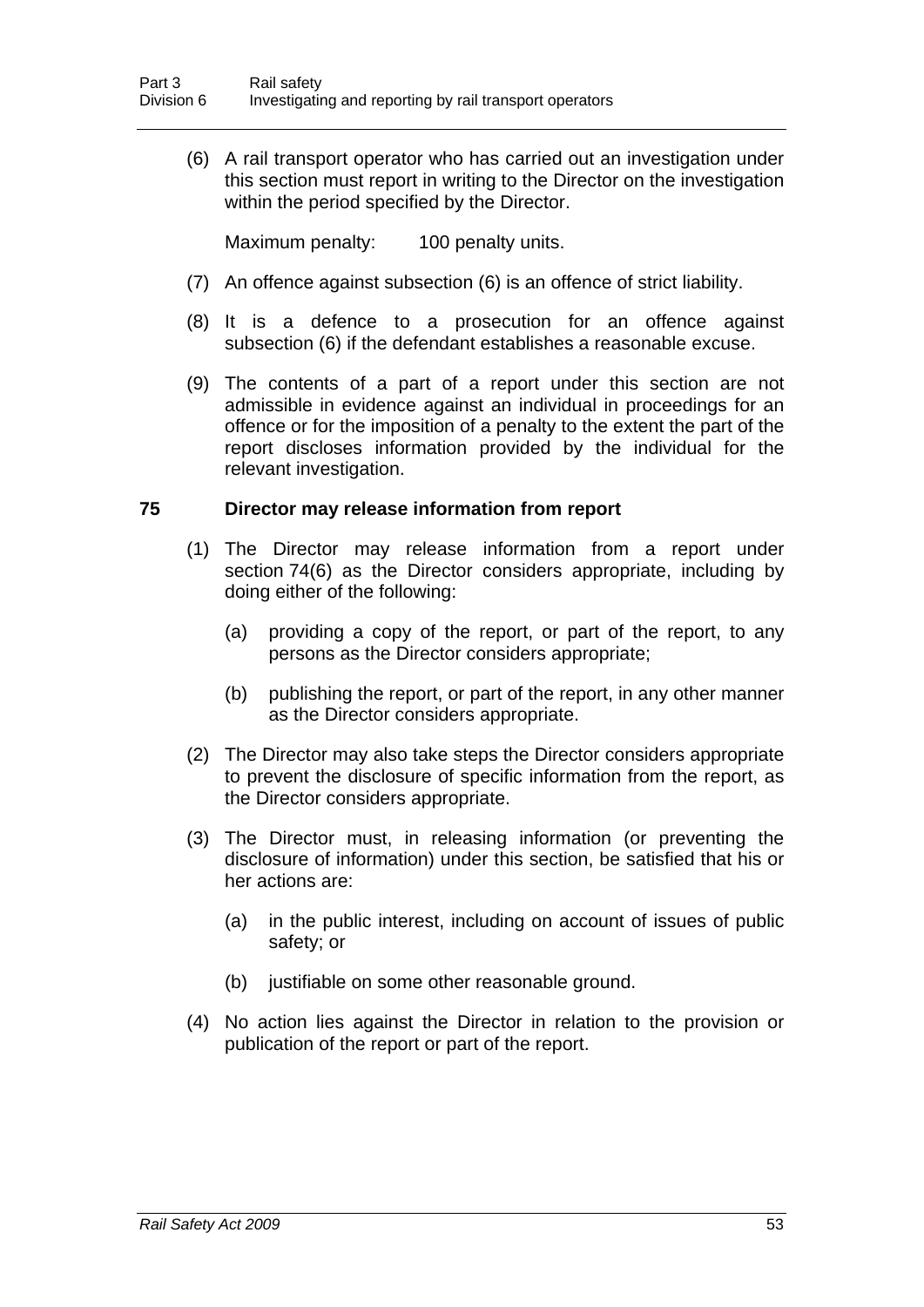(6) A rail transport operator who has carried out an investigation under this section must report in writing to the Director on the investigation within the period specified by the Director.

Maximum penalty: 100 penalty units.

(7) An offence against subsection (6) is an offence of strict liability.

(8) It is a defence to a prosecution for an offence against subsection (6) if the defendant establishes a reasonable excuse.

(9) The contents of a part of a report under this section are not admissible in evidence against an individual in proceedings for an offence or for the imposition of a penalty to the extent the part of the report discloses information provided by the individual for the relevant investigation.

## 75 Director may release information from report

(1) The Director may release information from a report under section 74(6) as the Director considers appropriate, including by doing either of the following:

(a) providing a copy of the report, or part of the report, to any persons as the Director considers appropriate;

(b) publishing the report, or part of the report, in any other manner as the Director considers appropriate.

(2) The Director may also take steps the Director considers appropriate to prevent the disclosure of specific information from the report, as the Director considers appropriate.

(3) The Director must, in releasing information (or preventing the disclosure of information) under this section, be satisfied that his or her actions are:

(a) in the public interest, including on account of issues of public safety; or

(b) justifiable on some other reasonable ground.

(4) No action lies against the Director in relation to the provision or publication of the report or part of the report.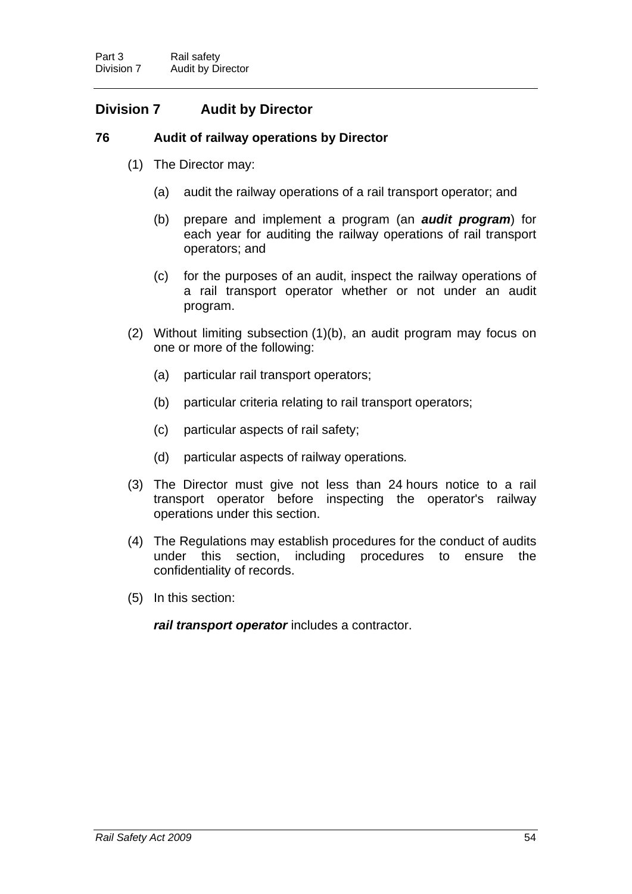## Division 7 Audit by Director

### 76 Audit of railway operations by Director

(1) The Director may:

(a) audit the railway operations of a rail transport operator; and

(b) prepare and implement a program (an ***audit program***) for each year for auditing the railway operations of rail transport operators; and

(c) for the purposes of an audit, inspect the railway operations of a rail transport operator whether or not under an audit program.

(2) Without limiting subsection (1)(b), an audit program may focus on one or more of the following:

(a) particular rail transport operators;

(b) particular criteria relating to rail transport operators;

(c) particular aspects of rail safety;

(d) particular aspects of railway operations.

(3) The Director must give not less than 24 hours notice to a rail transport operator before inspecting the operator's railway operations under this section.

(4) The Regulations may establish procedures for the conduct of audits under this section, including procedures to ensure the confidentiality of records.

(5) In this section:

***rail transport operator*** includes a contractor.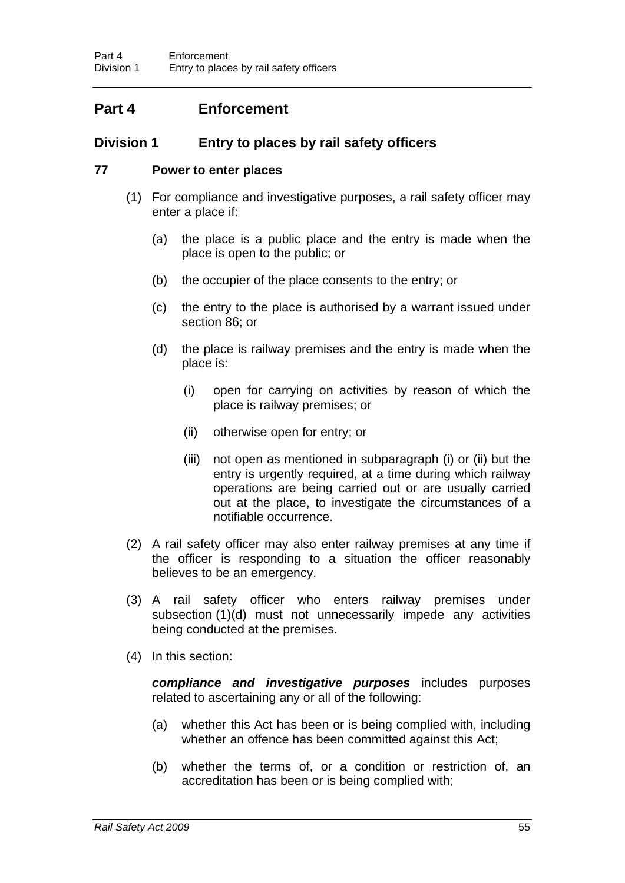# Part 4 Enforcement

## Division 1 Entry to places by rail safety officers

### 77 Power to enter places

(1) For compliance and investigative purposes, a rail safety officer may enter a place if:

(a) the place is a public place and the entry is made when the place is open to the public; or

(b) the occupier of the place consents to the entry; or

(c) the entry to the place is authorised by a warrant issued under section 86; or

(d) the place is railway premises and the entry is made when the place is:

(i) open for carrying on activities by reason of which the place is railway premises; or

(ii) otherwise open for entry; or

(iii) not open as mentioned in subparagraph (i) or (ii) but the entry is urgently required, at a time during which railway operations are being carried out or are usually carried out at the place, to investigate the circumstances of a notifiable occurrence.

(2) A rail safety officer may also enter railway premises at any time if the officer is responding to a situation the officer reasonably believes to be an emergency.

(3) A rail safety officer who enters railway premises under subsection (1)(d) must not unnecessarily impede any activities being conducted at the premises.

(4) In this section:

***compliance and investigative purposes*** includes purposes related to ascertaining any or all of the following:

(a) whether this Act has been or is being complied with, including whether an offence has been committed against this Act;

(b) whether the terms of, or a condition or restriction of, an accreditation has been or is being complied with;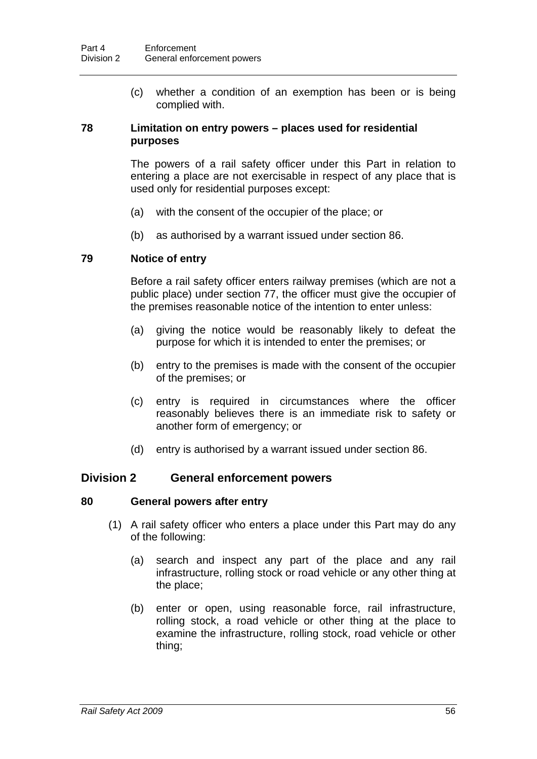(c) whether a condition of an exemption has been or is being complied with.

### 78 Limitation on entry powers – places used for residential purposes

The powers of a rail safety officer under this Part in relation to entering a place are not exercisable in respect of any place that is used only for residential purposes except:

(a) with the consent of the occupier of the place; or

(b) as authorised by a warrant issued under section 86.

### 79 Notice of entry

Before a rail safety officer enters railway premises (which are not a public place) under section 77, the officer must give the occupier of the premises reasonable notice of the intention to enter unless:

(a) giving the notice would be reasonably likely to defeat the purpose for which it is intended to enter the premises; or

(b) entry to the premises is made with the consent of the occupier of the premises; or

(c) entry is required in circumstances where the officer reasonably believes there is an immediate risk to safety or another form of emergency; or

(d) entry is authorised by a warrant issued under section 86.

## Division 2 General enforcement powers

### 80 General powers after entry

(1) A rail safety officer who enters a place under this Part may do any of the following:

(a) search and inspect any part of the place and any rail infrastructure, rolling stock or road vehicle or any other thing at the place;

(b) enter or open, using reasonable force, rail infrastructure, rolling stock, a road vehicle or other thing at the place to examine the infrastructure, rolling stock, road vehicle or other thing;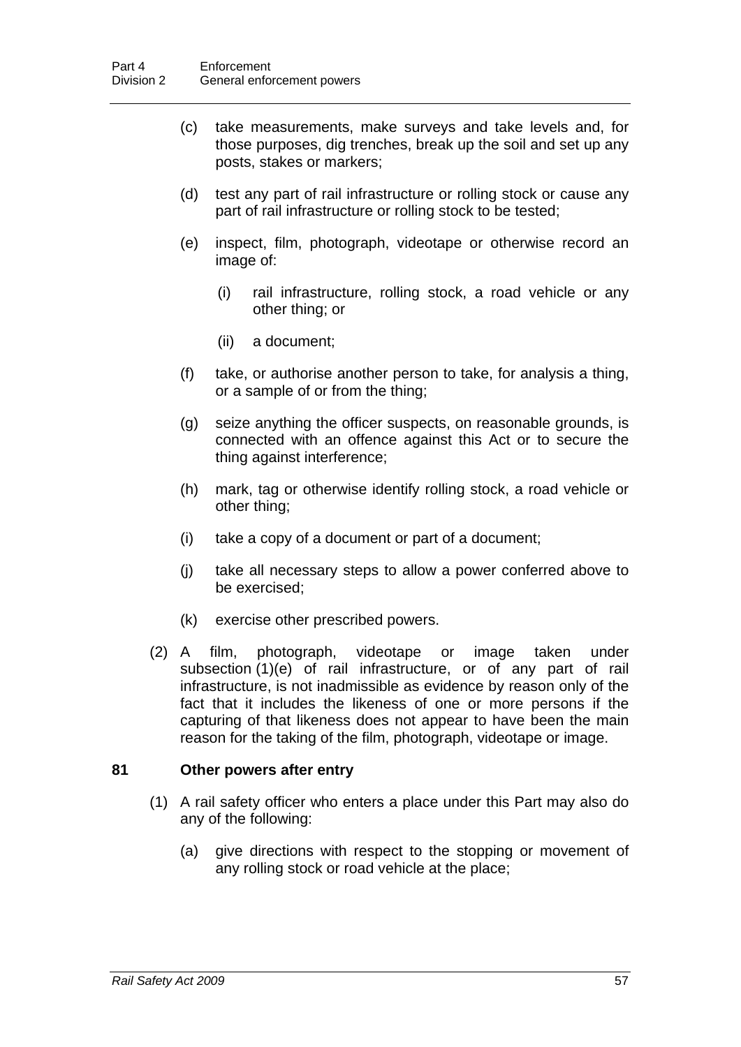(c) take measurements, make surveys and take levels and, for those purposes, dig trenches, break up the soil and set up any posts, stakes or markers;

(d) test any part of rail infrastructure or rolling stock or cause any part of rail infrastructure or rolling stock to be tested;

(e) inspect, film, photograph, videotape or otherwise record an image of:

(i) rail infrastructure, rolling stock, a road vehicle or any other thing; or

(ii) a document;

(f) take, or authorise another person to take, for analysis a thing, or a sample of or from the thing;

(g) seize anything the officer suspects, on reasonable grounds, is connected with an offence against this Act or to secure the thing against interference;

(h) mark, tag or otherwise identify rolling stock, a road vehicle or other thing;

(i) take a copy of a document or part of a document;

(j) take all necessary steps to allow a power conferred above to be exercised;

(k) exercise other prescribed powers.

(2) A film, photograph, videotape or image taken under subsection (1)(e) of rail infrastructure, or of any part of rail infrastructure, is not inadmissible as evidence by reason only of the fact that it includes the likeness of one or more persons if the capturing of that likeness does not appear to have been the main reason for the taking of the film, photograph, videotape or image.

### 81 Other powers after entry

(1) A rail safety officer who enters a place under this Part may also do any of the following:

(a) give directions with respect to the stopping or movement of any rolling stock or road vehicle at the place;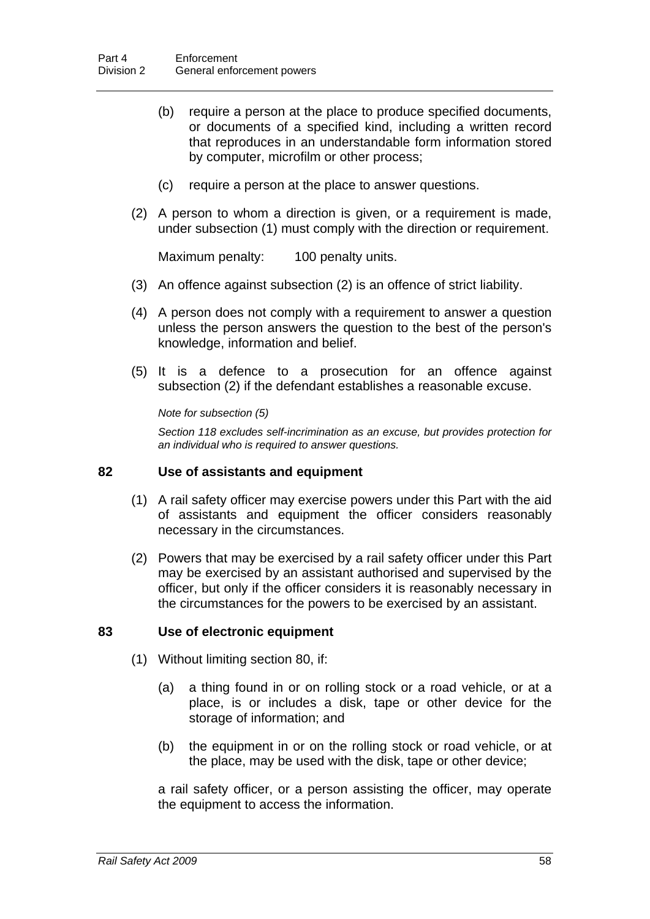(b) require a person at the place to produce specified documents, or documents of a specified kind, including a written record that reproduces in an understandable form information stored by computer, microfilm or other process;

(c) require a person at the place to answer questions.

(2) A person to whom a direction is given, or a requirement is made, under subsection (1) must comply with the direction or requirement.

Maximum penalty: 100 penalty units.

(3) An offence against subsection (2) is an offence of strict liability.

(4) A person does not comply with a requirement to answer a question unless the person answers the question to the best of the person's knowledge, information and belief.

(5) It is a defence to a prosecution for an offence against subsection (2) if the defendant establishes a reasonable excuse.

*Note for subsection (5)*

*Section 118 excludes self-incrimination as an excuse, but provides protection for an individual who is required to answer questions.*

### 82 Use of assistants and equipment

(1) A rail safety officer may exercise powers under this Part with the aid of assistants and equipment the officer considers reasonably necessary in the circumstances.

(2) Powers that may be exercised by a rail safety officer under this Part may be exercised by an assistant authorised and supervised by the officer, but only if the officer considers it is reasonably necessary in the circumstances for the powers to be exercised by an assistant.

### 83 Use of electronic equipment

(1) Without limiting section 80, if:

(a) a thing found in or on rolling stock or a road vehicle, or at a place, is or includes a disk, tape or other device for the storage of information; and

(b) the equipment in or on the rolling stock or road vehicle, or at the place, may be used with the disk, tape or other device;

a rail safety officer, or a person assisting the officer, may operate the equipment to access the information.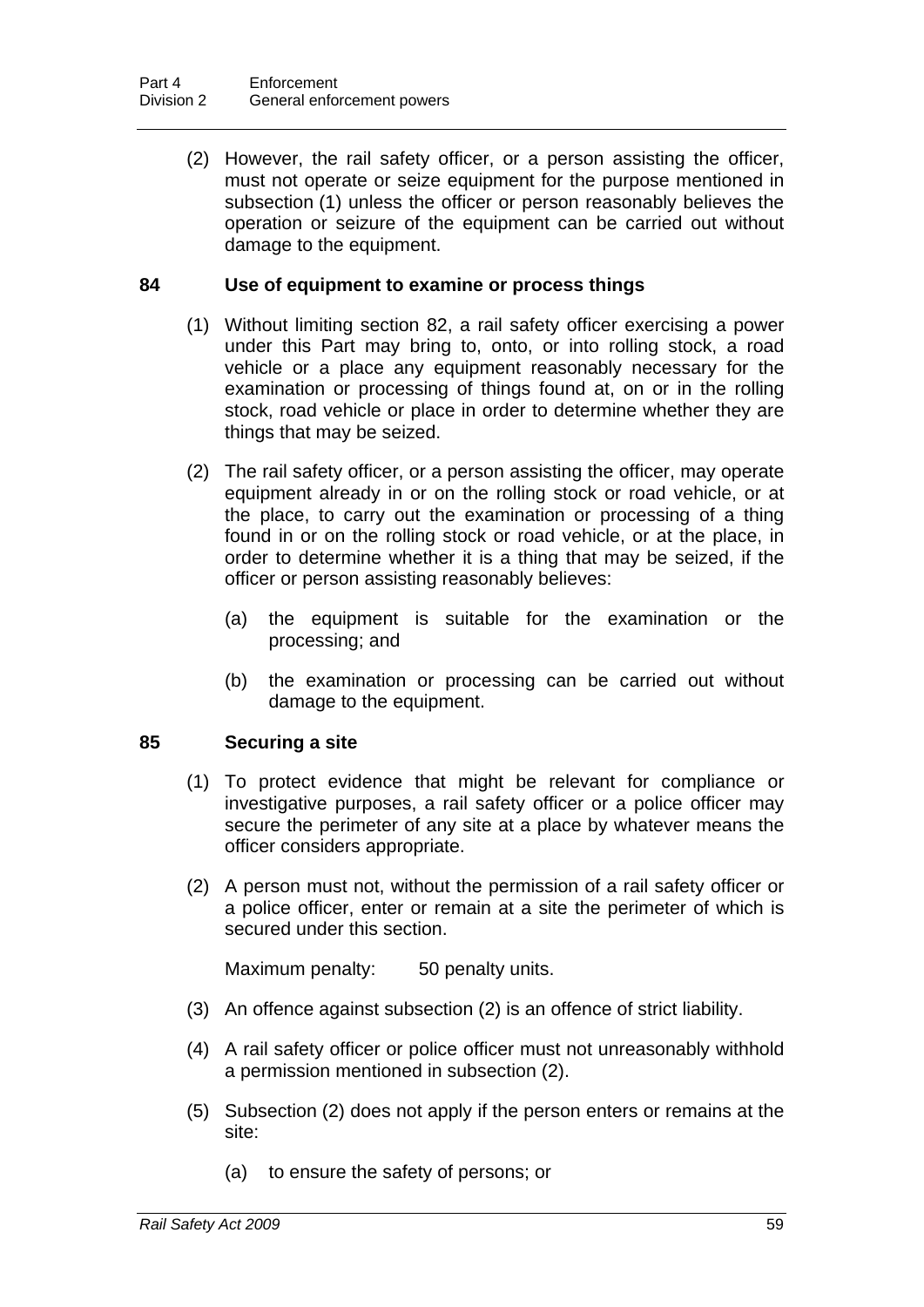(2) However, the rail safety officer, or a person assisting the officer, must not operate or seize equipment for the purpose mentioned in subsection (1) unless the officer or person reasonably believes the operation or seizure of the equipment can be carried out without damage to the equipment.

### 84 Use of equipment to examine or process things

(1) Without limiting section 82, a rail safety officer exercising a power under this Part may bring to, onto, or into rolling stock, a road vehicle or a place any equipment reasonably necessary for the examination or processing of things found at, on or in the rolling stock, road vehicle or place in order to determine whether they are things that may be seized.

(2) The rail safety officer, or a person assisting the officer, may operate equipment already in or on the rolling stock or road vehicle, or at the place, to carry out the examination or processing of a thing found in or on the rolling stock or road vehicle, or at the place, in order to determine whether it is a thing that may be seized, if the officer or person assisting reasonably believes:

(a) the equipment is suitable for the examination or the processing; and

(b) the examination or processing can be carried out without damage to the equipment.

### 85 Securing a site

(1) To protect evidence that might be relevant for compliance or investigative purposes, a rail safety officer or a police officer may secure the perimeter of any site at a place by whatever means the officer considers appropriate.

(2) A person must not, without the permission of a rail safety officer or a police officer, enter or remain at a site the perimeter of which is secured under this section.

Maximum penalty: 50 penalty units.

(3) An offence against subsection (2) is an offence of strict liability.

(4) A rail safety officer or police officer must not unreasonably withhold a permission mentioned in subsection (2).

(5) Subsection (2) does not apply if the person enters or remains at the site:

(a) to ensure the safety of persons; or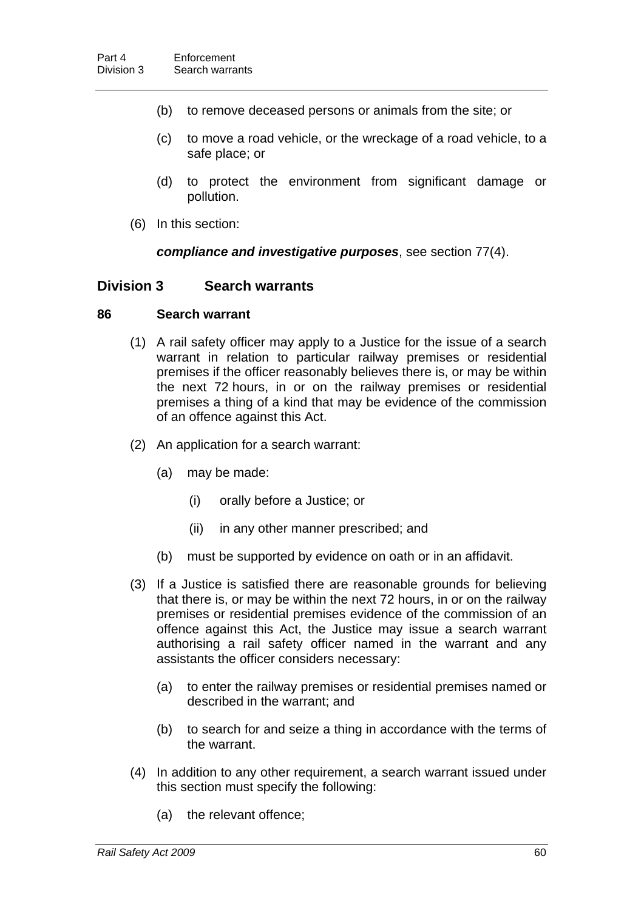(b) to remove deceased persons or animals from the site; or

(c) to move a road vehicle, or the wreckage of a road vehicle, to a safe place; or

(d) to protect the environment from significant damage or pollution.

(6) In this section:

***compliance and investigative purposes***, see section 77(4).

## Division 3 Search warrants

### 86 Search warrant

(1) A rail safety officer may apply to a Justice for the issue of a search warrant in relation to particular railway premises or residential premises if the officer reasonably believes there is, or may be within the next 72 hours, in or on the railway premises or residential premises a thing of a kind that may be evidence of the commission of an offence against this Act.

(2) An application for a search warrant:

(a) may be made:

(i) orally before a Justice; or

(ii) in any other manner prescribed; and

(b) must be supported by evidence on oath or in an affidavit.

(3) If a Justice is satisfied there are reasonable grounds for believing that there is, or may be within the next 72 hours, in or on the railway premises or residential premises evidence of the commission of an offence against this Act, the Justice may issue a search warrant authorising a rail safety officer named in the warrant and any assistants the officer considers necessary:

(a) to enter the railway premises or residential premises named or described in the warrant; and

(b) to search for and seize a thing in accordance with the terms of the warrant.

(4) In addition to any other requirement, a search warrant issued under this section must specify the following:

(a) the relevant offence;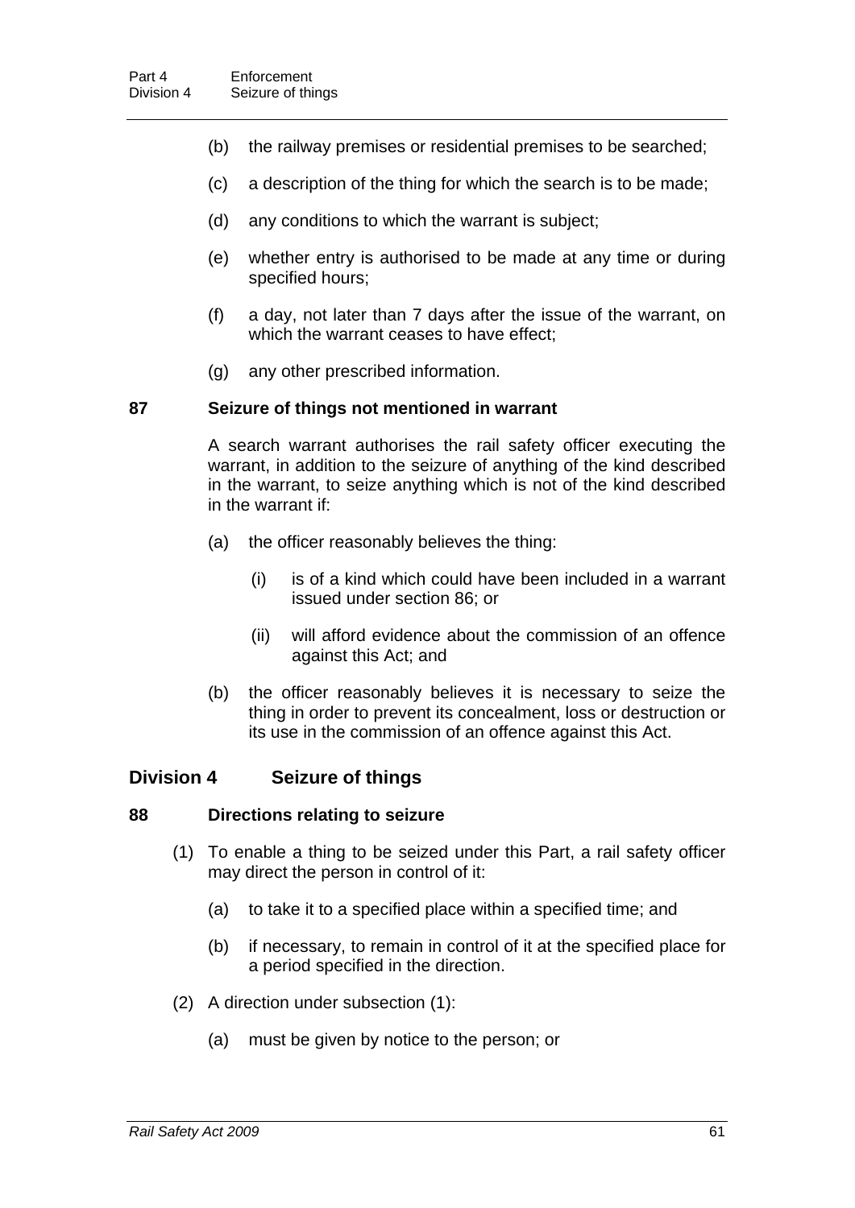(b) the railway premises or residential premises to be searched;

(c) a description of the thing for which the search is to be made;

(d) any conditions to which the warrant is subject;

(e) whether entry is authorised to be made at any time or during specified hours;

(f) a day, not later than 7 days after the issue of the warrant, on which the warrant ceases to have effect;

(g) any other prescribed information.

### 87 Seizure of things not mentioned in warrant

A search warrant authorises the rail safety officer executing the warrant, in addition to the seizure of anything of the kind described in the warrant, to seize anything which is not of the kind described in the warrant if:

(a) the officer reasonably believes the thing:

(i) is of a kind which could have been included in a warrant issued under section 86; or

(ii) will afford evidence about the commission of an offence against this Act; and

(b) the officer reasonably believes it is necessary to seize the thing in order to prevent its concealment, loss or destruction or its use in the commission of an offence against this Act.

## Division 4 Seizure of things

### 88 Directions relating to seizure

(1) To enable a thing to be seized under this Part, a rail safety officer may direct the person in control of it:

(a) to take it to a specified place within a specified time; and

(b) if necessary, to remain in control of it at the specified place for a period specified in the direction.

(2) A direction under subsection (1):

(a) must be given by notice to the person; or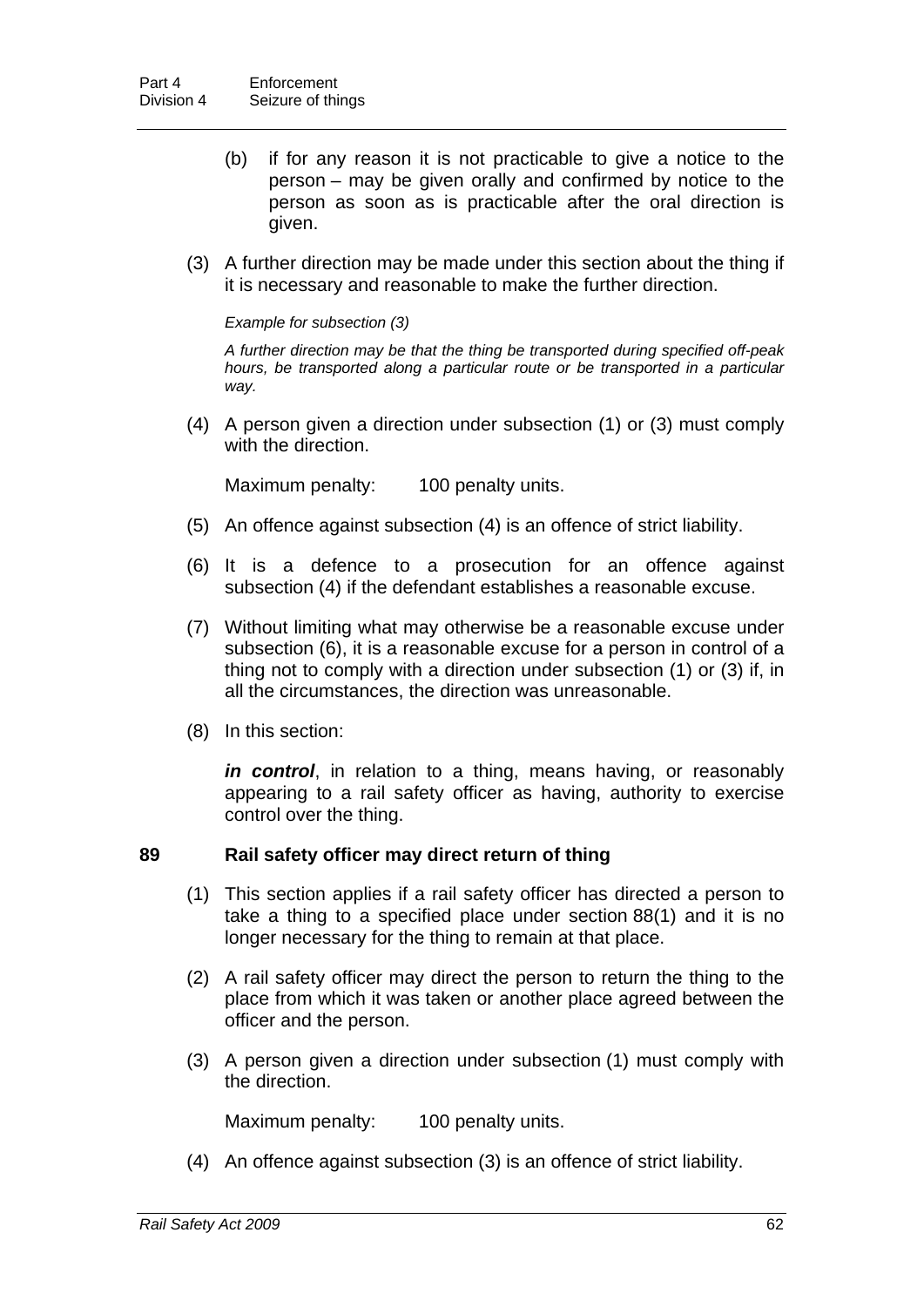(b) if for any reason it is not practicable to give a notice to the person – may be given orally and confirmed by notice to the person as soon as is practicable after the oral direction is given.

(3) A further direction may be made under this section about the thing if it is necessary and reasonable to make the further direction.

*Example for subsection (3)*

*A further direction may be that the thing be transported during specified off-peak hours, be transported along a particular route or be transported in a particular way.*

(4) A person given a direction under subsection (1) or (3) must comply with the direction.

Maximum penalty: 100 penalty units.

(5) An offence against subsection (4) is an offence of strict liability.

(6) It is a defence to a prosecution for an offence against subsection (4) if the defendant establishes a reasonable excuse.

(7) Without limiting what may otherwise be a reasonable excuse under subsection (6), it is a reasonable excuse for a person in control of a thing not to comply with a direction under subsection (1) or (3) if, in all the circumstances, the direction was unreasonable.

(8) In this section:

***in control***, in relation to a thing, means having, or reasonably appearing to a rail safety officer as having, authority to exercise control over the thing.

### 89 Rail safety officer may direct return of thing

(1) This section applies if a rail safety officer has directed a person to take a thing to a specified place under section 88(1) and it is no longer necessary for the thing to remain at that place.

(2) A rail safety officer may direct the person to return the thing to the place from which it was taken or another place agreed between the officer and the person.

(3) A person given a direction under subsection (1) must comply with the direction.

Maximum penalty: 100 penalty units.

(4) An offence against subsection (3) is an offence of strict liability.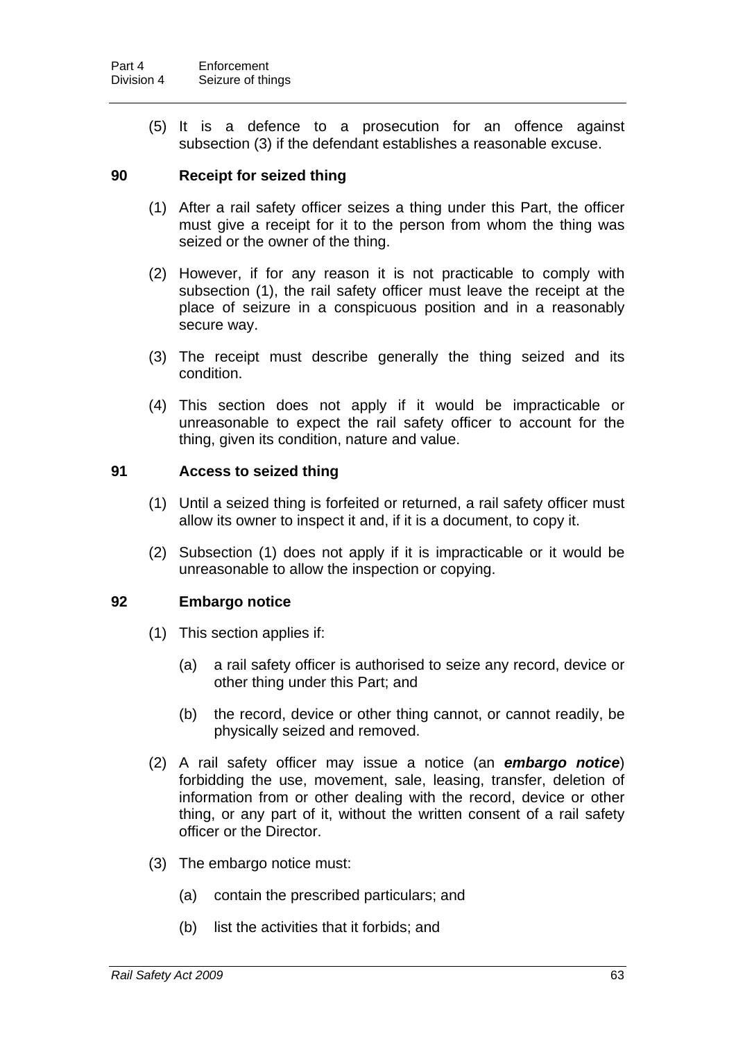(5) It is a defence to a prosecution for an offence against subsection (3) if the defendant establishes a reasonable excuse.

### 90 Receipt for seized thing

(1) After a rail safety officer seizes a thing under this Part, the officer must give a receipt for it to the person from whom the thing was seized or the owner of the thing.

(2) However, if for any reason it is not practicable to comply with subsection (1), the rail safety officer must leave the receipt at the place of seizure in a conspicuous position and in a reasonably secure way.

(3) The receipt must describe generally the thing seized and its condition.

(4) This section does not apply if it would be impracticable or unreasonable to expect the rail safety officer to account for the thing, given its condition, nature and value.

### 91 Access to seized thing

(1) Until a seized thing is forfeited or returned, a rail safety officer must allow its owner to inspect it and, if it is a document, to copy it.

(2) Subsection (1) does not apply if it is impracticable or it would be unreasonable to allow the inspection or copying.

### 92 Embargo notice

(1) This section applies if:

(a) a rail safety officer is authorised to seize any record, device or other thing under this Part; and

(b) the record, device or other thing cannot, or cannot readily, be physically seized and removed.

(2) A rail safety officer may issue a notice (an ***embargo notice***) forbidding the use, movement, sale, leasing, transfer, deletion of information from or other dealing with the record, device or other thing, or any part of it, without the written consent of a rail safety officer or the Director.

(3) The embargo notice must:

(a) contain the prescribed particulars; and

(b) list the activities that it forbids; and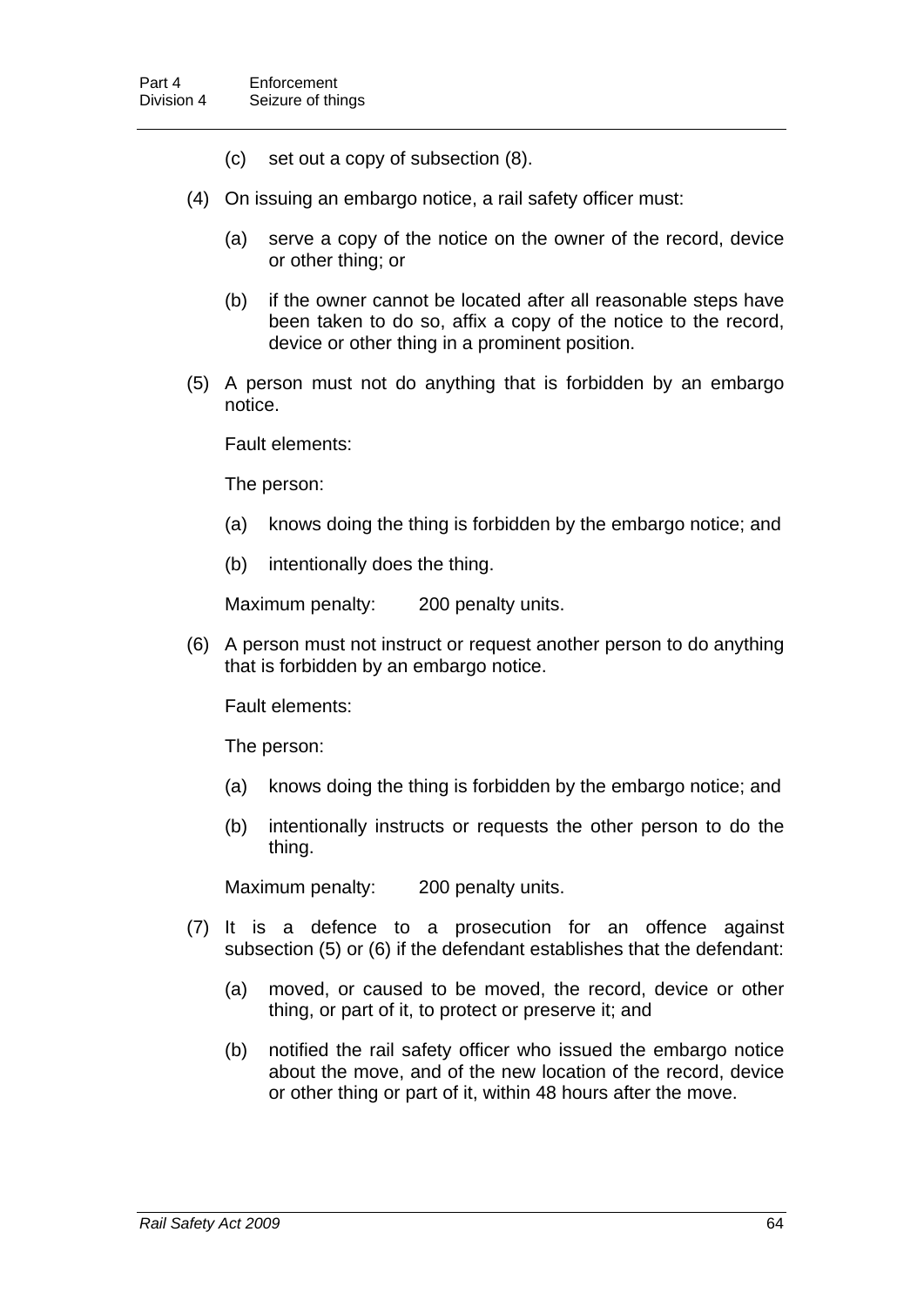(c) set out a copy of subsection (8).

(4) On issuing an embargo notice, a rail safety officer must:

(a) serve a copy of the notice on the owner of the record, device or other thing; or

(b) if the owner cannot be located after all reasonable steps have been taken to do so, affix a copy of the notice to the record, device or other thing in a prominent position.

(5) A person must not do anything that is forbidden by an embargo notice.

Fault elements:

The person:

(a) knows doing the thing is forbidden by the embargo notice; and

(b) intentionally does the thing.

Maximum penalty: 200 penalty units.

(6) A person must not instruct or request another person to do anything that is forbidden by an embargo notice.

Fault elements:

The person:

(a) knows doing the thing is forbidden by the embargo notice; and

(b) intentionally instructs or requests the other person to do the thing.

Maximum penalty: 200 penalty units.

(7) It is a defence to a prosecution for an offence against subsection (5) or (6) if the defendant establishes that the defendant:

(a) moved, or caused to be moved, the record, device or other thing, or part of it, to protect or preserve it; and

(b) notified the rail safety officer who issued the embargo notice about the move, and of the new location of the record, device or other thing or part of it, within 48 hours after the move.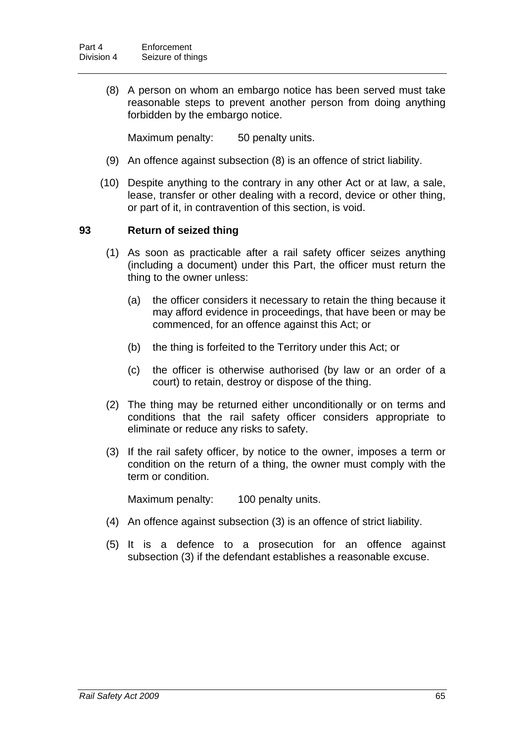(8) A person on whom an embargo notice has been served must take reasonable steps to prevent another person from doing anything forbidden by the embargo notice.

Maximum penalty: 50 penalty units.

(9) An offence against subsection (8) is an offence of strict liability.

(10) Despite anything to the contrary in any other Act or at law, a sale, lease, transfer or other dealing with a record, device or other thing, or part of it, in contravention of this section, is void.

### 93 Return of seized thing

(1) As soon as practicable after a rail safety officer seizes anything (including a document) under this Part, the officer must return the thing to the owner unless:

(a) the officer considers it necessary to retain the thing because it may afford evidence in proceedings, that have been or may be commenced, for an offence against this Act; or

(b) the thing is forfeited to the Territory under this Act; or

(c) the officer is otherwise authorised (by law or an order of a court) to retain, destroy or dispose of the thing.

(2) The thing may be returned either unconditionally or on terms and conditions that the rail safety officer considers appropriate to eliminate or reduce any risks to safety.

(3) If the rail safety officer, by notice to the owner, imposes a term or condition on the return of a thing, the owner must comply with the term or condition.

Maximum penalty: 100 penalty units.

(4) An offence against subsection (3) is an offence of strict liability.

(5) It is a defence to a prosecution for an offence against subsection (3) if the defendant establishes a reasonable excuse.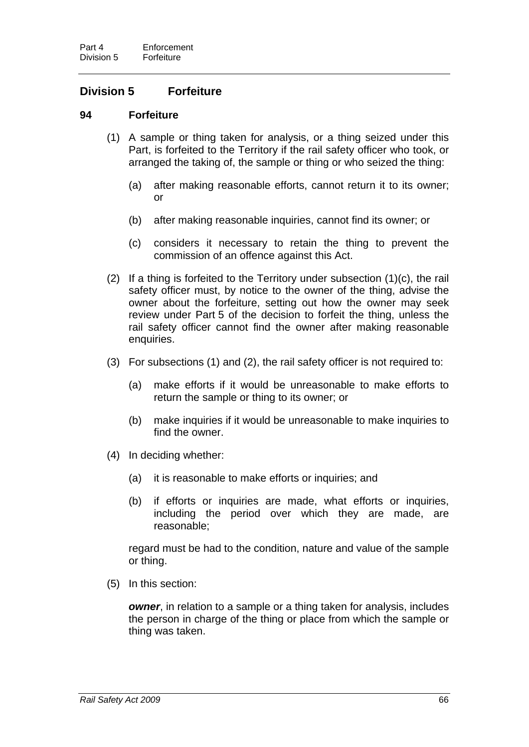## Division 5 Forfeiture

### 94 Forfeiture

(1) A sample or thing taken for analysis, or a thing seized under this Part, is forfeited to the Territory if the rail safety officer who took, or arranged the taking of, the sample or thing or who seized the thing:

(a) after making reasonable efforts, cannot return it to its owner; or

(b) after making reasonable inquiries, cannot find its owner; or

(c) considers it necessary to retain the thing to prevent the commission of an offence against this Act.

(2) If a thing is forfeited to the Territory under subsection (1)(c), the rail safety officer must, by notice to the owner of the thing, advise the owner about the forfeiture, setting out how the owner may seek review under Part 5 of the decision to forfeit the thing, unless the rail safety officer cannot find the owner after making reasonable enquiries.

(3) For subsections (1) and (2), the rail safety officer is not required to:

(a) make efforts if it would be unreasonable to make efforts to return the sample or thing to its owner; or

(b) make inquiries if it would be unreasonable to make inquiries to find the owner.

(4) In deciding whether:

(a) it is reasonable to make efforts or inquiries; and

(b) if efforts or inquiries are made, what efforts or inquiries, including the period over which they are made, are reasonable;

regard must be had to the condition, nature and value of the sample or thing.

(5) In this section:

***owner***, in relation to a sample or a thing taken for analysis, includes the person in charge of the thing or place from which the sample or thing was taken.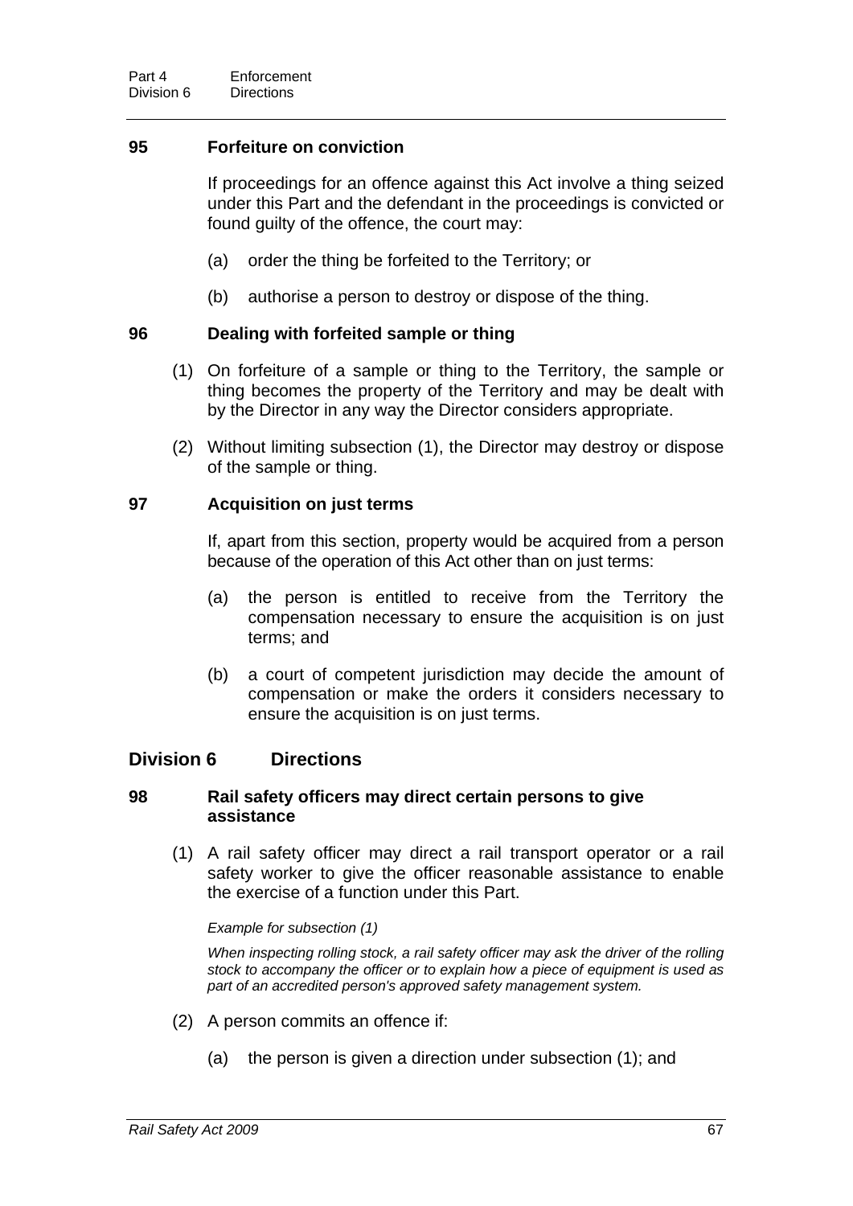### 95 Forfeiture on conviction

If proceedings for an offence against this Act involve a thing seized under this Part and the defendant in the proceedings is convicted or found guilty of the offence, the court may:

(a) order the thing be forfeited to the Territory; or

(b) authorise a person to destroy or dispose of the thing.

### 96 Dealing with forfeited sample or thing

(1) On forfeiture of a sample or thing to the Territory, the sample or thing becomes the property of the Territory and may be dealt with by the Director in any way the Director considers appropriate.

(2) Without limiting subsection (1), the Director may destroy or dispose of the sample or thing.

### 97 Acquisition on just terms

If, apart from this section, property would be acquired from a person because of the operation of this Act other than on just terms:

(a) the person is entitled to receive from the Territory the compensation necessary to ensure the acquisition is on just terms; and

(b) a court of competent jurisdiction may decide the amount of compensation or make the orders it considers necessary to ensure the acquisition is on just terms.

## Division 6 Directions

### 98 Rail safety officers may direct certain persons to give assistance

(1) A rail safety officer may direct a rail transport operator or a rail safety worker to give the officer reasonable assistance to enable the exercise of a function under this Part.

*Example for subsection (1)*

*When inspecting rolling stock, a rail safety officer may ask the driver of the rolling stock to accompany the officer or to explain how a piece of equipment is used as part of an accredited person's approved safety management system.*

(2) A person commits an offence if:

(a) the person is given a direction under subsection (1); and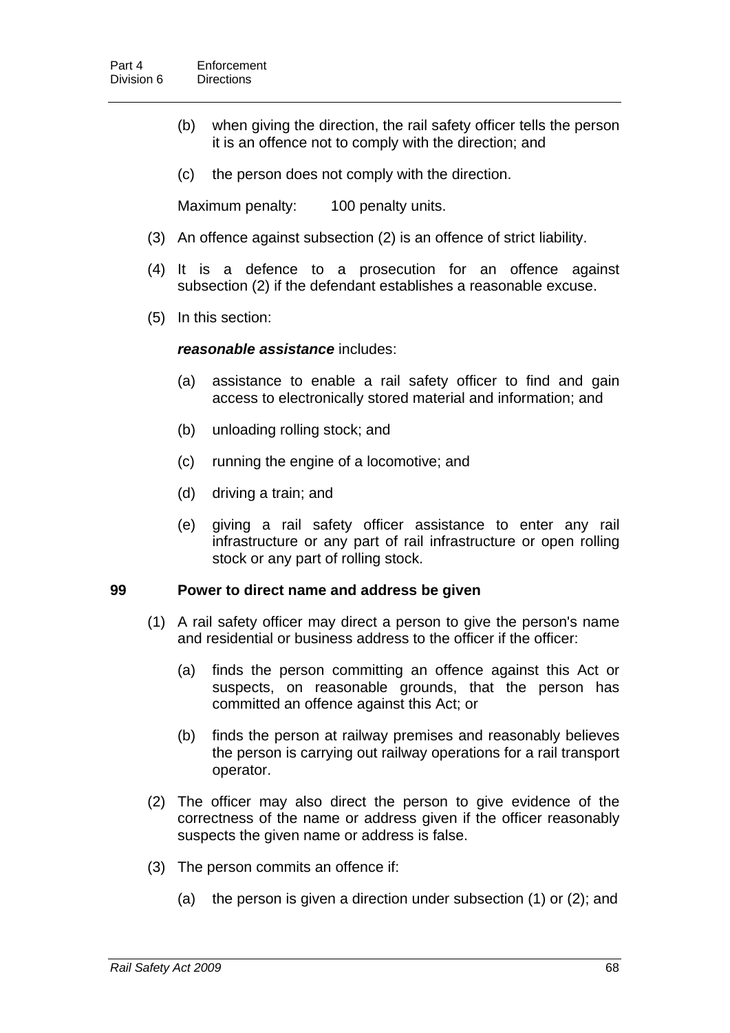(b) when giving the direction, the rail safety officer tells the person it is an offence not to comply with the direction; and

(c) the person does not comply with the direction.

Maximum penalty: 100 penalty units.

(3) An offence against subsection (2) is an offence of strict liability.

(4) It is a defence to a prosecution for an offence against subsection (2) if the defendant establishes a reasonable excuse.

(5) In this section:

***reasonable assistance*** includes:

(a) assistance to enable a rail safety officer to find and gain access to electronically stored material and information; and

(b) unloading rolling stock; and

(c) running the engine of a locomotive; and

(d) driving a train; and

(e) giving a rail safety officer assistance to enter any rail infrastructure or any part of rail infrastructure or open rolling stock or any part of rolling stock.

### 99 Power to direct name and address be given

(1) A rail safety officer may direct a person to give the person's name and residential or business address to the officer if the officer:

(a) finds the person committing an offence against this Act or suspects, on reasonable grounds, that the person has committed an offence against this Act; or

(b) finds the person at railway premises and reasonably believes the person is carrying out railway operations for a rail transport operator.

(2) The officer may also direct the person to give evidence of the correctness of the name or address given if the officer reasonably suspects the given name or address is false.

(3) The person commits an offence if:

(a) the person is given a direction under subsection (1) or (2); and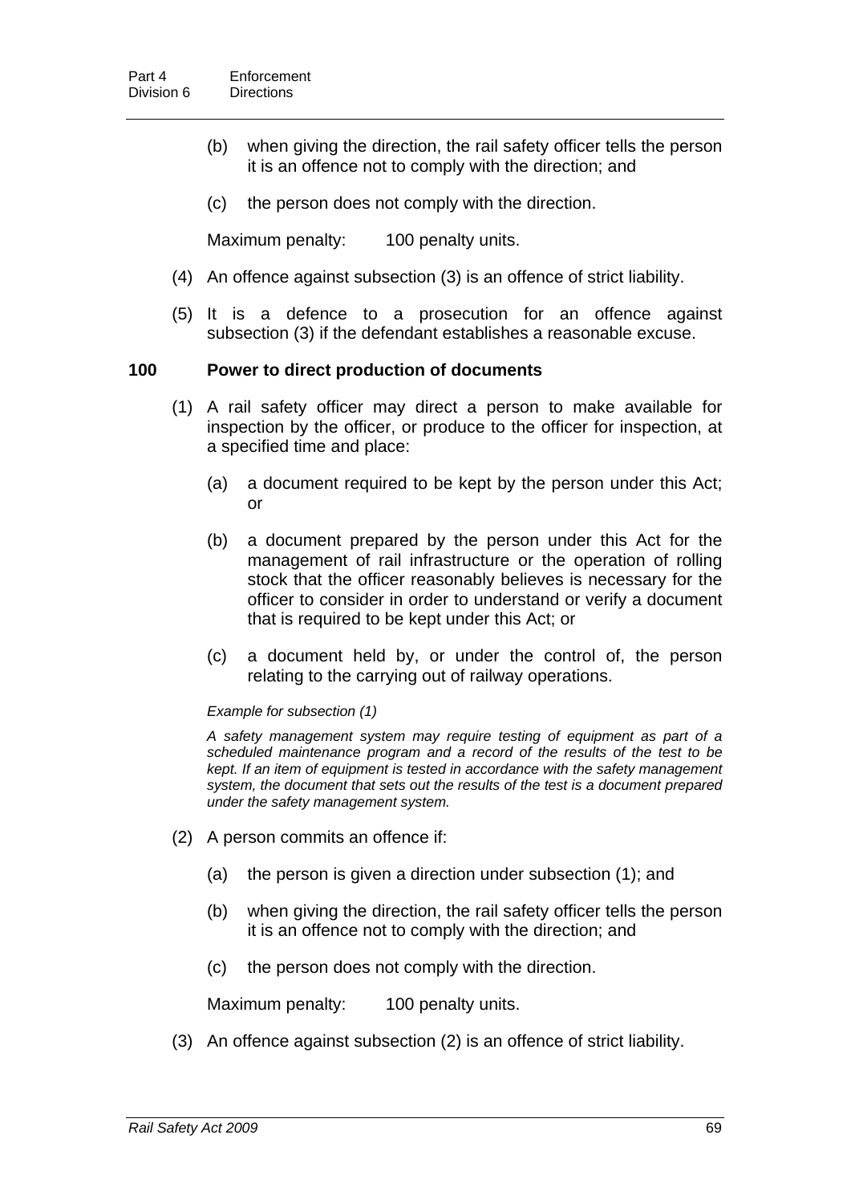(b) when giving the direction, the rail safety officer tells the person it is an offence not to comply with the direction; and

(c) the person does not comply with the direction.

Maximum penalty: 100 penalty units.

(4) An offence against subsection (3) is an offence of strict liability.

(5) It is a defence to a prosecution for an offence against subsection (3) if the defendant establishes a reasonable excuse.

### 100 Power to direct production of documents

(1) A rail safety officer may direct a person to make available for inspection by the officer, or produce to the officer for inspection, at a specified time and place:

(a) a document required to be kept by the person under this Act; or

(b) a document prepared by the person under this Act for the management of rail infrastructure or the operation of rolling stock that the officer reasonably believes is necessary for the officer to consider in order to understand or verify a document that is required to be kept under this Act; or

(c) a document held by, or under the control of, the person relating to the carrying out of railway operations.

*Example for subsection (1)*

*A safety management system may require testing of equipment as part of a scheduled maintenance program and a record of the results of the test to be kept. If an item of equipment is tested in accordance with the safety management system, the document that sets out the results of the test is a document prepared under the safety management system.*

(2) A person commits an offence if:

(a) the person is given a direction under subsection (1); and

(b) when giving the direction, the rail safety officer tells the person it is an offence not to comply with the direction; and

(c) the person does not comply with the direction.

Maximum penalty: 100 penalty units.

(3) An offence against subsection (2) is an offence of strict liability.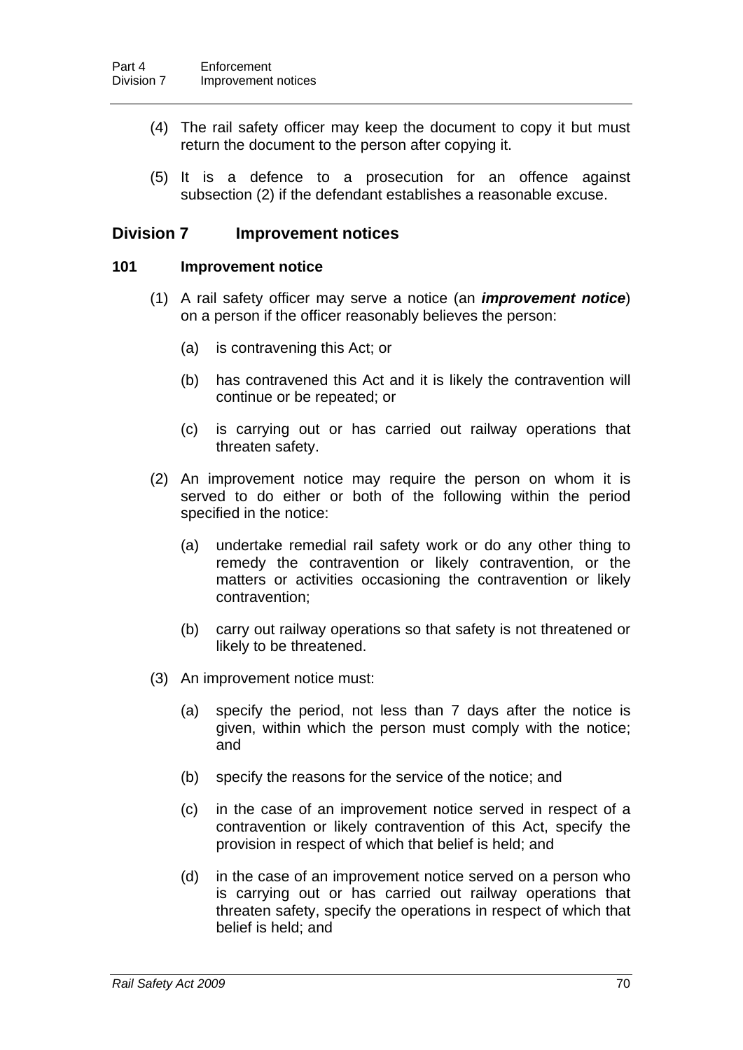(4) The rail safety officer may keep the document to copy it but must return the document to the person after copying it.

(5) It is a defence to a prosecution for an offence against subsection (2) if the defendant establishes a reasonable excuse.

## Division 7 Improvement notices

### 101 Improvement notice

(1) A rail safety officer may serve a notice (an ***improvement notice***) on a person if the officer reasonably believes the person:

- (a) is contravening this Act; or
- (b) has contravened this Act and it is likely the contravention will continue or be repeated; or
- (c) is carrying out or has carried out railway operations that threaten safety.

(2) An improvement notice may require the person on whom it is served to do either or both of the following within the period specified in the notice:

- (a) undertake remedial rail safety work or do any other thing to remedy the contravention or likely contravention, or the matters or activities occasioning the contravention or likely contravention;
- (b) carry out railway operations so that safety is not threatened or likely to be threatened.

(3) An improvement notice must:

- (a) specify the period, not less than 7 days after the notice is given, within which the person must comply with the notice; and
- (b) specify the reasons for the service of the notice; and
- (c) in the case of an improvement notice served in respect of a contravention or likely contravention of this Act, specify the provision in respect of which that belief is held; and
- (d) in the case of an improvement notice served on a person who is carrying out or has carried out railway operations that threaten safety, specify the operations in respect of which that belief is held; and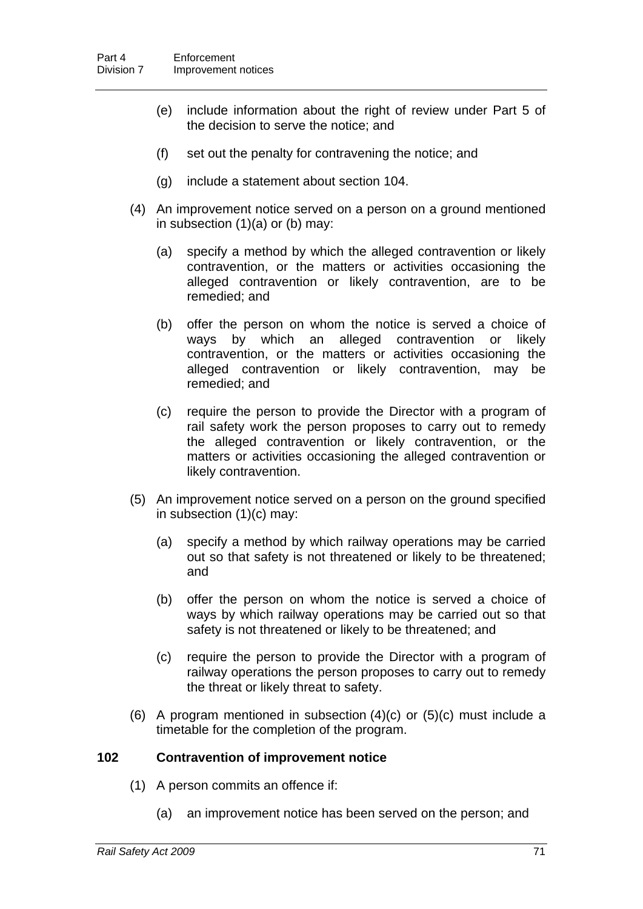(e) include information about the right of review under Part 5 of the decision to serve the notice; and

(f) set out the penalty for contravening the notice; and

(g) include a statement about section 104.

(4) An improvement notice served on a person on a ground mentioned in subsection (1)(a) or (b) may:

(a) specify a method by which the alleged contravention or likely contravention, or the matters or activities occasioning the alleged contravention or likely contravention, are to be remedied; and

(b) offer the person on whom the notice is served a choice of ways by which an alleged contravention or likely contravention, or the matters or activities occasioning the alleged contravention or likely contravention, may be remedied; and

(c) require the person to provide the Director with a program of rail safety work the person proposes to carry out to remedy the alleged contravention or likely contravention, or the matters or activities occasioning the alleged contravention or likely contravention.

(5) An improvement notice served on a person on the ground specified in subsection (1)(c) may:

(a) specify a method by which railway operations may be carried out so that safety is not threatened or likely to be threatened; and

(b) offer the person on whom the notice is served a choice of ways by which railway operations may be carried out so that safety is not threatened or likely to be threatened; and

(c) require the person to provide the Director with a program of railway operations the person proposes to carry out to remedy the threat or likely threat to safety.

(6) A program mentioned in subsection (4)(c) or (5)(c) must include a timetable for the completion of the program.

### 102 Contravention of improvement notice

(1) A person commits an offence if:

(a) an improvement notice has been served on the person; and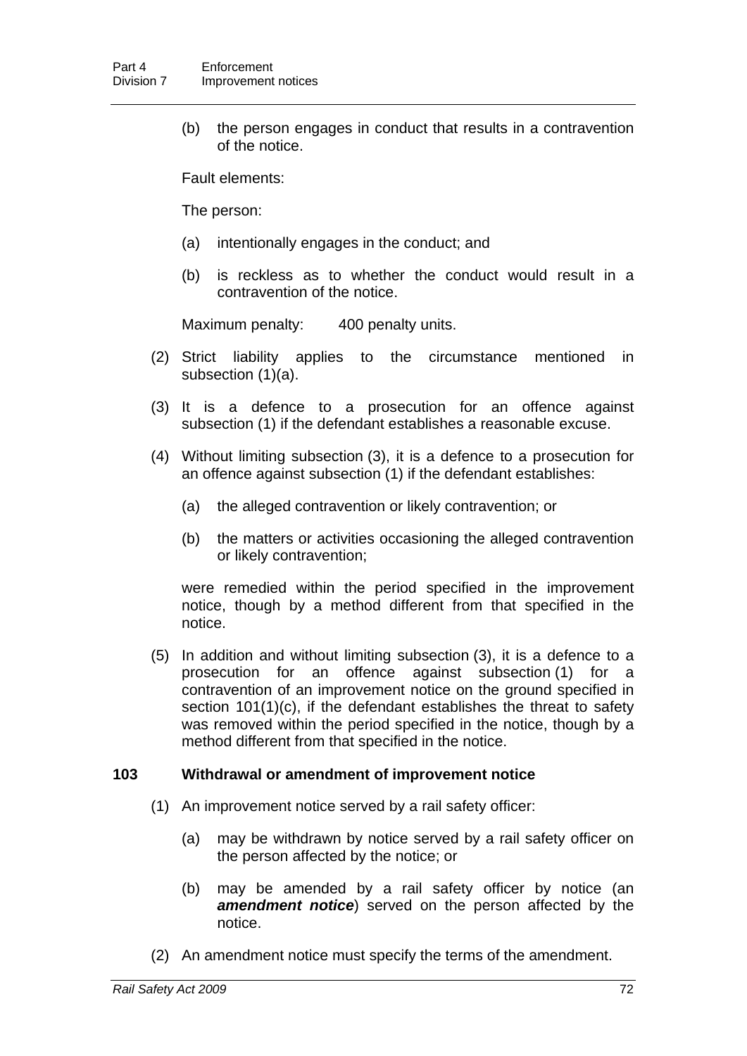(b) the person engages in conduct that results in a contravention of the notice.

Fault elements:

The person:

(a) intentionally engages in the conduct; and

(b) is reckless as to whether the conduct would result in a contravention of the notice.

Maximum penalty: 400 penalty units.

(2) Strict liability applies to the circumstance mentioned in subsection (1)(a).

(3) It is a defence to a prosecution for an offence against subsection (1) if the defendant establishes a reasonable excuse.

(4) Without limiting subsection (3), it is a defence to a prosecution for an offence against subsection (1) if the defendant establishes:

(a) the alleged contravention or likely contravention; or

(b) the matters or activities occasioning the alleged contravention or likely contravention;

were remedied within the period specified in the improvement notice, though by a method different from that specified in the notice.

(5) In addition and without limiting subsection (3), it is a defence to a prosecution for an offence against subsection (1) for a contravention of an improvement notice on the ground specified in section 101(1)(c), if the defendant establishes the threat to safety was removed within the period specified in the notice, though by a method different from that specified in the notice.

### 103 Withdrawal or amendment of improvement notice

(1) An improvement notice served by a rail safety officer:

(a) may be withdrawn by notice served by a rail safety officer on the person affected by the notice; or

(b) may be amended by a rail safety officer by notice (an ***amendment notice***) served on the person affected by the notice.

(2) An amendment notice must specify the terms of the amendment.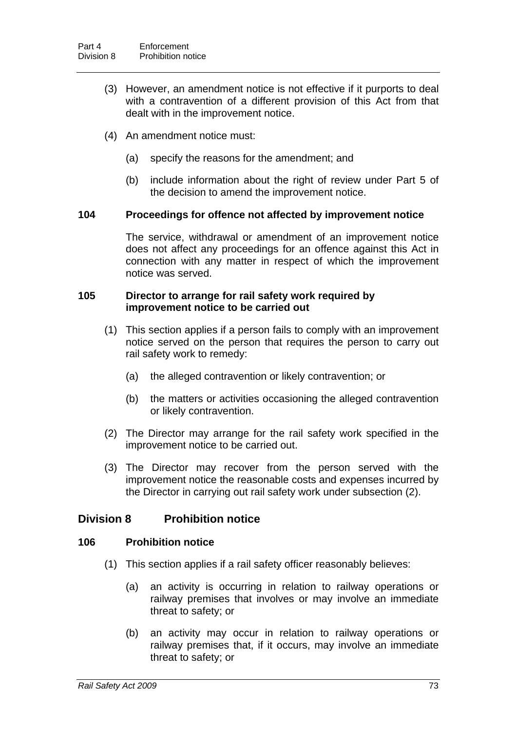(3) However, an amendment notice is not effective if it purports to deal with a contravention of a different provision of this Act from that dealt with in the improvement notice.

(4) An amendment notice must:

(a) specify the reasons for the amendment; and

(b) include information about the right of review under Part 5 of the decision to amend the improvement notice.

### 104 Proceedings for offence not affected by improvement notice

The service, withdrawal or amendment of an improvement notice does not affect any proceedings for an offence against this Act in connection with any matter in respect of which the improvement notice was served.

### 105 Director to arrange for rail safety work required by improvement notice to be carried out

(1) This section applies if a person fails to comply with an improvement notice served on the person that requires the person to carry out rail safety work to remedy:

(a) the alleged contravention or likely contravention; or

(b) the matters or activities occasioning the alleged contravention or likely contravention.

(2) The Director may arrange for the rail safety work specified in the improvement notice to be carried out.

(3) The Director may recover from the person served with the improvement notice the reasonable costs and expenses incurred by the Director in carrying out rail safety work under subsection (2).

## Division 8 Prohibition notice

### 106 Prohibition notice

(1) This section applies if a rail safety officer reasonably believes:

(a) an activity is occurring in relation to railway operations or railway premises that involves or may involve an immediate threat to safety; or

(b) an activity may occur in relation to railway operations or railway premises that, if it occurs, may involve an immediate threat to safety; or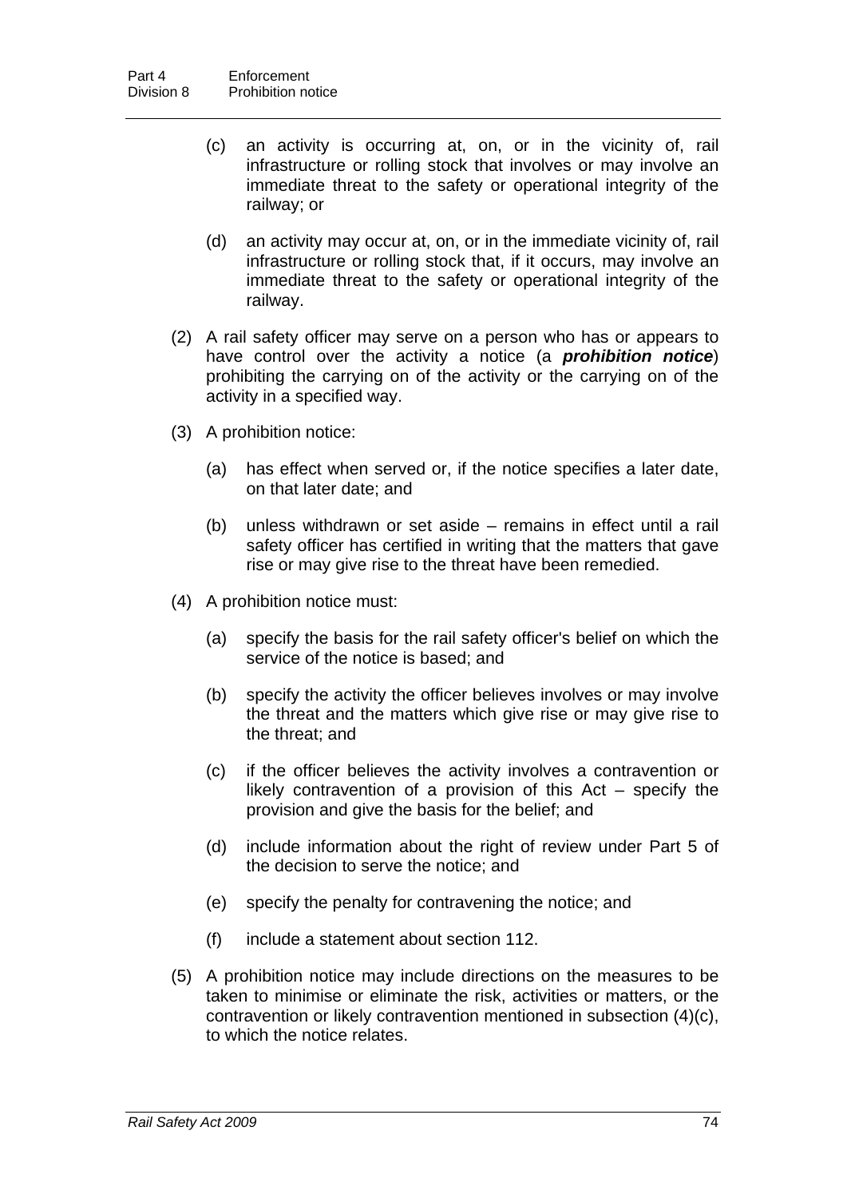(c) an activity is occurring at, on, or in the vicinity of, rail infrastructure or rolling stock that involves or may involve an immediate threat to the safety or operational integrity of the railway; or

(d) an activity may occur at, on, or in the immediate vicinity of, rail infrastructure or rolling stock that, if it occurs, may involve an immediate threat to the safety or operational integrity of the railway.

(2) A rail safety officer may serve on a person who has or appears to have control over the activity a notice (a ***prohibition notice***) prohibiting the carrying on of the activity or the carrying on of the activity in a specified way.

(3) A prohibition notice:

(a) has effect when served or, if the notice specifies a later date, on that later date; and

(b) unless withdrawn or set aside – remains in effect until a rail safety officer has certified in writing that the matters that gave rise or may give rise to the threat have been remedied.

(4) A prohibition notice must:

(a) specify the basis for the rail safety officer's belief on which the service of the notice is based; and

(b) specify the activity the officer believes involves or may involve the threat and the matters which give rise or may give rise to the threat; and

(c) if the officer believes the activity involves a contravention or likely contravention of a provision of this Act – specify the provision and give the basis for the belief; and

(d) include information about the right of review under Part 5 of the decision to serve the notice; and

(e) specify the penalty for contravening the notice; and

(f) include a statement about section 112.

(5) A prohibition notice may include directions on the measures to be taken to minimise or eliminate the risk, activities or matters, or the contravention or likely contravention mentioned in subsection (4)(c), to which the notice relates.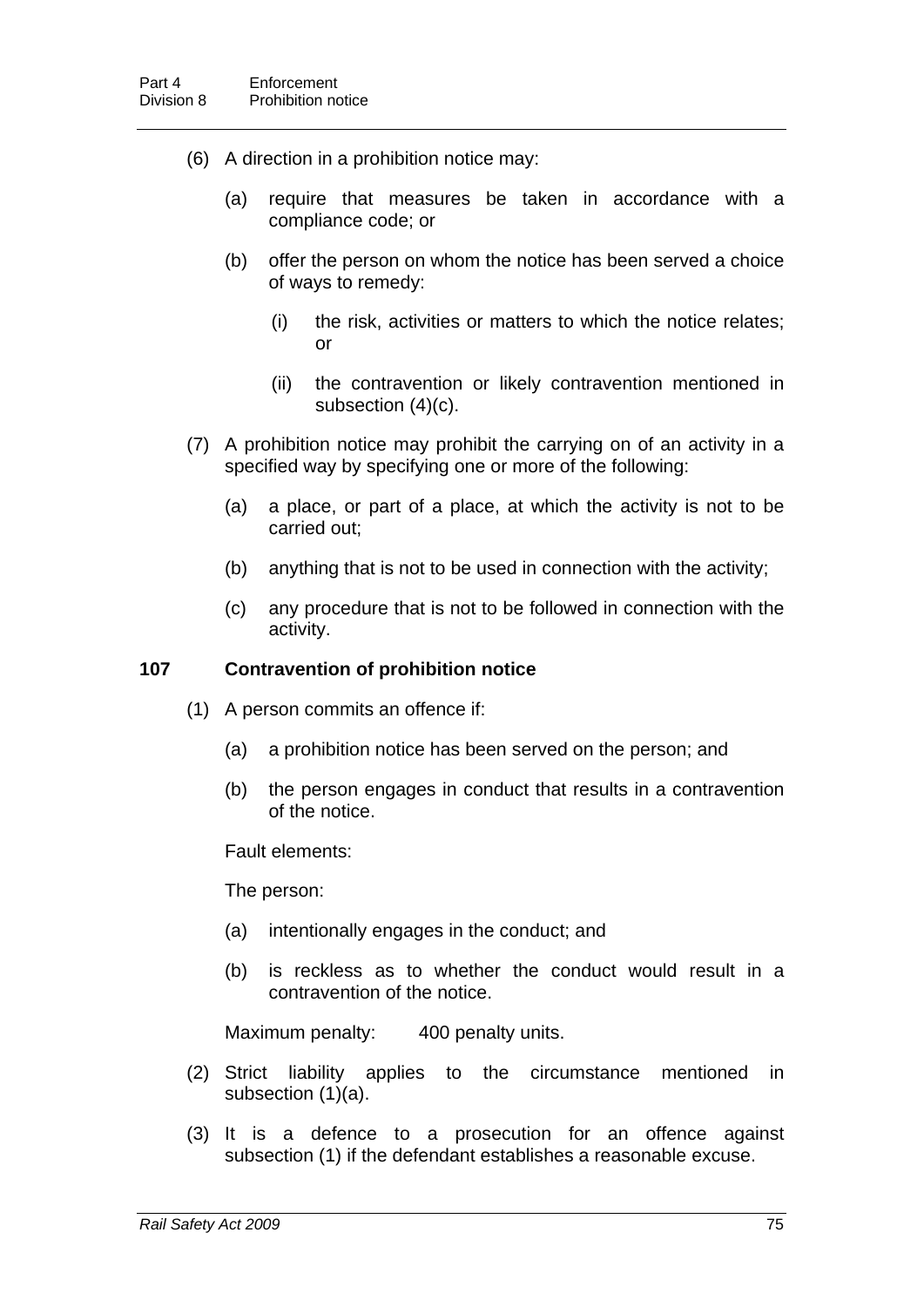(6) A direction in a prohibition notice may:

(a) require that measures be taken in accordance with a compliance code; or

(b) offer the person on whom the notice has been served a choice of ways to remedy:

(i) the risk, activities or matters to which the notice relates; or

(ii) the contravention or likely contravention mentioned in subsection (4)(c).

(7) A prohibition notice may prohibit the carrying on of an activity in a specified way by specifying one or more of the following:

(a) a place, or part of a place, at which the activity is not to be carried out;

(b) anything that is not to be used in connection with the activity;

(c) any procedure that is not to be followed in connection with the activity.

### 107 Contravention of prohibition notice

(1) A person commits an offence if:

(a) a prohibition notice has been served on the person; and

(b) the person engages in conduct that results in a contravention of the notice.

Fault elements:

The person:

(a) intentionally engages in the conduct; and

(b) is reckless as to whether the conduct would result in a contravention of the notice.

Maximum penalty: 400 penalty units.

(2) Strict liability applies to the circumstance mentioned in subsection (1)(a).

(3) It is a defence to a prosecution for an offence against subsection (1) if the defendant establishes a reasonable excuse.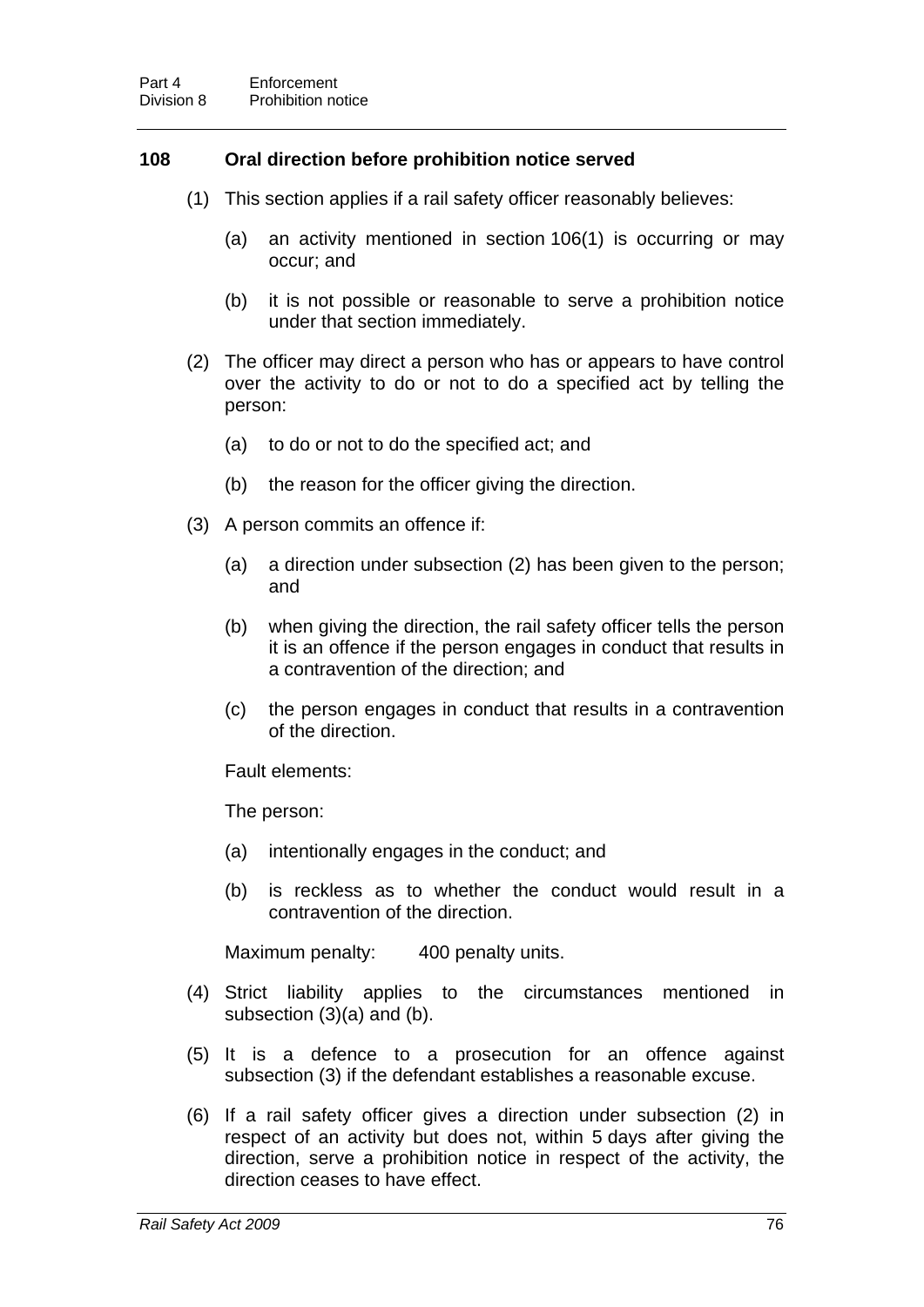### 108 Oral direction before prohibition notice served

(1) This section applies if a rail safety officer reasonably believes:

(a) an activity mentioned in section 106(1) is occurring or may occur; and

(b) it is not possible or reasonable to serve a prohibition notice under that section immediately.

(2) The officer may direct a person who has or appears to have control over the activity to do or not to do a specified act by telling the person:

(a) to do or not to do the specified act; and

(b) the reason for the officer giving the direction.

(3) A person commits an offence if:

(a) a direction under subsection (2) has been given to the person; and

(b) when giving the direction, the rail safety officer tells the person it is an offence if the person engages in conduct that results in a contravention of the direction; and

(c) the person engages in conduct that results in a contravention of the direction.

Fault elements:

The person:

(a) intentionally engages in the conduct; and

(b) is reckless as to whether the conduct would result in a contravention of the direction.

Maximum penalty: 400 penalty units.

(4) Strict liability applies to the circumstances mentioned in subsection (3)(a) and (b).

(5) It is a defence to a prosecution for an offence against subsection (3) if the defendant establishes a reasonable excuse.

(6) If a rail safety officer gives a direction under subsection (2) in respect of an activity but does not, within 5 days after giving the direction, serve a prohibition notice in respect of the activity, the direction ceases to have effect.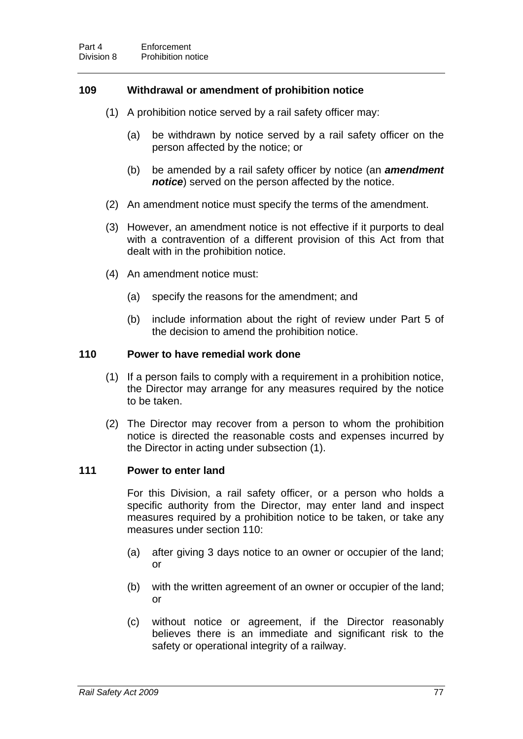### 109 Withdrawal or amendment of prohibition notice

(1) A prohibition notice served by a rail safety officer may:

(a) be withdrawn by notice served by a rail safety officer on the person affected by the notice; or

(b) be amended by a rail safety officer by notice (an ***amendment notice***) served on the person affected by the notice.

(2) An amendment notice must specify the terms of the amendment.

(3) However, an amendment notice is not effective if it purports to deal with a contravention of a different provision of this Act from that dealt with in the prohibition notice.

(4) An amendment notice must:

(a) specify the reasons for the amendment; and

(b) include information about the right of review under Part 5 of the decision to amend the prohibition notice.

### 110 Power to have remedial work done

(1) If a person fails to comply with a requirement in a prohibition notice, the Director may arrange for any measures required by the notice to be taken.

(2) The Director may recover from a person to whom the prohibition notice is directed the reasonable costs and expenses incurred by the Director in acting under subsection (1).

### 111 Power to enter land

For this Division, a rail safety officer, or a person who holds a specific authority from the Director, may enter land and inspect measures required by a prohibition notice to be taken, or take any measures under section 110:

(a) after giving 3 days notice to an owner or occupier of the land; or

(b) with the written agreement of an owner or occupier of the land; or

(c) without notice or agreement, if the Director reasonably believes there is an immediate and significant risk to the safety or operational integrity of a railway.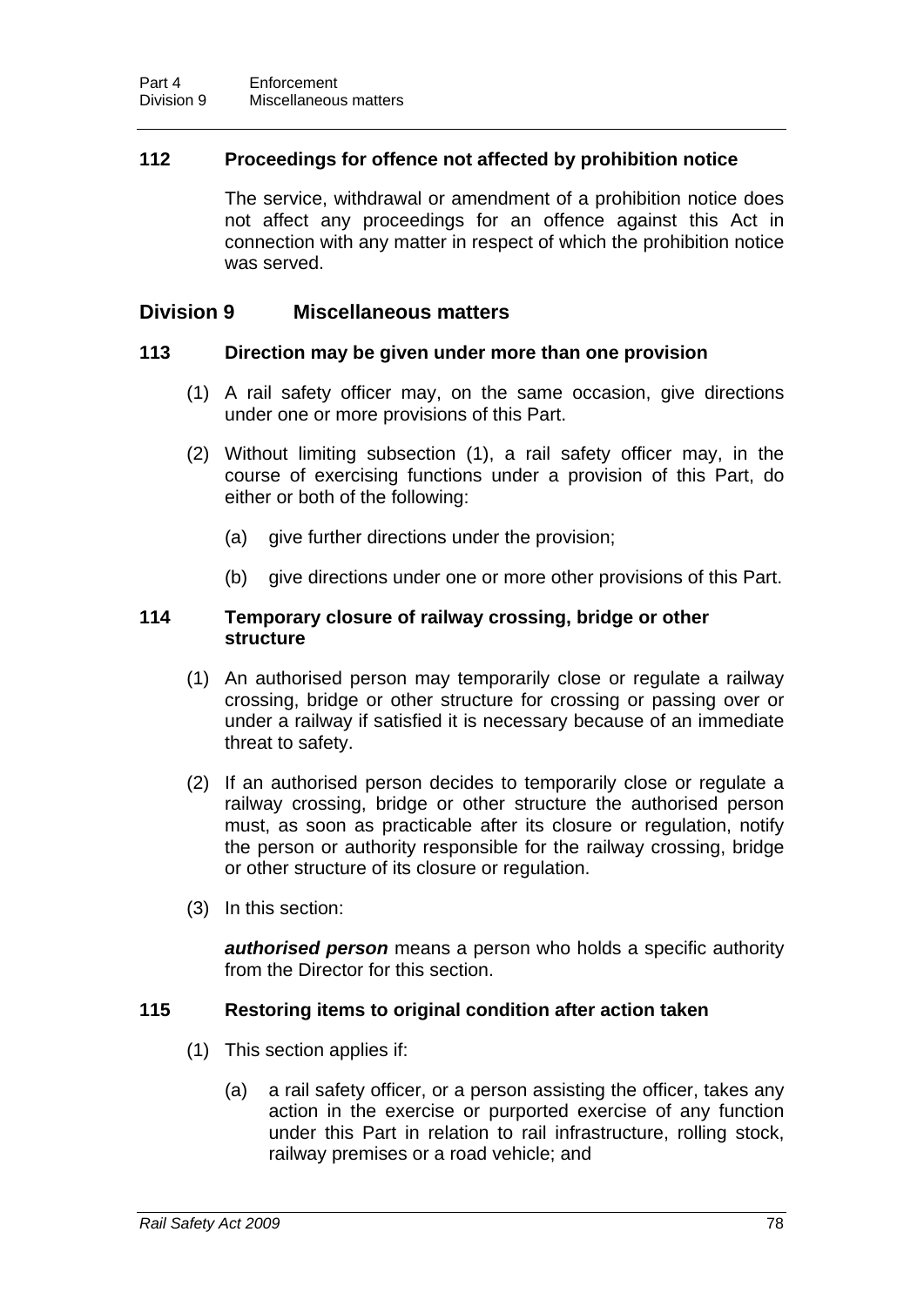### 112 Proceedings for offence not affected by prohibition notice

The service, withdrawal or amendment of a prohibition notice does not affect any proceedings for an offence against this Act in connection with any matter in respect of which the prohibition notice was served.

## Division 9 Miscellaneous matters

### 113 Direction may be given under more than one provision

(1) A rail safety officer may, on the same occasion, give directions under one or more provisions of this Part.

(2) Without limiting subsection (1), a rail safety officer may, in the course of exercising functions under a provision of this Part, do either or both of the following:

(a) give further directions under the provision;

(b) give directions under one or more other provisions of this Part.

### 114 Temporary closure of railway crossing, bridge or other structure

(1) An authorised person may temporarily close or regulate a railway crossing, bridge or other structure for crossing or passing over or under a railway if satisfied it is necessary because of an immediate threat to safety.

(2) If an authorised person decides to temporarily close or regulate a railway crossing, bridge or other structure the authorised person must, as soon as practicable after its closure or regulation, notify the person or authority responsible for the railway crossing, bridge or other structure of its closure or regulation.

(3) In this section:

***authorised person*** means a person who holds a specific authority from the Director for this section.

### 115 Restoring items to original condition after action taken

(1) This section applies if:

(a) a rail safety officer, or a person assisting the officer, takes any action in the exercise or purported exercise of any function under this Part in relation to rail infrastructure, rolling stock, railway premises or a road vehicle; and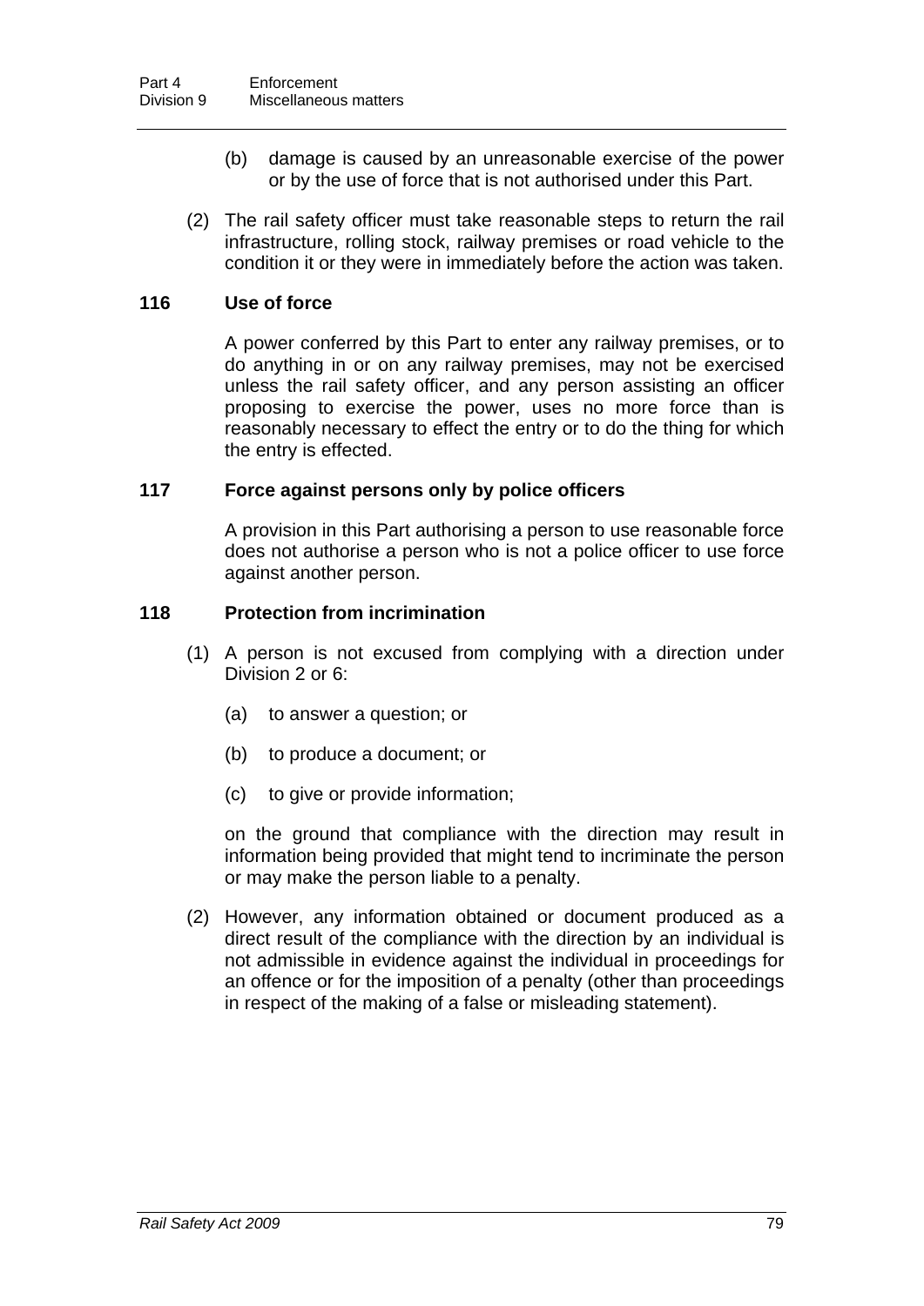(b) damage is caused by an unreasonable exercise of the power or by the use of force that is not authorised under this Part.

(2) The rail safety officer must take reasonable steps to return the rail infrastructure, rolling stock, railway premises or road vehicle to the condition it or they were in immediately before the action was taken.

### 116 Use of force

A power conferred by this Part to enter any railway premises, or to do anything in or on any railway premises, may not be exercised unless the rail safety officer, and any person assisting an officer proposing to exercise the power, uses no more force than is reasonably necessary to effect the entry or to do the thing for which the entry is effected.

### 117 Force against persons only by police officers

A provision in this Part authorising a person to use reasonable force does not authorise a person who is not a police officer to use force against another person.

### 118 Protection from incrimination

(1) A person is not excused from complying with a direction under Division 2 or 6:

(a) to answer a question; or

(b) to produce a document; or

(c) to give or provide information;

on the ground that compliance with the direction may result in information being provided that might tend to incriminate the person or may make the person liable to a penalty.

(2) However, any information obtained or document produced as a direct result of the compliance with the direction by an individual is not admissible in evidence against the individual in proceedings for an offence or for the imposition of a penalty (other than proceedings in respect of the making of a false or misleading statement).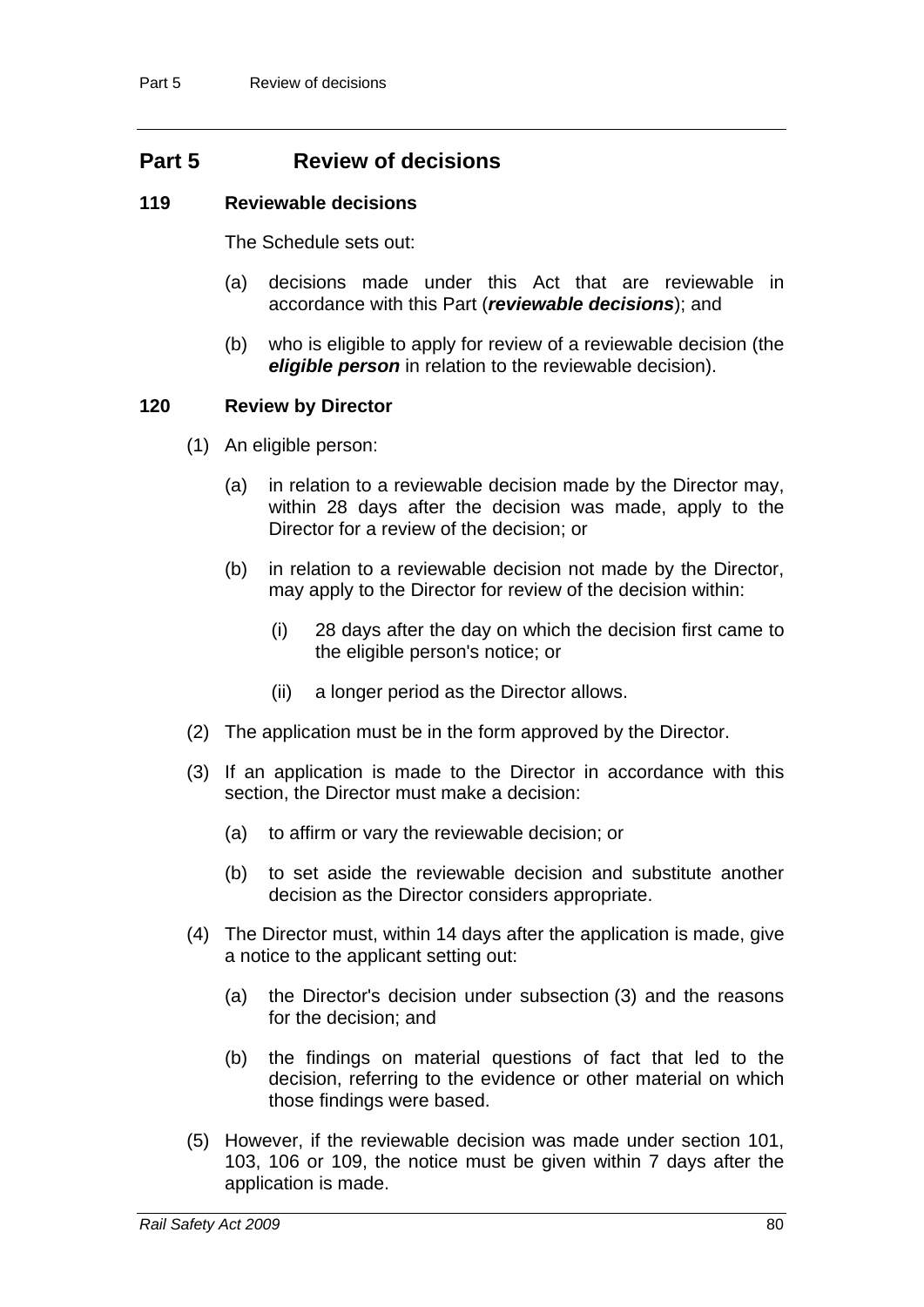# Part 5 Review of decisions

### 119 Reviewable decisions

The Schedule sets out:

(a) decisions made under this Act that are reviewable in accordance with this Part (***reviewable decisions***); and

(b) who is eligible to apply for review of a reviewable decision (the ***eligible person*** in relation to the reviewable decision).

### 120 Review by Director

(1) An eligible person:

(a) in relation to a reviewable decision made by the Director may, within 28 days after the decision was made, apply to the Director for a review of the decision; or

(b) in relation to a reviewable decision not made by the Director, may apply to the Director for review of the decision within:

(i) 28 days after the day on which the decision first came to the eligible person's notice; or

(ii) a longer period as the Director allows.

(2) The application must be in the form approved by the Director.

(3) If an application is made to the Director in accordance with this section, the Director must make a decision:

(a) to affirm or vary the reviewable decision; or

(b) to set aside the reviewable decision and substitute another decision as the Director considers appropriate.

(4) The Director must, within 14 days after the application is made, give a notice to the applicant setting out:

(a) the Director's decision under subsection (3) and the reasons for the decision; and

(b) the findings on material questions of fact that led to the decision, referring to the evidence or other material on which those findings were based.

(5) However, if the reviewable decision was made under section 101, 103, 106 or 109, the notice must be given within 7 days after the application is made.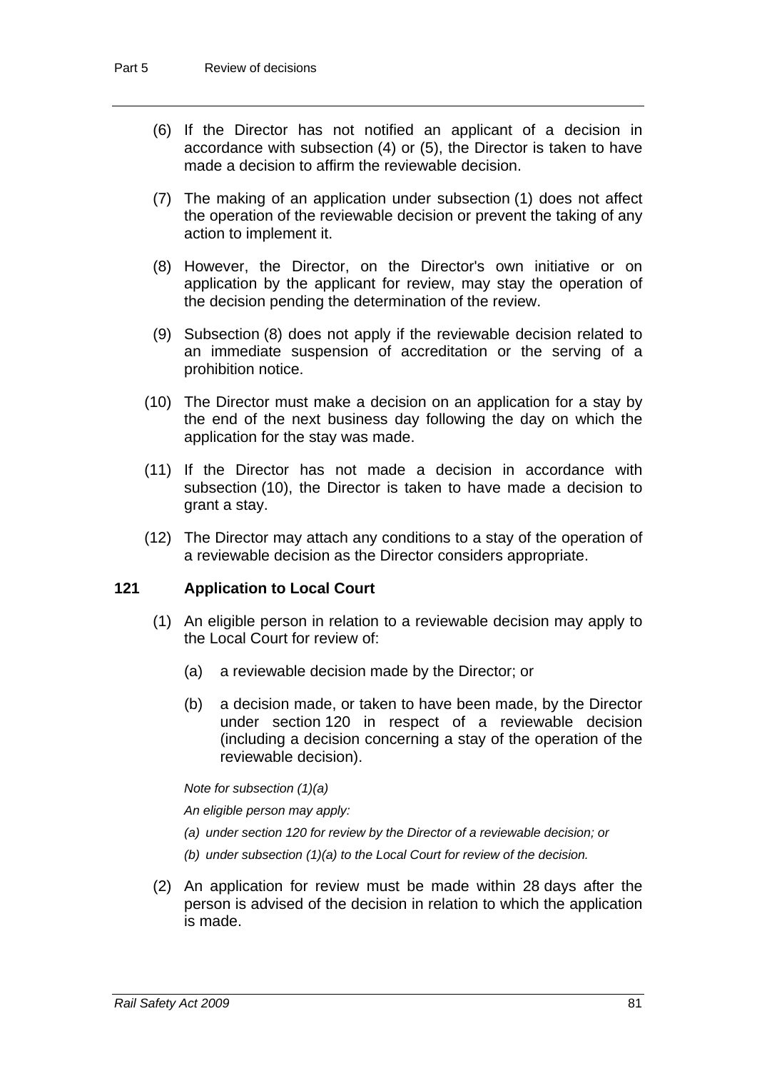(6) If the Director has not notified an applicant of a decision in accordance with subsection (4) or (5), the Director is taken to have made a decision to affirm the reviewable decision.

(7) The making of an application under subsection (1) does not affect the operation of the reviewable decision or prevent the taking of any action to implement it.

(8) However, the Director, on the Director's own initiative or on application by the applicant for review, may stay the operation of the decision pending the determination of the review.

(9) Subsection (8) does not apply if the reviewable decision related to an immediate suspension of accreditation or the serving of a prohibition notice.

(10) The Director must make a decision on an application for a stay by the end of the next business day following the day on which the application for the stay was made.

(11) If the Director has not made a decision in accordance with subsection (10), the Director is taken to have made a decision to grant a stay.

(12) The Director may attach any conditions to a stay of the operation of a reviewable decision as the Director considers appropriate.

### 121 Application to Local Court

(1) An eligible person in relation to a reviewable decision may apply to the Local Court for review of:

(a) a reviewable decision made by the Director; or

(b) a decision made, or taken to have been made, by the Director under section 120 in respect of a reviewable decision (including a decision concerning a stay of the operation of the reviewable decision).

*Note for subsection (1)(a)*

*An eligible person may apply:*

*(a) under section 120 for review by the Director of a reviewable decision; or*

*(b) under subsection (1)(a) to the Local Court for review of the decision.*

(2) An application for review must be made within 28 days after the person is advised of the decision in relation to which the application is made.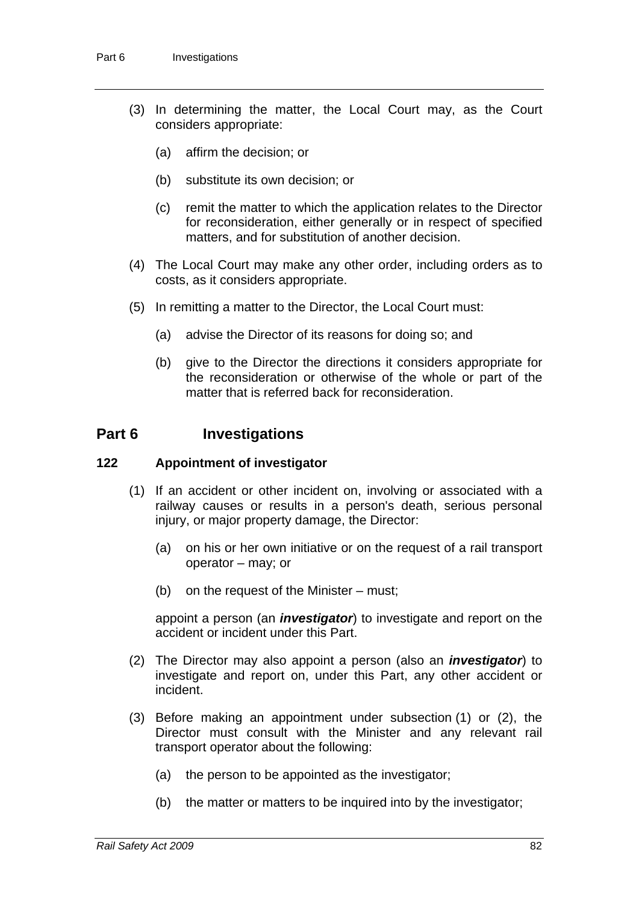(3) In determining the matter, the Local Court may, as the Court considers appropriate:

(a) affirm the decision; or

(b) substitute its own decision; or

(c) remit the matter to which the application relates to the Director for reconsideration, either generally or in respect of specified matters, and for substitution of another decision.

(4) The Local Court may make any other order, including orders as to costs, as it considers appropriate.

(5) In remitting a matter to the Director, the Local Court must:

(a) advise the Director of its reasons for doing so; and

(b) give to the Director the directions it considers appropriate for the reconsideration or otherwise of the whole or part of the matter that is referred back for reconsideration.

## Part 6 Investigations

### 122 Appointment of investigator

(1) If an accident or other incident on, involving or associated with a railway causes or results in a person's death, serious personal injury, or major property damage, the Director:

(a) on his or her own initiative or on the request of a rail transport operator – may; or

(b) on the request of the Minister – must;

appoint a person (an ***investigator***) to investigate and report on the accident or incident under this Part.

(2) The Director may also appoint a person (also an ***investigator***) to investigate and report on, under this Part, any other accident or incident.

(3) Before making an appointment under subsection (1) or (2), the Director must consult with the Minister and any relevant rail transport operator about the following:

(a) the person to be appointed as the investigator;

(b) the matter or matters to be inquired into by the investigator;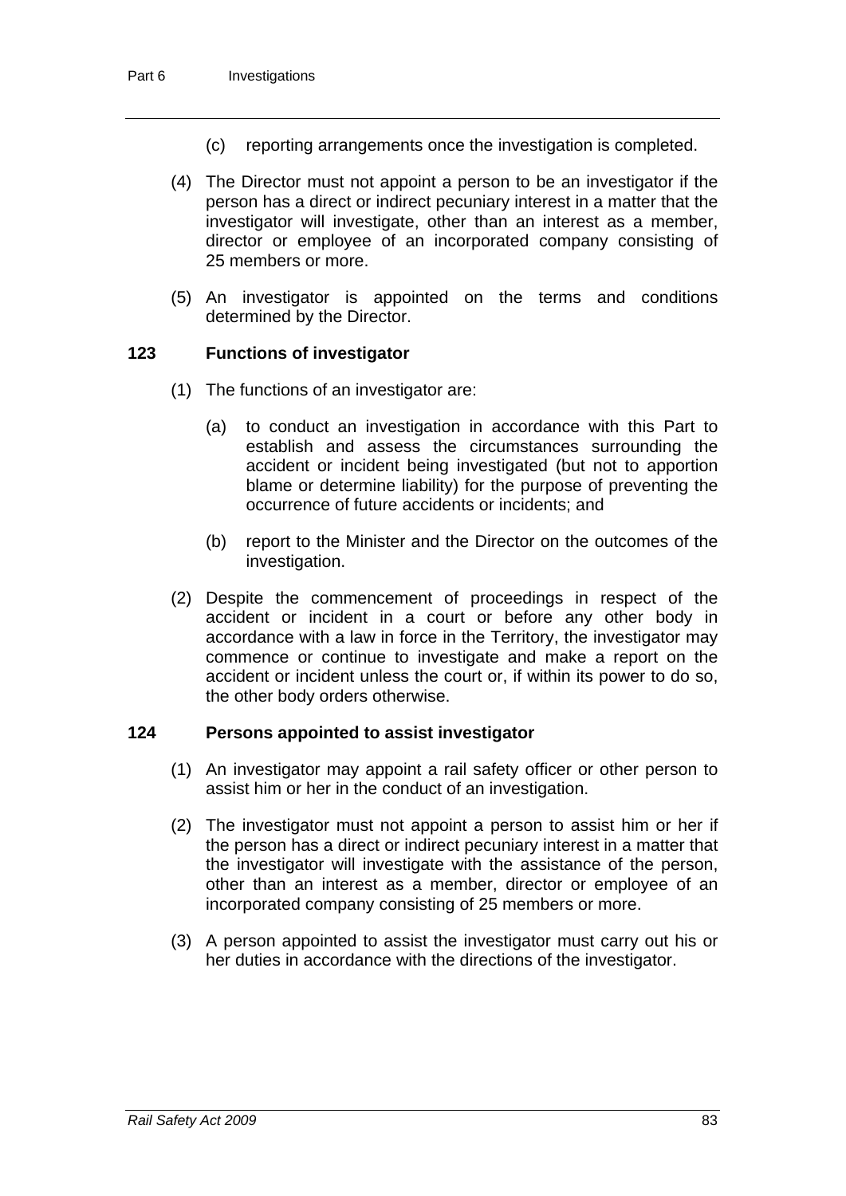(c) reporting arrangements once the investigation is completed.

(4) The Director must not appoint a person to be an investigator if the person has a direct or indirect pecuniary interest in a matter that the investigator will investigate, other than an interest as a member, director or employee of an incorporated company consisting of 25 members or more.

(5) An investigator is appointed on the terms and conditions determined by the Director.

### 123 Functions of investigator

(1) The functions of an investigator are:

(a) to conduct an investigation in accordance with this Part to establish and assess the circumstances surrounding the accident or incident being investigated (but not to apportion blame or determine liability) for the purpose of preventing the occurrence of future accidents or incidents; and

(b) report to the Minister and the Director on the outcomes of the investigation.

(2) Despite the commencement of proceedings in respect of the accident or incident in a court or before any other body in accordance with a law in force in the Territory, the investigator may commence or continue to investigate and make a report on the accident or incident unless the court or, if within its power to do so, the other body orders otherwise.

### 124 Persons appointed to assist investigator

(1) An investigator may appoint a rail safety officer or other person to assist him or her in the conduct of an investigation.

(2) The investigator must not appoint a person to assist him or her if the person has a direct or indirect pecuniary interest in a matter that the investigator will investigate with the assistance of the person, other than an interest as a member, director or employee of an incorporated company consisting of 25 members or more.

(3) A person appointed to assist the investigator must carry out his or her duties in accordance with the directions of the investigator.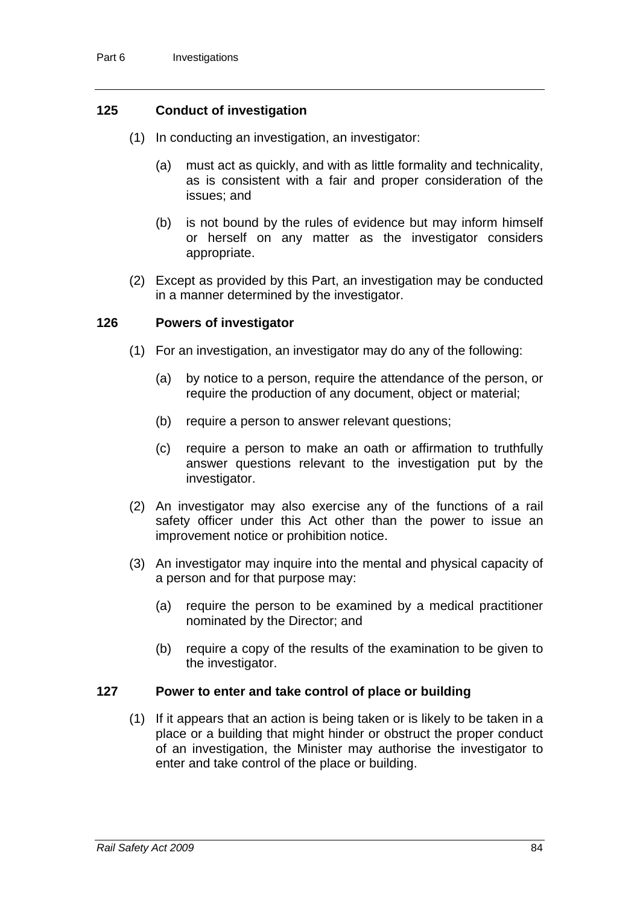### 125 Conduct of investigation

(1) In conducting an investigation, an investigator:

(a) must act as quickly, and with as little formality and technicality, as is consistent with a fair and proper consideration of the issues; and

(b) is not bound by the rules of evidence but may inform himself or herself on any matter as the investigator considers appropriate.

(2) Except as provided by this Part, an investigation may be conducted in a manner determined by the investigator.

### 126 Powers of investigator

(1) For an investigation, an investigator may do any of the following:

(a) by notice to a person, require the attendance of the person, or require the production of any document, object or material;

(b) require a person to answer relevant questions;

(c) require a person to make an oath or affirmation to truthfully answer questions relevant to the investigation put by the investigator.

(2) An investigator may also exercise any of the functions of a rail safety officer under this Act other than the power to issue an improvement notice or prohibition notice.

(3) An investigator may inquire into the mental and physical capacity of a person and for that purpose may:

(a) require the person to be examined by a medical practitioner nominated by the Director; and

(b) require a copy of the results of the examination to be given to the investigator.

### 127 Power to enter and take control of place or building

(1) If it appears that an action is being taken or is likely to be taken in a place or a building that might hinder or obstruct the proper conduct of an investigation, the Minister may authorise the investigator to enter and take control of the place or building.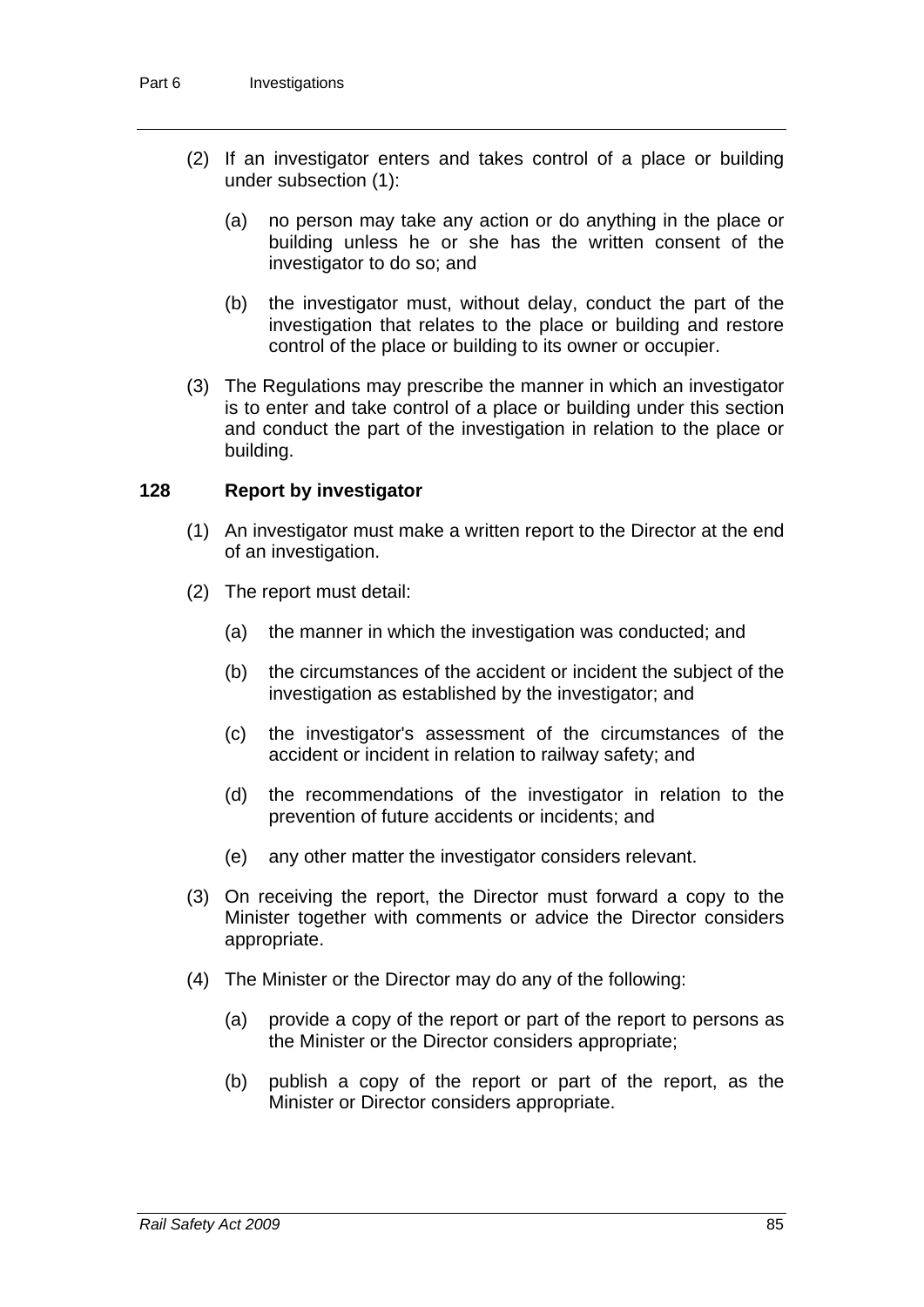(2) If an investigator enters and takes control of a place or building under subsection (1):

   (a) no person may take any action or do anything in the place or building unless he or she has the written consent of the investigator to do so; and

   (b) the investigator must, without delay, conduct the part of the investigation that relates to the place or building and restore control of the place or building to its owner or occupier.

(3) The Regulations may prescribe the manner in which an investigator is to enter and take control of a place or building under this section and conduct the part of the investigation in relation to the place or building.

### 128 Report by investigator

(1) An investigator must make a written report to the Director at the end of an investigation.

(2) The report must detail:

   (a) the manner in which the investigation was conducted; and

   (b) the circumstances of the accident or incident the subject of the investigation as established by the investigator; and

   (c) the investigator's assessment of the circumstances of the accident or incident in relation to railway safety; and

   (d) the recommendations of the investigator in relation to the prevention of future accidents or incidents; and

   (e) any other matter the investigator considers relevant.

(3) On receiving the report, the Director must forward a copy to the Minister together with comments or advice the Director considers appropriate.

(4) The Minister or the Director may do any of the following:

   (a) provide a copy of the report or part of the report to persons as the Minister or the Director considers appropriate;

   (b) publish a copy of the report or part of the report, as the Minister or Director considers appropriate.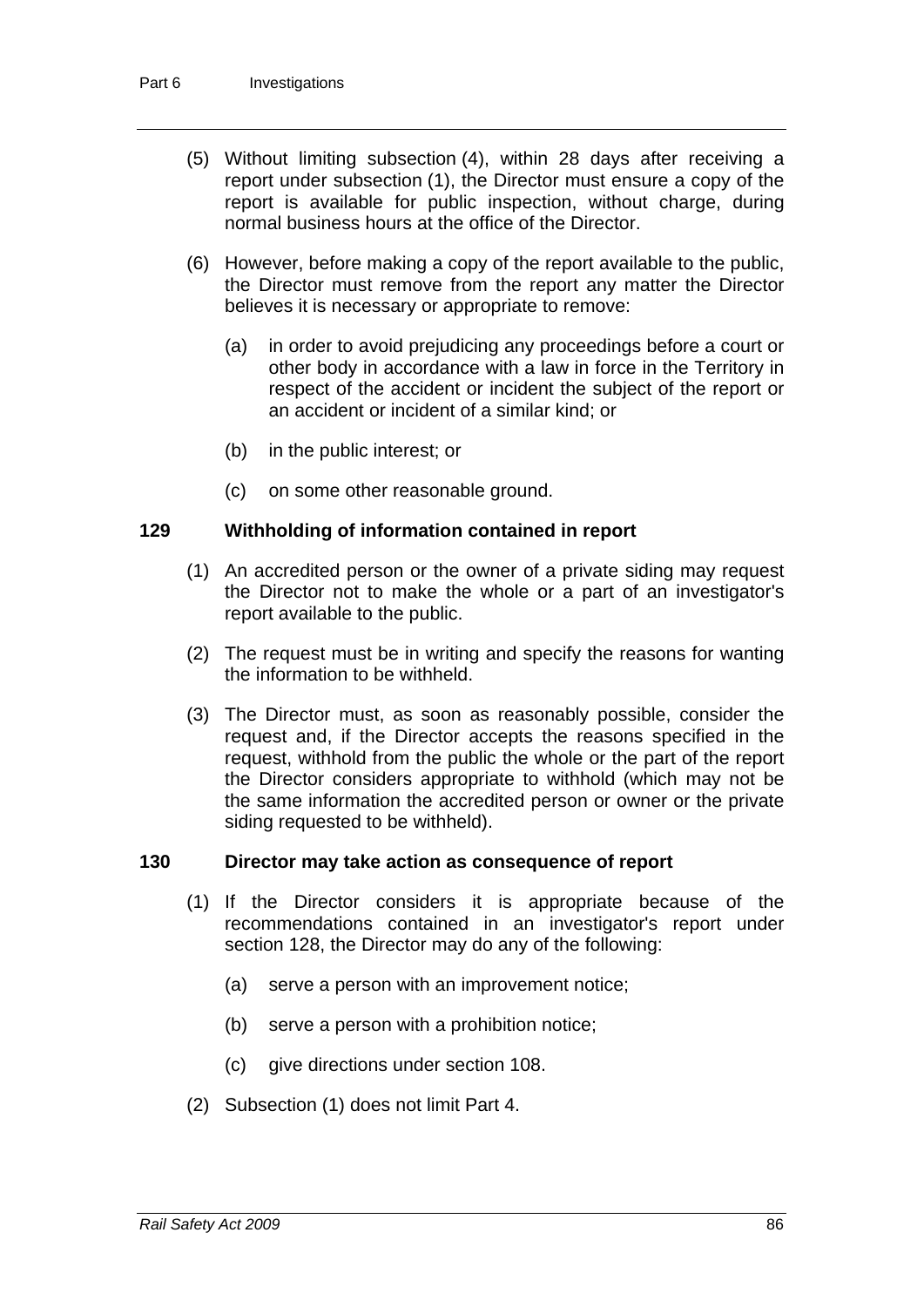(5) Without limiting subsection (4), within 28 days after receiving a report under subsection (1), the Director must ensure a copy of the report is available for public inspection, without charge, during normal business hours at the office of the Director.

(6) However, before making a copy of the report available to the public, the Director must remove from the report any matter the Director believes it is necessary or appropriate to remove:

(a) in order to avoid prejudicing any proceedings before a court or other body in accordance with a law in force in the Territory in respect of the accident or incident the subject of the report or an accident or incident of a similar kind; or

(b) in the public interest; or

(c) on some other reasonable ground.

### 129 Withholding of information contained in report

(1) An accredited person or the owner of a private siding may request the Director not to make the whole or a part of an investigator's report available to the public.

(2) The request must be in writing and specify the reasons for wanting the information to be withheld.

(3) The Director must, as soon as reasonably possible, consider the request and, if the Director accepts the reasons specified in the request, withhold from the public the whole or the part of the report the Director considers appropriate to withhold (which may not be the same information the accredited person or owner or the private siding requested to be withheld).

### 130 Director may take action as consequence of report

(1) If the Director considers it is appropriate because of the recommendations contained in an investigator's report under section 128, the Director may do any of the following:

(a) serve a person with an improvement notice;

(b) serve a person with a prohibition notice;

(c) give directions under section 108.

(2) Subsection (1) does not limit Part 4.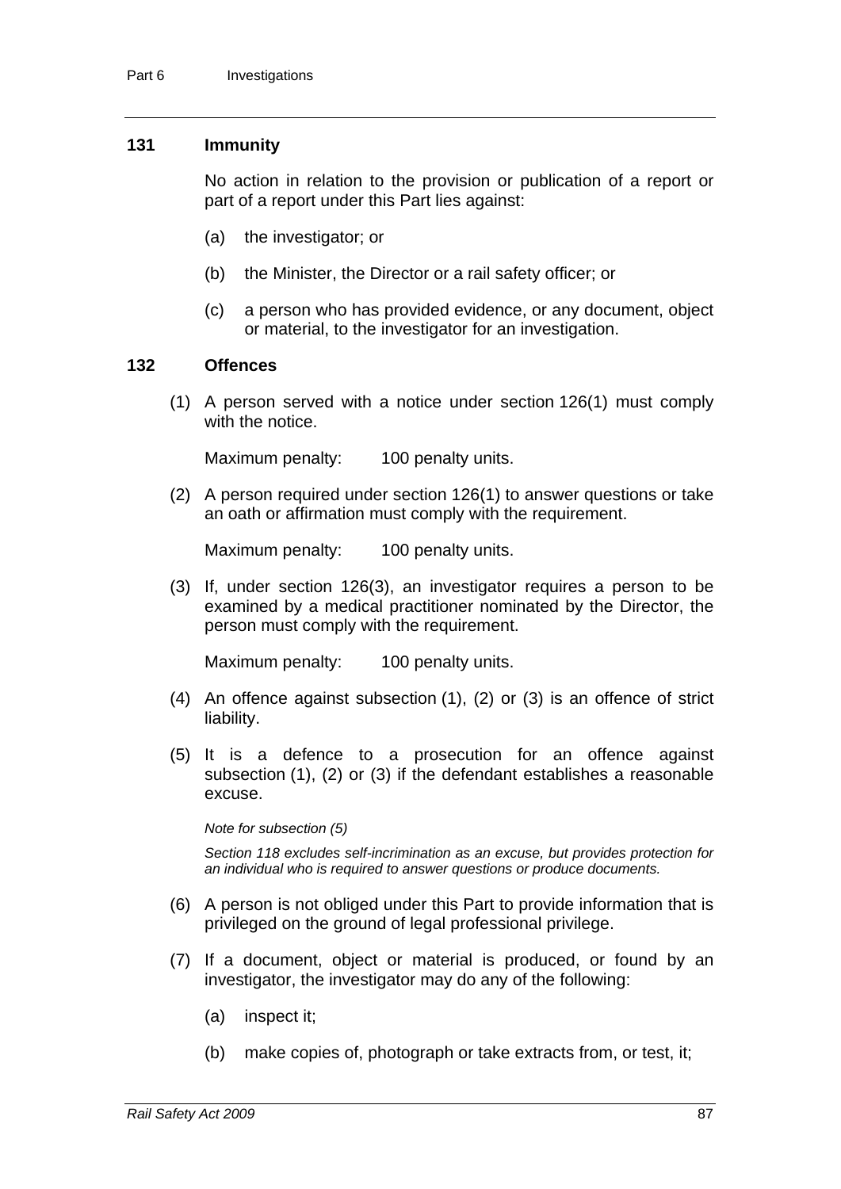### 131 Immunity

No action in relation to the provision or publication of a report or part of a report under this Part lies against:

(a) the investigator; or

(b) the Minister, the Director or a rail safety officer; or

(c) a person who has provided evidence, or any document, object or material, to the investigator for an investigation.

### 132 Offences

(1) A person served with a notice under section 126(1) must comply with the notice.

Maximum penalty: 100 penalty units.

(2) A person required under section 126(1) to answer questions or take an oath or affirmation must comply with the requirement.

Maximum penalty: 100 penalty units.

(3) If, under section 126(3), an investigator requires a person to be examined by a medical practitioner nominated by the Director, the person must comply with the requirement.

Maximum penalty: 100 penalty units.

(4) An offence against subsection (1), (2) or (3) is an offence of strict liability.

(5) It is a defence to a prosecution for an offence against subsection (1), (2) or (3) if the defendant establishes a reasonable excuse.

*Note for subsection (5)*

*Section 118 excludes self-incrimination as an excuse, but provides protection for an individual who is required to answer questions or produce documents.*

(6) A person is not obliged under this Part to provide information that is privileged on the ground of legal professional privilege.

(7) If a document, object or material is produced, or found by an investigator, the investigator may do any of the following:

(a) inspect it;

(b) make copies of, photograph or take extracts from, or test, it;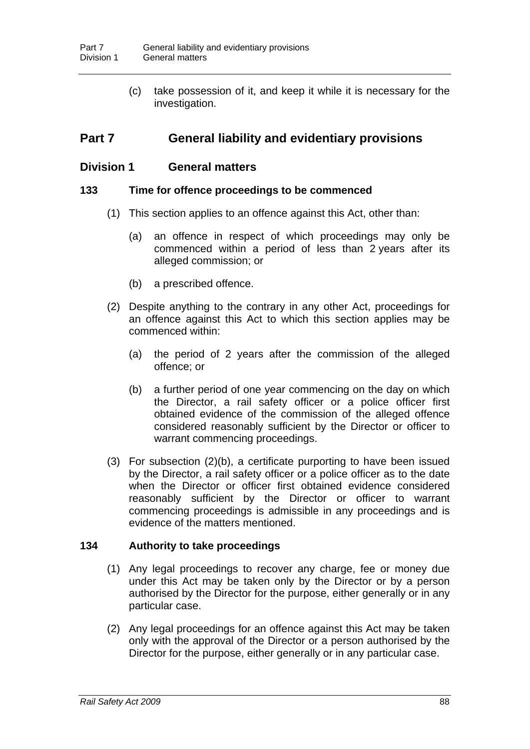(c) take possession of it, and keep it while it is necessary for the investigation.

## Part 7 General liability and evidentiary provisions

### Division 1 General matters

#### 133 Time for offence proceedings to be commenced

(1) This section applies to an offence against this Act, other than:

(a) an offence in respect of which proceedings may only be commenced within a period of less than 2 years after its alleged commission; or

(b) a prescribed offence.

(2) Despite anything to the contrary in any other Act, proceedings for an offence against this Act to which this section applies may be commenced within:

(a) the period of 2 years after the commission of the alleged offence; or

(b) a further period of one year commencing on the day on which the Director, a rail safety officer or a police officer first obtained evidence of the commission of the alleged offence considered reasonably sufficient by the Director or officer to warrant commencing proceedings.

(3) For subsection (2)(b), a certificate purporting to have been issued by the Director, a rail safety officer or a police officer as to the date when the Director or officer first obtained evidence considered reasonably sufficient by the Director or officer to warrant commencing proceedings is admissible in any proceedings and is evidence of the matters mentioned.

#### 134 Authority to take proceedings

(1) Any legal proceedings to recover any charge, fee or money due under this Act may be taken only by the Director or by a person authorised by the Director for the purpose, either generally or in any particular case.

(2) Any legal proceedings for an offence against this Act may be taken only with the approval of the Director or a person authorised by the Director for the purpose, either generally or in any particular case.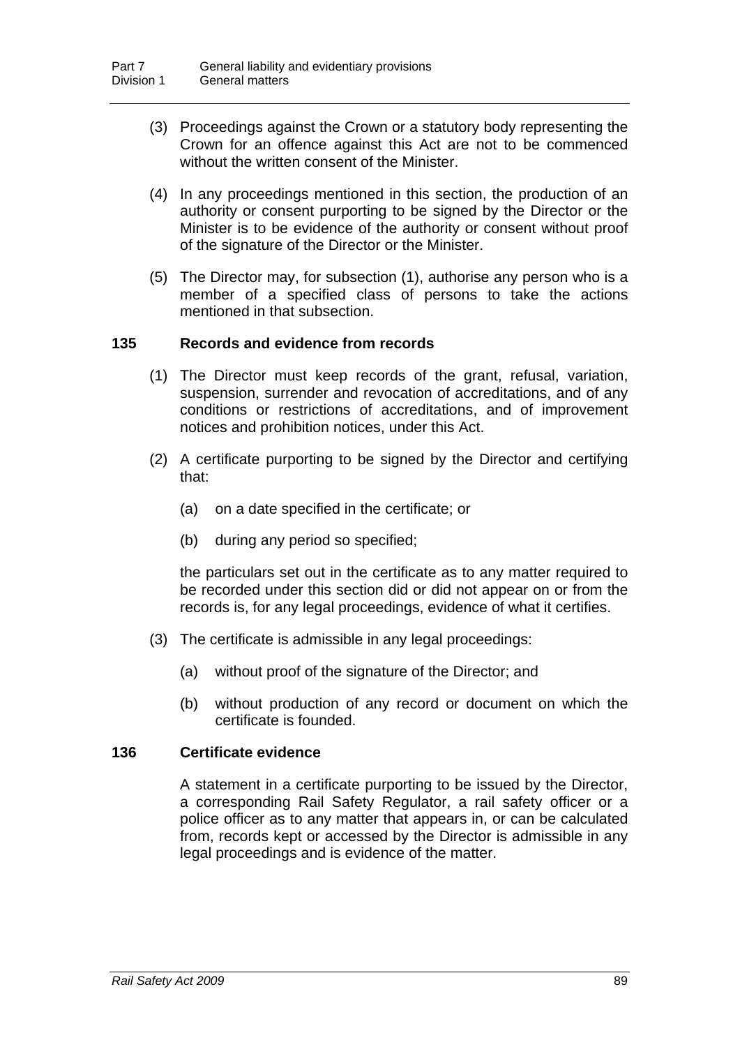(3) Proceedings against the Crown or a statutory body representing the Crown for an offence against this Act are not to be commenced without the written consent of the Minister.

(4) In any proceedings mentioned in this section, the production of an authority or consent purporting to be signed by the Director or the Minister is to be evidence of the authority or consent without proof of the signature of the Director or the Minister.

(5) The Director may, for subsection (1), authorise any person who is a member of a specified class of persons to take the actions mentioned in that subsection.

### 135 Records and evidence from records

(1) The Director must keep records of the grant, refusal, variation, suspension, surrender and revocation of accreditations, and of any conditions or restrictions of accreditations, and of improvement notices and prohibition notices, under this Act.

(2) A certificate purporting to be signed by the Director and certifying that:

(a) on a date specified in the certificate; or

(b) during any period so specified;

the particulars set out in the certificate as to any matter required to be recorded under this section did or did not appear on or from the records is, for any legal proceedings, evidence of what it certifies.

(3) The certificate is admissible in any legal proceedings:

(a) without proof of the signature of the Director; and

(b) without production of any record or document on which the certificate is founded.

### 136 Certificate evidence

A statement in a certificate purporting to be issued by the Director, a corresponding Rail Safety Regulator, a rail safety officer or a police officer as to any matter that appears in, or can be calculated from, records kept or accessed by the Director is admissible in any legal proceedings and is evidence of the matter.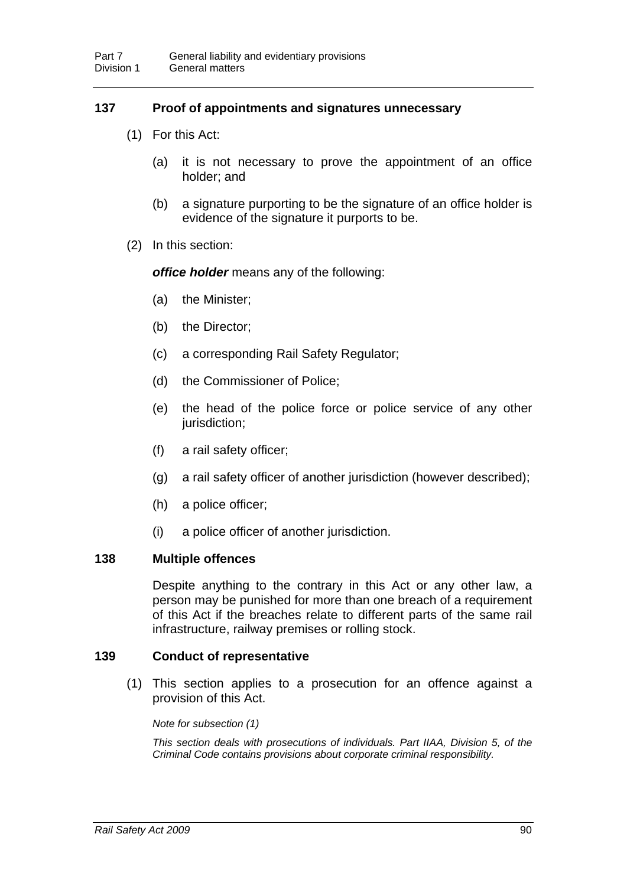### 137 Proof of appointments and signatures unnecessary

(1) For this Act:

(a) it is not necessary to prove the appointment of an office holder; and

(b) a signature purporting to be the signature of an office holder is evidence of the signature it purports to be.

(2) In this section:

***office holder*** means any of the following:

(a) the Minister;

(b) the Director;

(c) a corresponding Rail Safety Regulator;

(d) the Commissioner of Police;

(e) the head of the police force or police service of any other jurisdiction;

(f) a rail safety officer;

(g) a rail safety officer of another jurisdiction (however described);

(h) a police officer;

(i) a police officer of another jurisdiction.

### 138 Multiple offences

Despite anything to the contrary in this Act or any other law, a person may be punished for more than one breach of a requirement of this Act if the breaches relate to different parts of the same rail infrastructure, railway premises or rolling stock.

### 139 Conduct of representative

(1) This section applies to a prosecution for an offence against a provision of this Act.

*Note for subsection (1)*

*This section deals with prosecutions of individuals. Part IIAA, Division 5, of the Criminal Code contains provisions about corporate criminal responsibility.*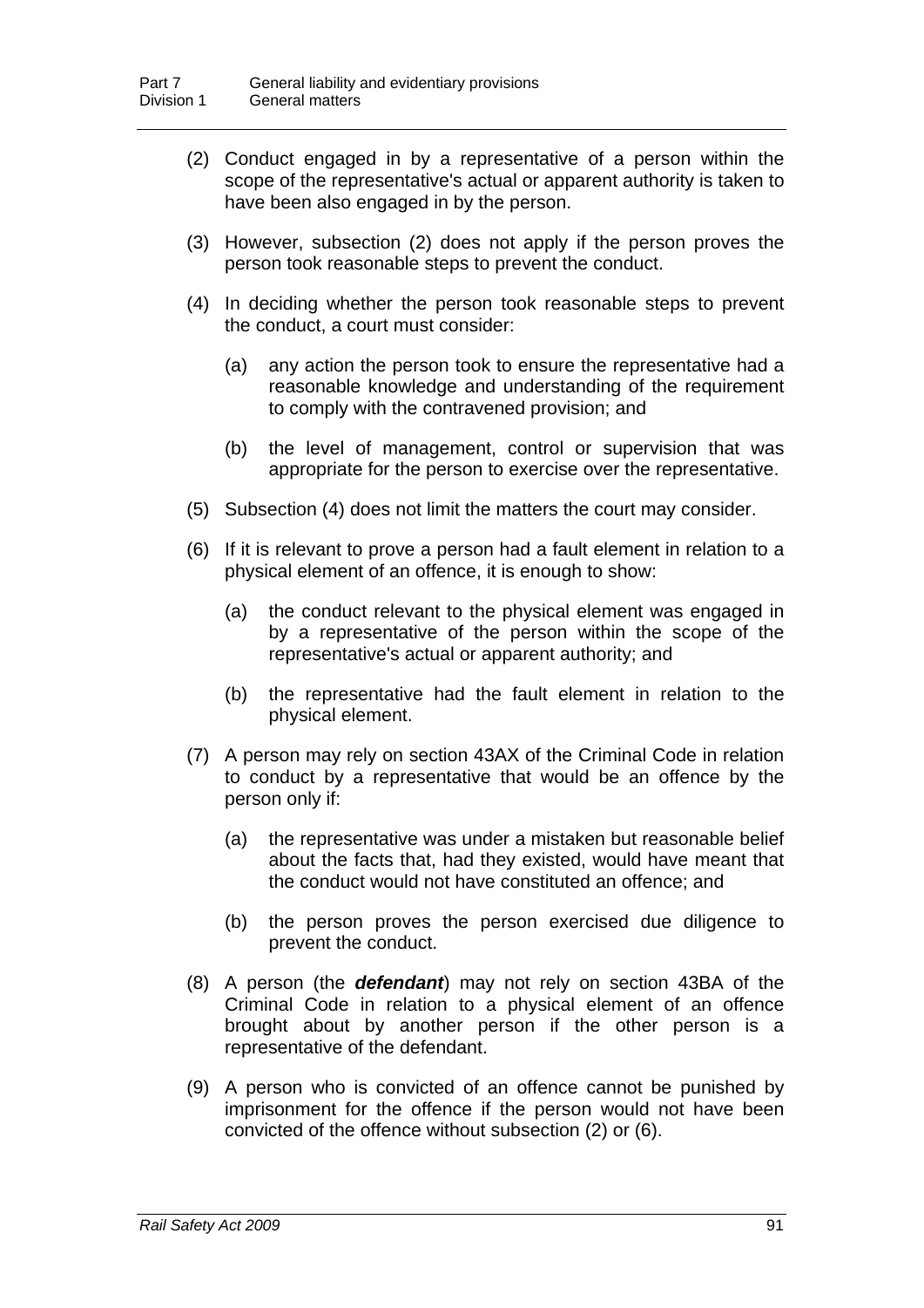(2) Conduct engaged in by a representative of a person within the scope of the representative's actual or apparent authority is taken to have been also engaged in by the person.

(3) However, subsection (2) does not apply if the person proves the person took reasonable steps to prevent the conduct.

(4) In deciding whether the person took reasonable steps to prevent the conduct, a court must consider:

  (a) any action the person took to ensure the representative had a reasonable knowledge and understanding of the requirement to comply with the contravened provision; and

  (b) the level of management, control or supervision that was appropriate for the person to exercise over the representative.

(5) Subsection (4) does not limit the matters the court may consider.

(6) If it is relevant to prove a person had a fault element in relation to a physical element of an offence, it is enough to show:

  (a) the conduct relevant to the physical element was engaged in by a representative of the person within the scope of the representative's actual or apparent authority; and

  (b) the representative had the fault element in relation to the physical element.

(7) A person may rely on section 43AX of the Criminal Code in relation to conduct by a representative that would be an offence by the person only if:

  (a) the representative was under a mistaken but reasonable belief about the facts that, had they existed, would have meant that the conduct would not have constituted an offence; and

  (b) the person proves the person exercised due diligence to prevent the conduct.

(8) A person (the ***defendant***) may not rely on section 43BA of the Criminal Code in relation to a physical element of an offence brought about by another person if the other person is a representative of the defendant.

(9) A person who is convicted of an offence cannot be punished by imprisonment for the offence if the person would not have been convicted of the offence without subsection (2) or (6).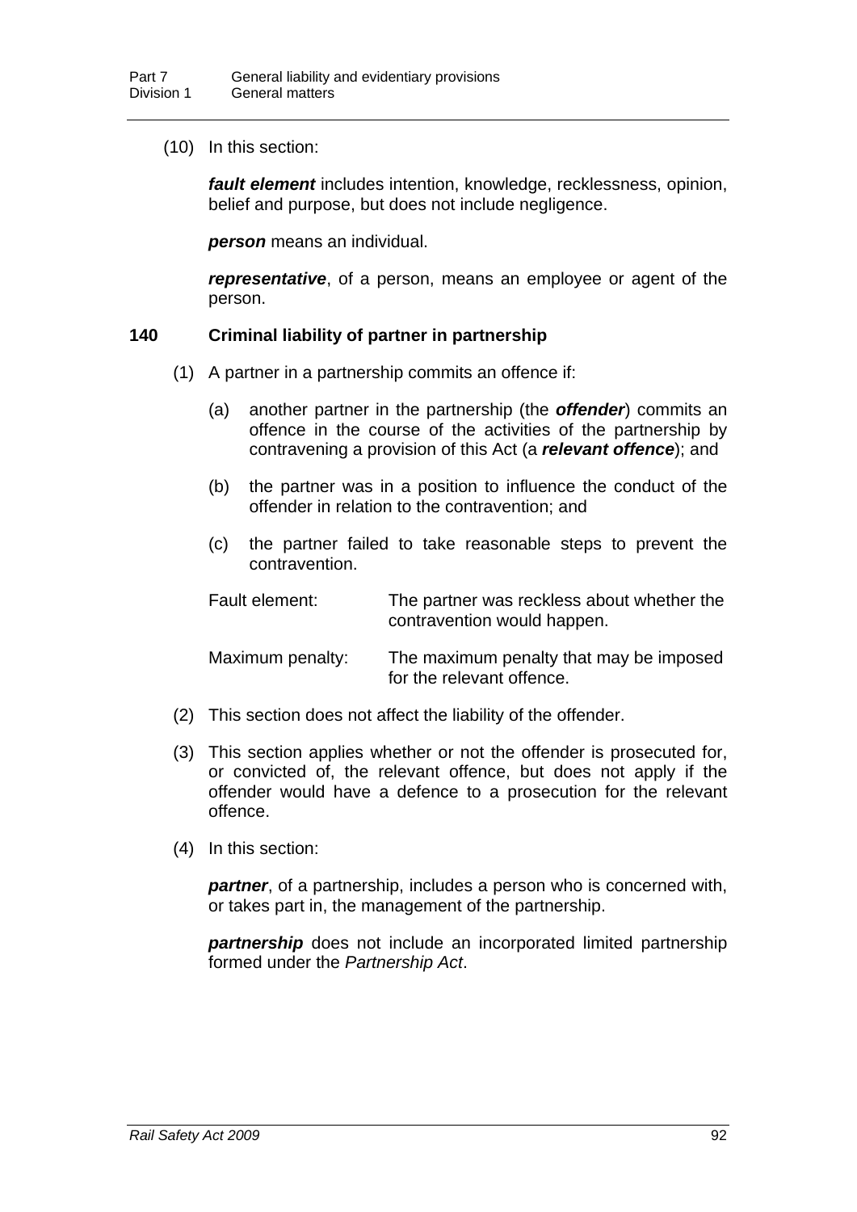(10) In this section:

***fault element*** includes intention, knowledge, recklessness, opinion, belief and purpose, but does not include negligence.

***person*** means an individual.

***representative***, of a person, means an employee or agent of the person.

## 140 Criminal liability of partner in partnership

(1) A partner in a partnership commits an offence if:

(a) another partner in the partnership (the ***offender***) commits an offence in the course of the activities of the partnership by contravening a provision of this Act (a ***relevant offence***); and

(b) the partner was in a position to influence the conduct of the offender in relation to the contravention; and

(c) the partner failed to take reasonable steps to prevent the contravention.

Fault element: The partner was reckless about whether the contravention would happen.

Maximum penalty: The maximum penalty that may be imposed for the relevant offence.

(2) This section does not affect the liability of the offender.

(3) This section applies whether or not the offender is prosecuted for, or convicted of, the relevant offence, but does not apply if the offender would have a defence to a prosecution for the relevant offence.

(4) In this section:

***partner***, of a partnership, includes a person who is concerned with, or takes part in, the management of the partnership.

***partnership*** does not include an incorporated limited partnership formed under the *Partnership Act*.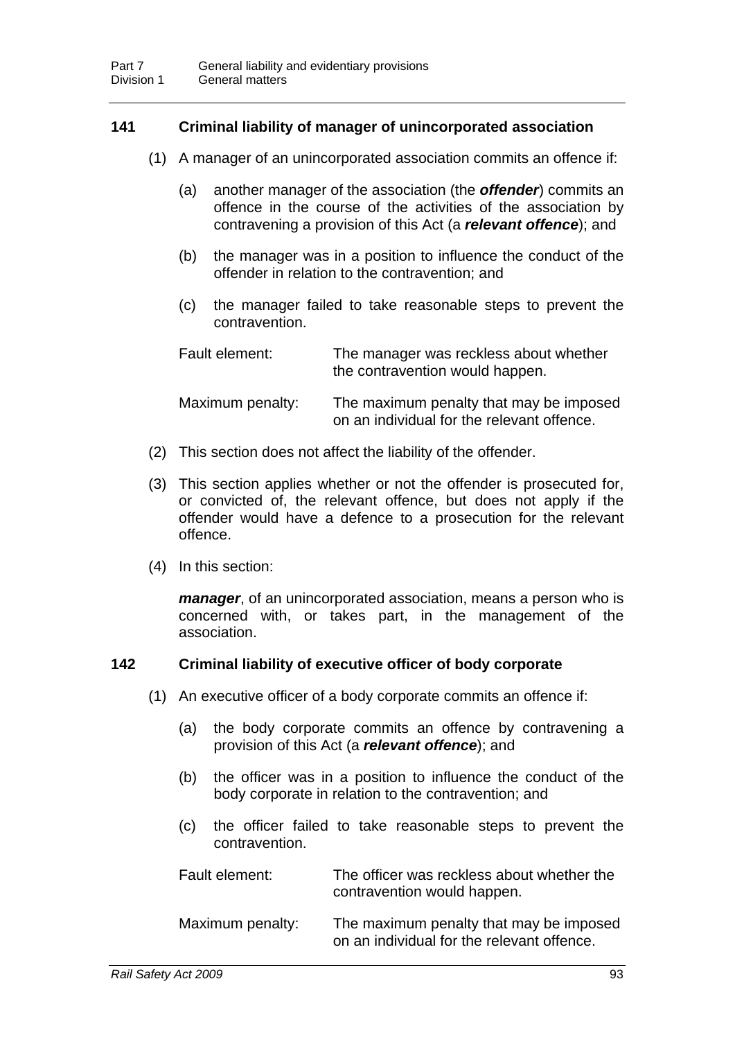### 141 Criminal liability of manager of unincorporated association

(1) A manager of an unincorporated association commits an offence if:

(a) another manager of the association (the ***offender***) commits an offence in the course of the activities of the association by contravening a provision of this Act (a ***relevant offence***); and

(b) the manager was in a position to influence the conduct of the offender in relation to the contravention; and

(c) the manager failed to take reasonable steps to prevent the contravention.

Fault element: The manager was reckless about whether the contravention would happen.

Maximum penalty: The maximum penalty that may be imposed on an individual for the relevant offence.

(2) This section does not affect the liability of the offender.

(3) This section applies whether or not the offender is prosecuted for, or convicted of, the relevant offence, but does not apply if the offender would have a defence to a prosecution for the relevant offence.

(4) In this section:

***manager***, of an unincorporated association, means a person who is concerned with, or takes part, in the management of the association.

### 142 Criminal liability of executive officer of body corporate

(1) An executive officer of a body corporate commits an offence if:

(a) the body corporate commits an offence by contravening a provision of this Act (a ***relevant offence***); and

(b) the officer was in a position to influence the conduct of the body corporate in relation to the contravention; and

(c) the officer failed to take reasonable steps to prevent the contravention.

Fault element: The officer was reckless about whether the contravention would happen.

Maximum penalty: The maximum penalty that may be imposed on an individual for the relevant offence.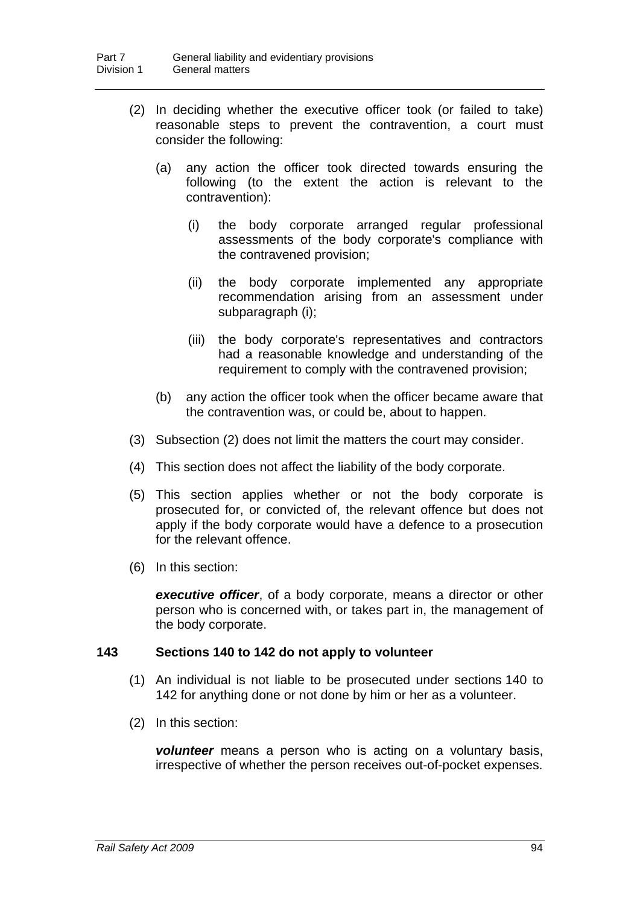(2) In deciding whether the executive officer took (or failed to take) reasonable steps to prevent the contravention, a court must consider the following:

(a) any action the officer took directed towards ensuring the following (to the extent the action is relevant to the contravention):

(i) the body corporate arranged regular professional assessments of the body corporate's compliance with the contravened provision;

(ii) the body corporate implemented any appropriate recommendation arising from an assessment under subparagraph (i);

(iii) the body corporate's representatives and contractors had a reasonable knowledge and understanding of the requirement to comply with the contravened provision;

(b) any action the officer took when the officer became aware that the contravention was, or could be, about to happen.

(3) Subsection (2) does not limit the matters the court may consider.

(4) This section does not affect the liability of the body corporate.

(5) This section applies whether or not the body corporate is prosecuted for, or convicted of, the relevant offence but does not apply if the body corporate would have a defence to a prosecution for the relevant offence.

(6) In this section:

***executive officer***, of a body corporate, means a director or other person who is concerned with, or takes part in, the management of the body corporate.

### 143 Sections 140 to 142 do not apply to volunteer

(1) An individual is not liable to be prosecuted under sections 140 to 142 for anything done or not done by him or her as a volunteer.

(2) In this section:

***volunteer*** means a person who is acting on a voluntary basis, irrespective of whether the person receives out-of-pocket expenses.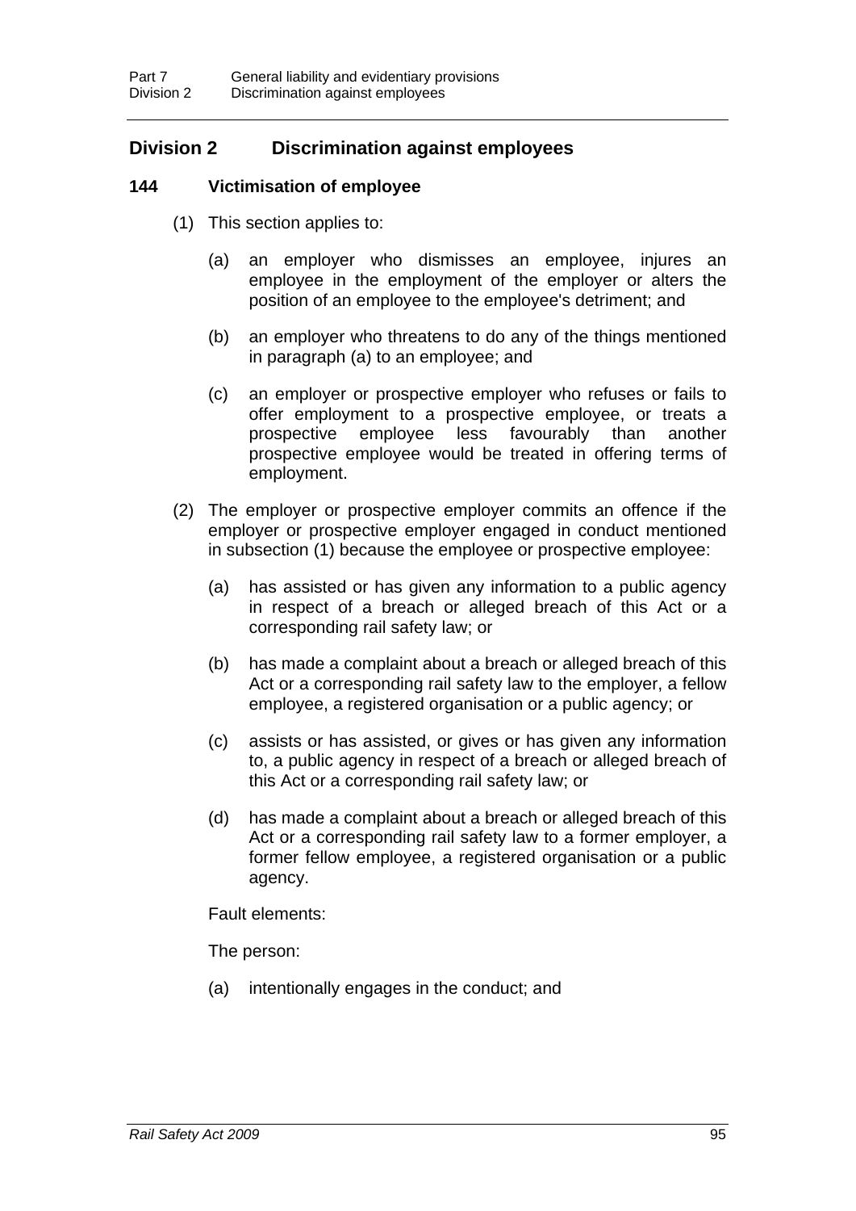## Division 2 Discrimination against employees

### 144 Victimisation of employee

(1) This section applies to:

(a) an employer who dismisses an employee, injures an employee in the employment of the employer or alters the position of an employee to the employee's detriment; and

(b) an employer who threatens to do any of the things mentioned in paragraph (a) to an employee; and

(c) an employer or prospective employer who refuses or fails to offer employment to a prospective employee, or treats a prospective employee less favourably than another prospective employee would be treated in offering terms of employment.

(2) The employer or prospective employer commits an offence if the employer or prospective employer engaged in conduct mentioned in subsection (1) because the employee or prospective employee:

(a) has assisted or has given any information to a public agency in respect of a breach or alleged breach of this Act or a corresponding rail safety law; or

(b) has made a complaint about a breach or alleged breach of this Act or a corresponding rail safety law to the employer, a fellow employee, a registered organisation or a public agency; or

(c) assists or has assisted, or gives or has given any information to, a public agency in respect of a breach or alleged breach of this Act or a corresponding rail safety law; or

(d) has made a complaint about a breach or alleged breach of this Act or a corresponding rail safety law to a former employer, a former fellow employee, a registered organisation or a public agency.

Fault elements:

The person:

(a) intentionally engages in the conduct; and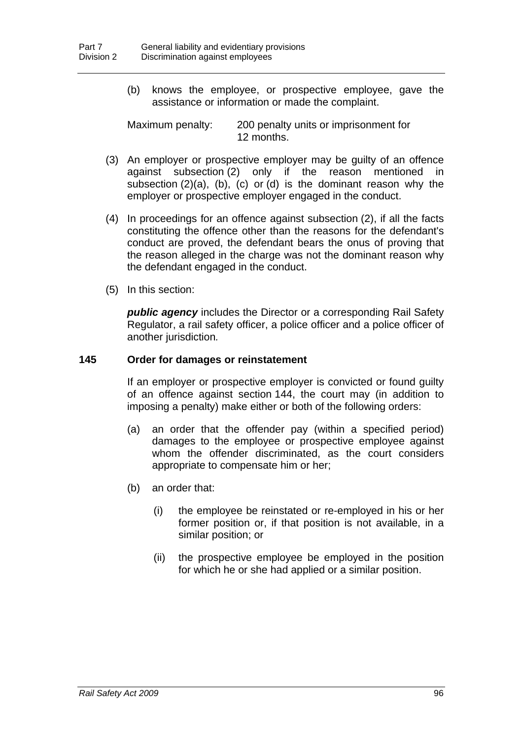(b) knows the employee, or prospective employee, gave the assistance or information or made the complaint.

Maximum penalty: 200 penalty units or imprisonment for 12 months.

(3) An employer or prospective employer may be guilty of an offence against subsection (2) only if the reason mentioned in subsection (2)(a), (b), (c) or (d) is the dominant reason why the employer or prospective employer engaged in the conduct.

(4) In proceedings for an offence against subsection (2), if all the facts constituting the offence other than the reasons for the defendant's conduct are proved, the defendant bears the onus of proving that the reason alleged in the charge was not the dominant reason why the defendant engaged in the conduct.

(5) In this section:

***public agency*** includes the Director or a corresponding Rail Safety Regulator, a rail safety officer, a police officer and a police officer of another jurisdiction.

### 145 Order for damages or reinstatement

If an employer or prospective employer is convicted or found guilty of an offence against section 144, the court may (in addition to imposing a penalty) make either or both of the following orders:

(a) an order that the offender pay (within a specified period) damages to the employee or prospective employee against whom the offender discriminated, as the court considers appropriate to compensate him or her;

(b) an order that:

(i) the employee be reinstated or re-employed in his or her former position or, if that position is not available, in a similar position; or

(ii) the prospective employee be employed in the position for which he or she had applied or a similar position.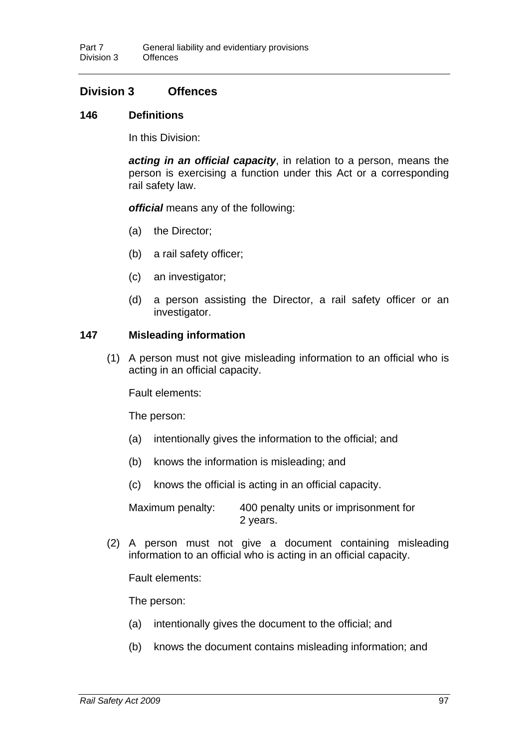## Division 3 Offences

### 146 Definitions

In this Division:

***acting in an official capacity***, in relation to a person, means the person is exercising a function under this Act or a corresponding rail safety law.

***official*** means any of the following:

(a) the Director;

(b) a rail safety officer;

(c) an investigator;

(d) a person assisting the Director, a rail safety officer or an investigator.

### 147 Misleading information

(1) A person must not give misleading information to an official who is acting in an official capacity.

Fault elements:

The person:

(a) intentionally gives the information to the official; and

(b) knows the information is misleading; and

(c) knows the official is acting in an official capacity.

Maximum penalty: 400 penalty units or imprisonment for 2 years.

(2) A person must not give a document containing misleading information to an official who is acting in an official capacity.

Fault elements:

The person:

(a) intentionally gives the document to the official; and

(b) knows the document contains misleading information; and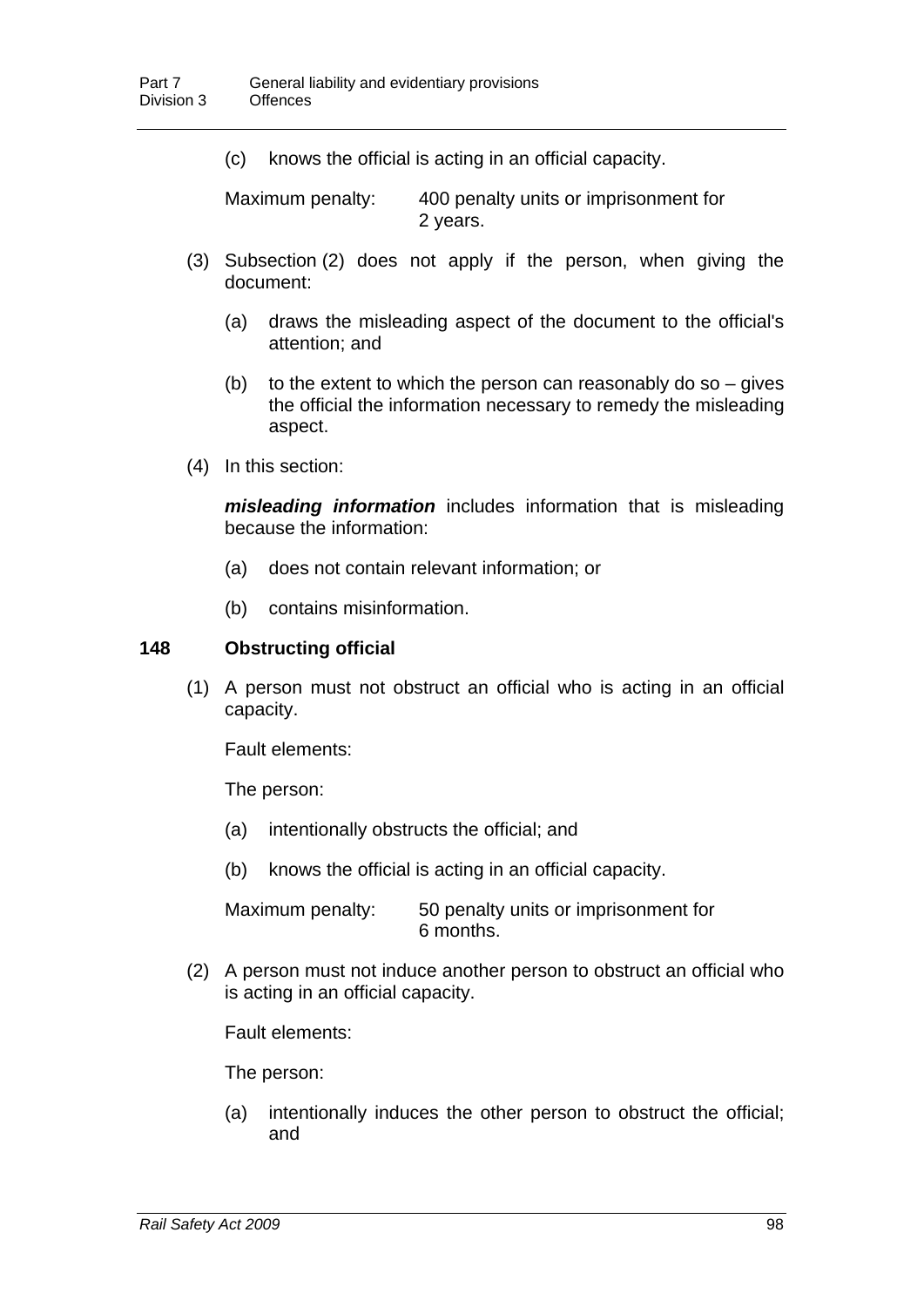(c) knows the official is acting in an official capacity.

Maximum penalty: 400 penalty units or imprisonment for 2 years.

(3) Subsection (2) does not apply if the person, when giving the document:

(a) draws the misleading aspect of the document to the official's attention; and

(b) to the extent to which the person can reasonably do so – gives the official the information necessary to remedy the misleading aspect.

(4) In this section:

***misleading information*** includes information that is misleading because the information:

(a) does not contain relevant information; or

(b) contains misinformation.

### 148 Obstructing official

(1) A person must not obstruct an official who is acting in an official capacity.

Fault elements:

The person:

(a) intentionally obstructs the official; and

(b) knows the official is acting in an official capacity.

Maximum penalty: 50 penalty units or imprisonment for 6 months.

(2) A person must not induce another person to obstruct an official who is acting in an official capacity.

Fault elements:

The person:

(a) intentionally induces the other person to obstruct the official; and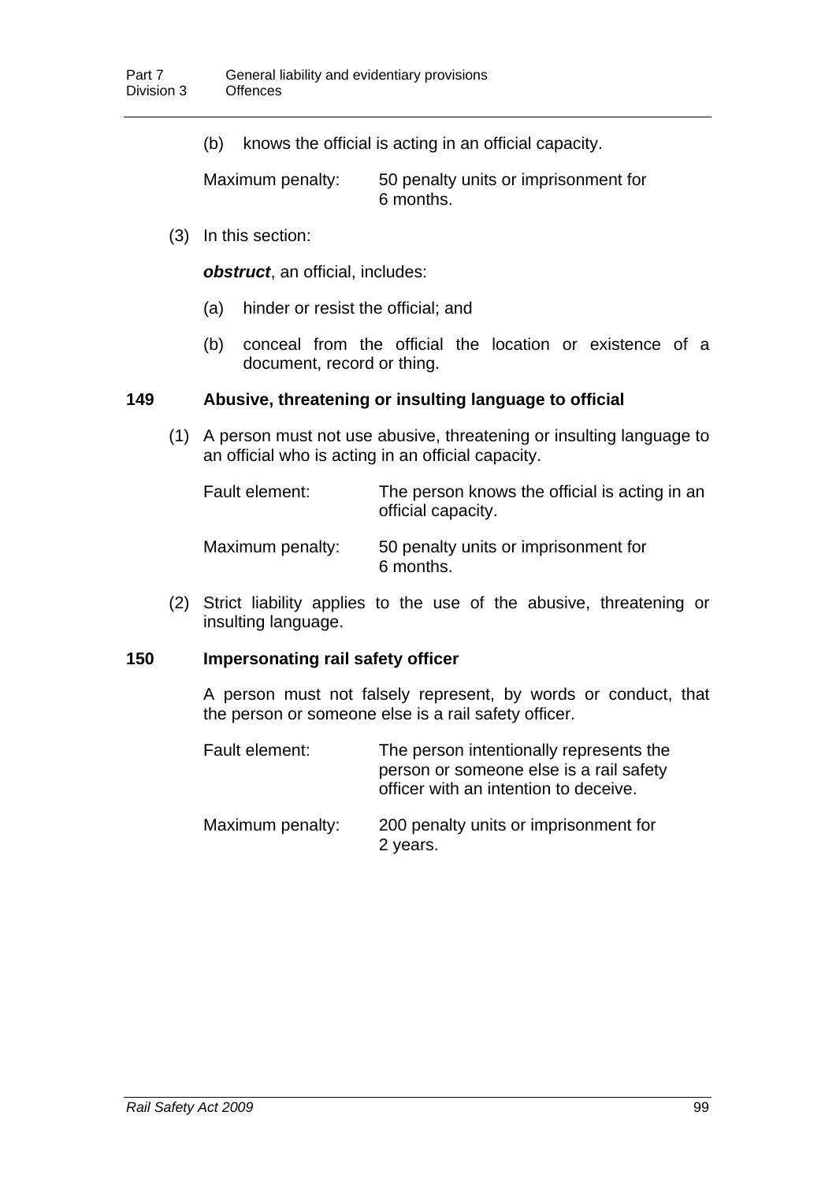(b) knows the official is acting in an official capacity.

Maximum penalty: 50 penalty units or imprisonment for 6 months.

(3) In this section:

***obstruct***, an official, includes:

(a) hinder or resist the official; and

(b) conceal from the official the location or existence of a document, record or thing.

### 149 Abusive, threatening or insulting language to official

(1) A person must not use abusive, threatening or insulting language to an official who is acting in an official capacity.

Fault element: The person knows the official is acting in an official capacity.

Maximum penalty: 50 penalty units or imprisonment for 6 months.

(2) Strict liability applies to the use of the abusive, threatening or insulting language.

### 150 Impersonating rail safety officer

A person must not falsely represent, by words or conduct, that the person or someone else is a rail safety officer.

Fault element: The person intentionally represents the person or someone else is a rail safety officer with an intention to deceive.

Maximum penalty: 200 penalty units or imprisonment for 2 years.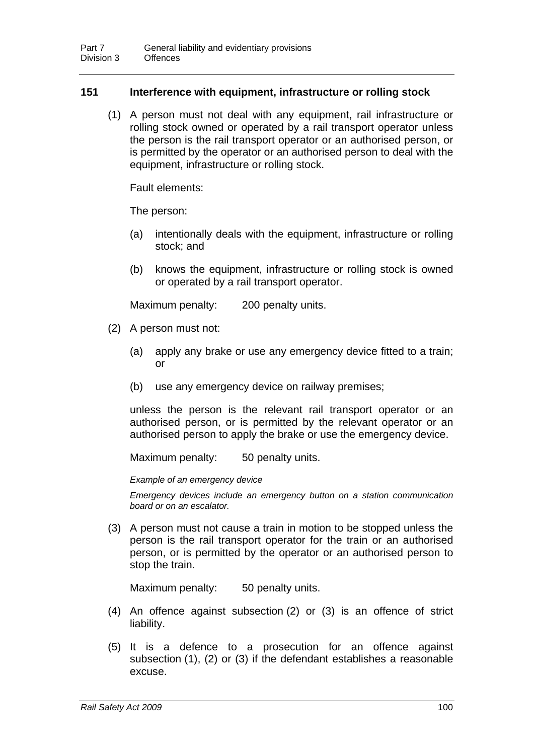## 151 Interference with equipment, infrastructure or rolling stock

(1) A person must not deal with any equipment, rail infrastructure or rolling stock owned or operated by a rail transport operator unless the person is the rail transport operator or an authorised person, or is permitted by the operator or an authorised person to deal with the equipment, infrastructure or rolling stock.

Fault elements:

The person:

(a) intentionally deals with the equipment, infrastructure or rolling stock; and

(b) knows the equipment, infrastructure or rolling stock is owned or operated by a rail transport operator.

Maximum penalty: 200 penalty units.

(2) A person must not:

(a) apply any brake or use any emergency device fitted to a train; or

(b) use any emergency device on railway premises;

unless the person is the relevant rail transport operator or an authorised person, or is permitted by the relevant operator or an authorised person to apply the brake or use the emergency device.

Maximum penalty: 50 penalty units.

*Example of an emergency device*

*Emergency devices include an emergency button on a station communication board or on an escalator.*

(3) A person must not cause a train in motion to be stopped unless the person is the rail transport operator for the train or an authorised person, or is permitted by the operator or an authorised person to stop the train.

Maximum penalty: 50 penalty units.

(4) An offence against subsection (2) or (3) is an offence of strict liability.

(5) It is a defence to a prosecution for an offence against subsection (1), (2) or (3) if the defendant establishes a reasonable excuse.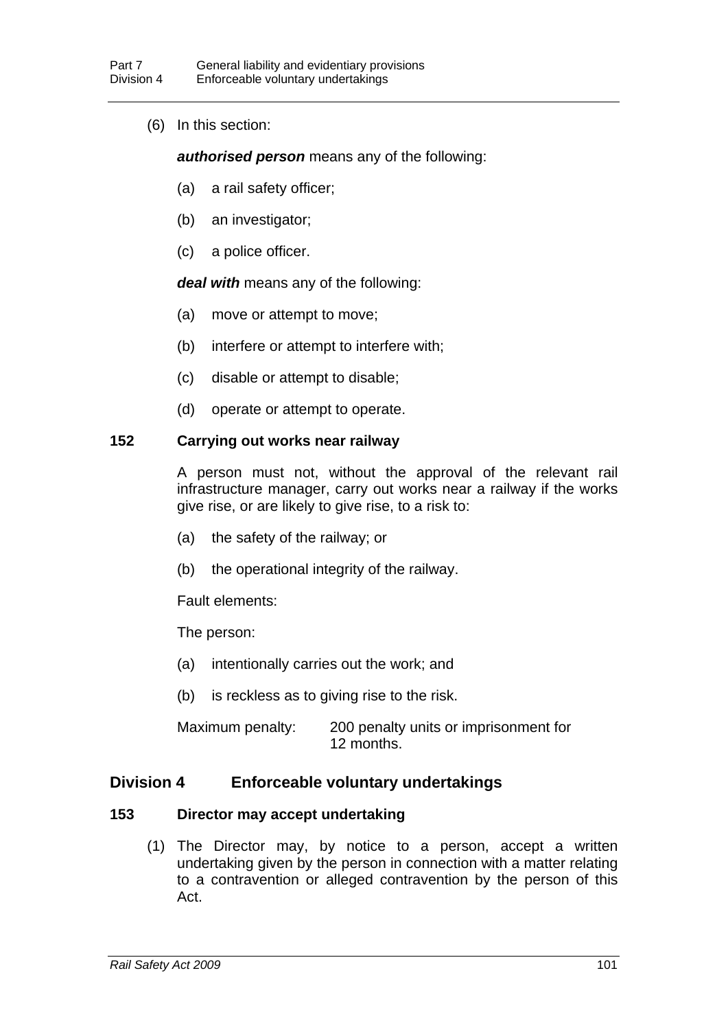(6) In this section:

***authorised person*** means any of the following:

(a) a rail safety officer;

(b) an investigator;

(c) a police officer.

***deal with*** means any of the following:

(a) move or attempt to move;

(b) interfere or attempt to interfere with;

(c) disable or attempt to disable;

(d) operate or attempt to operate.

### 152 Carrying out works near railway

A person must not, without the approval of the relevant rail infrastructure manager, carry out works near a railway if the works give rise, or are likely to give rise, to a risk to:

(a) the safety of the railway; or

(b) the operational integrity of the railway.

Fault elements:

The person:

(a) intentionally carries out the work; and

(b) is reckless as to giving rise to the risk.

Maximum penalty: 200 penalty units or imprisonment for 12 months.

## Division 4 Enforceable voluntary undertakings

### 153 Director may accept undertaking

(1) The Director may, by notice to a person, accept a written undertaking given by the person in connection with a matter relating to a contravention or alleged contravention by the person of this Act.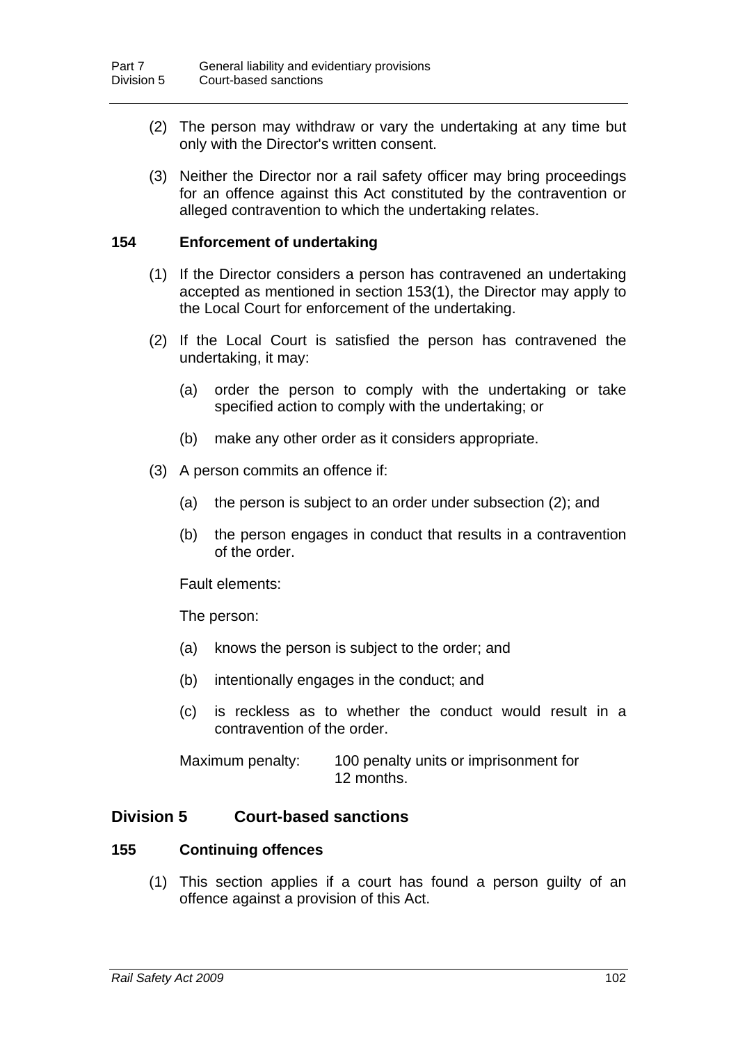(2) The person may withdraw or vary the undertaking at any time but only with the Director's written consent.

(3) Neither the Director nor a rail safety officer may bring proceedings for an offence against this Act constituted by the contravention or alleged contravention to which the undertaking relates.

### 154 Enforcement of undertaking

(1) If the Director considers a person has contravened an undertaking accepted as mentioned in section 153(1), the Director may apply to the Local Court for enforcement of the undertaking.

(2) If the Local Court is satisfied the person has contravened the undertaking, it may:

(a) order the person to comply with the undertaking or take specified action to comply with the undertaking; or

(b) make any other order as it considers appropriate.

(3) A person commits an offence if:

(a) the person is subject to an order under subsection (2); and

(b) the person engages in conduct that results in a contravention of the order.

Fault elements:

The person:

(a) knows the person is subject to the order; and

(b) intentionally engages in the conduct; and

(c) is reckless as to whether the conduct would result in a contravention of the order.

Maximum penalty: 100 penalty units or imprisonment for 12 months.

## Division 5 Court-based sanctions

### 155 Continuing offences

(1) This section applies if a court has found a person guilty of an offence against a provision of this Act.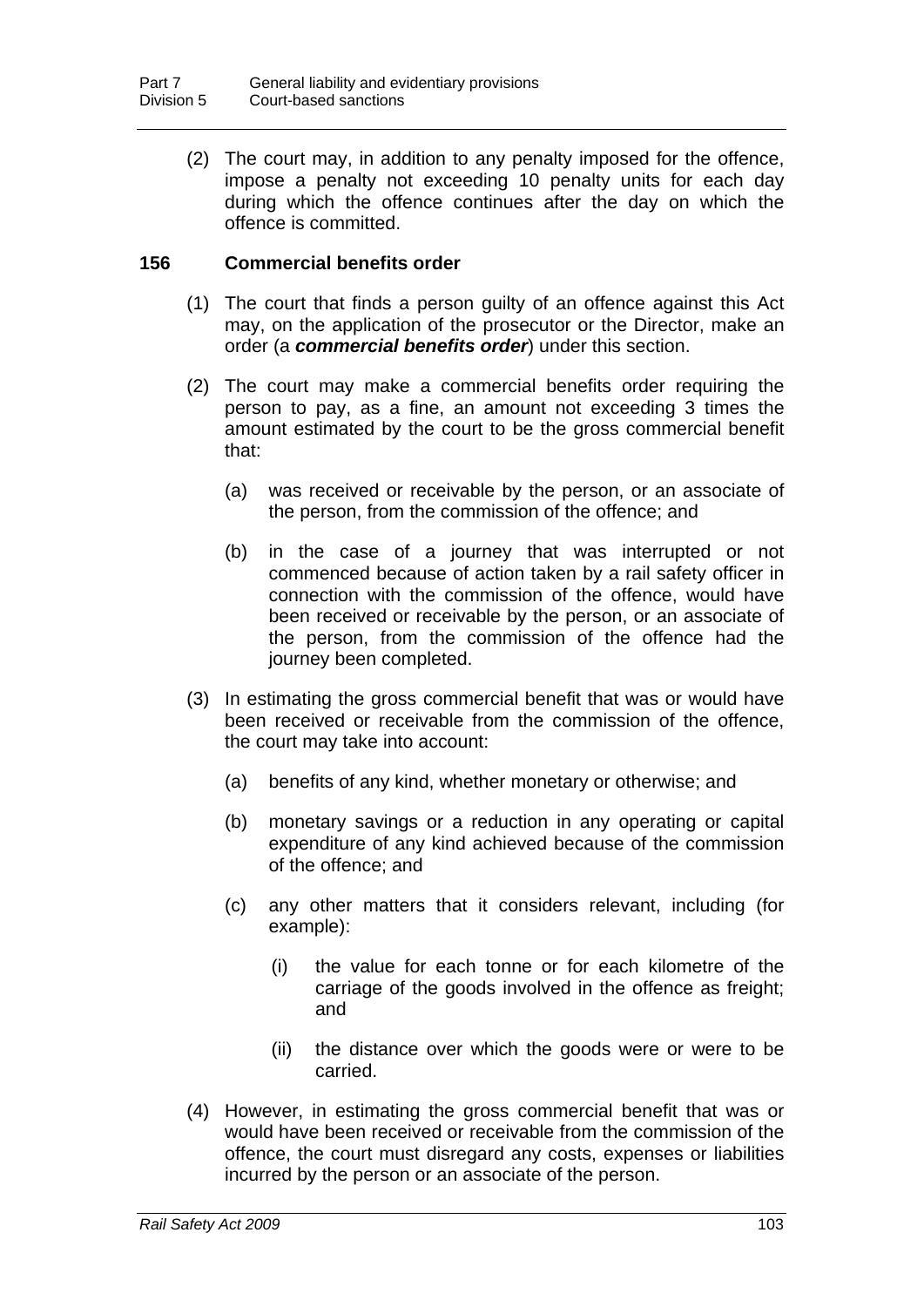(2) The court may, in addition to any penalty imposed for the offence, impose a penalty not exceeding 10 penalty units for each day during which the offence continues after the day on which the offence is committed.

### 156 Commercial benefits order

(1) The court that finds a person guilty of an offence against this Act may, on the application of the prosecutor or the Director, make an order (a ***commercial benefits order***) under this section.

(2) The court may make a commercial benefits order requiring the person to pay, as a fine, an amount not exceeding 3 times the amount estimated by the court to be the gross commercial benefit that:

(a) was received or receivable by the person, or an associate of the person, from the commission of the offence; and

(b) in the case of a journey that was interrupted or not commenced because of action taken by a rail safety officer in connection with the commission of the offence, would have been received or receivable by the person, or an associate of the person, from the commission of the offence had the journey been completed.

(3) In estimating the gross commercial benefit that was or would have been received or receivable from the commission of the offence, the court may take into account:

(a) benefits of any kind, whether monetary or otherwise; and

(b) monetary savings or a reduction in any operating or capital expenditure of any kind achieved because of the commission of the offence; and

(c) any other matters that it considers relevant, including (for example):

(i) the value for each tonne or for each kilometre of the carriage of the goods involved in the offence as freight; and

(ii) the distance over which the goods were or were to be carried.

(4) However, in estimating the gross commercial benefit that was or would have been received or receivable from the commission of the offence, the court must disregard any costs, expenses or liabilities incurred by the person or an associate of the person.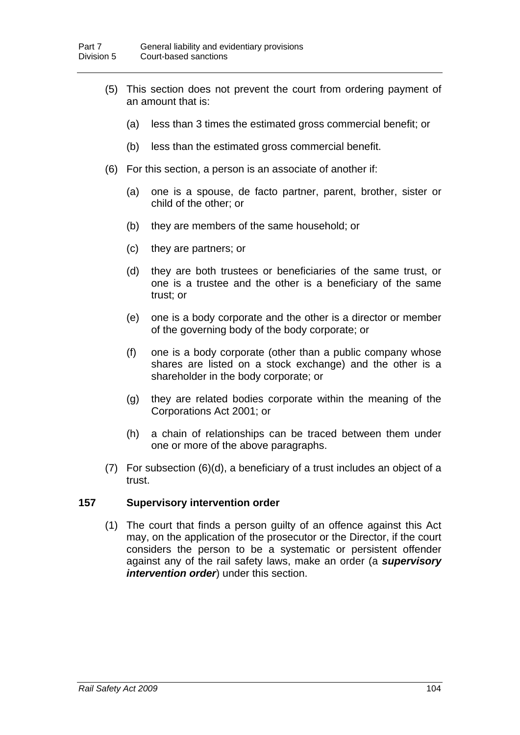(5) This section does not prevent the court from ordering payment of an amount that is:

(a) less than 3 times the estimated gross commercial benefit; or

(b) less than the estimated gross commercial benefit.

(6) For this section, a person is an associate of another if:

(a) one is a spouse, de facto partner, parent, brother, sister or child of the other; or

(b) they are members of the same household; or

(c) they are partners; or

(d) they are both trustees or beneficiaries of the same trust, or one is a trustee and the other is a beneficiary of the same trust; or

(e) one is a body corporate and the other is a director or member of the governing body of the body corporate; or

(f) one is a body corporate (other than a public company whose shares are listed on a stock exchange) and the other is a shareholder in the body corporate; or

(g) they are related bodies corporate within the meaning of the Corporations Act 2001; or

(h) a chain of relationships can be traced between them under one or more of the above paragraphs.

(7) For subsection (6)(d), a beneficiary of a trust includes an object of a trust.

### 157 Supervisory intervention order

(1) The court that finds a person guilty of an offence against this Act may, on the application of the prosecutor or the Director, if the court considers the person to be a systematic or persistent offender against any of the rail safety laws, make an order (a ***supervisory intervention order***) under this section.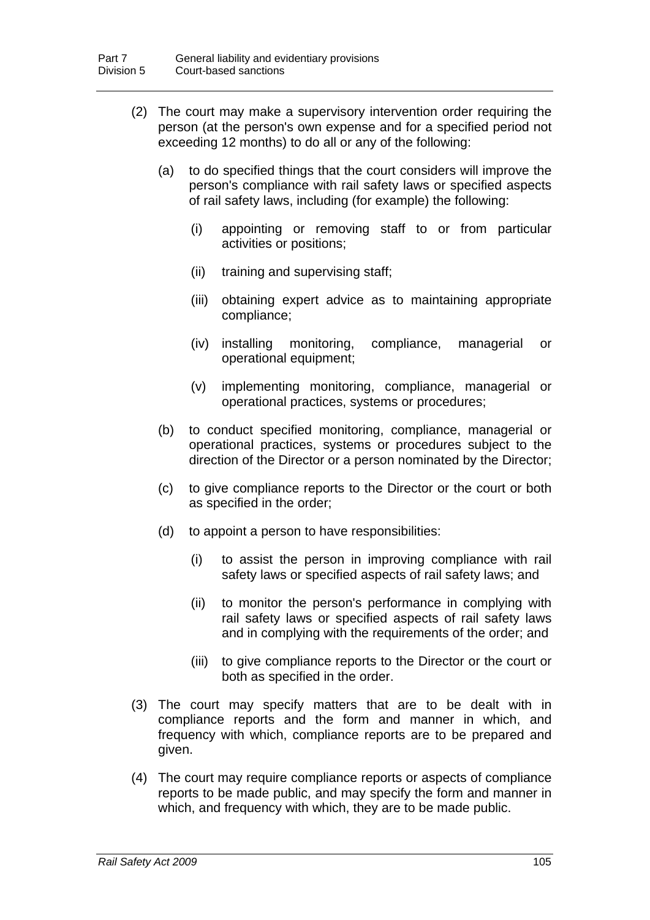(2) The court may make a supervisory intervention order requiring the person (at the person's own expense and for a specified period not exceeding 12 months) to do all or any of the following:

(a) to do specified things that the court considers will improve the person's compliance with rail safety laws or specified aspects of rail safety laws, including (for example) the following:

(i) appointing or removing staff to or from particular activities or positions;

(ii) training and supervising staff;

(iii) obtaining expert advice as to maintaining appropriate compliance;

(iv) installing monitoring, compliance, managerial or operational equipment;

(v) implementing monitoring, compliance, managerial or operational practices, systems or procedures;

(b) to conduct specified monitoring, compliance, managerial or operational practices, systems or procedures subject to the direction of the Director or a person nominated by the Director;

(c) to give compliance reports to the Director or the court or both as specified in the order;

(d) to appoint a person to have responsibilities:

(i) to assist the person in improving compliance with rail safety laws or specified aspects of rail safety laws; and

(ii) to monitor the person's performance in complying with rail safety laws or specified aspects of rail safety laws and in complying with the requirements of the order; and

(iii) to give compliance reports to the Director or the court or both as specified in the order.

(3) The court may specify matters that are to be dealt with in compliance reports and the form and manner in which, and frequency with which, compliance reports are to be prepared and given.

(4) The court may require compliance reports or aspects of compliance reports to be made public, and may specify the form and manner in which, and frequency with which, they are to be made public.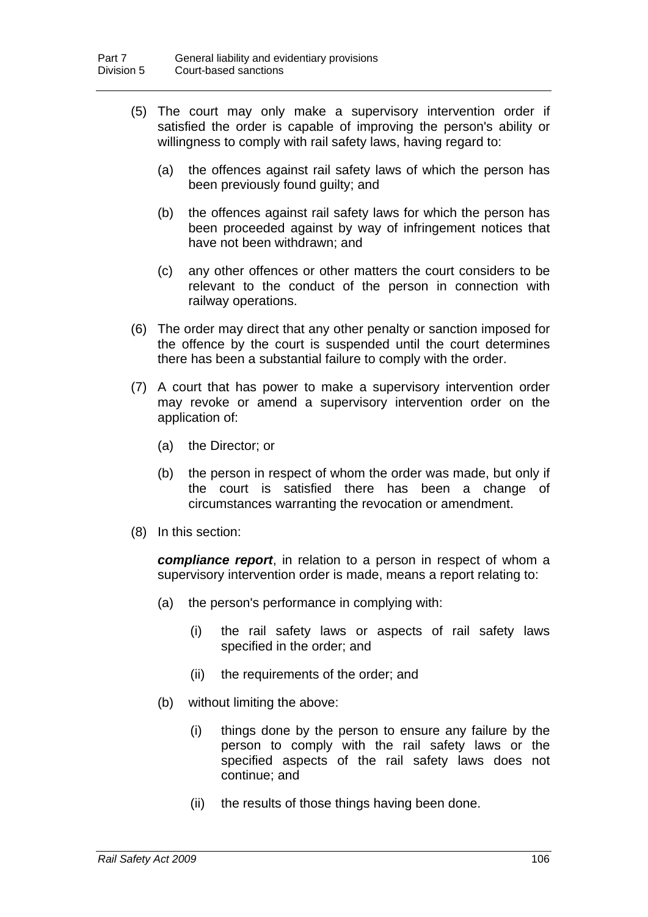(5) The court may only make a supervisory intervention order if satisfied the order is capable of improving the person's ability or willingness to comply with rail safety laws, having regard to:

(a) the offences against rail safety laws of which the person has been previously found guilty; and

(b) the offences against rail safety laws for which the person has been proceeded against by way of infringement notices that have not been withdrawn; and

(c) any other offences or other matters the court considers to be relevant to the conduct of the person in connection with railway operations.

(6) The order may direct that any other penalty or sanction imposed for the offence by the court is suspended until the court determines there has been a substantial failure to comply with the order.

(7) A court that has power to make a supervisory intervention order may revoke or amend a supervisory intervention order on the application of:

(a) the Director; or

(b) the person in respect of whom the order was made, but only if the court is satisfied there has been a change of circumstances warranting the revocation or amendment.

(8) In this section:

***compliance report***, in relation to a person in respect of whom a supervisory intervention order is made, means a report relating to:

(a) the person's performance in complying with:

(i) the rail safety laws or aspects of rail safety laws specified in the order; and

(ii) the requirements of the order; and

(b) without limiting the above:

(i) things done by the person to ensure any failure by the person to comply with the rail safety laws or the specified aspects of the rail safety laws does not continue; and

(ii) the results of those things having been done.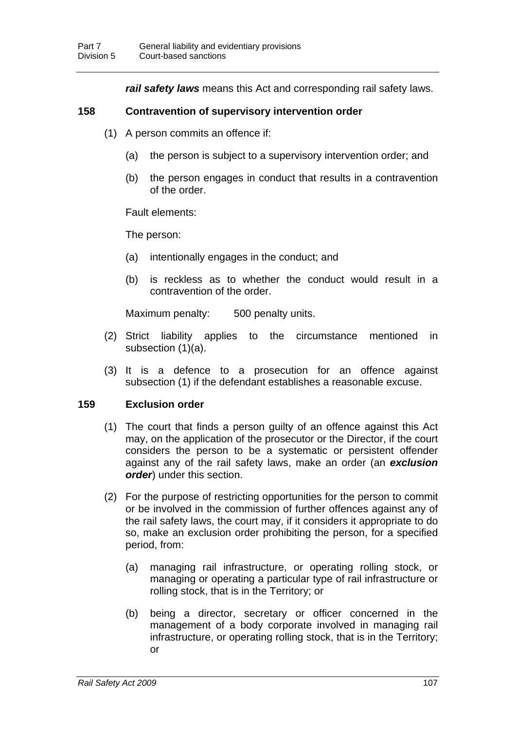***rail safety laws*** means this Act and corresponding rail safety laws.

### 158 Contravention of supervisory intervention order

(1) A person commits an offence if:

(a) the person is subject to a supervisory intervention order; and

(b) the person engages in conduct that results in a contravention of the order.

Fault elements:

The person:

(a) intentionally engages in the conduct; and

(b) is reckless as to whether the conduct would result in a contravention of the order.

Maximum penalty: 500 penalty units.

(2) Strict liability applies to the circumstance mentioned in subsection (1)(a).

(3) It is a defence to a prosecution for an offence against subsection (1) if the defendant establishes a reasonable excuse.

### 159 Exclusion order

(1) The court that finds a person guilty of an offence against this Act may, on the application of the prosecutor or the Director, if the court considers the person to be a systematic or persistent offender against any of the rail safety laws, make an order (an ***exclusion order***) under this section.

(2) For the purpose of restricting opportunities for the person to commit or be involved in the commission of further offences against any of the rail safety laws, the court may, if it considers it appropriate to do so, make an exclusion order prohibiting the person, for a specified period, from:

(a) managing rail infrastructure, or operating rolling stock, or managing or operating a particular type of rail infrastructure or rolling stock, that is in the Territory; or

(b) being a director, secretary or officer concerned in the management of a body corporate involved in managing rail infrastructure, or operating rolling stock, that is in the Territory; or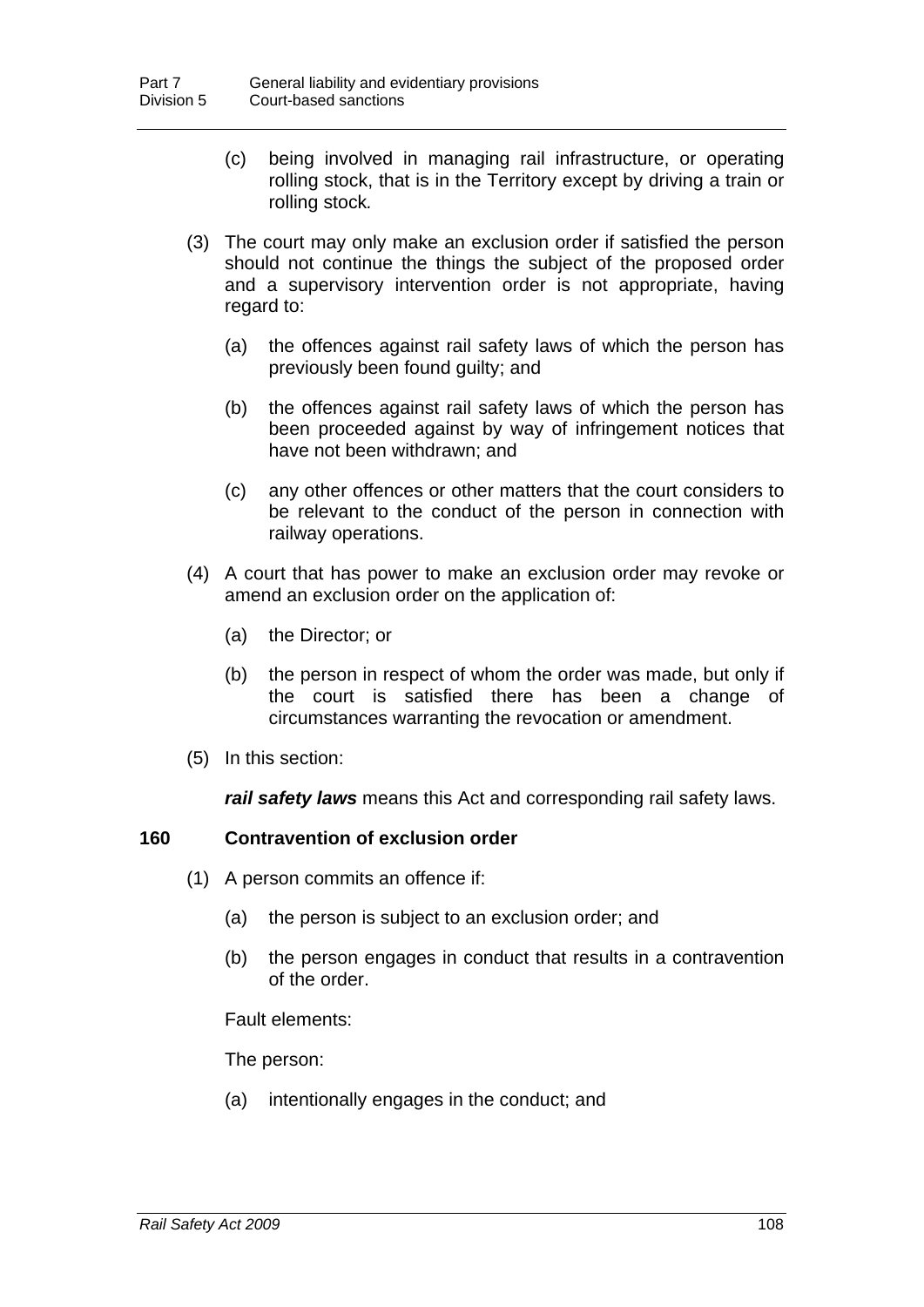(c) being involved in managing rail infrastructure, or operating rolling stock, that is in the Territory except by driving a train or rolling stock.

(3) The court may only make an exclusion order if satisfied the person should not continue the things the subject of the proposed order and a supervisory intervention order is not appropriate, having regard to:

(a) the offences against rail safety laws of which the person has previously been found guilty; and

(b) the offences against rail safety laws of which the person has been proceeded against by way of infringement notices that have not been withdrawn; and

(c) any other offences or other matters that the court considers to be relevant to the conduct of the person in connection with railway operations.

(4) A court that has power to make an exclusion order may revoke or amend an exclusion order on the application of:

(a) the Director; or

(b) the person in respect of whom the order was made, but only if the court is satisfied there has been a change of circumstances warranting the revocation or amendment.

(5) In this section:

***rail safety laws*** means this Act and corresponding rail safety laws.

### 160 Contravention of exclusion order

(1) A person commits an offence if:

(a) the person is subject to an exclusion order; and

(b) the person engages in conduct that results in a contravention of the order.

Fault elements:

The person:

(a) intentionally engages in the conduct; and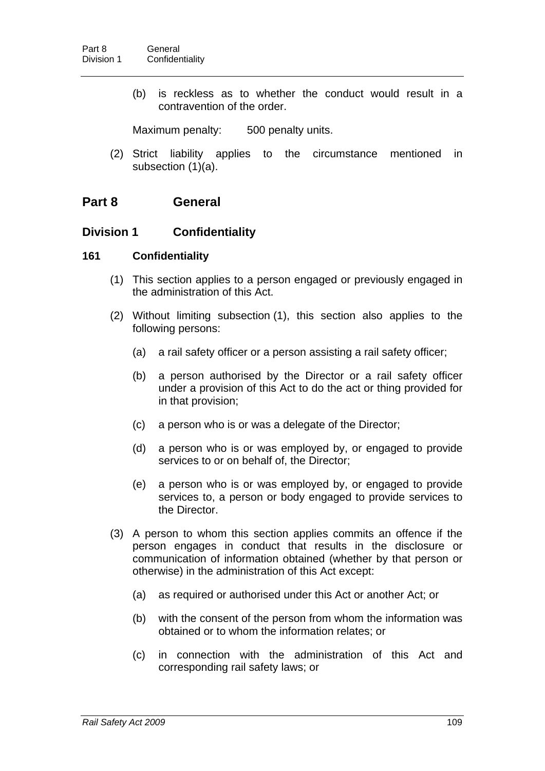(b) is reckless as to whether the conduct would result in a contravention of the order.

Maximum penalty: 500 penalty units.

(2) Strict liability applies to the circumstance mentioned in subsection (1)(a).

# Part 8 General

## Division 1 Confidentiality

### 161 Confidentiality

(1) This section applies to a person engaged or previously engaged in the administration of this Act.

(2) Without limiting subsection (1), this section also applies to the following persons:

(a) a rail safety officer or a person assisting a rail safety officer;

(b) a person authorised by the Director or a rail safety officer under a provision of this Act to do the act or thing provided for in that provision;

(c) a person who is or was a delegate of the Director;

(d) a person who is or was employed by, or engaged to provide services to or on behalf of, the Director;

(e) a person who is or was employed by, or engaged to provide services to, a person or body engaged to provide services to the Director.

(3) A person to whom this section applies commits an offence if the person engages in conduct that results in the disclosure or communication of information obtained (whether by that person or otherwise) in the administration of this Act except:

(a) as required or authorised under this Act or another Act; or

(b) with the consent of the person from whom the information was obtained or to whom the information relates; or

(c) in connection with the administration of this Act and corresponding rail safety laws; or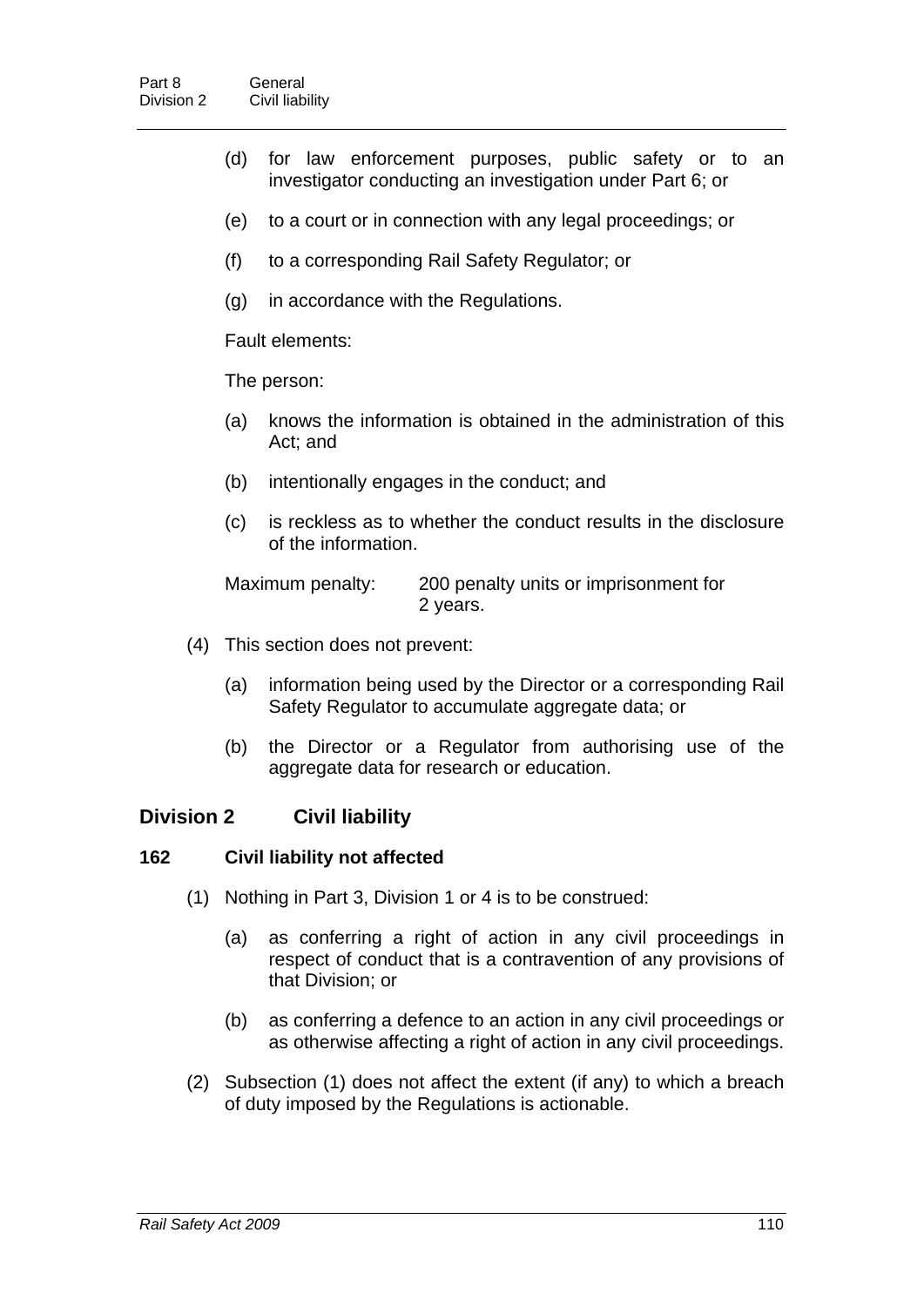(d) for law enforcement purposes, public safety or to an investigator conducting an investigation under Part 6; or

(e) to a court or in connection with any legal proceedings; or

(f) to a corresponding Rail Safety Regulator; or

(g) in accordance with the Regulations.

Fault elements:

The person:

(a) knows the information is obtained in the administration of this Act; and

(b) intentionally engages in the conduct; and

(c) is reckless as to whether the conduct results in the disclosure of the information.

Maximum penalty: 200 penalty units or imprisonment for 2 years.

(4) This section does not prevent:

(a) information being used by the Director or a corresponding Rail Safety Regulator to accumulate aggregate data; or

(b) the Director or a Regulator from authorising use of the aggregate data for research or education.

## Division 2 Civil liability

### 162 Civil liability not affected

(1) Nothing in Part 3, Division 1 or 4 is to be construed:

(a) as conferring a right of action in any civil proceedings in respect of conduct that is a contravention of any provisions of that Division; or

(b) as conferring a defence to an action in any civil proceedings or as otherwise affecting a right of action in any civil proceedings.

(2) Subsection (1) does not affect the extent (if any) to which a breach of duty imposed by the Regulations is actionable.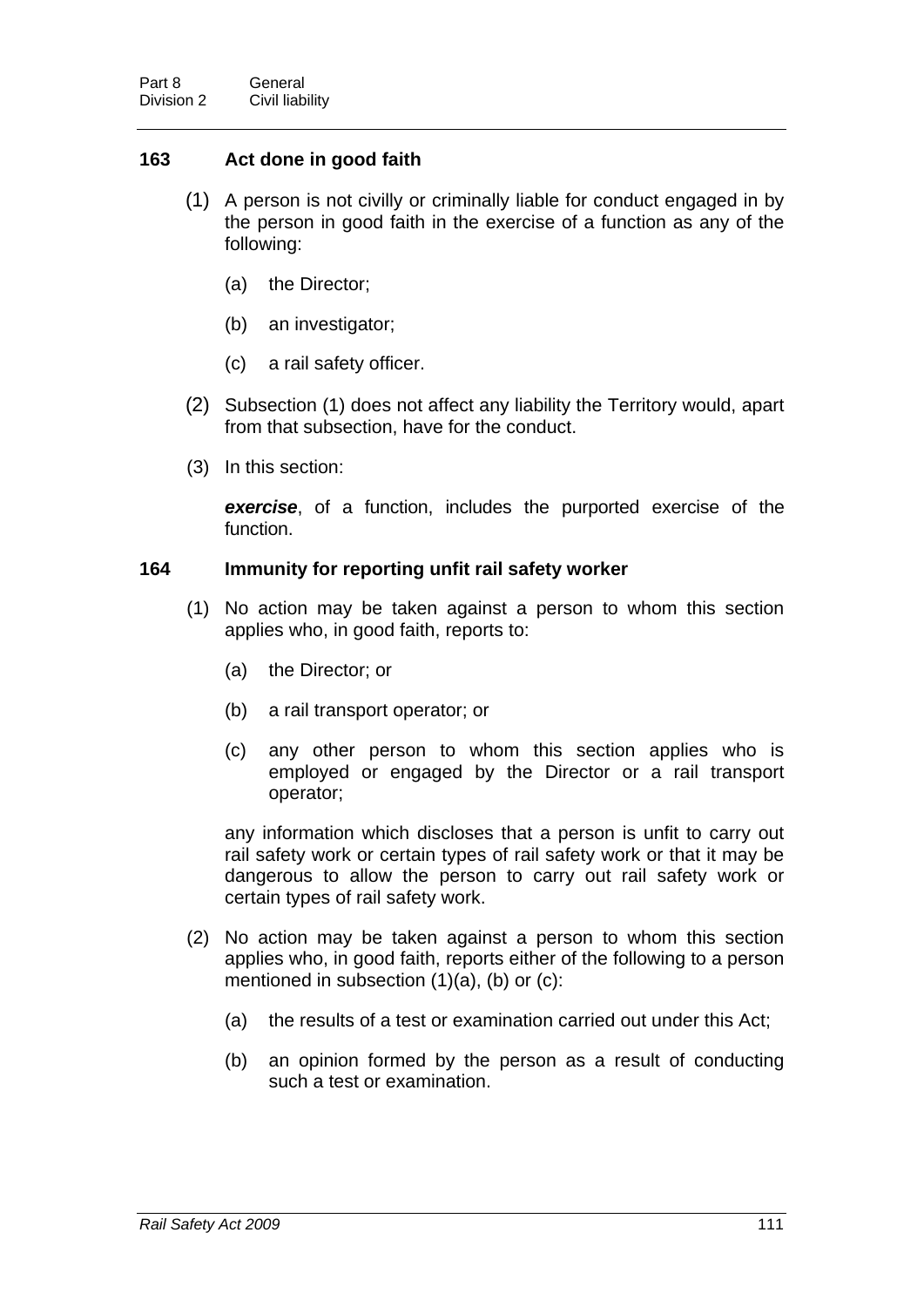### 163 Act done in good faith

(1) A person is not civilly or criminally liable for conduct engaged in by the person in good faith in the exercise of a function as any of the following:

(a) the Director;

(b) an investigator;

(c) a rail safety officer.

(2) Subsection (1) does not affect any liability the Territory would, apart from that subsection, have for the conduct.

(3) In this section:

***exercise***, of a function, includes the purported exercise of the function.

### 164 Immunity for reporting unfit rail safety worker

(1) No action may be taken against a person to whom this section applies who, in good faith, reports to:

(a) the Director; or

(b) a rail transport operator; or

(c) any other person to whom this section applies who is employed or engaged by the Director or a rail transport operator;

any information which discloses that a person is unfit to carry out rail safety work or certain types of rail safety work or that it may be dangerous to allow the person to carry out rail safety work or certain types of rail safety work.

(2) No action may be taken against a person to whom this section applies who, in good faith, reports either of the following to a person mentioned in subsection (1)(a), (b) or (c):

(a) the results of a test or examination carried out under this Act;

(b) an opinion formed by the person as a result of conducting such a test or examination.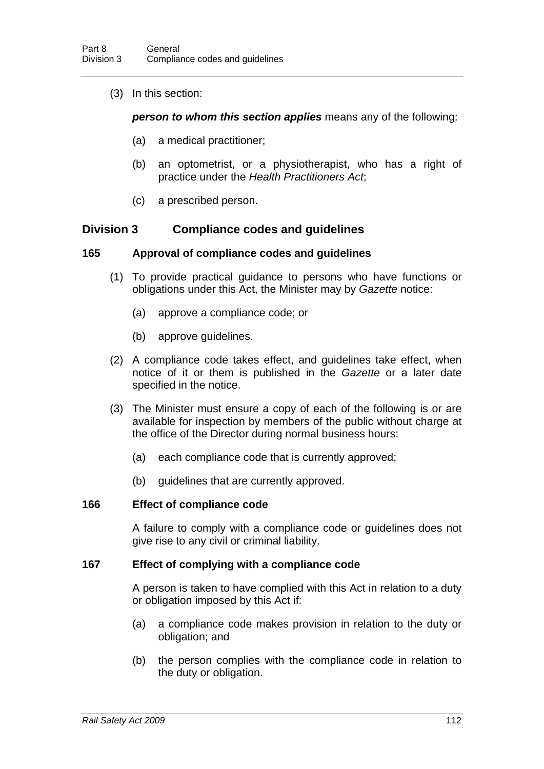(3) In this section:

***person to whom this section applies*** means any of the following:

(a) a medical practitioner;

(b) an optometrist, or a physiotherapist, who has a right of practice under the *Health Practitioners Act*;

(c) a prescribed person.

## Division 3 Compliance codes and guidelines

### 165 Approval of compliance codes and guidelines

(1) To provide practical guidance to persons who have functions or obligations under this Act, the Minister may by *Gazette* notice:

(a) approve a compliance code; or

(b) approve guidelines.

(2) A compliance code takes effect, and guidelines take effect, when notice of it or them is published in the *Gazette* or a later date specified in the notice.

(3) The Minister must ensure a copy of each of the following is or are available for inspection by members of the public without charge at the office of the Director during normal business hours:

(a) each compliance code that is currently approved;

(b) guidelines that are currently approved.

### 166 Effect of compliance code

A failure to comply with a compliance code or guidelines does not give rise to any civil or criminal liability.

### 167 Effect of complying with a compliance code

A person is taken to have complied with this Act in relation to a duty or obligation imposed by this Act if:

(a) a compliance code makes provision in relation to the duty or obligation; and

(b) the person complies with the compliance code in relation to the duty or obligation.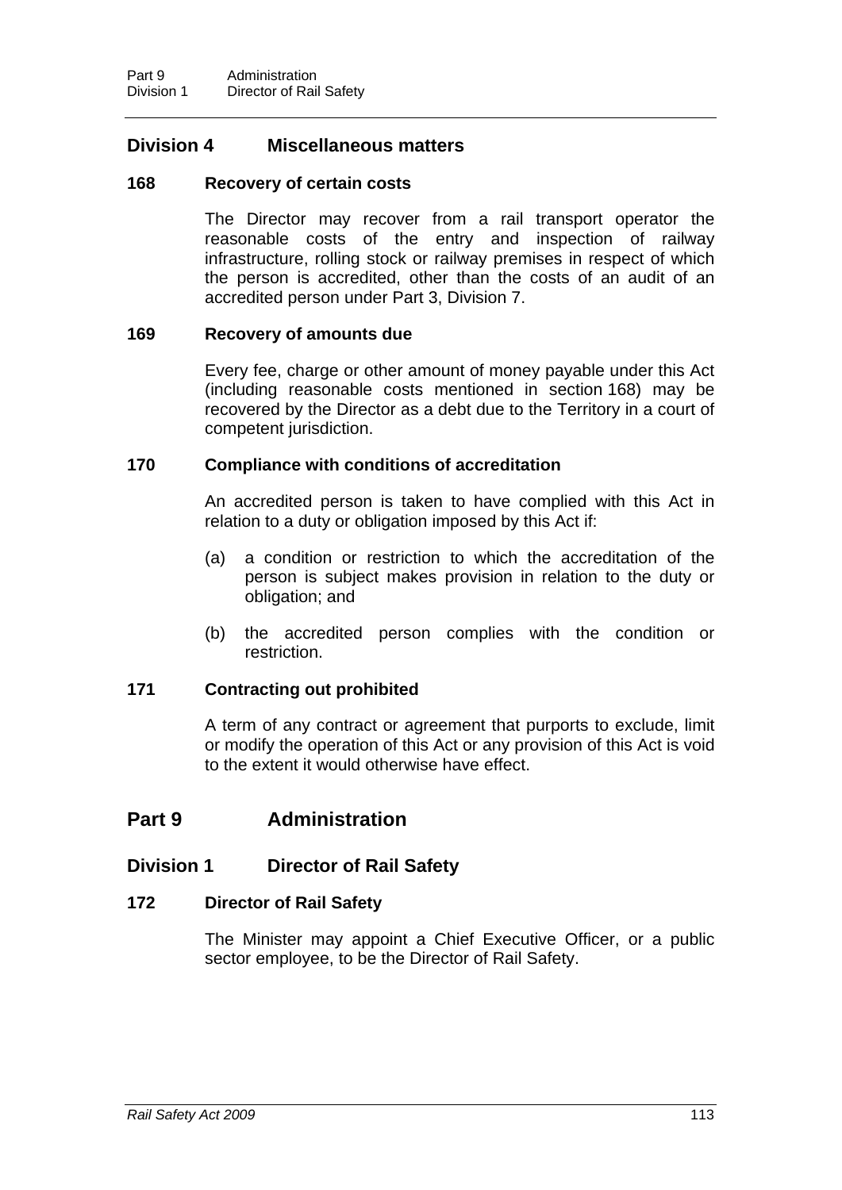## Division 4 Miscellaneous matters

### 168 Recovery of certain costs

The Director may recover from a rail transport operator the reasonable costs of the entry and inspection of railway infrastructure, rolling stock or railway premises in respect of which the person is accredited, other than the costs of an audit of an accredited person under Part 3, Division 7.

### 169 Recovery of amounts due

Every fee, charge or other amount of money payable under this Act (including reasonable costs mentioned in section 168) may be recovered by the Director as a debt due to the Territory in a court of competent jurisdiction.

### 170 Compliance with conditions of accreditation

An accredited person is taken to have complied with this Act in relation to a duty or obligation imposed by this Act if:

(a) a condition or restriction to which the accreditation of the person is subject makes provision in relation to the duty or obligation; and

(b) the accredited person complies with the condition or restriction.

### 171 Contracting out prohibited

A term of any contract or agreement that purports to exclude, limit or modify the operation of this Act or any provision of this Act is void to the extent it would otherwise have effect.

# Part 9 Administration

## Division 1 Director of Rail Safety

### 172 Director of Rail Safety

The Minister may appoint a Chief Executive Officer, or a public sector employee, to be the Director of Rail Safety.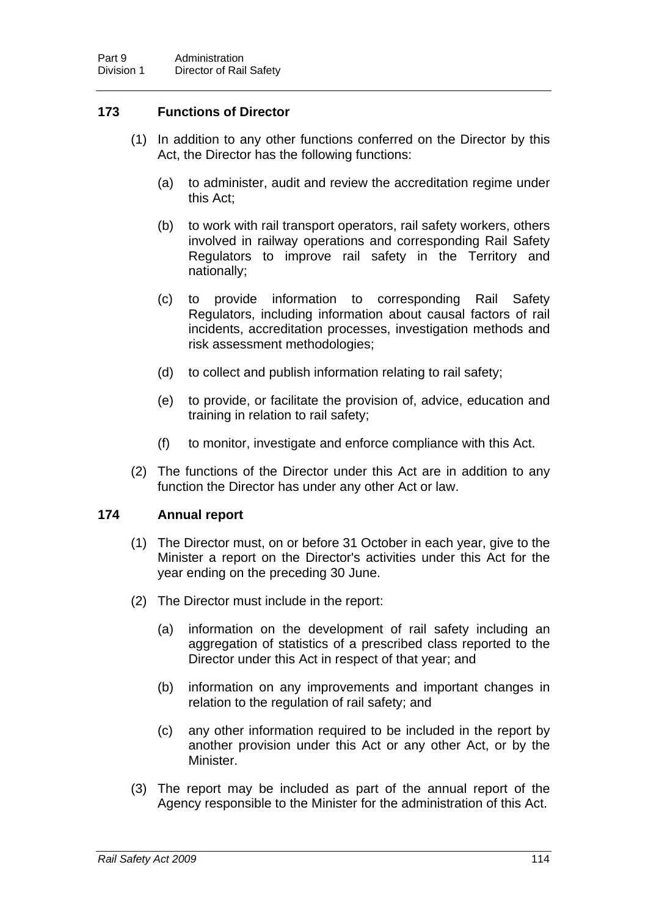### 173 Functions of Director

(1) In addition to any other functions conferred on the Director by this Act, the Director has the following functions:

(a) to administer, audit and review the accreditation regime under this Act;

(b) to work with rail transport operators, rail safety workers, others involved in railway operations and corresponding Rail Safety Regulators to improve rail safety in the Territory and nationally;

(c) to provide information to corresponding Rail Safety Regulators, including information about causal factors of rail incidents, accreditation processes, investigation methods and risk assessment methodologies;

(d) to collect and publish information relating to rail safety;

(e) to provide, or facilitate the provision of, advice, education and training in relation to rail safety;

(f) to monitor, investigate and enforce compliance with this Act.

(2) The functions of the Director under this Act are in addition to any function the Director has under any other Act or law.

### 174 Annual report

(1) The Director must, on or before 31 October in each year, give to the Minister a report on the Director's activities under this Act for the year ending on the preceding 30 June.

(2) The Director must include in the report:

(a) information on the development of rail safety including an aggregation of statistics of a prescribed class reported to the Director under this Act in respect of that year; and

(b) information on any improvements and important changes in relation to the regulation of rail safety; and

(c) any other information required to be included in the report by another provision under this Act or any other Act, or by the Minister.

(3) The report may be included as part of the annual report of the Agency responsible to the Minister for the administration of this Act.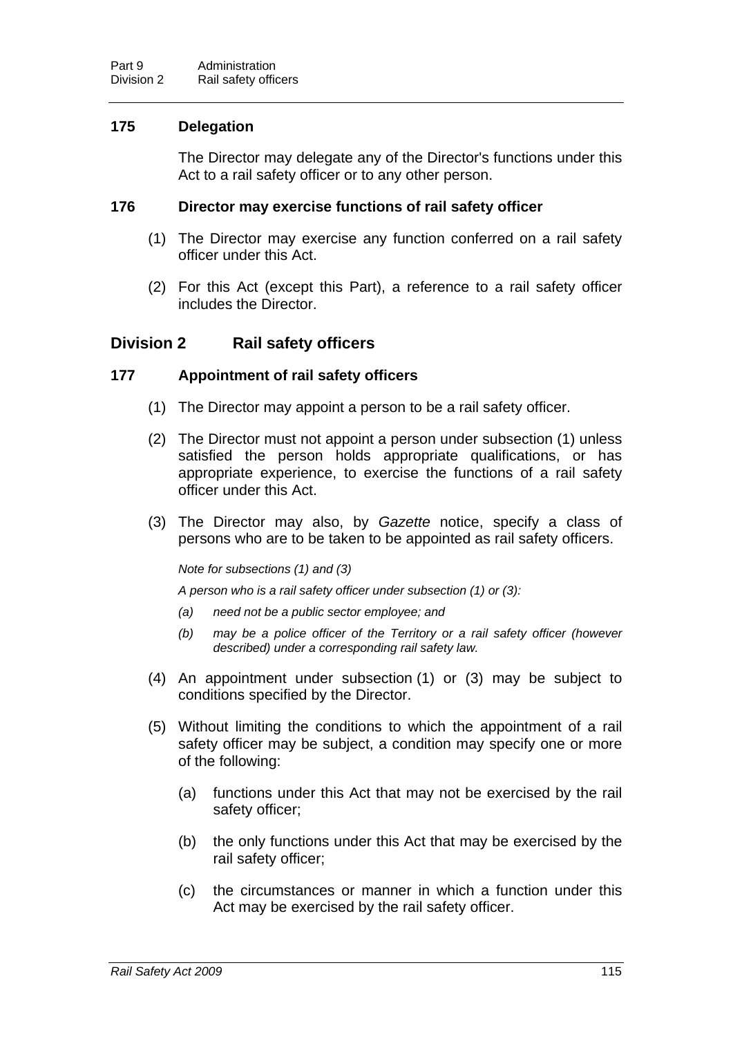### 175 Delegation

The Director may delegate any of the Director's functions under this Act to a rail safety officer or to any other person.

### 176 Director may exercise functions of rail safety officer

(1) The Director may exercise any function conferred on a rail safety officer under this Act.

(2) For this Act (except this Part), a reference to a rail safety officer includes the Director.

## Division 2 Rail safety officers

### 177 Appointment of rail safety officers

(1) The Director may appoint a person to be a rail safety officer.

(2) The Director must not appoint a person under subsection (1) unless satisfied the person holds appropriate qualifications, or has appropriate experience, to exercise the functions of a rail safety officer under this Act.

(3) The Director may also, by *Gazette* notice, specify a class of persons who are to be taken to be appointed as rail safety officers.

*Note for subsections (1) and (3)*

*A person who is a rail safety officer under subsection (1) or (3):*

*(a) need not be a public sector employee; and*

*(b) may be a police officer of the Territory or a rail safety officer (however described) under a corresponding rail safety law.*

(4) An appointment under subsection (1) or (3) may be subject to conditions specified by the Director.

(5) Without limiting the conditions to which the appointment of a rail safety officer may be subject, a condition may specify one or more of the following:

(a) functions under this Act that may not be exercised by the rail safety officer;

(b) the only functions under this Act that may be exercised by the rail safety officer;

(c) the circumstances or manner in which a function under this Act may be exercised by the rail safety officer.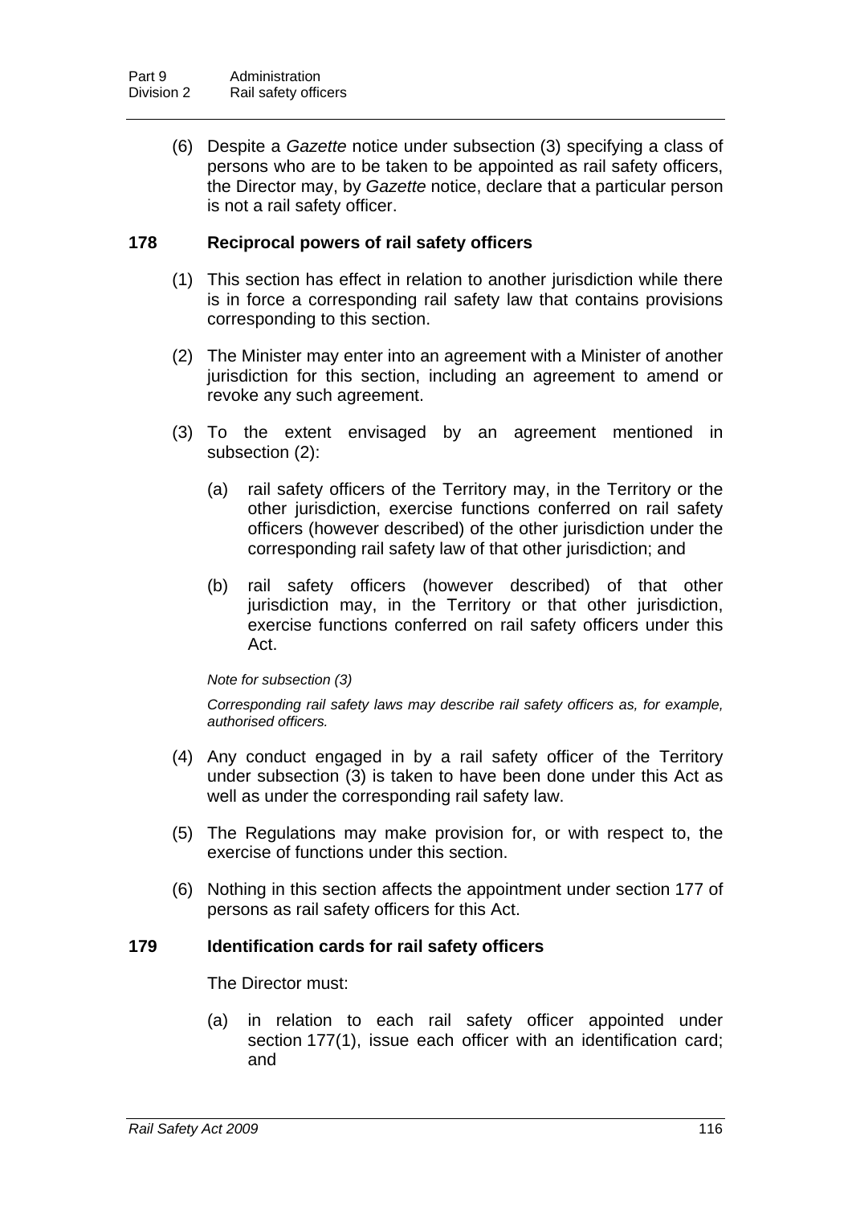(6) Despite a *Gazette* notice under subsection (3) specifying a class of persons who are to be taken to be appointed as rail safety officers, the Director may, by *Gazette* notice, declare that a particular person is not a rail safety officer.

### 178 Reciprocal powers of rail safety officers

(1) This section has effect in relation to another jurisdiction while there is in force a corresponding rail safety law that contains provisions corresponding to this section.

(2) The Minister may enter into an agreement with a Minister of another jurisdiction for this section, including an agreement to amend or revoke any such agreement.

(3) To the extent envisaged by an agreement mentioned in subsection (2):

(a) rail safety officers of the Territory may, in the Territory or the other jurisdiction, exercise functions conferred on rail safety officers (however described) of the other jurisdiction under the corresponding rail safety law of that other jurisdiction; and

(b) rail safety officers (however described) of that other jurisdiction may, in the Territory or that other jurisdiction, exercise functions conferred on rail safety officers under this Act.

*Note for subsection (3)*

*Corresponding rail safety laws may describe rail safety officers as, for example, authorised officers.*

(4) Any conduct engaged in by a rail safety officer of the Territory under subsection (3) is taken to have been done under this Act as well as under the corresponding rail safety law.

(5) The Regulations may make provision for, or with respect to, the exercise of functions under this section.

(6) Nothing in this section affects the appointment under section 177 of persons as rail safety officers for this Act.

### 179 Identification cards for rail safety officers

The Director must:

(a) in relation to each rail safety officer appointed under section 177(1), issue each officer with an identification card; and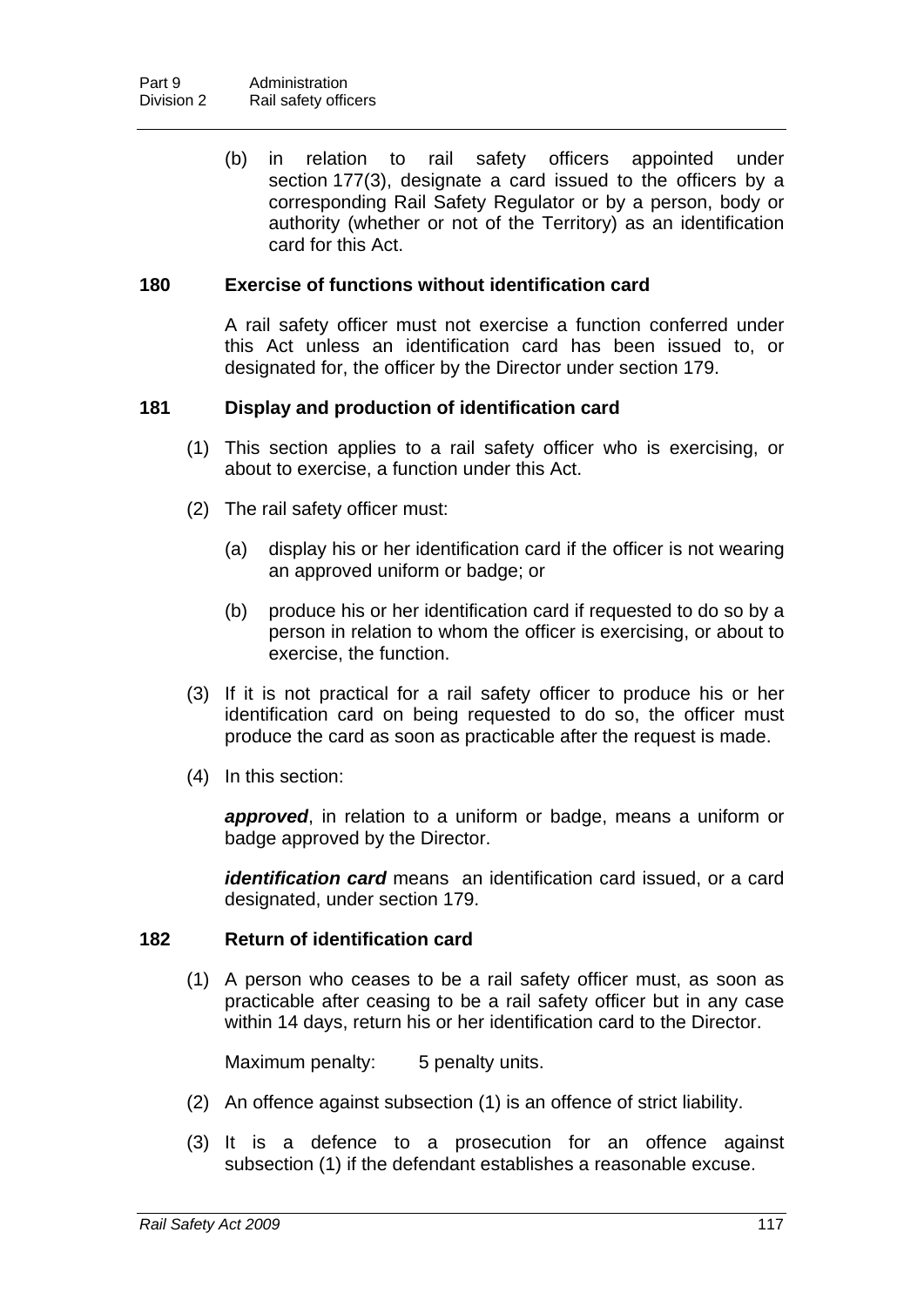(b) in relation to rail safety officers appointed under section 177(3), designate a card issued to the officers by a corresponding Rail Safety Regulator or by a person, body or authority (whether or not of the Territory) as an identification card for this Act.

### 180 Exercise of functions without identification card

A rail safety officer must not exercise a function conferred under this Act unless an identification card has been issued to, or designated for, the officer by the Director under section 179.

### 181 Display and production of identification card

(1) This section applies to a rail safety officer who is exercising, or about to exercise, a function under this Act.

(2) The rail safety officer must:

(a) display his or her identification card if the officer is not wearing an approved uniform or badge; or

(b) produce his or her identification card if requested to do so by a person in relation to whom the officer is exercising, or about to exercise, the function.

(3) If it is not practical for a rail safety officer to produce his or her identification card on being requested to do so, the officer must produce the card as soon as practicable after the request is made.

(4) In this section:

***approved***, in relation to a uniform or badge, means a uniform or badge approved by the Director.

***identification card*** means an identification card issued, or a card designated, under section 179.

### 182 Return of identification card

(1) A person who ceases to be a rail safety officer must, as soon as practicable after ceasing to be a rail safety officer but in any case within 14 days, return his or her identification card to the Director.

Maximum penalty: 5 penalty units.

(2) An offence against subsection (1) is an offence of strict liability.

(3) It is a defence to a prosecution for an offence against subsection (1) if the defendant establishes a reasonable excuse.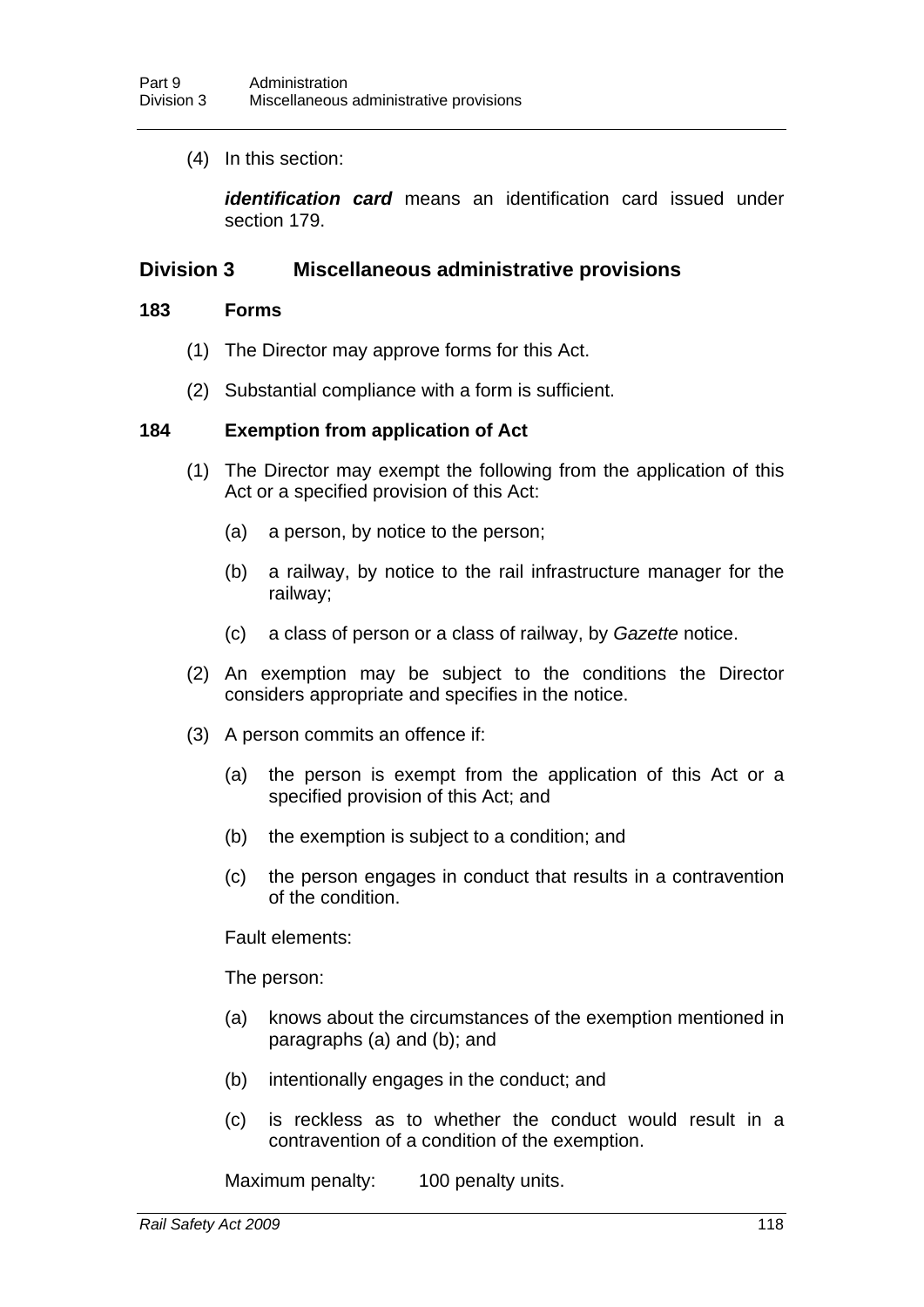(4) In this section:

***identification card*** means an identification card issued under section 179.

## Division 3 Miscellaneous administrative provisions

### 183 Forms

(1) The Director may approve forms for this Act.

(2) Substantial compliance with a form is sufficient.

### 184 Exemption from application of Act

(1) The Director may exempt the following from the application of this Act or a specified provision of this Act:

(a) a person, by notice to the person;

(b) a railway, by notice to the rail infrastructure manager for the railway;

(c) a class of person or a class of railway, by *Gazette* notice.

(2) An exemption may be subject to the conditions the Director considers appropriate and specifies in the notice.

(3) A person commits an offence if:

(a) the person is exempt from the application of this Act or a specified provision of this Act; and

(b) the exemption is subject to a condition; and

(c) the person engages in conduct that results in a contravention of the condition.

Fault elements:

The person:

(a) knows about the circumstances of the exemption mentioned in paragraphs (a) and (b); and

(b) intentionally engages in the conduct; and

(c) is reckless as to whether the conduct would result in a contravention of a condition of the exemption.

Maximum penalty: 100 penalty units.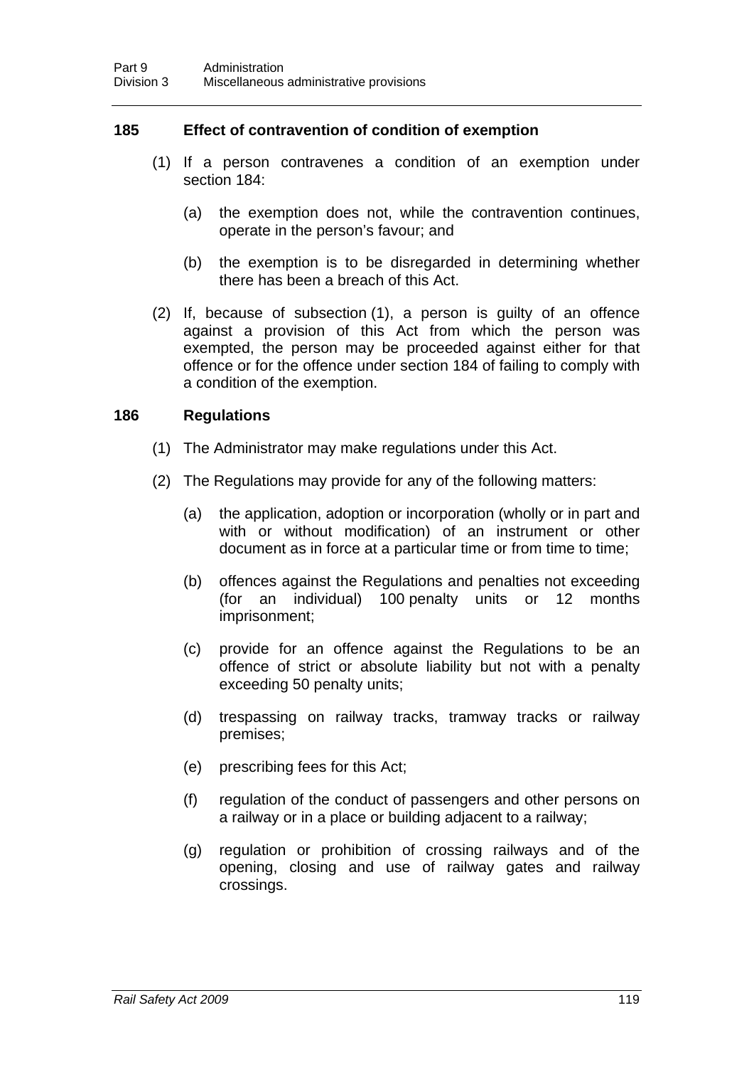### 185 Effect of contravention of condition of exemption

(1) If a person contravenes a condition of an exemption under section 184:

(a) the exemption does not, while the contravention continues, operate in the person's favour; and

(b) the exemption is to be disregarded in determining whether there has been a breach of this Act.

(2) If, because of subsection (1), a person is guilty of an offence against a provision of this Act from which the person was exempted, the person may be proceeded against either for that offence or for the offence under section 184 of failing to comply with a condition of the exemption.

### 186 Regulations

(1) The Administrator may make regulations under this Act.

(2) The Regulations may provide for any of the following matters:

(a) the application, adoption or incorporation (wholly or in part and with or without modification) of an instrument or other document as in force at a particular time or from time to time;

(b) offences against the Regulations and penalties not exceeding (for an individual) 100 penalty units or 12 months imprisonment;

(c) provide for an offence against the Regulations to be an offence of strict or absolute liability but not with a penalty exceeding 50 penalty units;

(d) trespassing on railway tracks, tramway tracks or railway premises;

(e) prescribing fees for this Act;

(f) regulation of the conduct of passengers and other persons on a railway or in a place or building adjacent to a railway;

(g) regulation or prohibition of crossing railways and of the opening, closing and use of railway gates and railway crossings.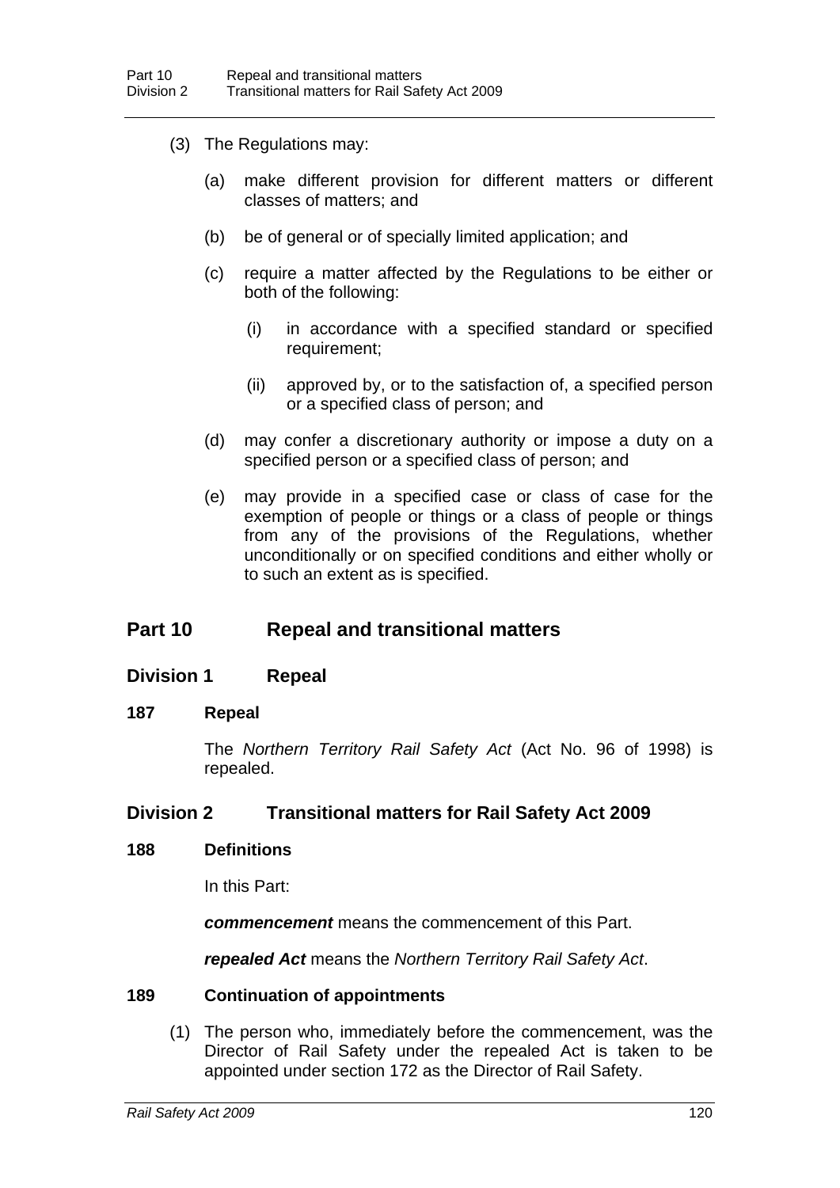(3) The Regulations may:

(a) make different provision for different matters or different classes of matters; and

(b) be of general or of specially limited application; and

(c) require a matter affected by the Regulations to be either or both of the following:

(i) in accordance with a specified standard or specified requirement;

(ii) approved by, or to the satisfaction of, a specified person or a specified class of person; and

(d) may confer a discretionary authority or impose a duty on a specified person or a specified class of person; and

(e) may provide in a specified case or class of case for the exemption of people or things or a class of people or things from any of the provisions of the Regulations, whether unconditionally or on specified conditions and either wholly or to such an extent as is specified.

## Part 10 Repeal and transitional matters

### Division 1 Repeal

#### 187 Repeal

The *Northern Territory Rail Safety Act* (Act No. 96 of 1998) is repealed.

### Division 2 Transitional matters for Rail Safety Act 2009

#### 188 Definitions

In this Part:

***commencement*** means the commencement of this Part.

***repealed Act*** means the *Northern Territory Rail Safety Act*.

#### 189 Continuation of appointments

(1) The person who, immediately before the commencement, was the Director of Rail Safety under the repealed Act is taken to be appointed under section 172 as the Director of Rail Safety.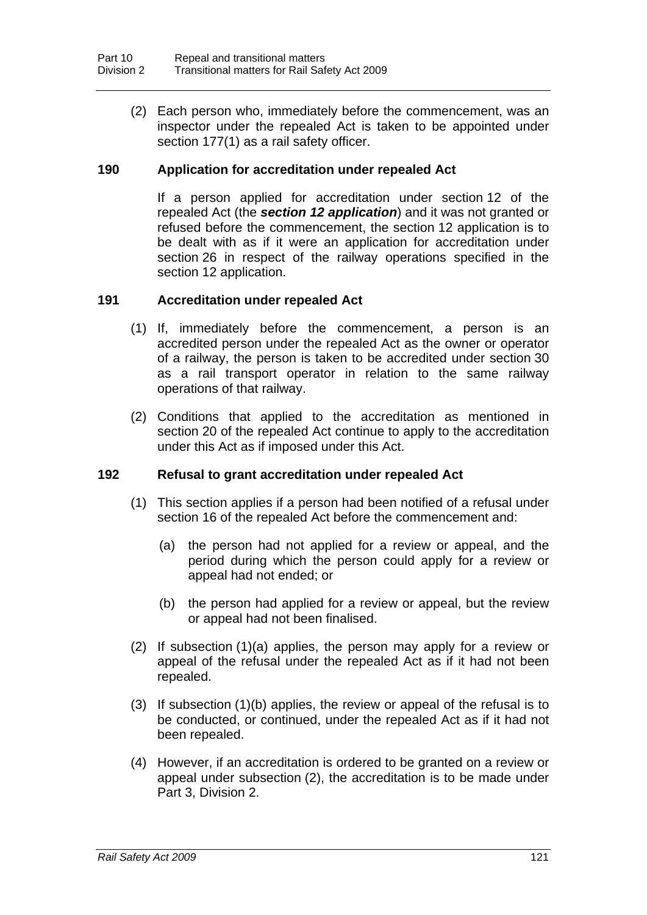(2) Each person who, immediately before the commencement, was an inspector under the repealed Act is taken to be appointed under section 177(1) as a rail safety officer.

### 190 Application for accreditation under repealed Act

If a person applied for accreditation under section 12 of the repealed Act (the ***section 12 application***) and it was not granted or refused before the commencement, the section 12 application is to be dealt with as if it were an application for accreditation under section 26 in respect of the railway operations specified in the section 12 application.

### 191 Accreditation under repealed Act

(1) If, immediately before the commencement, a person is an accredited person under the repealed Act as the owner or operator of a railway, the person is taken to be accredited under section 30 as a rail transport operator in relation to the same railway operations of that railway.

(2) Conditions that applied to the accreditation as mentioned in section 20 of the repealed Act continue to apply to the accreditation under this Act as if imposed under this Act.

### 192 Refusal to grant accreditation under repealed Act

(1) This section applies if a person had been notified of a refusal under section 16 of the repealed Act before the commencement and:

(a) the person had not applied for a review or appeal, and the period during which the person could apply for a review or appeal had not ended; or

(b) the person had applied for a review or appeal, but the review or appeal had not been finalised.

(2) If subsection (1)(a) applies, the person may apply for a review or appeal of the refusal under the repealed Act as if it had not been repealed.

(3) If subsection (1)(b) applies, the review or appeal of the refusal is to be conducted, or continued, under the repealed Act as if it had not been repealed.

(4) However, if an accreditation is ordered to be granted on a review or appeal under subsection (2), the accreditation is to be made under Part 3, Division 2.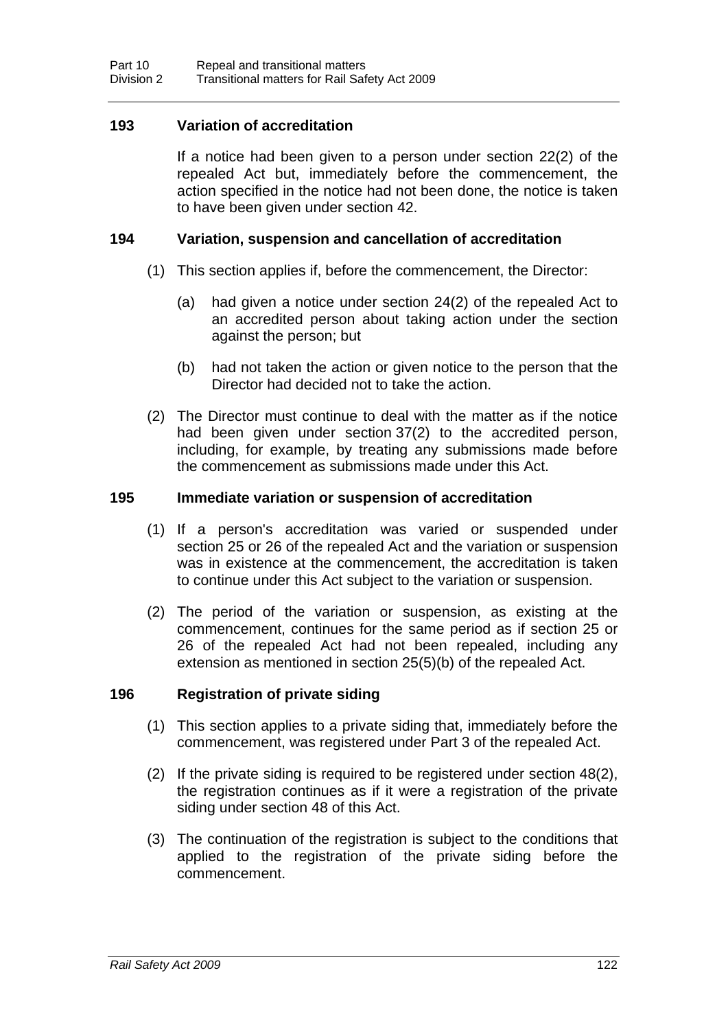### 193 Variation of accreditation

If a notice had been given to a person under section 22(2) of the repealed Act but, immediately before the commencement, the action specified in the notice had not been done, the notice is taken to have been given under section 42.

### 194 Variation, suspension and cancellation of accreditation

(1) This section applies if, before the commencement, the Director:

(a) had given a notice under section 24(2) of the repealed Act to an accredited person about taking action under the section against the person; but

(b) had not taken the action or given notice to the person that the Director had decided not to take the action.

(2) The Director must continue to deal with the matter as if the notice had been given under section 37(2) to the accredited person, including, for example, by treating any submissions made before the commencement as submissions made under this Act.

### 195 Immediate variation or suspension of accreditation

(1) If a person's accreditation was varied or suspended under section 25 or 26 of the repealed Act and the variation or suspension was in existence at the commencement, the accreditation is taken to continue under this Act subject to the variation or suspension.

(2) The period of the variation or suspension, as existing at the commencement, continues for the same period as if section 25 or 26 of the repealed Act had not been repealed, including any extension as mentioned in section 25(5)(b) of the repealed Act.

### 196 Registration of private siding

(1) This section applies to a private siding that, immediately before the commencement, was registered under Part 3 of the repealed Act.

(2) If the private siding is required to be registered under section 48(2), the registration continues as if it were a registration of the private siding under section 48 of this Act.

(3) The continuation of the registration is subject to the conditions that applied to the registration of the private siding before the commencement.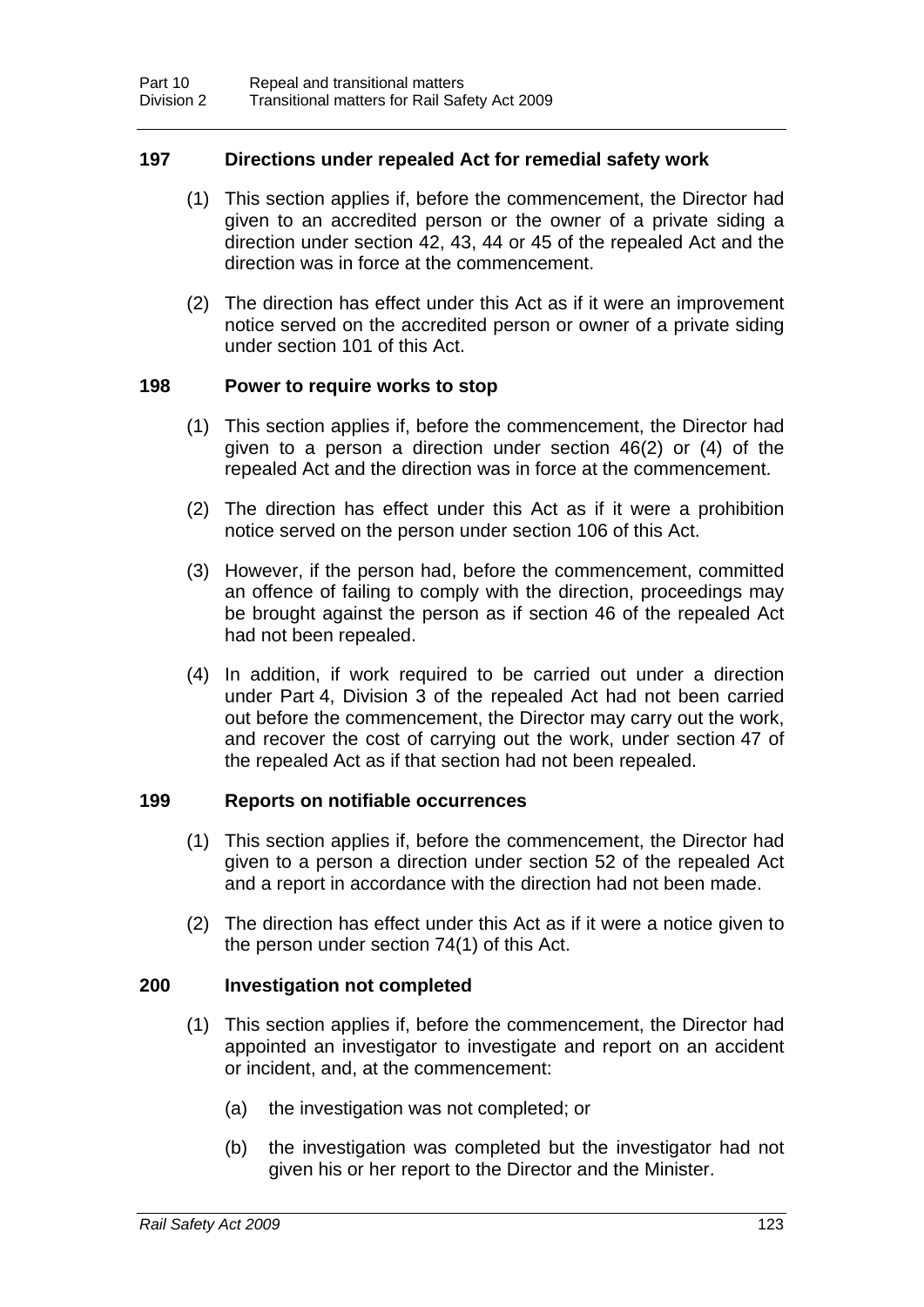### 197 Directions under repealed Act for remedial safety work

(1) This section applies if, before the commencement, the Director had given to an accredited person or the owner of a private siding a direction under section 42, 43, 44 or 45 of the repealed Act and the direction was in force at the commencement.

(2) The direction has effect under this Act as if it were an improvement notice served on the accredited person or owner of a private siding under section 101 of this Act.

### 198 Power to require works to stop

(1) This section applies if, before the commencement, the Director had given to a person a direction under section 46(2) or (4) of the repealed Act and the direction was in force at the commencement.

(2) The direction has effect under this Act as if it were a prohibition notice served on the person under section 106 of this Act.

(3) However, if the person had, before the commencement, committed an offence of failing to comply with the direction, proceedings may be brought against the person as if section 46 of the repealed Act had not been repealed.

(4) In addition, if work required to be carried out under a direction under Part 4, Division 3 of the repealed Act had not been carried out before the commencement, the Director may carry out the work, and recover the cost of carrying out the work, under section 47 of the repealed Act as if that section had not been repealed.

### 199 Reports on notifiable occurrences

(1) This section applies if, before the commencement, the Director had given to a person a direction under section 52 of the repealed Act and a report in accordance with the direction had not been made.

(2) The direction has effect under this Act as if it were a notice given to the person under section 74(1) of this Act.

### 200 Investigation not completed

(1) This section applies if, before the commencement, the Director had appointed an investigator to investigate and report on an accident or incident, and, at the commencement:

(a) the investigation was not completed; or

(b) the investigation was completed but the investigator had not given his or her report to the Director and the Minister.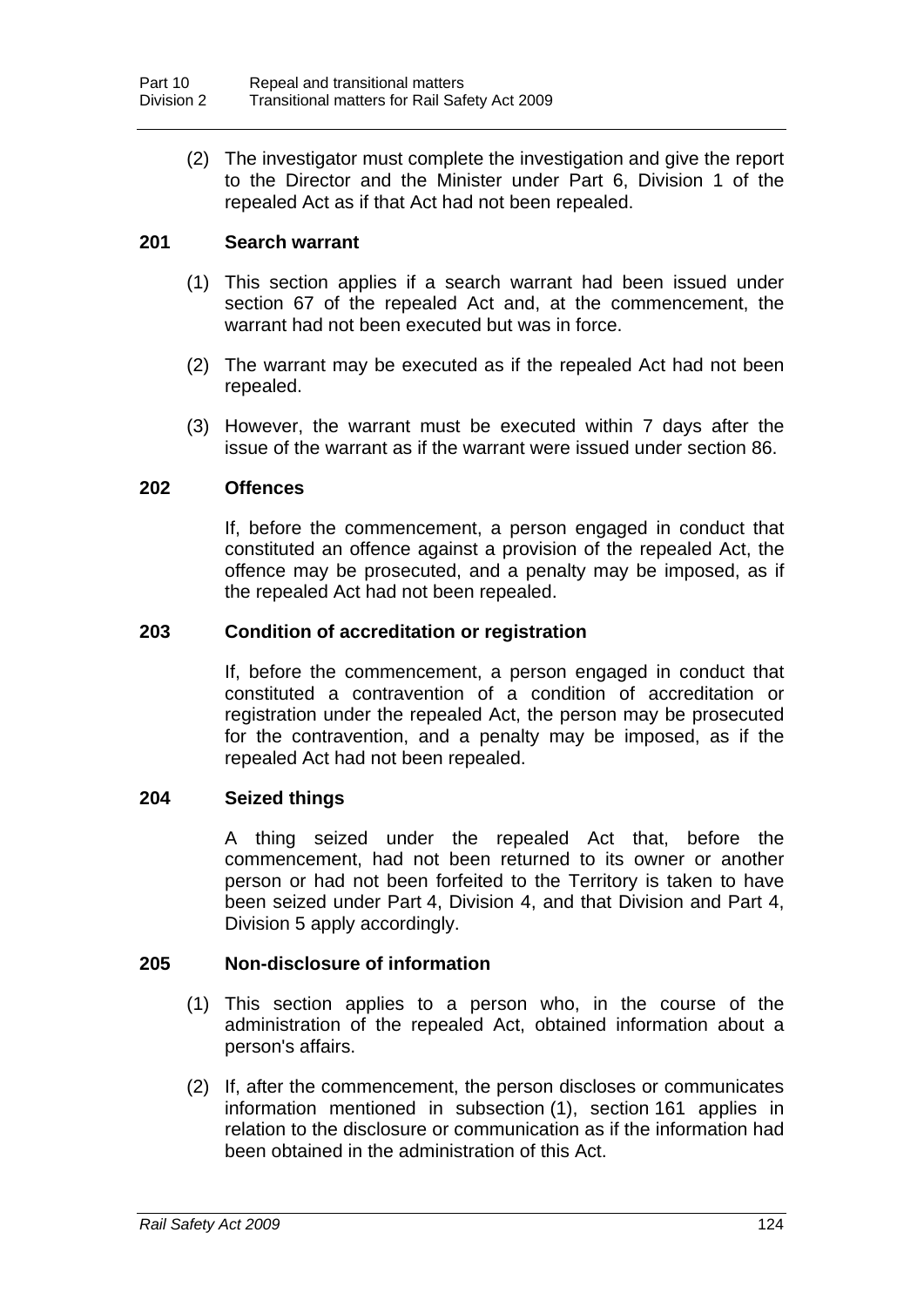(2) The investigator must complete the investigation and give the report to the Director and the Minister under Part 6, Division 1 of the repealed Act as if that Act had not been repealed.

### 201 Search warrant

(1) This section applies if a search warrant had been issued under section 67 of the repealed Act and, at the commencement, the warrant had not been executed but was in force.

(2) The warrant may be executed as if the repealed Act had not been repealed.

(3) However, the warrant must be executed within 7 days after the issue of the warrant as if the warrant were issued under section 86.

### 202 Offences

If, before the commencement, a person engaged in conduct that constituted an offence against a provision of the repealed Act, the offence may be prosecuted, and a penalty may be imposed, as if the repealed Act had not been repealed.

### 203 Condition of accreditation or registration

If, before the commencement, a person engaged in conduct that constituted a contravention of a condition of accreditation or registration under the repealed Act, the person may be prosecuted for the contravention, and a penalty may be imposed, as if the repealed Act had not been repealed.

### 204 Seized things

A thing seized under the repealed Act that, before the commencement, had not been returned to its owner or another person or had not been forfeited to the Territory is taken to have been seized under Part 4, Division 4, and that Division and Part 4, Division 5 apply accordingly.

### 205 Non-disclosure of information

(1) This section applies to a person who, in the course of the administration of the repealed Act, obtained information about a person's affairs.

(2) If, after the commencement, the person discloses or communicates information mentioned in subsection (1), section 161 applies in relation to the disclosure or communication as if the information had been obtained in the administration of this Act.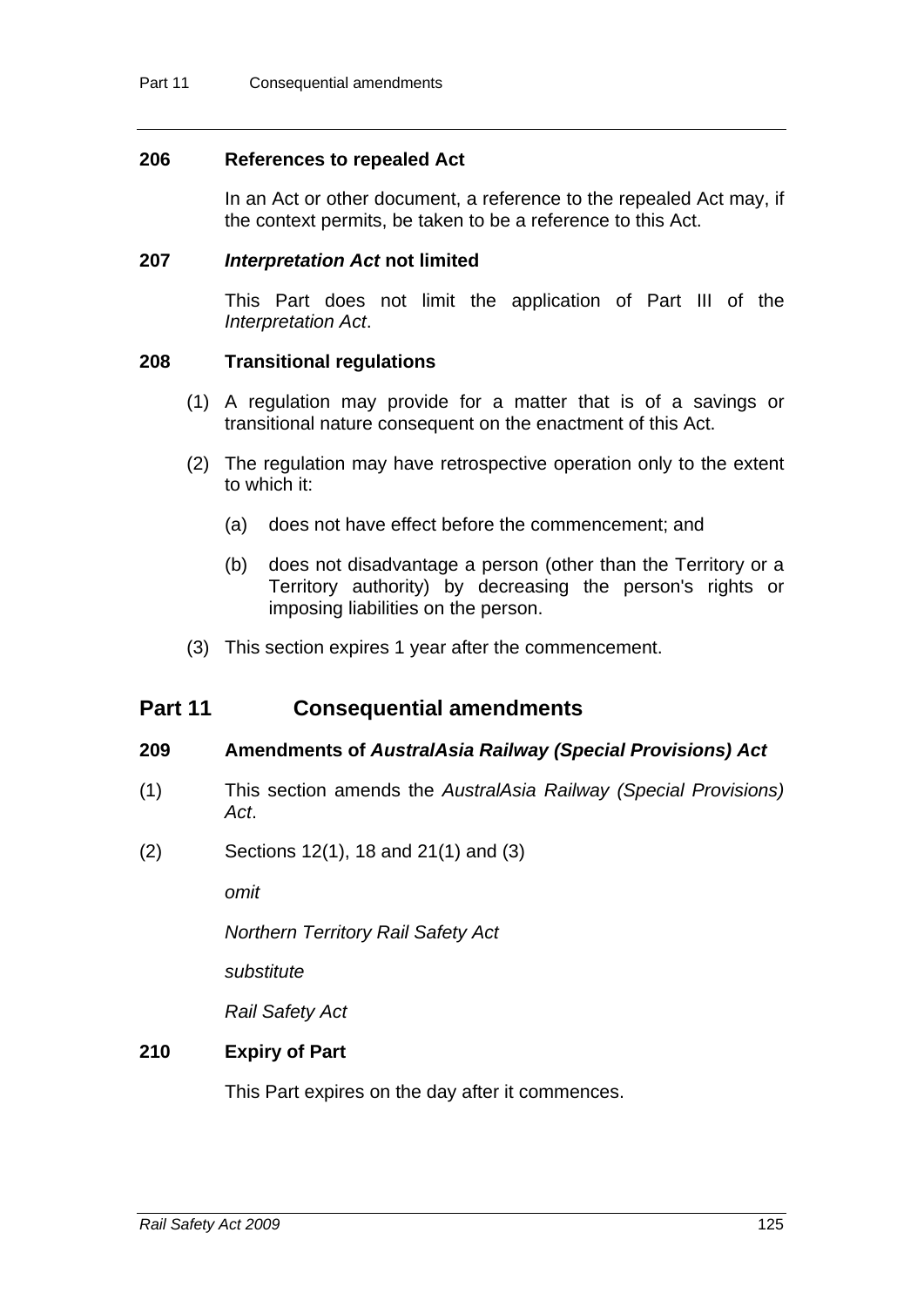### 206 References to repealed Act

In an Act or other document, a reference to the repealed Act may, if the context permits, be taken to be a reference to this Act.

### 207 *Interpretation Act* not limited

This Part does not limit the application of Part III of the *Interpretation Act*.

### 208 Transitional regulations

(1) A regulation may provide for a matter that is of a savings or transitional nature consequent on the enactment of this Act.

(2) The regulation may have retrospective operation only to the extent to which it:

(a) does not have effect before the commencement; and

(b) does not disadvantage a person (other than the Territory or a Territory authority) by decreasing the person's rights or imposing liabilities on the person.

(3) This section expires 1 year after the commencement.

## Part 11 Consequential amendments

### 209 Amendments of *AustralAsia Railway (Special Provisions) Act*

(1) This section amends the *AustralAsia Railway (Special Provisions) Act*.

(2) Sections 12(1), 18 and 21(1) and (3)

*omit*

*Northern Territory Rail Safety Act*

*substitute*

*Rail Safety Act*

### 210 Expiry of Part

This Part expires on the day after it commences.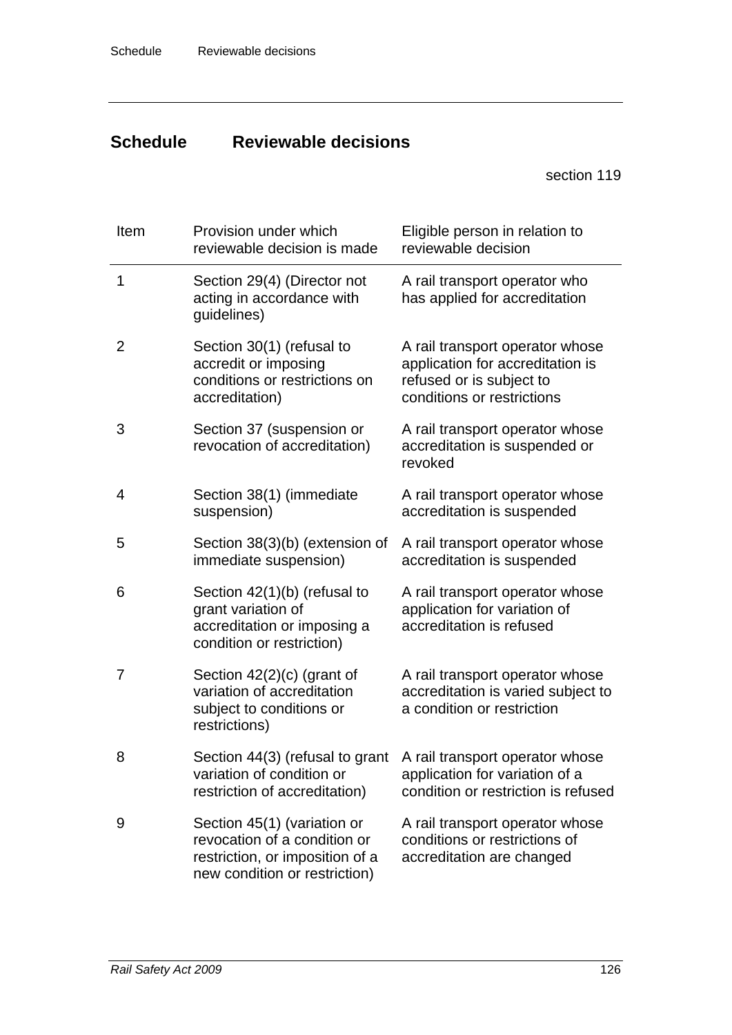# Schedule Reviewable decisions

section 119

| Item | Provision under which reviewable decision is made | Eligible person in relation to reviewable decision |
|---|---|---|
| 1 | Section 29(4) (Director not acting in accordance with guidelines) | A rail transport operator who has applied for accreditation |
| 2 | Section 30(1) (refusal to accredit or imposing conditions or restrictions on accreditation) | A rail transport operator whose application for accreditation is refused or is subject to conditions or restrictions |
| 3 | Section 37 (suspension or revocation of accreditation) | A rail transport operator whose accreditation is suspended or revoked |
| 4 | Section 38(1) (immediate suspension) | A rail transport operator whose accreditation is suspended |
| 5 | Section 38(3)(b) (extension of immediate suspension) | A rail transport operator whose accreditation is suspended |
| 6 | Section 42(1)(b) (refusal to grant variation of accreditation or imposing a condition or restriction) | A rail transport operator whose application for variation of accreditation is refused |
| 7 | Section 42(2)(c) (grant of variation of accreditation subject to conditions or restrictions) | A rail transport operator whose accreditation is varied subject to a condition or restriction |
| 8 | Section 44(3) (refusal to grant variation of condition or restriction of accreditation) | A rail transport operator whose application for variation of a condition or restriction is refused |
| 9 | Section 45(1) (variation or revocation of a condition or restriction, or imposition of a new condition or restriction) | A rail transport operator whose conditions or restrictions of accreditation are changed |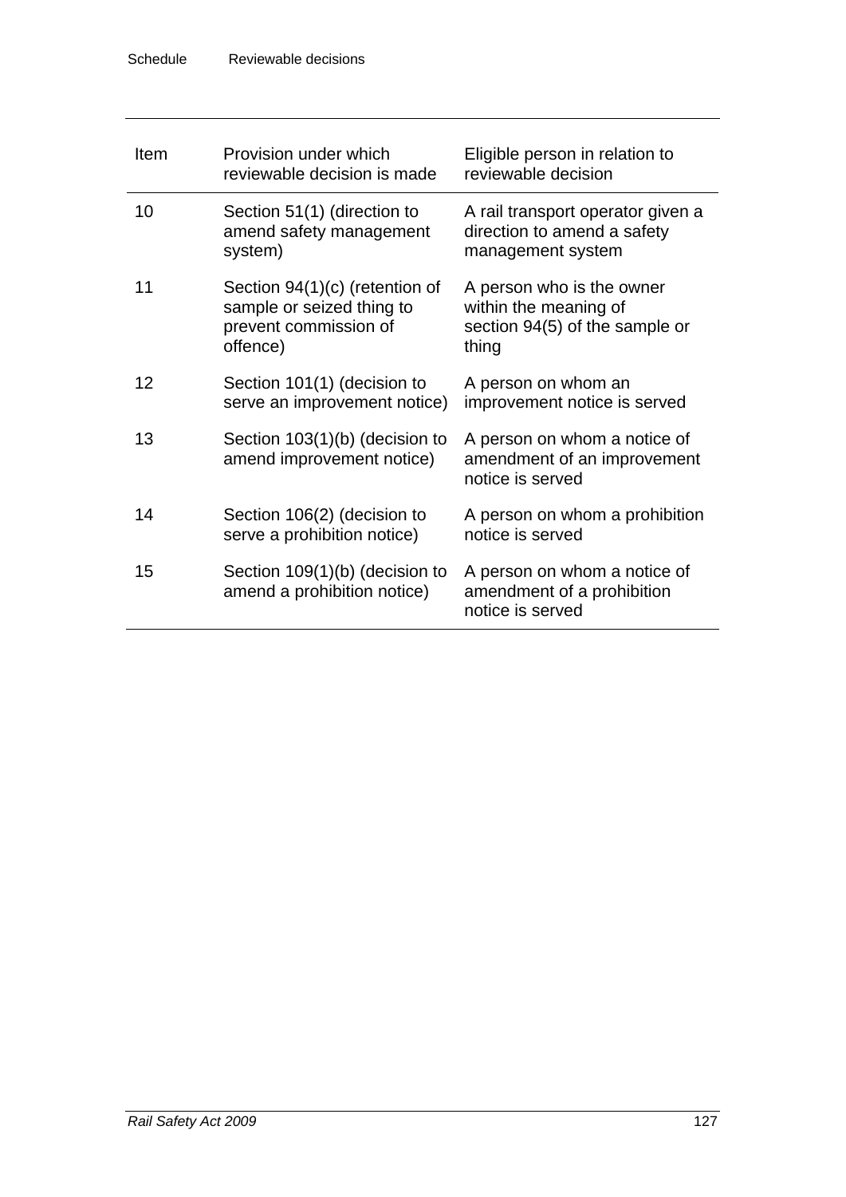| Item | Provision under which reviewable decision is made | Eligible person in relation to reviewable decision |
|---|---|---|
| 10 | Section 51(1) (direction to amend safety management system) | A rail transport operator given a direction to amend a safety management system |
| 11 | Section 94(1)(c) (retention of sample or seized thing to prevent commission of offence) | A person who is the owner within the meaning of section 94(5) of the sample or thing |
| 12 | Section 101(1) (decision to serve an improvement notice) | A person on whom an improvement notice is served |
| 13 | Section 103(1)(b) (decision to amend improvement notice) | A person on whom a notice of amendment of an improvement notice is served |
| 14 | Section 106(2) (decision to serve a prohibition notice) | A person on whom a prohibition notice is served |
| 15 | Section 109(1)(b) (decision to amend a prohibition notice) | A person on whom a notice of amendment of a prohibition notice is served |